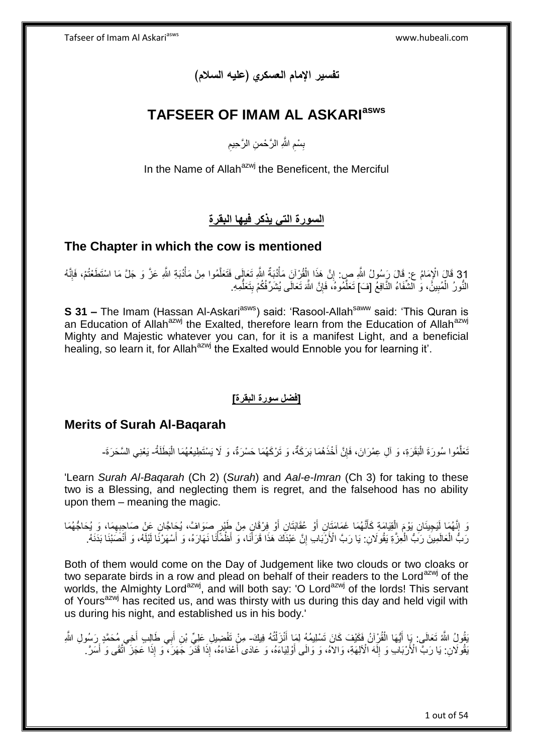# تفسير الإمام العسكري (عليه السلام)

# TAFSEER OF IMAM AL ASKARI[asws]

بِسْمِ اللَّهِ الرَّحْمنِ الرَّحِيمِ

In the Name of Allah[azwj] the Beneficent, the Merciful

## السورة التي يذكر فيها البقرة

## The Chapter in which the cow is mentioned

31 قَالَ الْإِمَامُ ع: قَالَ رَسُولُ اللَّهِ ص: إِنَّ هَذَا الْقُرْآنَ مَأْدُبَةُ اللَّهِ تَعَالَى فَتَعَلَّمُوا مِنْ مَأْدُبَةِ اللَّهِ عَزَّ وَ جَلَّ مَا اسْتَطَعْتُمْ، فَإِنَّهُ النُّورُ الْمُبِينُ، وَ الشِّفَاءُ النَّافِعُ [فَ] تَعَلَّمُوهُ، فَإِنَّ اللَّهَ تَعَالَى يُشَرِّفُكُمْ بِتَعَلُّمِهِ.

**S 31 –** The Imam (Hassan Al-Askari[asws]) said: 'Rasool-Allah[saww] said: 'This Quran is an Education of Allah[azwj] the Exalted, therefore learn from the Education of Allah[azwj] Mighty and Majestic whatever you can, for it is a manifest Light, and a beneficial healing, so learn it, for Allah[azwj] the Exalted would Ennoble you for learning it'.

### [فضل سورة البقرة]

## Merits of Surah Al-Baqarah

تَعَلَّمُوا سُورَةَ الْبَقَرَةِ، وَ آلِ عِمْرَانَ، فَإِنَّ أَخْذَهُمَا بَرَكَةٌ، وَ تَرْكَهُمَا حَسْرَةٌ، وَ لَا يَسْتَطِيعُهُمَا الْبَطَلَةُ- يَعْنِي السَّحَرَةَ-

'Learn *Surah Al-Baqarah* (Ch 2) (*Surah*) and *Aal-e-Imran* (Ch 3) for taking to these two is a Blessing, and neglecting them is regret, and the falsehood has no ability upon them – meaning the magic.

وَ إِنَّهُمَا لَيَجِيئَانِ يَوْمَ الْقِيَامَةِ كَأَنَّهُمَا غَمَامَتَانِ أَوْ عُقَابَتَانِ أَوْ فِرْقَانِ مِنْ طَيْرٍ صَوَافَّ، يُحَاجَّانِ عَنْ صَاحِبِهِمَا، وَ يُحَاجُّهُمَا رَبُّ الْعَالَمِينَ رَبُّ الْعِزَّةِ يَقُولَانِ: يَا رَبَّ الْأَرْبَابِ إِنَّ عَبْدَكَ هَذَا قَرَأَنَا، وَ أَظْمَأْنَا نَهَارَهُ، وَ أَسْهَرْنَا لَيْلَهُ، وَ أَنْصَبْنَا بَدَنَهُ.

Both of them would come on the Day of Judgement like two clouds or two cloaks or two separate birds in a row and plead on behalf of their readers to the Lord[azwj] of the worlds, the Almighty Lord[azwj], and will both say: 'O Lord[azwj] of the lords! This servant of Yours[azwj] has recited us, and was thirsty with us during this day and held vigil with us during his night, and established us in his body.'

يَقُولُ اللَّهُ تَعَالَى: يَا أَيُّهَا الْقُرْآنُ فَكَيْفَ كَانَ تَسْلِيمُهُ لِمَا أَنْزَلْتُهُ فِيكَ- مِنْ تَفْضِيلِ عَلِيِّ بْنِ أَبِي طَالِبٍ أَخِي مُحَمَّدٍ رَسُولِ اللَّهِ يَقُولَانِ: يَا رَبَّ الْأَرْبَابِ وَ إِلَهَ الْآلِهَةِ، وَالاهُ، وَ وَالَى أَوْلِيَاءَهُ، وَ عَادَى أَعْدَاءَهُ، إِذَا قَدَرَ جَهَرَ، وَ إِذَا عَجَزَ اتَّقَى وَ أَسَرَّ.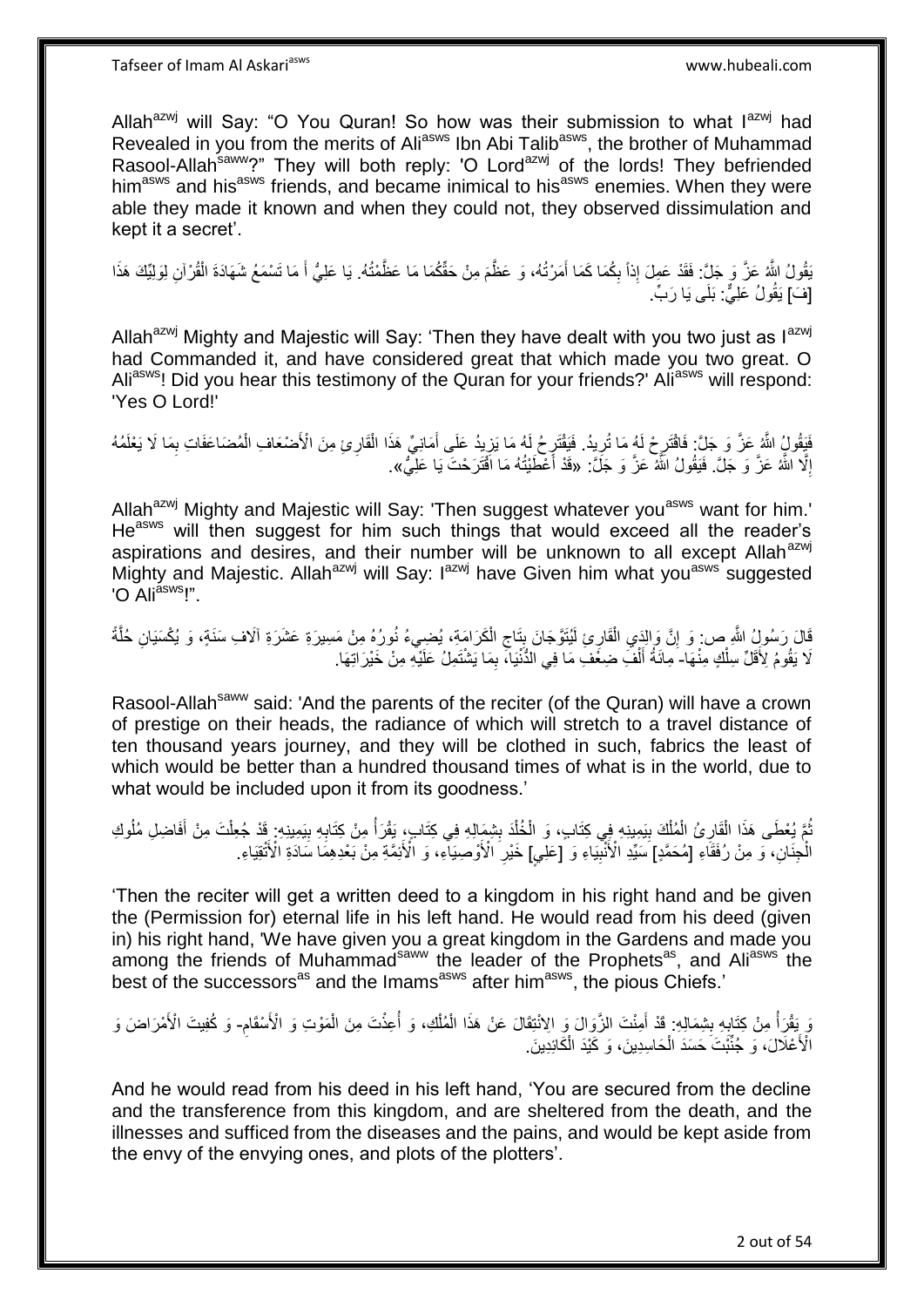Allah[azwj] will Say: "O You Quran! So how was their submission to what I[azwj] had Revealed in you from the merits of Ali[asws] Ibn Abi Talib[asws], the brother of Muhammad Rasool-Allah[saww]?" They will both reply: 'O Lord[azwj] of the lords! They befriended him[asws] and his[asws] friends, and became inimical to his[asws] enemies. When they were able they made it known and when they could not, they observed dissimulation and kept it a secret'.

يَقُولُ اللَّهُ عَزَّ وَ جَلَّ: فَقَدْ عَمِلَ إِذاً بِكُمَا كَمَا أَمَرْتُهُ، وَ عَظَّمَ مِنْ حَقِّكُمَا مَا عَظَّمْتُهُ. يَا عَلِيُّ أَ مَا تَسْمَعُ شَهَادَةَ الْقُرْآنِ لِوَلِيِّكَ هَذَا [فَ] يَقُولُ عَلِيٌّ: بَلَى يَا رَبِّ.

Allah[azwj] Mighty and Majestic will Say: 'Then they have dealt with you two just as I[azwj] had Commanded it, and have considered great that which made you two great. O Ali[asws]! Did you hear this testimony of the Quran for your friends?' Ali[asws] will respond: 'Yes O Lord!'

فَيَقُولُ اللَّهُ عَزَّ وَ جَلَّ: فَاقْتَرِحْ لَهُ مَا تُرِيدُ. فَيَقْتَرِحُ لَهُ مَا يَزِيدُ عَلَى أَمَانِيِّ هَذَا الْقَارِئِ مِنَ الْأَضْعَافِ الْمُضَاعَفَاتِ بِمَا لَا يَعْلَمُهُ إِلَّا اللَّهُ عَزَّ وَ جَلَّ. فَيَقُولُ اللَّهُ عَزَّ وَ جَلَّ: «قَدْ أَعْطَيْتُهُ مَا اقْتَرَحْتَ يَا عَلِيُّ».

Allah[azwj] Mighty and Majestic will Say: 'Then suggest whatever you[asws] want for him.' He[asws] will then suggest for him such things that would exceed all the reader's aspirations and desires, and their number will be unknown to all except Allah[azwj] Mighty and Majestic. Allah[azwj] will Say: I[azwj] have Given him what you[asws] suggested 'O Ali[asws]!".

قَالَ رَسُولُ اللَّهِ ص: وَ إِنَّ وَالِدَيِ الْقَارِئِ لَيُتَوَّجَانِ بِتَاجِ الْكَرَامَةِ، يُضِيءُ نُورُهُ مِنْ مَسِيرَةِ عَشَرَةِ آلَافِ سَنَةٍ، وَ يُكْسَيَانِ حُلَّةً لَا يَقُومُ لِأَقَلِّ سِلْكٍ مِنْهَا- مِائَةُ أَلْفِ ضِعْفِ مَا فِي الدُّنْيَا، بِمَا يَشْتَمِلُ عَلَيْهِ مِنْ خَيْرَاتِهَا.

Rasool-Allah[saww] said: 'And the parents of the reciter (of the Quran) will have a crown of prestige on their heads, the radiance of which will stretch to a travel distance of ten thousand years journey, and they will be clothed in such, fabrics the least of which would be better than a hundred thousand times of what is in the world, due to what would be included upon it from its goodness.'

ثُمَّ يُعْطَى هَذَا الْقَارِئُ الْمُلْكَ بِيَمِينِهِ فِي كِتَابٍ، وَ الْخُلْدَ بِشِمَالِهِ فِي كِتَابٍ، يَقْرَأُ مِنْ كِتَابِهِ بِيَمِينِهِ: قَدْ جُعِلْتَ مِنْ أَفَاضِلِ مُلُوكِ الْجِنَانِ، وَ مِنْ رُفَقَاءِ [مُحَمَّدٍ] سَيِّدِ الْأَنْبِيَاءِ وَ [عَلِيٍّ] خَيْرِ الْأَوْصِيَاءِ، وَ الْأَئِمَّةِ مِنْ بَعْدِهِمَا سَادَةِ الْأَتْقِيَاءِ.

'Then the reciter will get a written deed to a kingdom in his right hand and be given the (Permission for) eternal life in his left hand. He would read from his deed (given in) his right hand, 'We have given you a great kingdom in the Gardens and made you among the friends of Muhammad[saww] the leader of the Prophets[as], and Ali[asws] the best of the successors[as] and the Imams[asws] after him[asws], the pious Chiefs.'

وَ يَقْرَأُ مِنْ كِتَابِهِ بِشِمَالِهِ: قَدْ أَمِنْتَ الزَّوَالَ وَ الِانْتِقَالَ عَنْ هَذَا الْمُلْكِ، وَ أُعِذْتَ مِنَ الْمَوْتِ وَ الْأَسْقَامِ- وَ كُفِيتَ الْأَمْرَاضَ وَ الْأَعْلَالَ، وَ جُنِّبْتَ حَسَدَ الْحَاسِدِينَ، وَ كَيْدَ الْكَائِدِينَ.

And he would read from his deed in his left hand, 'You are secured from the decline and the transference from this kingdom, and are sheltered from the death, and the illnesses and sufficed from the diseases and the pains, and would be kept aside from the envy of the envying ones, and plots of the plotters'.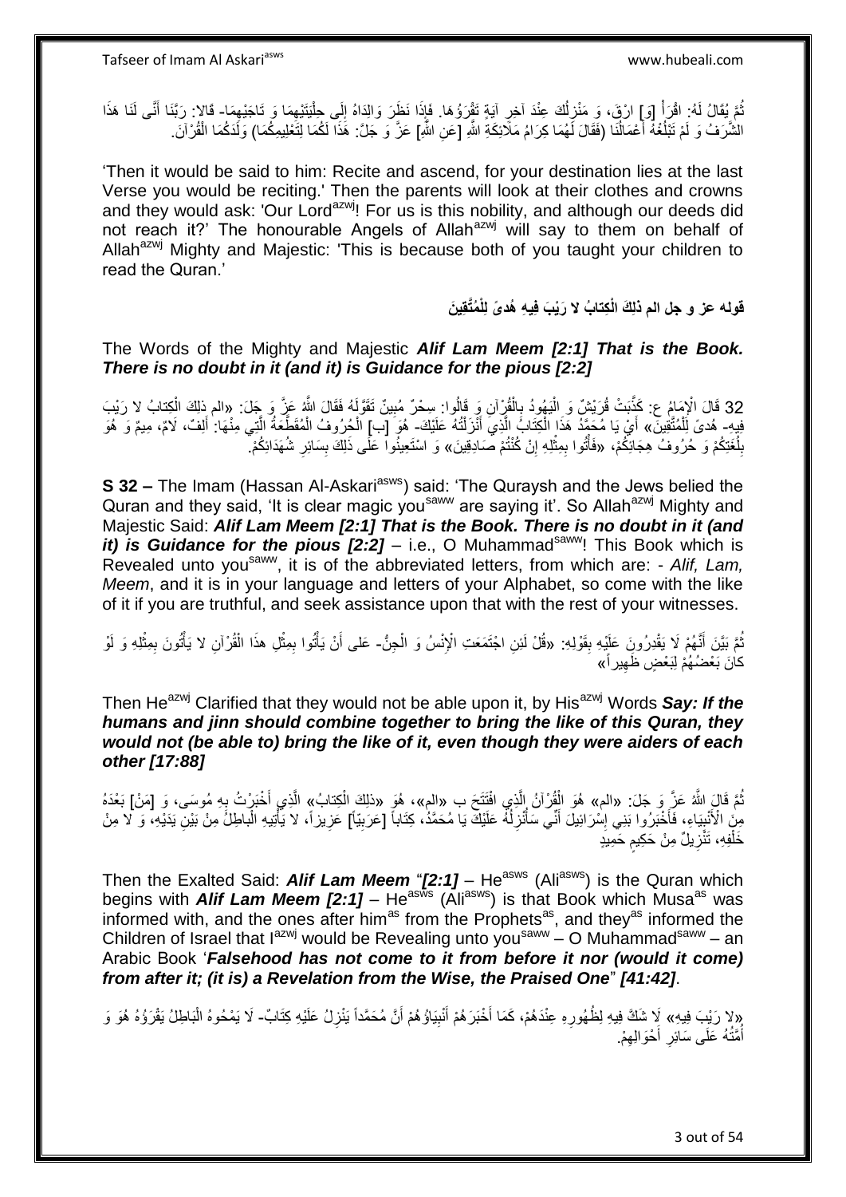ثُمَّ يُقَالُ لَهُ: اقْرَأْ [وَ] ارْقَ، وَ مَنْزِلُكَ عِنْدَ آخِرِ آيَةٍ تَقْرَؤُهَا. فَإِذَا نَظَرَ وَالِدَاهُ إِلَى حِلْيَتَيْهِمَا وَ تَاجَيْهِمَا- قَالا: رَبَّنَا أَنَّى لَنَا هَذَا الشَّرَفُ وَ لَمْ تَبْلُغْهُ أَعْمَالُنَا (فَقَالَ لَهُمَا كِرَامُ مَلَائِكَةِ اللَّهِ [عَنِ اللَّهِ] عَزَّ وَ جَلَّ: هَذَا لَكُمَا لِتَعْلِيمِكُمَا) وَلَدَكُمَا الْقُرْآنَ.

'Then it would be said to him: Recite and ascend, for your destination lies at the last Verse you would be reciting.' Then the parents will look at their clothes and crowns and they would ask: 'Our Lord[azwj]! For us is this nobility, and although our deeds did not reach it?' The honourable Angels of Allah[azwj] will say to them on behalf of Allah[azwj] Mighty and Majestic: 'This is because both of you taught your children to read the Quran.'

**قوله عز و جل الم ذلِكَ الْكِتابُ لا رَيْبَ فِيهِ هُدىً لِلْمُتَّقِينَ**

The Words of the Mighty and Majestic ***Alif Lam Meem [2:1] That is the Book. There is no doubt in it (and it) is Guidance for the pious [2:2]***

32 قَالَ الْإِمَامُ ع: كَذَّبَتْ قُرَيْشٌ وَ الْيَهُودُ بِالْقُرْآنِ وَ قَالُوا: سِحْرٌ مُبِينٌ تَقَوَّلَهُ فَقَالَ اللَّهُ عَزَّ وَ جَلَ: «الم ذلِكَ الْكِتابُ لا رَيْبَ فِيهِ- هُدىً لِلْمُتَّقِينَ» أَيْ يَا مُحَمَّدُ هَذَا الْكِتَابُ الَّذِي أَنْزَلْتُهُ عَلَيْكَ- هُوَ [بِ] الْحُرُوفُ الْمُقَطَّعَةُ الَّتِي مِنْهَا: أَلِفٌ، لَامٌ، مِيمٌ وَ هُوَ بِلُغَتِكُمْ وَ حُرُوفُ هِجَائِكُمْ، «فَأْتُوا بِمِثْلِهِ إِنْ كُنْتُمْ صادِقِينَ» وَ اسْتَعِينُوا عَلَى ذَلِكَ بِسَائِرِ شُهَدَائِكُمْ.

**S 32 –** The Imam (Hassan Al-Askari[asws]) said: 'The Quraysh and the Jews belied the Quran and they said, 'It is clear magic you[saww] are saying it'. So Allah[azwj] Mighty and Majestic Said: ***Alif Lam Meem [2:1] That is the Book. There is no doubt in it (and it) is Guidance for the pious [2:2]*** – i.e., O Muhammad[saww]! This Book which is Revealed unto you[saww], it is of the abbreviated letters, from which are: - *Alif, Lam, Meem*, and it is in your language and letters of your Alphabet, so come with the like of it if you are truthful, and seek assistance upon that with the rest of your witnesses.

ثُمَّ بَيَّنَ أَنَّهُمْ لَا يَقْدِرُونَ عَلَيْهِ بِقَوْلِهِ: «قُلْ لَئِنِ اجْتَمَعَتِ الْإِنْسُ وَ الْجِنُّ- عَلى أَنْ يَأْتُوا بِمِثْلِ هذَا الْقُرْآنِ لا يَأْتُونَ بِمِثْلِهِ وَ لَوْ كانَ بَعْضُهُمْ لِبَعْضٍ ظَهِيراً»

Then He[azwj] Clarified that they would not be able upon it, by His[azwj] Words ***Say: If the humans and jinn should combine together to bring the like of this Quran, they would not (be able to) bring the like of it, even though they were aiders of each other [17:88]***

ثُمَّ قَالَ اللَّهُ عَزَّ وَ جَلَ: «الم» هُوَ الْقُرْآنُ الَّذِي افْتَتَحَ بِ «الم»، هُوَ «ذلِكَ الْكِتابُ» الَّذِي أَخْبَرْتُ بِهِ مُوسَى، وَ [مَنْ] بَعْدَهُ مِنَ الْأَنْبِيَاءِ، فَأَخْبَرُوا بَنِي إِسْرَائِيلَ أَنِّي سَأُنْزِلُهُ عَلَيْكَ يَا مُحَمَّدُ، كِتَاباً [عَرَبِيّاً] عَزِيزاً، لا يَأْتِيهِ الْباطِلُ مِنْ بَيْنِ يَدَيْهِ، وَ لا مِنْ خَلْفِهِ، تَنْزِيلٌ مِنْ حَكِيمٍ حَمِيدٍ

Then the Exalted Said: ***Alif Lam Meem*** "***[2:1]*** – He[asws] (Ali[asws]) is the Quran which begins with ***Alif Lam Meem [2:1]*** – He[asws] (Ali[asws]) is that Book which Musa[as] was informed with, and the ones after him[as] from the Prophets[as], and they[as] informed the Children of Israel that I[azwj] would be Revealing unto you[saww] – O Muhammad[saww] – an Arabic Book '***Falsehood has not come to it from before it nor (would it come) from after it; (it is) a Revelation from the Wise, the Praised One*" *[41:42]***.

«لا رَيْبَ فِيهِ» لَا شَكَّ فِيهِ لِظُهُورِهِ عِنْدَهُمْ، كَمَا أَخْبَرَهُمْ أَنْبِيَاؤُهُمْ أَنَّ مُحَمَّداً يَنْزِلُ عَلَيْهِ كِتَابٌ- لَا يَمْحُوهُ الْبَاطِلُ يَقْرَؤُهُ هُوَ وَ أُمَّتُهُ عَلَى سَائِرِ أَحْوَالِهِمْ.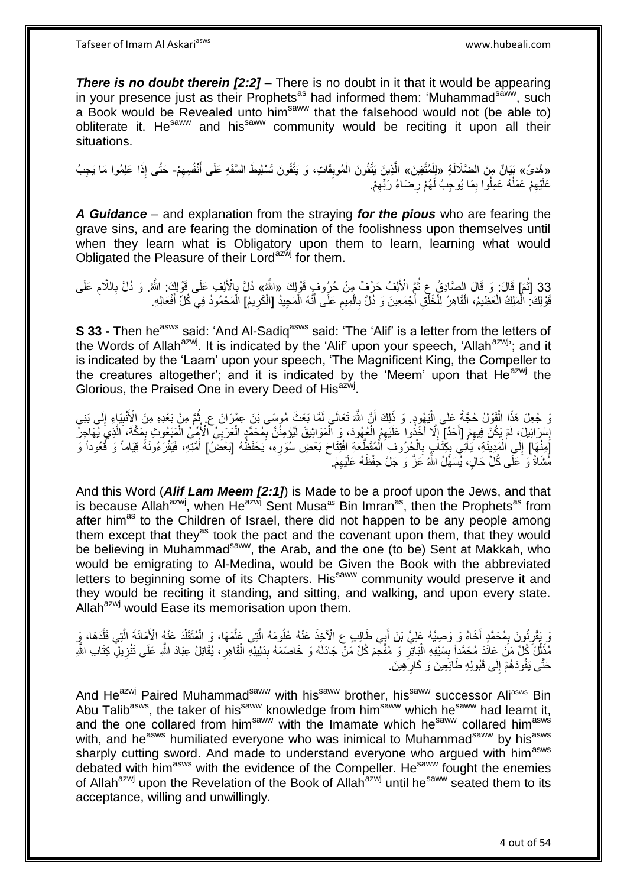***There is no doubt therein [2:2]*** – There is no doubt in it that it would be appearing in your presence just as their Prophets[as] had informed them: 'Muhammad[saww], such a Book would be Revealed unto him[saww] that the falsehood would not (be able to) obliterate it. He[saww] and his[saww] community would be reciting it upon all their situations.

«هُدىً» بَيَانٌ مِنَ الضَّلَالَةِ «لِلْمُتَّقِينَ» الَّذِينَ يَتَّقُونَ الْمُوبِقَاتِ، وَ يَتَّقُونَ تَسْلِيطَ السَّفَهِ عَلَى أَنْفُسِهِمْ- حَتَّى إِذَا عَلِمُوا مَا يَجِبُ عَلَيْهِمْ عَمَلُهُ عَمِلُوا بِمَا يُوجِبُ لَهُمْ رِضَاءَ رَبِّهِمْ.

***A Guidance*** – and explanation from the straying ***for the pious*** who are fearing the grave sins, and are fearing the domination of the foolishness upon themselves until when they learn what is Obligatory upon them to learn, learning what would Obligated the Pleasure of their Lord[azwj] for them.

33 [ثُمَّ] قَالَ: وَ قَالَ الصَّادِقُ ع ثُمَّ الْأَلِفُ حَرْفٌ مِنْ حُرُوفِ قَوْلِكَ «اللَّهُ» دَلَّ بِالْأَلِفِ عَلَى قَوْلِكَ: اللَّهُ. وَ دَلَّ بِاللَّامِ عَلَى قَوْلِكَ: الْمَلِكُ الْعَظِيمُ، الْقَاهِرُ لِلْخَلْقِ أَجْمَعِينَ وَ دَلَّ بِالْمِيمِ عَلَى أَنَّهُ الْمَجِيدُ [الْكَرِيمُ] الْمَحْمُودُ فِي كُلِّ أَفْعَالِهِ.

**S 33 -** Then he[asws] said: 'And Al-Sadiq[asws] said: 'The 'Alif' is a letter from the letters of the Words of Allah[azwj]. It is indicated by the 'Alif' upon your speech, 'Allah[azwj]'; and it is indicated by the 'Laam' upon your speech, 'The Magnificent King, the Compeller to the creatures altogether'; and it is indicated by the 'Meem' upon that He[azwj] the Glorious, the Praised One in every Deed of His[azwj].

وَ جُعِلَ هَذَا الْقَوْلُ حُجَّةً عَلَى الْيَهُودِ. وَ ذَلِكَ أَنَّ اللَّهَ تَعَالَى لَمَّا بَعَثَ مُوسَى بْنَ عِمْرَانَ ع. ثُمَّ مِنْ بَعْدِهِ مِنَ الْأَنْبِيَاءِ إِلَى بَنِي إِسْرَائِيلَ، لَمْ يَكُنْ فِيهِمْ [أَحَدٌ] إِلَّا أَخَذُوا عَلَيْهِمُ الْعُهُودَ، وَ الْمَوَاثِيقَ لَيُؤْمِنُنَّ بِمُحَمَّدٍ الْعَرَبِيِّ الْأُمِّيِّ الْمَبْعُوثِ بِمَكَّةَ، الَّذِي يُهَاجِرُ [مِنْهَا] إِلَى الْمَدِينَةِ، يَأْتِي بِكِتَابٍ بِالْحُرُوفِ الْمُقَطَّعَةِ افْتِتَاحَ بَعْضِ سُوَرِهِ، يَحْفَظُهُ [بَعْضُ] أُمَّتِهِ، فَيَقْرَءُونَهُ قِيَاماً وَ قُعُوداً وَ مُشَاةً وَ عَلَى كُلِّ حَالٍ، يُسَهِّلُ اللَّهُ عَزَّ وَ جَلَّ حِفْظَهُ عَلَيْهِمْ.

And this Word (***Alif Lam Meem [2:1]***) is Made to be a proof upon the Jews, and that is because Allah[azwj], when He[azwj] Sent Musa[as] Bin Imran[as], then the Prophets[as] from after him[as] to the Children of Israel, there did not happen to be any people among them except that they[as] took the pact and the covenant upon them, that they would be believing in Muhammad[saww], the Arab, and the one (to be) Sent at Makkah, who would be emigrating to Al-Medina, would be Given the Book with the abbreviated letters to beginning some of its Chapters. His[saww] community would preserve it and they would be reciting it standing, and sitting, and walking, and upon every state. Allah[azwj] would Ease its memorisation upon them.

وَ يَقْرِنُونَ بِمُحَمَّدٍ أَخَاهُ وَ وَصِيَّهُ عَلِيَّ بْنَ أَبِي طَالِبٍ ع الْآخِذَ عَنْهُ عُلُومَهُ الَّتِي عَلَّمَهَا، وَ الْمُتَقَلِّدَ عَنْهُ الْأَمَانَةَ الَّتِي قَلَّدَهَا، وَ مُذَلِّلَ كُلِّ مَنْ عَانَدَ مُحَمَّداً بِسَيْفِهِ الْبَاتِرِ وَ مُفْحِمَ كُلِّ مَنْ جَادَلَهُ وَ خَاصَمَهُ بِدَلِيلِهِ الْقَاهِرِ، يُقَاتِلُ عِبَادَ اللَّهِ عَلَى تَنْزِيلِ كِتَابِ اللَّهِ حَتَّى يَقُودَهُمْ إِلَى قَبُولِهِ طَائِعِينَ وَ كَارِهِينَ.

And He[azwj] Paired Muhammad[saww] with his[saww] brother, his[saww] successor Ali[asws] Bin Abu Talib[asws], the taker of his[saww] knowledge from him[saww] which he[saww] had learnt it, and the one collared from him[saww] with the Imamate which he[saww] collared him[asws] with, and he[asws] humiliated everyone who was inimical to Muhammad[saww] by his[asws] sharply cutting sword. And made to understand everyone who argued with him[asws] debated with him[asws] with the evidence of the Compeller. He[saww] fought the enemies of Allah[azwj] upon the Revelation of the Book of Allah[azwj] until he[saww] seated them to its acceptance, willing and unwillingly.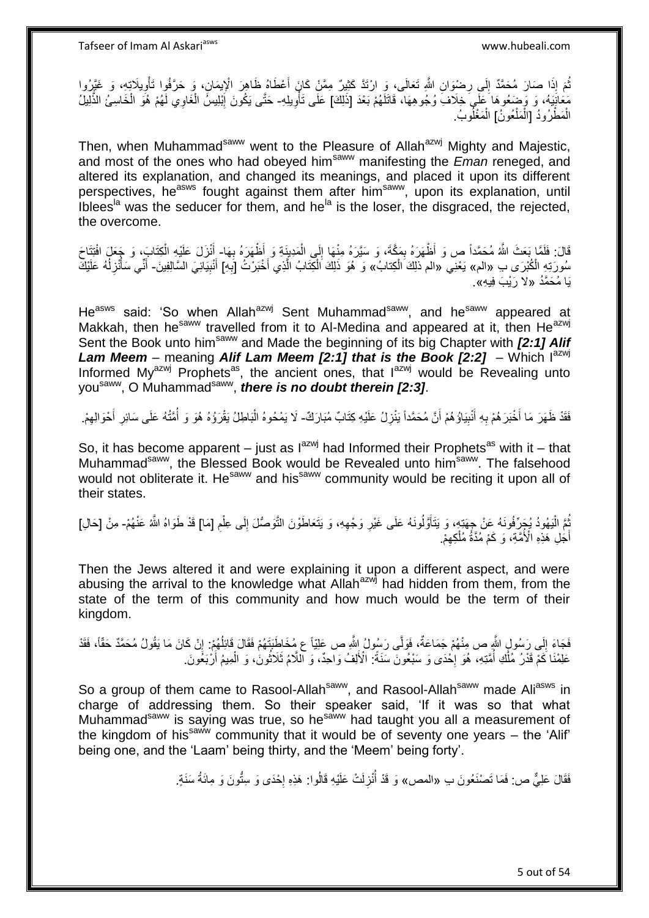ثُمَّ إِذَا صَارَ مُحَمَّدٌ إِلَى رِضْوَانِ اللَّهِ تَعَالَى، وَ ارْتَدَّ كَثِيرٌ مِمَّنْ كَانَ أَعْطَاهُ ظَاهِرَ الْإِيمَانِ، وَ حَرَّفُوا تَأْوِيلَاتِهِ، وَ غَيَّرُوا مَعَانِيَهُ، وَ وَضَعُوهَا عَلَى خِلَافِ وُجُوهِهَا، قَاتَلَهُمْ بَعْدَ [ذَلِكَ] عَلَى تَأْوِيلِهِ- حَتَّى يَكُونَ إِبْلِيسُ الْغَاوِي لَهُمْ هُوَ الْخَاسِئُ الذَّلِيلُ الْمَطْرُودُ [الْمَلْعُونُ] الْمَغْلُوبُ.

Then, when Muhammad[saww] went to the Pleasure of Allah[azwj] Mighty and Majestic, and most of the ones who had obeyed him[saww] manifesting the *Eman* reneged, and altered its explanation, and changed its meanings, and placed it upon its different perspectives, he[asws] fought against them after him[saww], upon its explanation, until Iblees[la] was the seducer for them, and he[la] is the loser, the disgraced, the rejected, the overcome.

قَالَ: فَلَمَّا بَعَثَ اللَّهُ مُحَمَّداً ص وَ أَظْهَرَهُ بِمَكَّةَ، وَ سَيَّرَهُ مِنْهَا إِلَى الْمَدِينَةِ وَ أَظْهَرَهُ بِهَا- أَنْزَلَ عَلَيْهِ الْكِتَابَ، وَ جَعَلَ افْتِتَاحَ سُورَتِهِ الْكُبْرَى بِـ «الم» يَعْنِي «الم ذلِكَ الْكِتابُ» وَ هُوَ ذَلِكَ الْكِتَابُ الَّذِي أَخْبَرْتُ [بِهِ] أَنْبِيَائِيَ السَّالِفِينَ- أَنِّي سَأُنْزِلُهُ عَلَيْكَ يَا مُحَمَّدُ «لا رَيْبَ فِيهِ».

He[asws] said: 'So when Allah[azwj] Sent Muhammad[saww], and he[saww] appeared at Makkah, then he[saww] travelled from it to Al-Medina and appeared at it, then He[azwj] Sent the Book unto him[saww] and Made the beginning of its big Chapter with ***[2:1] Alif Lam Meem*** – meaning ***Alif Lam Meem [2:1] that is the Book [2:2]*** – Which I[azwj] Informed My[azwj] Prophets[as], the ancient ones, that I[azwj] would be Revealing unto you[saww], O Muhammad[saww], ***there is no doubt therein [2:3]***.

فَقَدْ ظَهَرَ مَا أَخْبَرَهُمْ بِهِ أَنْبِيَاؤُهُمْ أَنَّ مُحَمَّداً يَنْزِلُ عَلَيْهِ كِتَابٌ مُبَارَكٌ- لَا يَمْحُوهُ الْبَاطِلُ يَقْرَؤُهُ هُوَ وَ أُمَّتُهُ عَلَى سَائِرِ أَحْوَالِهِمْ.

So, it has become apparent – just as I[azwj] had Informed their Prophets[as] with it – that Muhammad[saww], the Blessed Book would be Revealed unto him[saww]. The falsehood would not obliterate it. He[saww] and his[saww] community would be reciting it upon all of their states.

ثُمَّ الْيَهُودُ يُحَرِّفُونَهُ عَنْ جِهَتِهِ، وَ يَتَأَوَّلُونَهُ عَلَى غَيْرِ وَجْهِهِ، وَ يَتَعَاطَوْنَ التَّوَصُّلَ إِلَى عِلْمِ [مَا] قَدْ طَوَاهُ اللَّهُ عَنْهُمْ- مِنْ [حَالِ] أَجَلِ هَذِهِ الْأُمَّةِ، وَ كَمْ مُدَّةُ مُلْكِهِمْ.

Then the Jews altered it and were explaining it upon a different aspect, and were abusing the arrival to the knowledge what Allah[azwj] had hidden from them, from the state of the term of this community and how much would be the term of their kingdom.

فَجَاءَ إِلَى رَسُولِ اللَّهِ ص مِنْهُمْ جَمَاعَةٌ، فَوَلَّى رَسُولُ اللَّهِ ص عَلِيّاً ع مُخَاطَبَتَهُمْ فَقَالَ قَائِلُهُمْ: إِنْ كَانَ مَا يَقُولُ مُحَمَّدٌ حَقّاً، فَقَدْ عَلِمْنَا كَمْ قَدْرُ مُلْكِ أُمَّتِهِ، هُوَ إِحْدَى وَ سَبْعُونَ سَنَةً: الْأَلِفُ وَاحِدٌ، وَ اللَّامُ ثَلَاثُونَ، وَ الْمِيمُ أَرْبَعُونَ.

So a group of them came to Rasool-Allah[saww], and Rasool-Allah[saww] made Ali[asws] in charge of addressing them. So their speaker said, 'If it was so that what Muhammad[saww] is saying was true, so he[saww] had taught you all a measurement of the kingdom of his[saww] community that it would be of seventy one years – the 'Alif' being one, and the 'Laam' being thirty, and the 'Meem' being forty'.

فَقَالَ عَلِيٌّ ص: فَمَا تَصْنَعُونَ بِـ «المص» وَ قَدْ أُنْزِلَتْ عَلَيْهِ قَالُوا: هَذِهِ إِحْدَى وَ سِتُّونَ وَ مِائَةُ سَنَةٍ.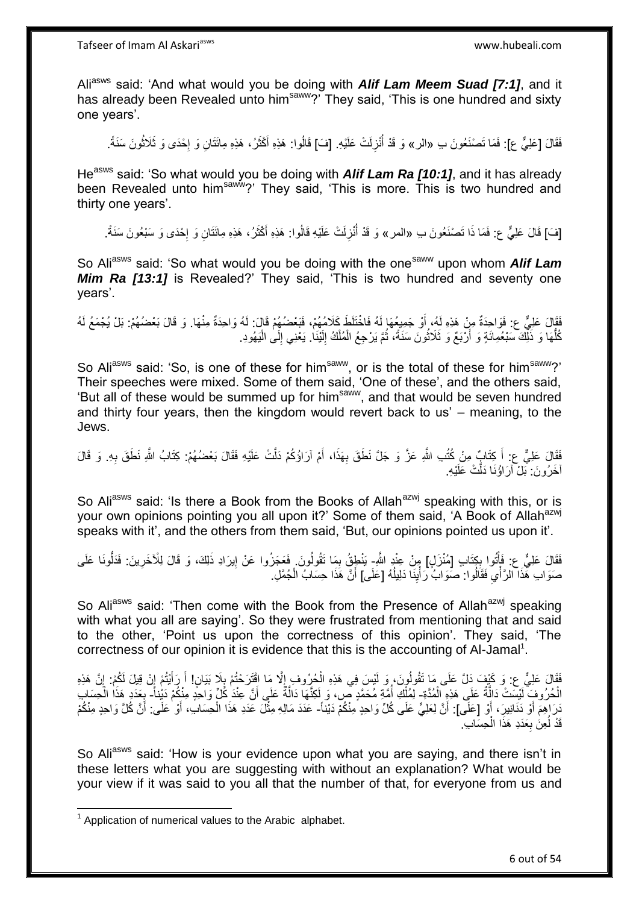Ali[asws] said: 'And what would you be doing with ***Alif Lam Meem Suad [7:1]***, and it has already been Revealed unto him[saww]?' They said, 'This is one hundred and sixty one years'.

فَقَالَ [عَلِيٌّ ع]: فَمَا تَصْنَعُونَ بِ «الر» وَ قَدْ أُنْزِلَتْ عَلَيْهِ. [فَ] قَالُوا: هَذِهِ أَكْثَرُ، هَذِهِ مِائَتَانِ وَ إِحْدَى وَ ثَلَاثُونَ سَنَةً.

He[asws] said: 'So what would you be doing with ***Alif Lam Ra [10:1]***, and it has already been Revealed unto him[saww]?' They said, 'This is more. This is two hundred and thirty one years'.

[فَ] قَالَ عَلِيٌّ ع: فَمَا ذَا تَصْنَعُونَ بِ «المر» وَ قَدْ أُنْزِلَتْ عَلَيْهِ قَالُوا: هَذِهِ أَكْثَرُ، هَذِهِ مِائَتَانِ وَ إِحْدَى وَ سَبْعُونَ سَنَةً.

So Ali[asws] said: 'So what would you be doing with the one[saww] upon whom ***Alif Lam Mim Ra [13:1]*** is Revealed?' They said, 'This is two hundred and seventy one years'.

فَقَالَ عَلِيٌّ ع: فَوَاحِدَةٌ مِنْ هَذِهِ لَهُ، أَوْ جَمِيعُهَا لَهُ فَاخْتَلَطَ كَلَامُهُمْ، فَبَعْضُهُمْ قَالَ: لَهُ وَاحِدَةٌ مِنْهَا. وَ قَالَ بَعْضُهُمْ: بَلْ يُجْمَعُ لَهُ كُلُّهَا وَ ذَلِكَ سَبْعُمِائَةٍ وَ أَرْبَعٌ وَ ثَلَاثُونَ سَنَةً، ثُمَّ يَرْجِعُ الْمُلْكُ إِلَيْنَا. يَعْنِي إِلَى الْيَهُودِ.

So Ali[asws] said: 'So, is one of these for him[saww], or is the total of these for him[saww]?' Their speeches were mixed. Some of them said, 'One of these', and the others said, 'But all of these would be summed up for him[saww], and that would be seven hundred and thirty four years, then the kingdom would revert back to us' – meaning, to the Jews.

فَقَالَ عَلِيٌّ ع: أَ كِتَابٌ مِنْ كُتُبِ اللَّهِ عَزَّ وَ جَلَّ نَطَقَ بِهَذَا، أَمْ آرَاؤُكُمْ دَلَّتْ عَلَيْهِ فَقَالَ بَعْضُهُمْ: كِتَابُ اللَّهِ نَطَقَ بِهِ. وَ قَالَ آخَرُونَ: بَلْ آرَاؤُنَا دَلَّتْ عَلَيْهِ.

So Ali[asws] said: 'Is there a Book from the Books of Allah[azwj] speaking with this, or is your own opinions pointing you all upon it?' Some of them said, 'A Book of Allah[azwj] speaks with it', and the others from them said, 'But, our opinions pointed us upon it'.

فَقَالَ عَلِيٌّ ع: فَأْتُوا بِكِتَابٍ [مُنْزَلٍ] مِنْ عِنْدِ اللَّهِ- يَنْطِقُ بِمَا تَقُولُونَ. فَعَجَزُوا عَنْ إِيرَادِ ذَلِكَ، وَ قَالَ لِلْآخَرِينَ: فَدُلُّونَا عَلَى صَوَابِ هَذَا الرَّأْيِ فَقَالُوا: صَوَابُ رَأْيِنَا دَلِيلُهُ [عَلَى] أَنَّ هَذَا حِسَابُ الْجُمَّلِ.

So Ali[asws] said: 'Then come with the Book from the Presence of Allah[azwj] speaking with what you all are saying'. So they were frustrated from mentioning that and said to the other, 'Point us upon the correctness of this opinion'. They said, 'The correctness of our opinion it is evidence that this is the accounting of Al-Jamal[1].

فَقَالَ عَلِيٌّ ع: وَ كَيْفَ دَلَّ عَلَى مَا تَقُولُونَ، وَ لَيْسَ فِي هَذِهِ الْحُرُوفِ إِلَّا مَا اقْتَرَحْتُمْ بِلَا بَيَانٍ! أَ رَأَيْتُمْ إِنْ قِيلَ لَكُمْ: إِنَّ هَذِهِ الْحُرُوفَ لَيْسَتْ دَالَّةً عَلَى هَذِهِ الْمُدَّةِ- لِمُلْكِ أُمَّةِ مُحَمَّدٍ ص، وَ لَكِنَّهَا دَالَّةٌ عَلَى أَنَّ عِنْدَ كُلِّ وَاحِدٍ مِنْكُمْ دَيْناً- بِعَدَدِ هَذَا الْحِسَابِ دَرَاهِمَ أَوْ دَنَانِيرَ، أَوْ [عَلَى]: أَنَّ لِعَلِيٍّ عَلَى كُلِّ وَاحِدٍ مِنْكُمْ دَيْناً- عَدَدَ مَالِهِ مِثْلَ عَدَدِ هَذَا الْحِسَابِ، أَوْ عَلَى: أَنَّ كُلَّ وَاحِدٍ مِنْكُمْ قَدْ لُعِنَ بِعَدَدِ هَذَا الْحِسَابِ.

So Ali[asws] said: 'How is your evidence upon what you are saying, and there isn't in these letters what you are suggesting with without an explanation? What would be your view if it was said to you all that the number of that, for everyone from us and

[1] Application of numerical values to the Arabic alphabet.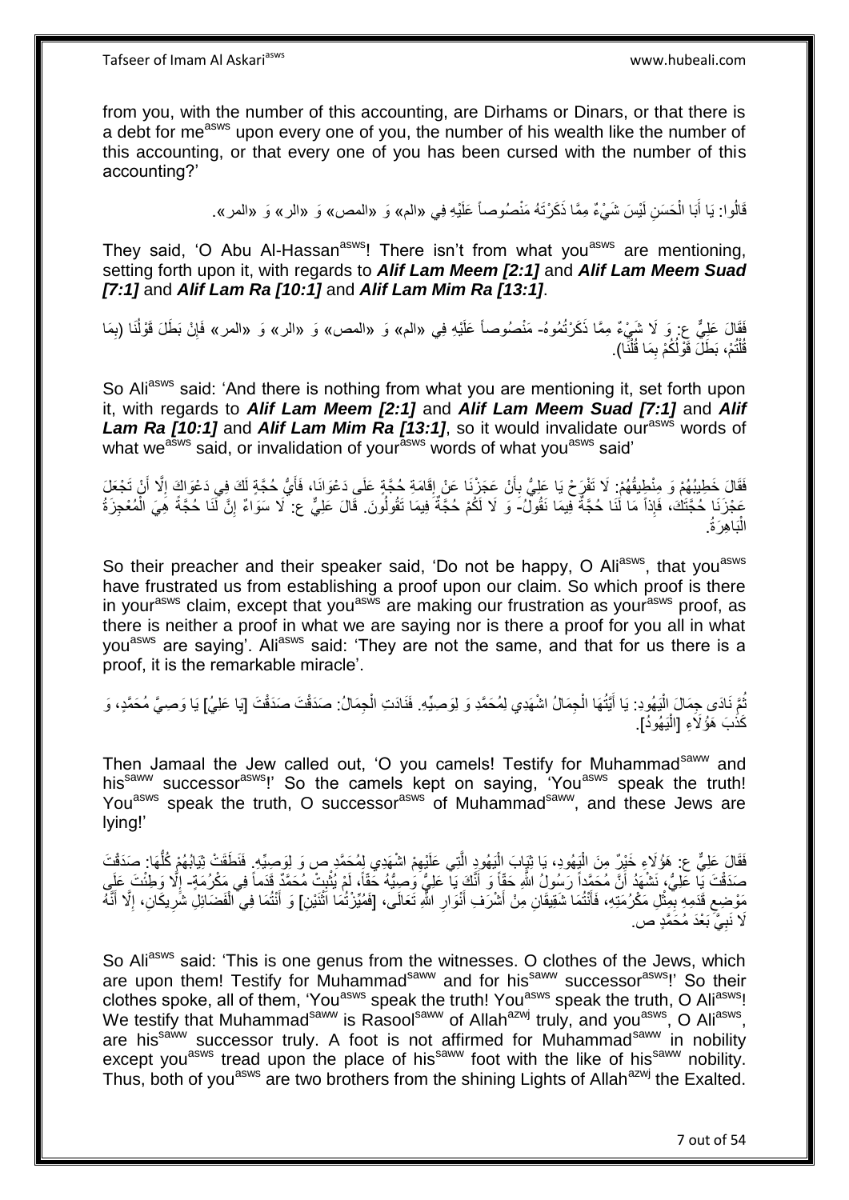from you, with the number of this accounting, are Dirhams or Dinars, or that there is a debt for me[asws] upon every one of you, the number of his wealth like the number of this accounting, or that every one of you has been cursed with the number of this accounting?'

قَالُوا: يَا أَبَا الْحَسَنِ لَيْسَ شَيْءٌ مِمَّا ذَكَرْتَهُ مَنْصُوصاً عَلَيْهِ فِي «الم» وَ «المص» وَ «الر» وَ «المر».

They said, 'O Abu Al-Hassan[asws]! There isn't from what you[asws] are mentioning, setting forth upon it, with regards to ***Alif Lam Meem [2:1]*** and ***Alif Lam Meem Suad [7:1]*** and ***Alif Lam Ra [10:1]*** and ***Alif Lam Mim Ra [13:1]***.

فَقَالَ عَلِيٌّ ع: وَ لَا شَيْءٌ مِمَّا ذَكَرْتُمُوهُ- مَنْصُوصاً عَلَيْهِ فِي «الم» وَ «المص» وَ «الر» وَ «المر» فَإِنْ بَطَلَ قَوْلُنَا (بِمَا قُلْتُمْ، بَطَلَ قَوْلُكُمْ بِمَا قُلْنَا).

So Ali[asws] said: 'And there is nothing from what you are mentioning it, set forth upon it, with regards to ***Alif Lam Meem [2:1]*** and ***Alif Lam Meem Suad [7:1]*** and ***Alif Lam Ra [10:1]*** and ***Alif Lam Mim Ra [13:1]***, so it would invalidate our[asws] words of what we[asws] said, or invalidation of your[asws] words of what you[asws] said'

فَقَالَ خَطِيبُهُمْ وَ مِنْطِيقُهُمْ: لَا تَفْرَحْ يَا عَلِيُّ بِأَنْ عَجَزْنَا عَنْ إِقَامَةِ حُجَّةٍ عَلَى دَعْوَانَا، فَأَيُّ حُجَّةٍ لَكَ فِي دَعْوَاكَ إِلَّا أَنْ تَجْعَلَ عَجْزَنَا حُجَّتَكَ، فَإِذاً مَا لَنَا حُجَّةٌ فِيمَا نَقُولُ- وَ لَا لَكُمْ حُجَّةٌ فِيمَا تَقُولُونَ. قَالَ عَلِيٌّ ع: لَا سَوَاءٌ إِنَّ لَنَا حُجَّةً هِيَ الْمُعْجِزَةُ الْبَاهِرَةُ.

So their preacher and their speaker said, 'Do not be happy, O Ali[asws], that you[asws] have frustrated us from establishing a proof upon our claim. So which proof is there in your[asws] claim, except that you[asws] are making our frustration as your[asws] proof, as there is neither a proof in what we are saying nor is there a proof for you all in what you[asws] are saying'. Ali[asws] said: 'They are not the same, and that for us there is a proof, it is the remarkable miracle'.

ثُمَّ نَادَى جِمَالَ الْيَهُودِ: يَا أَيَّتُهَا الْجِمَالُ اشْهَدِي لِمُحَمَّدٍ وَ لِوَصِيِّهِ. فَنَادَتِ الْجِمَالُ: صَدَقْتَ صَدَقْتَ [يَا عَلِيُّ] يَا وَصِيَّ مُحَمَّدٍ، وَ كَذَبَ هَؤُلَاءِ [الْيَهُودُ].

Then Jamaal the Jew called out, 'O you camels! Testify for Muhammad[saww] and his[saww] successor[asws]!' So the camels kept on saying, 'You[asws] speak the truth! You[asws] speak the truth, O successor[asws] of Muhammad[saww], and these Jews are lying!'

فَقَالَ عَلِيٌّ ع: هَؤُلَاءِ خَيْرٌ مِنَ الْيَهُودِ، يَا ثِيَابَ الْيَهُودِ الَّتِي عَلَيْهِمُ اشْهَدِي لِمُحَمَّدٍ ص وَ لِوَصِيِّهِ. فَنَطَقَتْ ثِيَابُهُمْ كُلُّهَا: صَدَقْتَ صَدَقْتَ يَا عَلِيُّ، نَشْهَدُ أَنَّ مُحَمَّداً رَسُولُ اللَّهِ حَقّاً وَ أَنَّكَ يَا عَلِيُّ وَصِيُّهُ حَقّاً، لَمْ يُثْبِتْ مُحَمَّدٌ قَدَماً فِي مَكْرُمَةٍ- إِلَّا وَطِئْتَ عَلَى مَوْضِعِ قَدَمِهِ بِمِثْلِ مَكْرُمَتِهِ، فَأَنْتُمَا شَقِيقَانِ مِنْ أَشْرَفِ أَنْوَارِ اللَّهِ تَعَالَى، [فَمُيِّزْتُمَا اثْنَيْنِ] وَ أَنْتُمَا فِي الْفَضَائِلِ شَرِيكَانِ، إِلَّا أَنَّهُ لَا نَبِيَّ بَعْدَ مُحَمَّدٍ ص.

So Ali[asws] said: 'This is one genus from the witnesses. O clothes of the Jews, which are upon them! Testify for Muhammad[saww] and for his[saww] successor[asws]!' So their clothes spoke, all of them, 'You[asws] speak the truth! You[asws] speak the truth, O Ali[asws]! We testify that Muhammad[saww] is Rasool[saww] of Allah[azwj] truly, and you[asws], O Ali[asws], are his[saww] successor truly. A foot is not affirmed for Muhammad[saww] in nobility except you[asws] tread upon the place of his[saww] foot with the like of his[saww] nobility. Thus, both of you[asws] are two brothers from the shining Lights of Allah[azwj] the Exalted.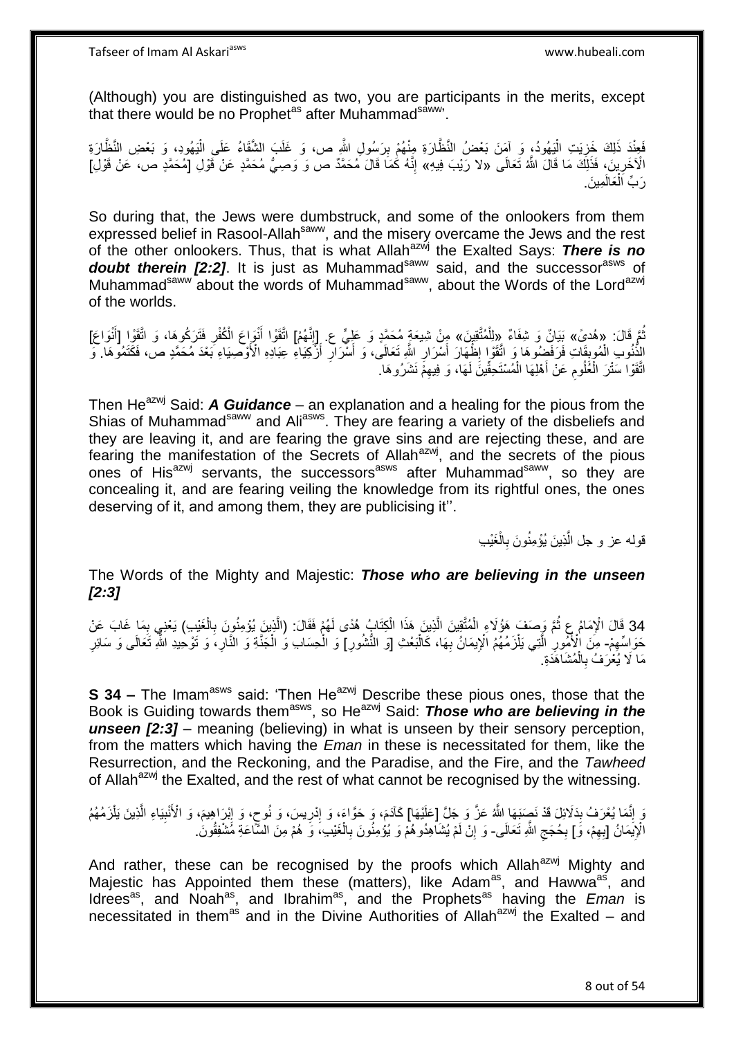(Although) you are distinguished as two, you are participants in the merits, except that there would be no Prophet[as] after Muhammad[saww]'.

فَعِنْدَ ذَلِكَ خَزِيَتِ الْيَهُودُ، وَ آمَنَ بَعْضُ النَّظَّارَةِ مِنْهُمْ بِرَسُولِ اللَّهِ ص، وَ غَلَبَ الشَّقَاءُ عَلَى الْيَهُودِ، وَ بَعْضِ النَّظَّارَةِ الْآخَرِينَ، فَذَلِكَ مَا قَالَ اللَّهُ تَعَالَى «لا رَيْبَ فِيهِ» إِنَّهُ كَمَا قَالَ مُحَمَّدٌ ص وَ وَصِيُّ مُحَمَّدٍ عَنْ قَوْلِ [مُحَمَّدٍ ص، عَنْ قَوْلِ] رَبِّ الْعَالَمِينَ.

So during that, the Jews were dumbstruck, and some of the onlookers from them expressed belief in Rasool-Allah[saww], and the misery overcame the Jews and the rest of the other onlookers. Thus, that is what Allah[azwj] the Exalted Says: ***There is no doubt therein [2:2]***. It is just as Muhammad[saww] said, and the successor[asws] of Muhammad[saww] about the words of Muhammad[saww], about the Words of the Lord[azwj] of the worlds.

ثُمَّ قَالَ: «هُدىً» بَيَانٌ وَ شِفَاءٌ «لِلْمُتَّقِينَ» مِنْ شِيعَةِ مُحَمَّدٍ وَ عَلِيٍّ ع. [إِنَّهُمْ] اتَّقَوْا أَنْوَاعَ الْكُفْرِ فَتَرَكُوهَا، وَ اتَّقَوْا [أَنْوَاعَ] الذُّنُوبِ الْمُوبِقَاتِ فَرَفَضُوهَا وَ اتَّقَوْا إِظْهَارَ أَسْرَارِ اللَّهِ تَعَالَى، وَ أَسْرَارِ أَزْكِيَاءِ عِبَادِهِ الْأَوْصِيَاءِ بَعْدَ مُحَمَّدٍ ص، فَكَتَمُوهَا. وَ اتَّقَوْا سَتْرَ الْعُلُومِ عَنْ أَهْلِهَا الْمُسْتَحِقِّينَ لَهَا، وَ فِيهِمْ نَشَرُوهَا.

Then He[azwj] Said: ***A Guidance*** – an explanation and a healing for the pious from the Shias of Muhammad[saww] and Ali[asws]. They are fearing a variety of the disbeliefs and they are leaving it, and are fearing the grave sins and are rejecting these, and are fearing the manifestation of the Secrets of Allah[azwj], and the secrets of the pious ones of His[azwj] servants, the successors[asws] after Muhammad[saww], so they are concealing it, and are fearing veiling the knowledge from its rightful ones, the ones deserving of it, and among them, they are publicising it''.

قوله عز و جل الَّذِينَ يُؤْمِنُونَ بِالْغَيْبِ

The Words of the Mighty and Majestic: ***Those who are believing in the unseen [2:3]***

34 قَالَ الْإِمَامُ ع ثُمَّ وَصَفَ هَؤُلَاءِ الْمُتَّقِينَ الَّذِينَ هَذَا الْكِتَابُ هُدًى لَهُمْ فَقَالَ: (الَّذِينَ يُؤْمِنُونَ بِالْغَيْبِ) يَعْنِي بِمَا غَابَ عَنْ حَوَاسِّهِمْ- مِنَ الْأُمُورِ الَّتِي يَلْزَمُهُمُ الْإِيمَانُ بِهَا، كَالْبَعْثِ [وَ النُّشُورِ] وَ الْحِسَابِ وَ الْجَنَّةِ وَ النَّارِ، وَ تَوْحِيدِ اللَّهِ تَعَالَى وَ سَائِرِ مَا لَا يُعْرَفُ بِالْمُشَاهَدَةِ.

**S 34 –** The Imam[asws] said: 'Then He[azwj] Describe these pious ones, those that the Book is Guiding towards them[asws], so He[azwj] Said: ***Those who are believing in the unseen [2:3]*** – meaning (believing) in what is unseen by their sensory perception, from the matters which having the *Eman* in these is necessitated for them, like the Resurrection, and the Reckoning, and the Paradise, and the Fire, and the *Tawheed* of Allah[azwj] the Exalted, and the rest of what cannot be recognised by the witnessing.

وَ إِنَّمَا يُعْرَفُ بِدَلَائِلَ قَدْ نَصَبَهَا اللَّهُ عَزَّ وَ جَلَّ [عَلَيْهَا] كَآدَمَ، وَ حَوَّاءَ، وَ إِدْرِيسَ، وَ نُوحٍ، وَ إِبْرَاهِيمَ، وَ الْأَنْبِيَاءِ الَّذِينَ يَلْزَمُهُمُ الْإِيمَانُ [بِهِمْ، وَ] بِحُجَجِ اللَّهِ تَعَالَى- وَ إِنْ لَمْ يُشَاهِدُوهُمْ وَ يُؤْمِنُونَ بِالْغَيْبِ، وَ هُمْ مِنَ السَّاعَةِ مُشْفِقُونَ.

And rather, these can be recognised by the proofs which Allah[azwj] Mighty and Majestic has Appointed them these (matters), like Adam[as], and Hawwa[as], and Idrees[as], and Noah[as], and Ibrahim[as], and the Prophets[as] having the *Eman* is necessitated in them[as] and in the Divine Authorities of Allah[azwj] the Exalted – and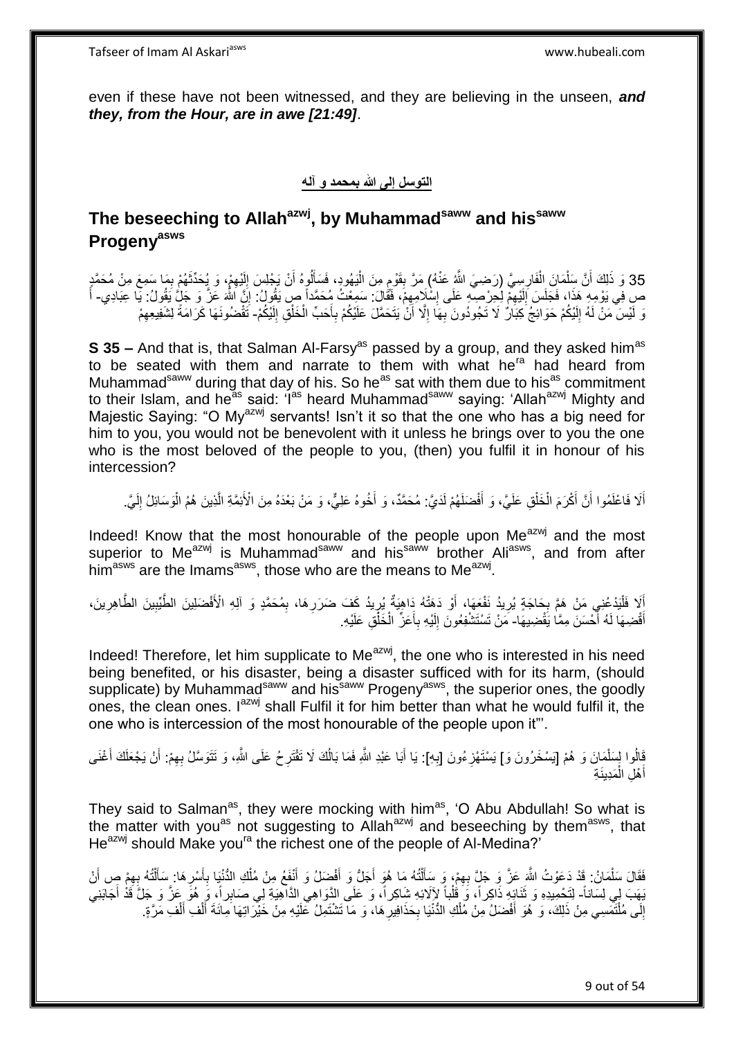even if these have not been witnessed, and they are believing in the unseen, ***and they, from the Hour, are in awe [21:49]***.

## التوسل إلى الله بمحمد و آله

## The beseeching to Allah[azwj], by Muhammad[saww] and his[saww] Progeny[asws]

35 وَ ذَلِكَ أَنَّ سَلْمَانَ الْفَارِسِيَّ (رَضِيَ اللَّهُ عَنْهُ) مَرَّ بِقَوْمٍ مِنَ الْيَهُودِ، فَسَأَلُوهُ أَنْ يَجْلِسَ إِلَيْهِمْ، وَ يُحَدِّثَهُمْ بِمَا سَمِعَ مِنْ مُحَمَّدٍ ص فِي يَوْمِهِ هَذَا، فَجَلَسَ إِلَيْهِمْ لِحِرْصِهِ عَلَى إِسْلَامِهِمْ، فَقَالَ: سَمِعْتُ مُحَمَّداً ص يَقُولُ: إِنَّ اللَّهَ عَزَّ وَ جَلَّ يَقُولُ: يَا عِبَادِي- أَ وَ لَيْسَ مَنْ لَهُ إِلَيْكُمْ حَوَائِجُ كِبَارٌ لَا تَجُودُونَ بِهَا إِلَّا أَنْ يَتَحَمَّلَ عَلَيْكُمْ بِأَحَبِّ الْخَلْقِ إِلَيْكُمْ- تَقْضُونَهَا كَرَامَةً لِشَفِيعِهِمْ

**S 35 –** And that is, that Salman Al-Farsy[as] passed by a group, and they asked him[as] to be seated with them and narrate to them with what he[ra] had heard from Muhammad[saww] during that day of his. So he[as] sat with them due to his[as] commitment to their Islam, and he[as] said: 'I[as] heard Muhammad[saww] saying: 'Allah[azwj] Mighty and Majestic Saying: "O My[azwj] servants! Isn't it so that the one who has a big need for him to you, you would not be benevolent with it unless he brings over to you the one who is the most beloved of the people to you, (then) you fulfil it in honour of his intercession?

أَلَا فَاعْلَمُوا أَنَّ أَكْرَمَ الْخَلْقِ عَلَيَّ، وَ أَفْضَلَهُمْ لَدَيَّ: مُحَمَّدٌ، وَ أَخُوهُ عَلِيٌّ، وَ مَنْ بَعْدَهُ مِنَ الْأَئِمَّةِ الَّذِينَ هُمُ الْوَسَائِلُ إِلَيَّ.

Indeed! Know that the most honourable of the people upon Me[azwj] and the most superior to Me[azwj] is Muhammad[saww] and his[saww] brother Ali[asws], and from after him[asws] are the Imams[asws], those who are the means to Me[azwj].

أَلَا فَلْيَدْعُنِي مَنْ هَمَّ بِحَاجَةٍ يُرِيدُ نَفْعَهَا، أَوْ دَهَتْهُ دَاهِيَةٌ يُرِيدُ كَفَّ ضَرَرِهَا، بِمُحَمَّدٍ وَ آلِهِ الْأَفْضَلِينَ الطَّيِّبِينَ الطَّاهِرِينَ، أَقْضِهَا لَهُ أَحْسَنَ مِمَّا يَقْضِيهَا- مَنْ تَسْتَشْفِعُونَ إِلَيْهِ بِأَعَزِّ الْخَلْقِ عَلَيْهِ.

Indeed! Therefore, let him supplicate to Me[azwj], the one who is interested in his need being benefited, or his disaster, being a disaster sufficed with for its harm, (should supplicate) by Muhammad[saww] and his[saww] Progeny[asws], the superior ones, the goodly ones, the clean ones. I[azwj] shall Fulfil it for him better than what he would fulfil it, the one who is intercession of the most honourable of the people upon it"'.

قَالُوا لِسَلْمَانَ وَ هُمْ [يَسْخَرُونَ وَ] يَسْتَهْزِءُونَ [بِهِ]: يَا أَبَا عَبْدِ اللَّهِ فَمَا بَالُكَ لَا تَقْتَرِحُ عَلَى اللَّهِ، وَ تَتَوَسَّلُ بِهِمْ: أَنْ يَجْعَلَكَ أَغْنَى أَهْلِ الْمَدِينَةِ

They said to Salman[as], they were mocking with him[as], 'O Abu Abdullah! So what is the matter with you[as] not suggesting to Allah[azwj] and beseeching by them[asws], that He[azwj] should Make you[ra] the richest one of the people of Al-Medina?'

فَقَالَ سَلْمَانُ: قَدْ دَعَوْتُ اللَّهَ عَزَّ وَ جَلَّ بِهِمْ، وَ سَأَلْتُهُ مَا هُوَ أَجَلُّ وَ أَفْضَلُ وَ أَنْفَعُ مِنْ مُلْكِ الدُّنْيَا بِأَسْرِهَا: سَأَلْتُهُ بِهِمْ ص أَنْ يَهَبَ لِي لِسَاناً- لِتَحْمِيدِهِ وَ ثَنَائِهِ ذَاكِراً، وَ قَلْباً لِآلَائِهِ شَاكِراً، وَ عَلَى الدَّوَاهِي الدَّاهِيَةِ لِي صَابِراً، وَ هُوَ عَزَّ وَ جَلَّ قَدْ أَجَابَنِي إِلَى مُلْتَمَسِي مِنْ ذَلِكَ، وَ هُوَ أَفْضَلُ مِنْ مُلْكِ الدُّنْيَا بِحَذَافِيرِهَا، وَ مَا تَشْتَمِلُ عَلَيْهِ مِنْ خَيْرَاتِهَا مِائَةَ أَلْفِ أَلْفِ مَرَّةٍ.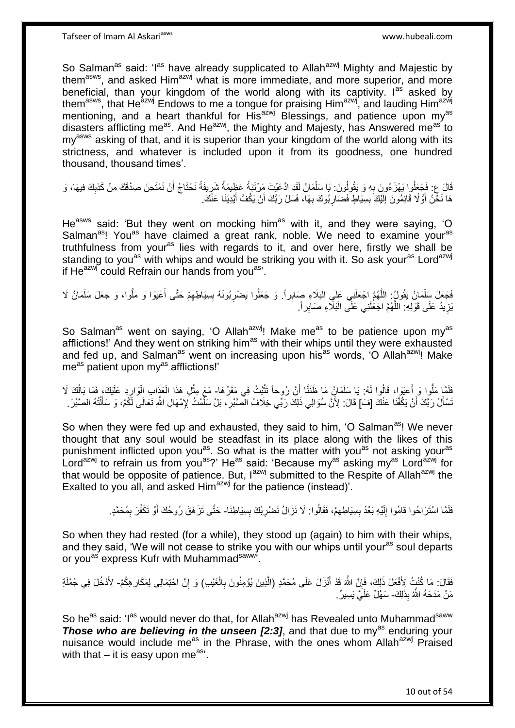So Salman[as] said: 'I[as] have already supplicated to Allah[azwj] Mighty and Majestic by them[asws], and asked Him[azwj] what is more immediate, and more superior, and more beneficial, than your kingdom of the world along with its captivity. I[as] asked by them[asws], that He[azwj] Endows to me a tongue for praising Him[azwj], and lauding Him[azwj] mentioning, and a heart thankful for His[azwj] Blessings, and patience upon my[as] disasters afflicting me[as]. And He[azwj], the Mighty and Majesty, has Answered me[as] to my[asws] asking of that, and it is superior than your kingdom of the world along with its strictness, and whatever is included upon it from its goodness, one hundred thousand, thousand times'.

قَالَ ع: فَجَعَلُوا يَهْزَءُونَ بِهِ وَ يَقُولُونَ: يَا سَلْمَانُ لَقَدِ ادَّعَيْتَ مَرْتَبَةً عَظِيمَةً شَرِيفَةً نَحْتَاجُ أَنْ نَمْتَحِنَ صِدْقَكَ مِنْ كَذِبِكَ فِيهَا، وَ هَا نَحْنُ أَوَّلًا قَائِمُونَ إِلَيْكَ بِسِيَاطٍ فَضَارِبُوكَ بِهَا، فَسَلْ رَبَّكَ أَنْ يَكُفَّ أَيْدِيَنَا عَنْكَ.

He[asws] said: 'But they went on mocking him[as] with it, and they were saying, 'O Salman[as]! You[as] have claimed a great rank, noble. We need to examine your[as] truthfulness from your[as] lies with regards to it, and over here, firstly we shall be standing to you[as] with whips and would be striking you with it. So ask your[as] Lord[azwj] if He[azwj] could Refrain our hands from you[as]'.

فَجَعَلَ سَلْمَانُ يَقُولُ: اللَّهُمَّ اجْعَلْنِي عَلَى الْبَلَاءِ صَابِراً. وَ جَعَلُوا يَضْرِبُونَهُ بِسِيَاطِهِمْ حَتَّى أَعْيَوْا وَ مَلُّوا، وَ جَعَلَ سَلْمَانُ لَا يَزِيدُ عَلَى قَوْلِهِ: اللَّهُمَّ اجْعَلْنِي عَلَى الْبَلَاءِ صَابِراً.

So Salman[as] went on saying, 'O Allah[azwj]! Make me[as] to be patience upon my[as] afflictions!' And they went on striking him[as] with their whips until they were exhausted and fed up, and Salman[as] went on increasing upon his[as] words, 'O Allah[azwj]! Make me[as] patient upon my[as] afflictions!'

فَلَمَّا مَلُّوا وَ أَعْيَوْا، قَالُوا لَهُ: يَا سَلْمَانُ مَا ظَنَنَّا أَنَّ رُوحاً تَثْبُتُ فِي مَقَرِّهَا- مَعَ مِثْلِ هَذَا الْعَذَابِ الْوَارِدِ عَلَيْكَ، فَمَا بَالُكَ لَا تَسْأَلُ رَبَّكَ أَنْ يَكُفَّنَا عَنْكَ [فَ] قَالَ: لِأَنَّ سُؤَالِي ذَلِكَ رَبِّي خِلَافُ الصَّبْرِ، بَلْ سَلَّمْتُ لِإِمْهَالِ اللَّهِ تَعَالَى لَكُمْ، وَ سَأَلْتُهُ الصَّبْرَ.

So when they were fed up and exhausted, they said to him, 'O Salman[as]! We never thought that any soul would be steadfast in its place along with the likes of this punishment inflicted upon you[as]. So what is the matter with you[as] not asking your[as] Lord[azwj] to refrain us from you[as]?' He[as] said: 'Because my[as] asking my[as] Lord[azwj] for that would be opposite of patience. But, I[azwj] submitted to the Respite of Allah[azwj] the Exalted to you all, and asked Him[azwj] for the patience (instead)'.

فَلَمَّا اسْتَرَاحُوا قَامُوا إِلَيْهِ بَعْدُ بِسِيَاطِهِمْ، فَقَالُوا: لَا نَزَالُ نَضْرِبُكَ بِسِيَاطِنَا- حَتَّى تَزْهَقَ رُوحُكَ أَوْ تَكْفُرَ بِمُحَمَّدٍ.

So when they had rested (for a while), they stood up (again) to him with their whips, and they said, 'We will not cease to strike you with our whips until your[as] soul departs or you[as] express Kufr with Muhammad[saww]'.

فَقَالَ: مَا كُنْتُ لِأَفْعَلَ ذَلِكَ، فَإِنَّ اللَّهَ قَدْ أَنْزَلَ عَلَى مُحَمَّدٍ (الَّذِينَ يُؤْمِنُونَ بِالْغَيْبِ) وَ إِنَّ احْتِمَالِي لِمَكَارِهِكُمْ- لِأَدْخُلَ فِي جُمْلَةِ مَنْ مَدَحَهُ اللَّهُ بِذَلِكَ- سَهْلٌ عَلَيَّ يَسِيرٌ.

So he[as] said: 'I[as] would never do that, for Allah[azwj] has Revealed unto Muhammad[saww] ***Those who are believing in the unseen [2:3]***, and that due to my[as] enduring your nuisance would include me[as] in the Phrase, with the ones whom Allah[azwj] Praised with that – it is easy upon me[as]'.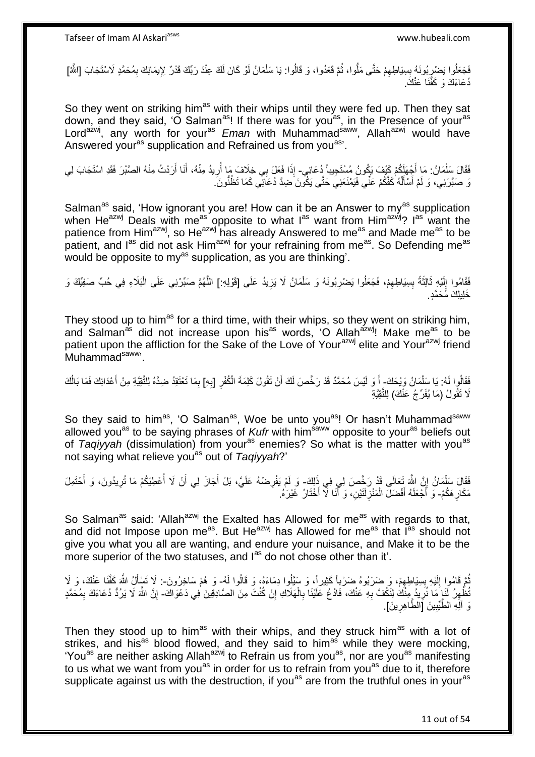فَجَعَلُوا يَضْرِبُونَهُ بِسِيَاطِهِمْ حَتَّى مَلُّوا، ثُمَّ قَعَدُوا، وَ قَالُوا: يَا سَلْمَانُ لَوْ كَانَ لَكَ عِنْدَ رَبِّكَ قَدْرٌ لِإِيمَانِكَ بِمُحَمَّدٍ لَاسْتَجَابَ [اللَّهُ] دُعَاءَكَ وَ كَفَّنَا عَنْكَ.

So they went on striking him[as] with their whips until they were fed up. Then they sat down, and they said, 'O Salman[as]! If there was for you[as], in the Presence of your[as] Lord[azwj], any worth for your[as] *Eman* with Muhammad[saww], Allah[azwj] would have Answered your[as] supplication and Refrained us from you[as]'.

فَقَالَ سَلْمَانُ: مَا أَجْهَلَكُمْ كَيْفَ يَكُونُ مُسْتَجِيباً دُعَائِي- إِذَا فَعَلَ بِي خِلَافَ مَا أُرِيدُ مِنْهُ، أَنَا أَرَدْتُ مِنْهُ الصَّبْرَ فَقَدِ اسْتَجَابَ لِي وَ صَبَّرَنِي، وَ لَمْ أَسْأَلْهُ كَفَّكُمْ عَنِّي فَيَمْنَعَنِي حَتَّى يَكُونَ ضِدَّ دُعَائِي كَمَا تَظُنُّونَ.

Salman[as] said, 'How ignorant you are! How can it be an Answer to my[as] supplication when He[azwj] Deals with me[as] opposite to what I[as] want from Him[azwj]? I[as] want the patience from Him[azwj], so He[azwj] has already Answered to me[as] and Made me[as] to be patient, and I[as] did not ask Him[azwj] for your refraining from me[as]. So Defending me[as] would be opposite to my[as] supplication, as you are thinking'.

فَقَامُوا إِلَيْهِ ثَالِثَةً بِسِيَاطِهِمْ، فَجَعَلُوا يَضْرِبُونَهُ وَ سَلْمَانُ لَا يَزِيدُ عَلَى [قَوْلِهِ:] اللَّهُمَّ صَبِّرْنِي عَلَى الْبَلَاءِ فِي حُبِّ صَفِيِّكَ وَ خَلِيلِكَ مُحَمَّدٍ.

They stood up to him[as] for a third time, with their whips, so they went on striking him, and Salman[as] did not increase upon his[as] words, 'O Allah[azwj]! Make me[as] to be patient upon the affliction for the Sake of the Love of Your[azwj] elite and Your[azwj] friend Muhammad[saww]'.

فَقَالُوا لَهُ: يَا سَلْمَانُ وَيْحَكَ- أَ وَ لَيْسَ مُحَمَّدٌ قَدْ رَخَّصَ لَكَ أَنْ تَقُولَ كَلِمَةَ الْكُفْرِ [بِهِ] بِمَا تَعْتَقِدُ ضِدَّهُ لِلتَّقِيَّةِ مِنْ أَعْدَائِكَ فَمَا بَالُكَ لَا تَقُولُ (مَا يُفَرِّجُ عَنْكَ) لِلتَّقِيَّةِ

So they said to him[as], 'O Salman[as], Woe be unto you[as]! Or hasn't Muhammad[saww] allowed you[as] to be saying phrases of *Kufr* with him[saww] opposite to your[as] beliefs out of *Taqiyyah* (dissimulation) from your[as] enemies? So what is the matter with you[as] not saying what relieve you[as] out of *Taqiyyah*?'

فَقَالَ سَلْمَانُ إِنَّ اللَّهَ تَعَالَى قَدْ رَخَّصَ لِي فِي ذَلِكَ- وَ لَمْ يَفْرِضْهُ عَلَيَّ، بَلْ أَجَازَ لِي أَنْ لَا أُعْطِيَكُمْ مَا تُرِيدُونَ، وَ أَحْتَمِلَ مَكَارِهَكُمْ- وَ أَجْعَلَهُ أَفْضَلَ الْمَنْزِلَتَيْنِ، وَ أَنَا لَا أَخْتَارُ غَيْرَهُ.

So Salman[as] said: 'Allah[azwj] the Exalted has Allowed for me[as] with regards to that, and did not Impose upon me[as]. But He[azwj] has Allowed for me[as] that I[as] should not give you what you all are wanting, and endure your nuisance, and Make it to be the more superior of the two statuses, and I[as] do not chose other than it'.

ثُمَّ قَامُوا إِلَيْهِ بِسِيَاطِهِمْ، وَ ضَرَبُوهُ ضَرْباً كَثِيراً، وَ سَيَّلُوا دِمَاءَهُ، وَ قَالُوا لَهُ- وَ هُمْ سَاخِرُونَ-: لَا تَسْأَلُ اللَّهَ كَفَّنَا عَنْكَ، وَ لَا تُظْهِرُ لَنَا مَا نُرِيدُ مِنْكَ لِنَكُفَّ بِهِ عَنْكَ، فَادْعُ عَلَيْنَا بِالْهَلَاكِ إِنْ كُنْتَ مِنَ الصَّادِقِينَ فِي دَعْوَاكَ- إِنَّ اللَّهَ لَا يَرُدُّ دُعَاءَكَ بِمُحَمَّدٍ وَ آلِهِ الطَّيِّبِينَ [الطَّاهِرِينَ].

Then they stood up to him[as] with their whips, and they struck him[as] with a lot of strikes, and his[as] blood flowed, and they said to him[as] while they were mocking, 'You[as] are neither asking Allah[azwj] to Refrain us from you[as], nor are you[as] manifesting to us what we want from you[as] in order for us to refrain from you[as] due to it, therefore supplicate against us with the destruction, if you[as] are from the truthful ones in your[as]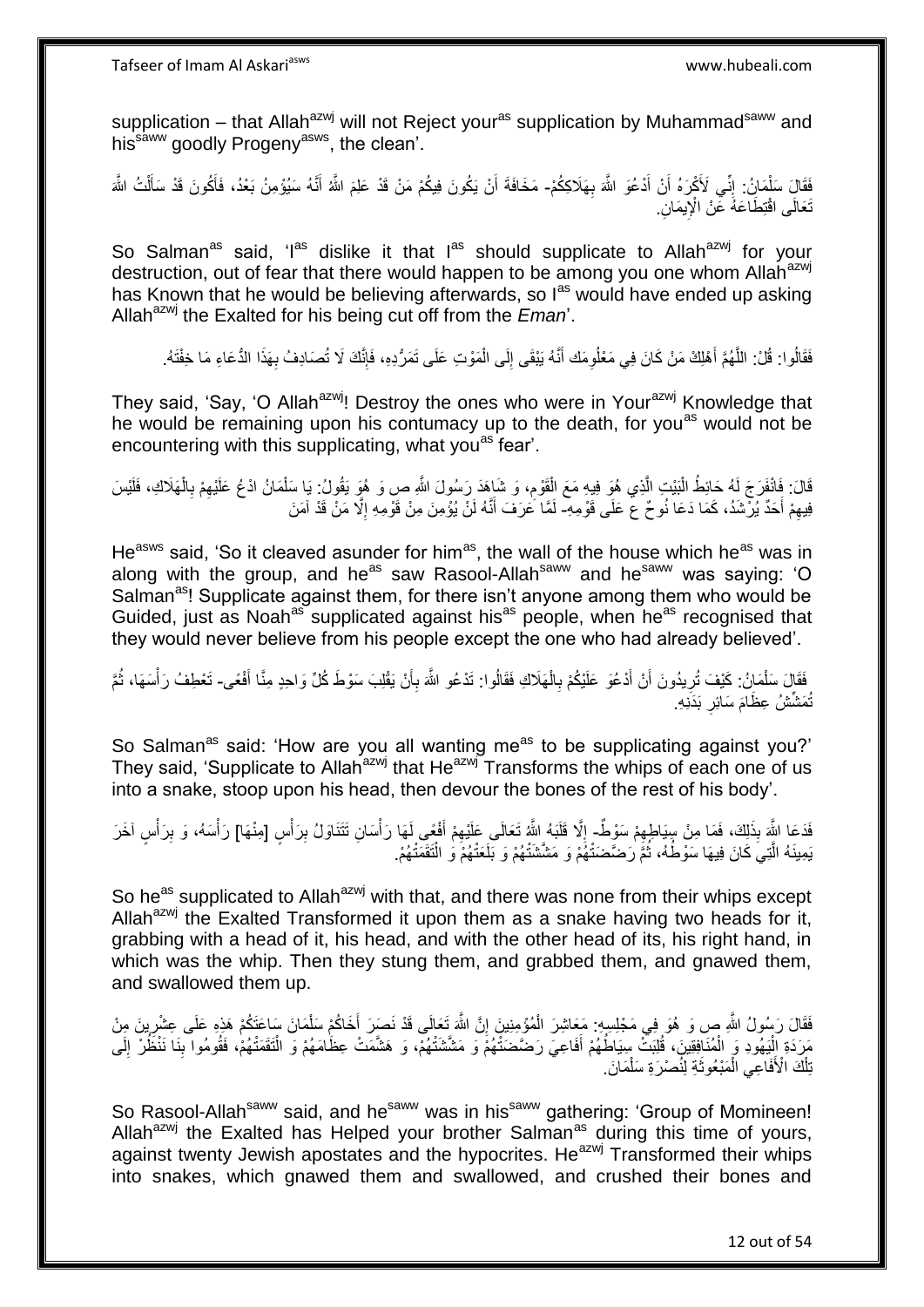supplication – that Allah[azwj] will not Reject your[as] supplication by Muhammad[saww] and his[saww] goodly Progeny[asws], the clean'.

فَقَالَ سَلْمَانُ: إِنِّي لَأَكْرَهُ أَنْ أَدْعُوَ اللَّهَ بِهَلَاكِكُمْ- مَخَافَةَ أَنْ يَكُونَ فِيكُمْ مَنْ قَدْ عَلِمَ اللَّهُ أَنَّهُ سَيُؤْمِنُ بَعْدُ، فَأَكُونَ قَدْ سَأَلْتُ اللَّهَ تَعَالَى اقْتِطَاعَهُ عَنِ الْإِيمَانِ.

So Salman[as] said, 'I[as] dislike it that I[as] should supplicate to Allah[azwj] for your destruction, out of fear that there would happen to be among you one whom Allah[azwj] has Known that he would be believing afterwards, so I[as] would have ended up asking Allah[azwj] the Exalted for his being cut off from the *Eman*'.

فَقَالُوا: قُلْ: اللَّهُمَّ أَهْلِكْ مَنْ كَانَ فِي مَعْلُومِكَ أَنَّهُ يَبْقَى إِلَى الْمَوْتِ عَلَى تَمَرُّدِهِ، فَإِنَّكَ لَا تُصَادِفُ بِهَذَا الدُّعَاءِ مَا خِفْتَهُ.

They said, 'Say, 'O Allah[azwj]! Destroy the ones who were in Your[azwj] Knowledge that he would be remaining upon his contumacy up to the death, for you[as] would not be encountering with this supplicating, what you[as] fear'.

قَالَ: فَانْفَرَجَ لَهُ حَائِطُ الْبَيْتِ الَّذِي هُوَ فِيهِ مَعَ الْقَوْمِ، وَ شَاهَدَ رَسُولَ اللَّهِ ص وَ هُوَ يَقُولُ: يَا سَلْمَانُ ادْعُ عَلَيْهِمْ بِالْهَلَاكِ، فَلَيْسَ فِيهِمْ أَحَدٌ يُرْشَدُ، كَمَا دَعَا نُوحٌ ع عَلَى قَوْمِهِ- لَمَّا عَرَفَ أَنَّهُ لَنْ يُؤْمِنَ مِنْ قَوْمِهِ إِلَّا مَنْ قَدْ آمَنَ

He[asws] said, 'So it cleaved asunder for him[as], the wall of the house which he[as] was in along with the group, and he[as] saw Rasool-Allah[saww] and he[saww] was saying: 'O Salman[as]! Supplicate against them, for there isn't anyone among them who would be Guided, just as Noah[as] supplicated against his[as] people, when he[as] recognised that they would never believe from his people except the one who had already believed'.

فَقَالَ سَلْمَانُ: كَيْفَ تُرِيدُونَ أَنْ أَدْعُوَ عَلَيْكُمْ بِالْهَلَاكِ فَقَالُوا: تَدْعُو اللَّهَ بِأَنْ يَقْلِبَ سَوْطَ كُلِّ وَاحِدٍ مِنَّا أَفْعًى- تَعْطِفُ رَأْسَهَا، ثُمَّ تُمَشِّشُ عِظَامَ سَائِرِ بَدَنِهِ.

So Salman[as] said: 'How are you all wanting me[as] to be supplicating against you?' They said, 'Supplicate to Allah[azwj] that He[azwj] Transforms the whips of each one of us into a snake, stoop upon his head, then devour the bones of the rest of his body'.

فَدَعَا اللَّهَ بِذَلِكَ، فَمَا مِنْ سِيَاطِهِمْ سَوْطٌ- إِلَّا قَلَبَهُ اللَّهُ تَعَالَى عَلَيْهِمْ أَفْعًى لَهَا رَأْسَانِ تَتَنَاوَلُ بِرَأْسٍ [مِنْهَا] رَأْسَهُ، وَ بِرَأْسٍ آخَرَ يَمِينَهُ الَّتِي كَانَ فِيهَا سَوْطُهُ، ثُمَّ رَضَّضَتْهُمْ وَ مَشَّشَتْهُمْ وَ بَلَعَتْهُمْ وَ الْتَقَمَتْهُمْ.

So he[as] supplicated to Allah[azwj] with that, and there was none from their whips except Allah[azwj] the Exalted Transformed it upon them as a snake having two heads for it, grabbing with a head of it, his head, and with the other head of its, his right hand, in which was the whip. Then they stung them, and grabbed them, and gnawed them, and swallowed them up.

فَقَالَ رَسُولُ اللَّهِ ص وَ هُوَ فِي مَجْلِسِهِ: مَعَاشِرَ الْمُؤْمِنِينَ إِنَّ اللَّهَ تَعَالَى قَدْ نَصَرَ أَخَاكُمْ سَلْمَانَ سَاعَتَكُمْ هَذِهِ عَلَى عِشْرِينَ مِنْ مَرَدَةِ الْيَهُودِ وَ الْمُنَافِقِينَ، قُلِبَتْ سِيَاطُهُمْ أَفَاعِيَ رَضَّضَتْهُمْ وَ مَشَّشَتْهُمْ، وَ هَشَمَتْ عِظَامَهُمْ وَ الْتَقَمَتْهُمْ، فَقُومُوا بِنَا نَنْظُرْ إِلَى تِلْكَ الْأَفَاعِي الْمَبْعُوثَةِ لِنُصْرَةِ سَلْمَانَ.

So Rasool-Allah[saww] said, and he[saww] was in his[saww] gathering: 'Group of Momineen! Allah[azwj] the Exalted has Helped your brother Salman[as] during this time of yours, against twenty Jewish apostates and the hypocrites. He[azwj] Transformed their whips into snakes, which gnawed them and swallowed, and crushed their bones and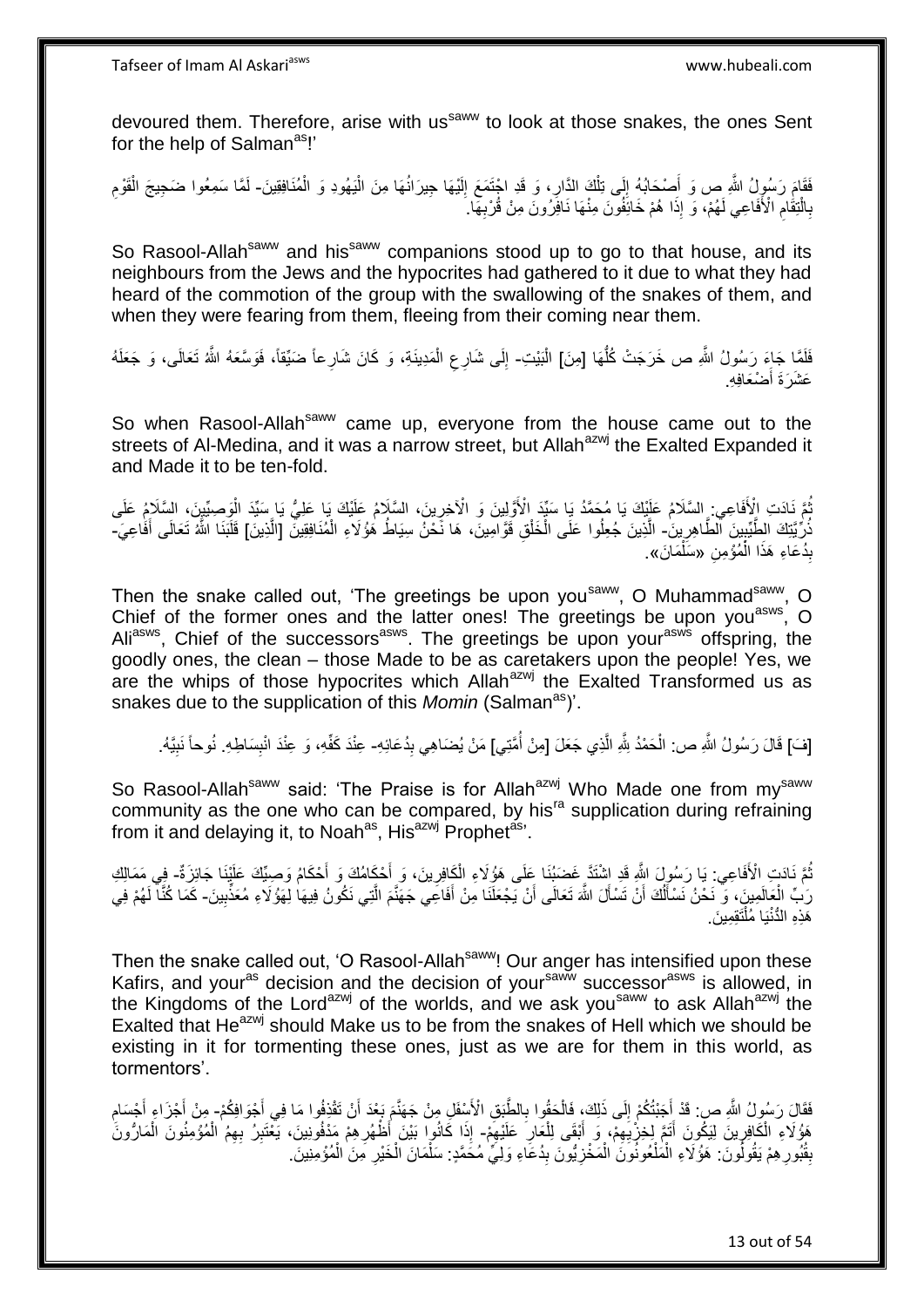devoured them. Therefore, arise with us[saww] to look at those snakes, the ones Sent for the help of Salman[as]!'

فَقَامَ رَسُولُ اللَّهِ ص وَ أَصْحَابُهُ إِلَى تِلْكَ الدَّارِ، وَ قَدِ اجْتَمَعَ إِلَيْهَا جِيرَانُهَا مِنَ الْيَهُودِ وَ الْمُنَافِقِينَ- لَمَّا سَمِعُوا ضَجِيجَ الْقَوْمِ بِالْتِقَامِ الْأَفَاعِي لَهُمْ، وَ إِذَا هُمْ خَائِفُونَ مِنْهَا نَافِرُونَ مِنْ قُرْبِهَا.

So Rasool-Allah[saww] and his[saww] companions stood up to go to that house, and its neighbours from the Jews and the hypocrites had gathered to it due to what they had heard of the commotion of the group with the swallowing of the snakes of them, and when they were fearing from them, fleeing from their coming near them.

فَلَمَّا جَاءَ رَسُولُ اللَّهِ ص خَرَجَتْ كُلُّهَا [مِنَ] الْبَيْتِ- إِلَى شَارِعِ الْمَدِينَةِ، وَ كَانَ شَارِعاً ضَيِّقاً، فَوَسَّعَهُ اللَّهُ تَعَالَى، وَ جَعَلَهُ عَشَرَةَ أَضْعَافِهِ.

So when Rasool-Allah[saww] came up, everyone from the house came out to the streets of Al-Medina, and it was a narrow street, but Allah[azwj] the Exalted Expanded it and Made it to be ten-fold.

ثُمَّ نَادَتِ الْأَفَاعِي: السَّلَامُ عَلَيْكَ يَا مُحَمَّدُ يَا سَيِّدَ الْأَوَّلِينَ وَ الْآخِرِينَ، السَّلَامُ عَلَيْكَ يَا عَلِيُّ يَا سَيِّدَ الْوَصِيِّينَ، السَّلَامُ عَلَى ذُرِّيَّتِكَ الطَّيِّبِينَ الطَّاهِرِينَ- الَّذِينَ جُعِلُوا عَلَى الْخَلْقِ قَوَّامِينَ، هَا نَحْنُ سِيَاطُ هَؤُلَاءِ الْمُنَافِقِينَ [الَّذِينَ] قَلَبَنَا اللَّهُ تَعَالَى أَفَاعِيَ- بِدُعَاءِ هَذَا الْمُؤْمِنِ «سَلْمَانَ».

Then the snake called out, 'The greetings be upon you[saww], O Muhammad[saww], O Chief of the former ones and the latter ones! The greetings be upon you[asws], O Ali[asws], Chief of the successors[asws]. The greetings be upon your[asws] offspring, the goodly ones, the clean – those Made to be as caretakers upon the people! Yes, we are the whips of those hypocrites which Allah[azwj] the Exalted Transformed us as snakes due to the supplication of this *Momin* (Salman[as])'.

[فَ] قَالَ رَسُولُ اللَّهِ ص: الْحَمْدُ لِلَّهِ الَّذِي جَعَلَ [مِنْ أُمَّتِي] مَنْ يُضَاهِي بِدُعَائِهِ- عِنْدَ كَفِّهِ، وَ عِنْدَ انْبِسَاطِهِ- نُوحاً نَبِيَّهُ.

So Rasool-Allah[saww] said: 'The Praise is for Allah[azwj] Who Made one from my[saww] community as the one who can be compared, by his[ra] supplication during refraining from it and delaying it, to Noah[as], His[azwj] Prophet[as]'.

ثُمَّ نَادَتِ الْأَفَاعِي: يَا رَسُولَ اللَّهِ قَدِ اشْتَدَّ غَضَبُنَا عَلَى هَؤُلَاءِ الْكَافِرِينَ، وَ أَحْكَامُكَ وَ أَحْكَامُ وَصِيِّكَ عَلَيْنَا جَائِزَةٌ- فِي مَمَالِكِ رَبِّ الْعَالَمِينَ، وَ نَحْنُ نَسْأَلُكَ أَنْ تَسْأَلَ اللَّهَ تَعَالَى أَنْ يَجْعَلَنَا مِنْ أَفَاعِي جَهَنَّمَ الَّتِي نَكُونُ فِيهَا لِهَؤُلَاءِ مُعَذِّبِينَ- كَمَا كُنَّا لَهُمْ فِي هَذِهِ الدُّنْيَا مُلْتَقِمِينَ.

Then the snake called out, 'O Rasool-Allah[saww]! Our anger has intensified upon these Kafirs, and your[as] decision and the decision of your[saww] successor[asws] is allowed, in the Kingdoms of the Lord[azwj] of the worlds, and we ask you[saww] to ask Allah[azwj] the Exalted that He[azwj] should Make us to be from the snakes of Hell which we should be existing in it for tormenting these ones, just as we are for them in this world, as tormentors'.

فَقَالَ رَسُولُ اللَّهِ ص: قَدْ أَجَبْتُكُمْ إِلَى ذَلِكَ، فَالْحَقُوا بِالطَّبَقِ الْأَسْفَلِ مِنْ جَهَنَّمَ بَعْدَ أَنْ تَقْذِفُوا مَا فِي أَجْوَافِكُمْ- مِنْ أَجْزَاءِ أَجْسَامِ هَؤُلَاءِ الْكَافِرِينَ لِيَكُونَ أَتَمَّ لِخِزْيِهِمْ، وَ أَبْقَى لِلْعَارِ عَلَيْهِمْ- إِذَا كَانُوا بَيْنَ أَظْهُرِهِمْ مَدْفُونِينَ، يَعْتَبِرُ بِهِمُ الْمُؤْمِنُونَ الْمَارُّونَ بِقُبُورِهِمْ يَقُولُونَ: هَؤُلَاءِ الْمَلْعُونُونَ الْمَخْزِيُّونَ بِدُعَاءِ وَلِيِّ مُحَمَّدٍ: سَلْمَانَ الْخَيْرِ مِنَ الْمُؤْمِنِينَ.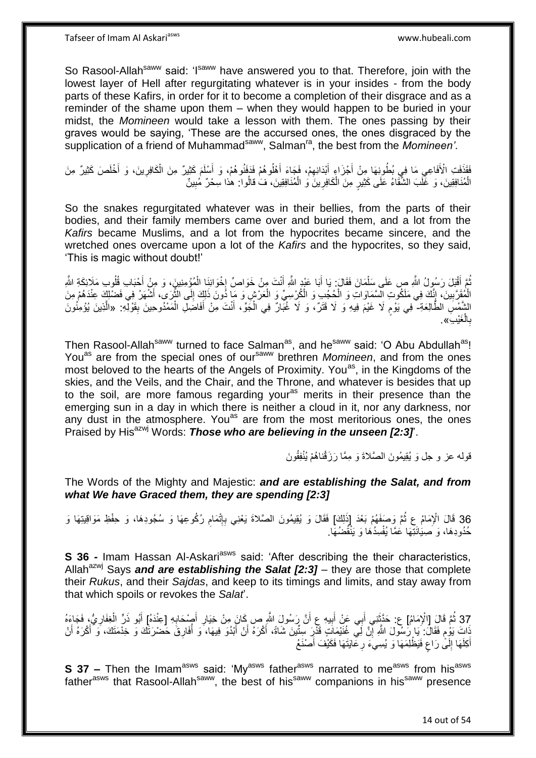So Rasool-Allah[saww] said: 'I[saww] have answered you to that. Therefore, join with the lowest layer of Hell after regurgitating whatever is in your insides - from the body parts of these Kafirs, in order for it to become a completion of their disgrace and as a reminder of the shame upon them – when they would happen to be buried in your midst, the *Momineen* would take a lesson with them. The ones passing by their graves would be saying, 'These are the accursed ones, the ones disgraced by the supplication of a friend of Muhammad[saww], Salman[ra], the best from the *Momineen'*.

فَقَذَفَتِ الْأَفَاعِي مَا فِي بُطُونِهَا مِنْ أَجْزَاءِ أَبْدَانِهِمْ، فَجَاءَ أَهْلُوهُمْ فَدَفَنُوهُمْ، وَ أَسْلَمَ كَثِيرٌ مِنَ الْكَافِرِينَ، وَ أَخْلَصَ كَثِيرٌ مِنَ الْمُنَافِقِينَ، وَ غَلَبَ الشَّقَاءُ عَلَى كَثِيرٍ مِنَ الْكَافِرِينَ وَ الْمُنَافِقِينَ، فَ قَالُوا: هذا سِحْرٌ مُبِينٌ

So the snakes regurgitated whatever was in their bellies, from the parts of their bodies, and their family members came over and buried them, and a lot from the *Kafirs* became Muslims, and a lot from the hypocrites became sincere, and the wretched ones overcame upon a lot of the *Kafirs* and the hypocrites, so they said, 'This is magic without doubt!'

ثُمَّ أَقْبَلَ رَسُولُ اللَّهِ ص عَلَى سَلْمَانَ فَقَالَ: يَا أَبَا عَبْدِ اللَّهِ أَنْتَ مِنْ خَوَاصِّ إِخْوَانِنَا الْمُؤْمِنِينَ، وَ مِنْ أَحْبَابِ قُلُوبِ مَلَائِكَةِ اللَّهِ الْمُقَرَّبِينَ، إِنَّكَ فِي مَلَكُوتِ السَّمَاوَاتِ وَ الْحُجُبِ وَ الْكُرْسِيِّ وَ الْعَرْشِ وَ مَا دُونَ ذَلِكَ إِلَى الثَّرَى، أَشْهَرُ فِي فَضْلِكَ عِنْدَهُمْ مِنَ الشَّمْسِ الطَّالِعَةِ- فِي يَوْمٍ لَا غَيْمَ فِيهِ وَ لَا قَتَرٌ، وَ لَا غُبَارٌ فِي الْجَوِّ، أَنْتَ مِنْ أَفَاضِلِ الْمَمْدُوحِينَ بِقَوْلِهِ: «الَّذِينَ يُؤْمِنُونَ بِالْغَيْبِ».

Then Rasool-Allah[saww] turned to face Salman[as], and he[saww] said: 'O Abu Abdullah[as]! You[as] are from the special ones of our[saww] brethren *Momineen*, and from the ones most beloved to the hearts of the Angels of Proximity. You[as], in the Kingdoms of the skies, and the Veils, and the Chair, and the Throne, and whatever is besides that up to the soil, are more famous regarding your[as] merits in their presence than the emerging sun in a day in which there is neither a cloud in it, nor any darkness, nor any dust in the atmosphere. You[as] are from the most meritorious ones, the ones Praised by His[azwj] Words: ***Those who are believing in the unseen [2:3]***'.

قوله عز و جل وَ يُقِيمُونَ الصَّلاةَ وَ مِمَّا رَزَقْناهُمْ يُنْفِقُونَ

The Words of the Mighty and Majestic: ***and are establishing the Salat, and from what We have Graced them, they are spending [2:3]***

36 قَالَ الْإِمَامُ ع ثُمَّ وَصَفَهُمْ بَعْدَ [ذَلِكَ] فَقَالَ وَ يُقِيمُونَ الصَّلاةَ يَعْنِي بِإِتْمَامِ رُكُوعِهَا وَ سُجُودِهَا، وَ حِفْظِ مَوَاقِيتِهَا وَ حُدُودِهَا، وَ صِيَانَتِهَا عَمَّا يُفْسِدُهَا وَ يَنْقُضُهَا.

**S 36 -** Imam Hassan Al-Askari[asws] said: 'After describing the their characteristics, Allah[azwj] Says ***and are establishing the Salat [2:3]*** – they are those that complete their *Rukus*, and their *Sajdas*, and keep to its timings and limits, and stay away from that which spoils or revokes the *Salat*'.

37 ثُمَّ قَالَ [الْإِمَامُ] ع: حَدَّثَنِي أَبِي عَنْ أَبِيهِ ع أَنَّ رَسُولَ اللَّهِ ص كَانَ مِنْ خِيَارِ أَصْحَابِهِ [عِنْدَهُ] أَبُو ذَرٍّ الْغِفَارِيُّ، فَجَاءَهُ ذَاتَ يَوْمٍ فَقَالَ: يَا رَسُولَ اللَّهِ إِنَّ لِي غُنَيْمَاتٍ قَدْرَ سِتِّينَ شَاةً، أَكْرَهُ أَنْ أَبْدُوَ فِيهَا، وَ أُفَارِقَ حَضْرَتَكَ وَ خِدْمَتَكَ، وَ أَكْرَهُ أَنْ أَكِلَهَا إِلَى رَاعٍ فَيَظْلِمَهَا وَ يُسِيءَ رِعَايَتَهَا فَكَيْفَ أَصْنَعُ

**S 37 –** Then the Imam[asws] said: 'My[asws] father[asws] narrated to me[asws] from his[asws] father[asws] that Rasool-Allah[saww], the best of his[saww] companions in his[saww] presence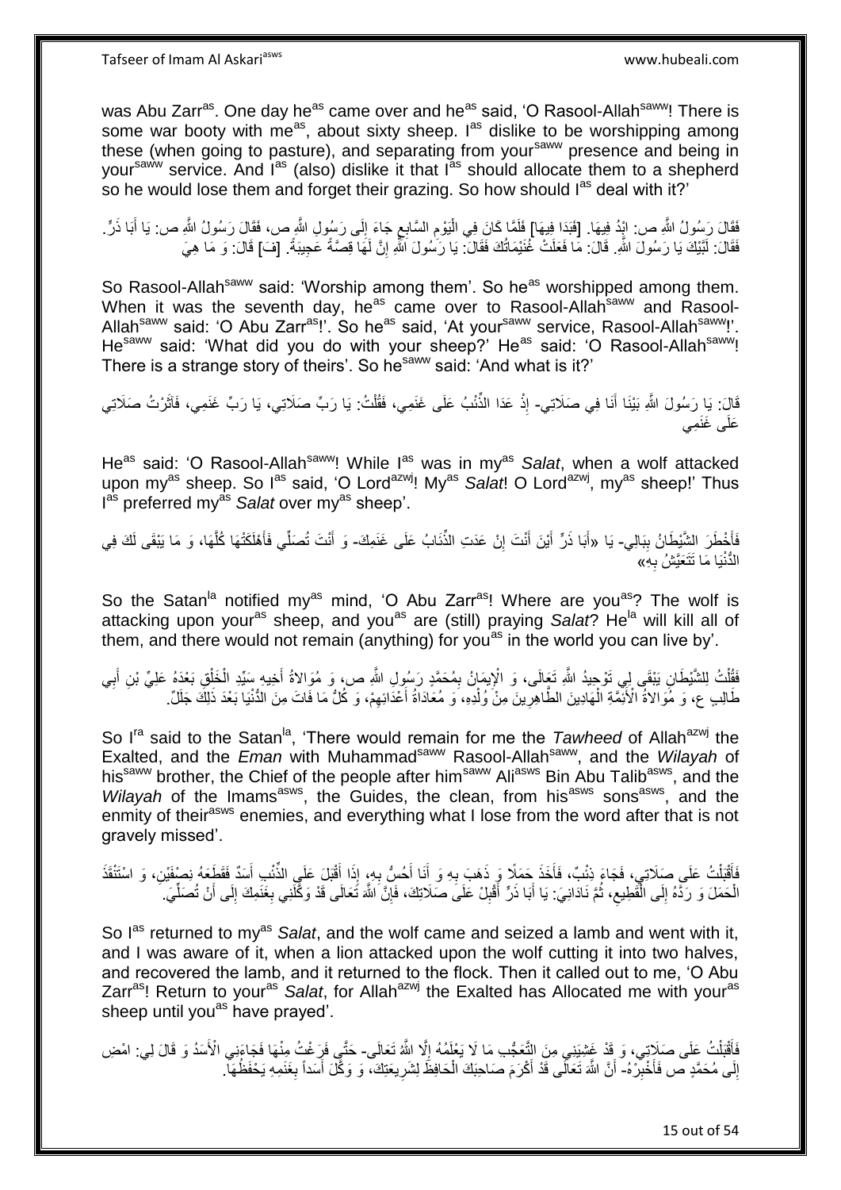was Abu Zarr[as]. One day he[as] came over and he[as] said, 'O Rasool-Allah[saww]! There is some war booty with me[as], about sixty sheep. I[as] dislike to be worshipping among these (when going to pasture), and separating from your[saww] presence and being in your[saww] service. And I[as] (also) dislike it that I[as] should allocate them to a shepherd so he would lose them and forget their grazing. So how should I[as] deal with it?'

فَقَالَ رَسُولُ اللَّهِ ص: ابْدُ فِيهَا. [فَبَدَا فِيهَا] فَلَمَّا كَانَ فِي الْيَوْمِ السَّابِعِ جَاءَ إِلَى رَسُولِ اللَّهِ ص، فَقَالَ رَسُولُ اللَّهِ ص: يَا أَبَا ذَرٍّ. فَقَالَ: لَبَّيْكَ يَا رَسُولَ اللَّهِ. قَالَ: مَا فَعَلَتْ غُنَيْمَاتُكَ فَقَالَ: يَا رَسُولَ اللَّهِ إِنَّ لَهَا قِصَّةً عَجِيبَةً. [فَ] قَالَ: وَ مَا هِيَ

So Rasool-Allah[saww] said: 'Worship among them'. So he[as] worshipped among them. When it was the seventh day, he[as] came over to Rasool-Allah[saww] and Rasool-Allah[saww] said: 'O Abu Zarr[as]!'. So he[as] said, 'At your[saww] service, Rasool-Allah[saww]!'. He[saww] said: 'What did you do with your sheep?' He[as] said: 'O Rasool-Allah[saww]! There is a strange story of theirs'. So he[saww] said: 'And what is it?'

قَالَ: يَا رَسُولَ اللَّهِ بَيْنَا أَنَا فِي صَلَاتِي- إِذْ عَدَا الذِّئْبُ عَلَى غَنَمِي، فَقُلْتُ: يَا رَبِّ صَلَاتِي، يَا رَبِّ غَنَمِي، فَآثَرْتُ صَلَاتِي عَلَى غَنَمِي

He[as] said: 'O Rasool-Allah[saww]! While I[as] was in my[as] *Salat*, when a wolf attacked upon my[as] sheep. So I[as] said, 'O Lord[azwj]! My[as] *Salat*! O Lord[azwj], my[as] sheep!' Thus I[as] preferred my[as] *Salat* over my[as] sheep'.

فَأَخْطَرَ الشَّيْطَانُ بِبَالِي- يَا «أَبَا ذَرٍّ أَيْنَ أَنْتَ إِنْ عَدَتِ الذِّئَابُ عَلَى غَنَمِكَ- وَ أَنْتَ تُصَلِّي فَأَهْلَكَتْهَا كُلَّهَا، وَ مَا يَبْقَى لَكَ فِي الدُّنْيَا مَا تَتَعَيَّشُ بِهِ»

So the Satan[la] notified my[as] mind, 'O Abu Zarr[as]! Where are you[as]? The wolf is attacking upon your[as] sheep, and you[as] are (still) praying *Salat*? He[la] will kill all of them, and there would not remain (anything) for you[as] in the world you can live by'.

فَقُلْتُ لِلشَّيْطَانِ يَبْقَى لِي تَوْحِيدُ اللَّهِ تَعَالَى، وَ الْإِيمَانُ بِمُحَمَّدٍ رَسُولِ اللَّهِ ص، وَ مُوَالاةُ أَخِيهِ سَيِّدِ الْخَلْقِ بَعْدَهُ عَلِيِّ بْنِ أَبِي طَالِبٍ ع، وَ مُوَالاةُ الْأَئِمَّةِ الْهَادِينَ الطَّاهِرِينَ مِنْ وُلْدِهِ، وَ مُعَادَاةُ أَعْدَائِهِمْ، وَ كُلُّ مَا فَاتَ مِنَ الدُّنْيَا بَعْدَ ذَلِكَ جَلَلٌ.

So I[ra] said to the Satan[la], 'There would remain for me the *Tawheed* of Allah[azwj] the Exalted, and the *Eman* with Muhammad[saww] Rasool-Allah[saww], and the *Wilayah* of his[saww] brother, the Chief of the people after him[saww] Ali[asws] Bin Abu Talib[asws], and the *Wilayah* of the Imams[asws], the Guides, the clean, from his[asws] sons[asws], and the enmity of their[asws] enemies, and everything what I lose from the word after that is not gravely missed'.

فَأَقْبَلْتُ عَلَى صَلَاتِي، فَجَاءَ ذِئْبٌ، فَأَخَذَ حَمَلًا وَ ذَهَبَ بِهِ وَ أَنَا أُحِسُّ بِهِ، إِذَا أَقْبَلَ عَلَى الذِّئْبِ أَسَدٌ فَقَطَعَهُ نِصْفَيْنِ، وَ اسْتَنْقَذَ الْحَمَلَ وَ رَدَّهُ إِلَى الْقَطِيعِ، ثُمَّ نَادَانِي: يَا أَبَا ذَرٍّ أَقْبِلْ عَلَى صَلَاتِكَ، فَإِنَّ اللَّهَ تَعَالَى قَدْ وَكَّلَنِي بِغَنَمِكَ إِلَى أَنْ تُصَلِّيَ.

So I[as] returned to my[as] *Salat*, and the wolf came and seized a lamb and went with it, and I was aware of it, when a lion attacked upon the wolf cutting it into two halves, and recovered the lamb, and it returned to the flock. Then it called out to me, 'O Abu Zarr[as]! Return to your[as] *Salat*, for Allah[azwj] the Exalted has Allocated me with your[as] sheep until you[as] have prayed'.

فَأَقْبَلْتُ عَلَى صَلَاتِي، وَ قَدْ غَشِيَنِي مِنَ التَّعَجُّبِ مَا لَا يَعْلَمُهُ إِلَّا اللَّهُ تَعَالَى- حَتَّى فَرَغْتُ مِنْهَا فَجَاءَنِي الْأَسَدُ وَ قَالَ لِي: امْضِ إِلَى مُحَمَّدٍ ص فَأَخْبِرْهُ- أَنَّ اللَّهَ تَعَالَى قَدْ أَكْرَمَ صَاحِبَكَ الْحَافِظَ لِشَرِيعَتِكَ، وَ وَكَّلَ أَسَداً بِغَنَمِهِ يَحْفَظُهَا.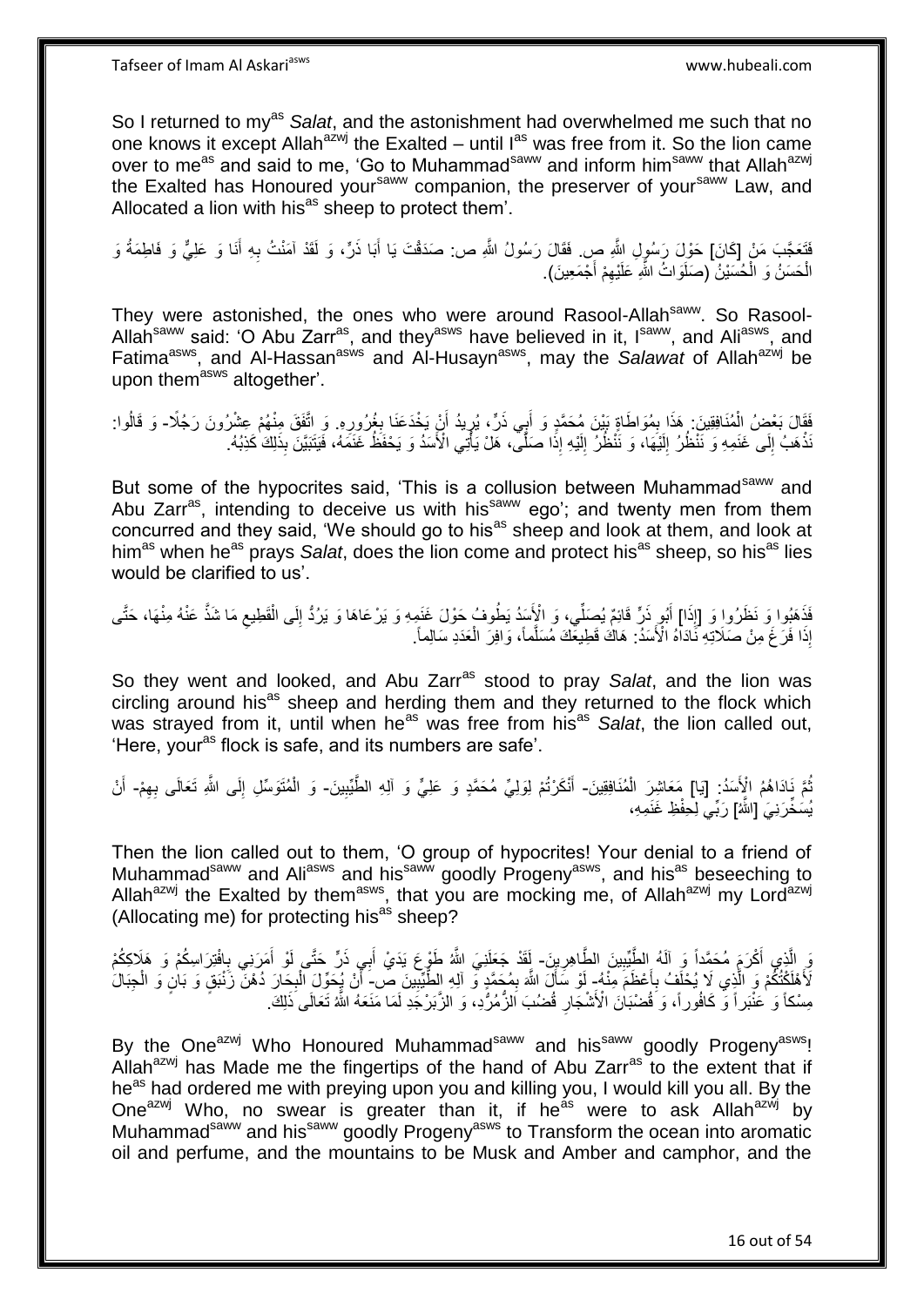So I returned to my[as] *Salat*, and the astonishment had overwhelmed me such that no one knows it except Allah[azwj] the Exalted – until I[as] was free from it. So the lion came over to me[as] and said to me, 'Go to Muhammad[saww] and inform him[saww] that Allah[azwj] the Exalted has Honoured your[saww] companion, the preserver of your[saww] Law, and Allocated a lion with his[as] sheep to protect them'.

فَتَعَجَّبَ مَنْ [كَانَ] حَوْلَ رَسُولِ اللَّهِ ص. فَقَالَ رَسُولُ اللَّهِ ص: صَدَقْتَ يَا أَبَا ذَرٍّ، وَ لَقَدْ آمَنْتُ بِهِ أَنَا وَ عَلِيٌّ وَ فَاطِمَةُ وَ الْحَسَنُ وَ الْحُسَيْنُ (صَلَوَاتُ اللَّهِ عَلَيْهِمْ أَجْمَعِينَ).

They were astonished, the ones who were around Rasool-Allah[saww]. So Rasool-Allah[saww] said: 'O Abu Zarr[as], and they[asws] have believed in it, I[saww], and Ali[asws], and Fatima[asws], and Al-Hassan[asws] and Al-Husayn[asws], may the *Salawat* of Allah[azwj] be upon them[asws] altogether'.

فَقَالَ بَعْضُ الْمُنَافِقِينَ: هَذَا بِمُوَاطَاةٍ بَيْنَ مُحَمَّدٍ وَ أَبِي ذَرٍّ، يُرِيدُ أَنْ يَخْدَعَنَا بِغُرُورِهِ. وَ اتَّفَقَ مِنْهُمْ عِشْرُونَ رَجُلًا- وَ قَالُوا: نَذْهَبُ إِلَى غَنَمِهِ وَ نَنْظُرُ إِلَيْهَا، وَ نَنْظُرُ إِلَيْهِ إِذَا صَلَّى، هَلْ يَأْتِي الْأَسَدُ وَ يَحْفَظُ غَنَمَهُ، فَيَتَبَيَّنَ بِذَلِكَ كَذِبُهُ.

But some of the hypocrites said, 'This is a collusion between Muhammad[saww] and Abu Zarr[as], intending to deceive us with his[saww] ego'; and twenty men from them concurred and they said, 'We should go to his[as] sheep and look at them, and look at him[as] when he[as] prays *Salat*, does the lion come and protect his[as] sheep, so his[as] lies would be clarified to us'.

فَذَهَبُوا وَ نَظَرُوا وَ [إِذَا] أَبُو ذَرٍّ قَائِمٌ يُصَلِّي، وَ الْأَسَدُ يَطُوفُ حَوْلَ غَنَمِهِ وَ يَرْعَاهَا وَ يَرُدُّ إِلَى الْقَطِيعِ مَا شَذَّ عَنْهُ مِنْهَا، حَتَّى إِذَا فَرَغَ مِنْ صَلَاتِهِ نَادَاهُ الْأَسَدُ: هَاكَ قَطِيعَكَ مُسَلَّماً، وَافِرَ الْعَدَدِ سَالِماً.

So they went and looked, and Abu Zarr[as] stood to pray *Salat*, and the lion was circling around his[as] sheep and herding them and they returned to the flock which was strayed from it, until when he[as] was free from his[as] *Salat*, the lion called out, 'Here, your[as] flock is safe, and its numbers are safe'.

ثُمَّ نَادَاهُمُ الْأَسَدُ: [يَا] مَعَاشِرَ الْمُنَافِقِينَ- أَنْكَرْتُمْ لِوَلِيِّ مُحَمَّدٍ وَ عَلِيٍّ وَ آلِهِ الطَّيِّبِينَ- وَ الْمُتَوَسِّلِ إِلَى اللَّهِ تَعَالَى بِهِمْ- أَنْ يُسَخِّرَنِيَ [اللَّهُ] رَبِّي لِحِفْظِ غَنَمِهِ،

Then the lion called out to them, 'O group of hypocrites! Your denial to a friend of Muhammad[saww] and Ali[asws] and his[saww] goodly Progeny[asws], and his[as] beseeching to Allah[azwj] the Exalted by them[asws], that you are mocking me, of Allah[azwj] my Lord[azwj] (Allocating me) for protecting his[as] sheep?

وَ الَّذِي أَكْرَمَ مُحَمَّداً وَ آلَهُ الطَّيِّبِينَ الطَّاهِرِينَ- لَقَدْ جَعَلَنِيَ اللَّهُ طَوْعَ يَدَيْ أَبِي ذَرٍّ حَتَّى لَوْ أَمَرَنِي بِافْتِرَاسِكُمْ وَ هَلَاكِكُمْ لَأَهْلَكْتُكُمْ وَ الَّذِي لَا يُحْلَفُ بِأَعْظَمَ مِنْهُ- لَوْ سَأَلَ اللَّهَ بِمُحَمَّدٍ وَ آلِهِ الطَّيِّبِينَ ص- أَنْ يُحَوِّلَ الْبِحَارَ دُهْنَ زَنْبَقٍ وَ بَانٍ وَ الْجِبَالَ مِسْكاً وَ عَنْبَراً وَ كَافُوراً، وَ قُضْبَانَ الْأَشْجَارِ قُضُبَ الزُّمُرُّدِ، وَ الزَّبَرْجَدِ لَمَا مَنَعَهُ اللَّهُ تَعَالَى ذَلِكَ.

By the One[azwj] Who Honoured Muhammad[saww] and his[saww] goodly Progeny[asws]! Allah[azwj] has Made me the fingertips of the hand of Abu Zarr[as] to the extent that if he[as] had ordered me with preying upon you and killing you, I would kill you all. By the One[azwj] Who, no swear is greater than it, if he[as] were to ask Allah[azwj] by Muhammad[saww] and his[saww] goodly Progeny[asws] to Transform the ocean into aromatic oil and perfume, and the mountains to be Musk and Amber and camphor, and the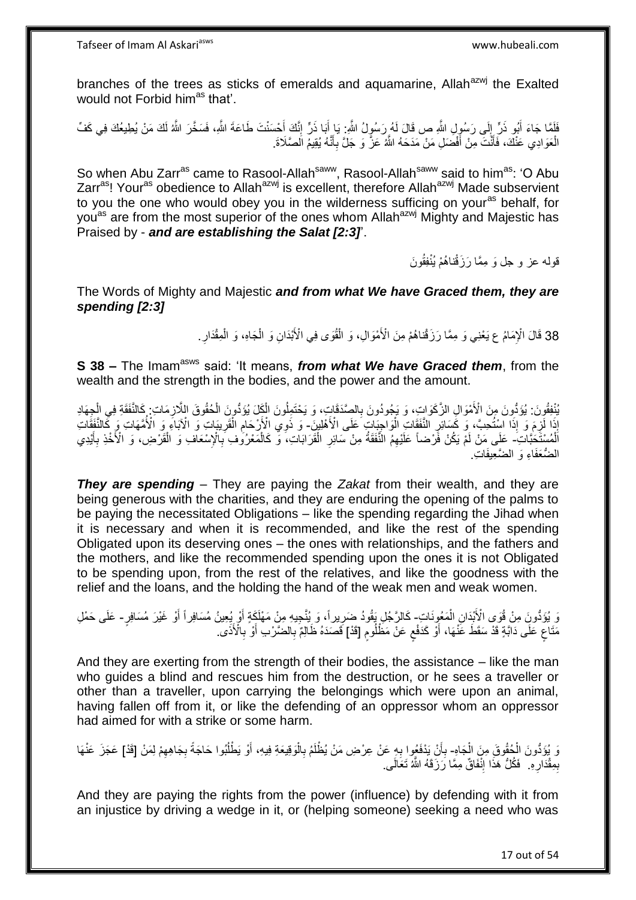branches of the trees as sticks of emeralds and aquamarine, Allah[azwj] the Exalted would not Forbid him[as] that'.

فَلَمَّا جَاءَ أَبُو ذَرٍّ إِلَى رَسُولِ اللَّهِ ص قَالَ لَهُ رَسُولُ اللَّهِ: يَا أَبَا ذَرٍّ إِنَّكَ أَحْسَنْتَ طَاعَةَ اللَّهِ، فَسَخَّرَ اللَّهُ لَكَ مَنْ يُطِيعُكَ فِي كَفِّ الْعَوَادِي عَنْكَ، فَأَنْتَ مِنْ أَفْضَلِ مَنْ مَدَحَهُ اللَّهُ عَزَّ وَ جَلَّ بِأَنَّهُ يُقِيمُ الصَّلَاةَ.

So when Abu Zarr[as] came to Rasool-Allah[saww], Rasool-Allah[saww] said to him[as]: 'O Abu Zarr[as]! Your[as] obedience to Allah[azwj] is excellent, therefore Allah[azwj] Made subservient to you the one who would obey you in the wilderness sufficing on your[as] behalf, for you[as] are from the most superior of the ones whom Allah[azwj] Mighty and Majestic has Praised by - ***and are establishing the Salat [2:3]***'.

قوله عز و جل وَ مِمَّا رَزَقْناهُمْ يُنْفِقُونَ

The Words of Mighty and Majestic ***and from what We have Graced them, they are spending [2:3]***

38 قَالَ الْإِمَامُ ع يَعْنِي وَ مِمَّا رَزَقْنَاهُمْ مِنَ الْأَمْوَالِ، وَ الْقُوَى فِي الْأَبْدَانِ وَ الْجَاهِ، وَ الْمِقْدَارِ.

**S 38 –** The Imam[asws] said: 'It means, ***from what We have Graced them***, from the wealth and the strength in the bodies, and the power and the amount.

يُنْفِقُونَ: يُؤَدُّونَ مِنَ الْأَمْوَالِ الزَّكَوَاتِ، وَ يَجُودُونَ بِالصَّدَقَاتِ، وَ يَحْتَمِلُونَ الْكَلَّ يُؤَدُّونَ الْحُقُوقَ اللَّازِمَاتِ: كَالنَّفَقَةِ فِي الْجِهَادِ إِذَا لَزِمَ وَ إِذَا اسْتُحِبَّ، وَ كَسَائِرِ النَّفَقَاتِ الْوَاجِبَاتِ عَلَى الْأَهْلِينَ- وَ ذَوِي الْأَرْحَامِ الْقَرِيبَاتِ وَ الْآبَاءِ وَ الْأُمَّهَاتِ وَ كَالنَّفَقَاتِ الْمُسْتَحَبَّاتِ- عَلَى مَنْ لَمْ يَكُنْ فَرْضاً عَلَيْهِمُ النَّفَقَةُ مِنْ سَائِرِ الْقَرَابَاتِ، وَ كَالْمَعْرُوفِ بِالْإِسْعَافِ وَ الْقَرْضِ، وَ الْأَخْذِ بِأَيْدِي الضُّعَفَاءِ وَ الضَّعِيفَاتِ.

***They are spending*** – They are paying the *Zakat* from their wealth, and they are being generous with the charities, and they are enduring the opening of the palms to be paying the necessitated Obligations – like the spending regarding the Jihad when it is necessary and when it is recommended, and like the rest of the spending Obligated upon its deserving ones – the ones with relationships, and the fathers and the mothers, and like the recommended spending upon the ones it is not Obligated to be spending upon, from the rest of the relatives, and like the goodness with the relief and the loans, and the holding the hand of the weak men and weak women.

وَ يُؤَدُّونَ مِنْ قُوَى الْأَبْدَانِ الْمَعُونَاتِ- كَالرَّجُلِ يَقُودُ ضَرِيراً، وَ يُنَجِّيهِ مِنْ مَهْلَكَةٍ أَوْ يُعِينُ مُسَافِراً أَوْ غَيْرَ مُسَافِرٍ- عَلَى حَمْلِ مَتَاعٍ عَلَى دَابَّةٍ قَدْ سَقَطَ عَنْهَا، أَوْ كَدَفْعٍ عَنْ مَظْلُومٍ [قَدْ] قَصَدَهُ ظَالِمٌ بِالضَّرْبِ أَوْ بِالْأَذَى.

And they are exerting from the strength of their bodies, the assistance – like the man who guides a blind and rescues him from the destruction, or he sees a traveller or other than a traveller, upon carrying the belongings which were upon an animal, having fallen off from it, or like the defending of an oppressor whom an oppressor had aimed for with a strike or some harm.

وَ يُؤَدُّونَ الْحُقُوقَ مِنَ الْجَاهِ- بِأَنْ يَدْفَعُوا بِهِ عَنْ عِرْضِ مَنْ يُظْلَمُ بِالْوَقِيعَةِ فِيهِ، أَوْ يَطْلُبُوا حَاجَةً بِجَاهِهِمْ لِمَنْ [قَدْ] عَجَزَ عَنْهَا بِمِقْدَارِهِ. فَكُلُّ هَذَا إِنْفَاقٌ مِمَّا رَزَقَهُ اللَّهُ تَعَالَى.

And they are paying the rights from the power (influence) by defending with it from an injustice by driving a wedge in it, or (helping someone) seeking a need who was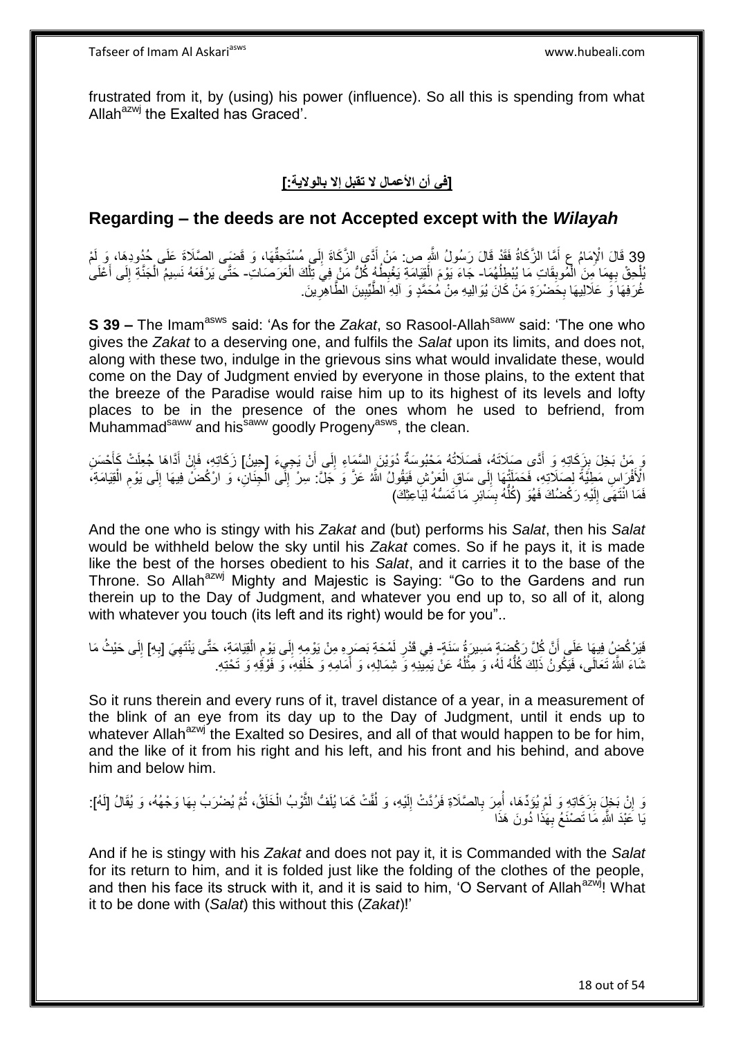frustrated from it, by (using) his power (influence). So all this is spending from what Allah[azwj] the Exalted has Graced'.

## [في أن الأعمال لا تقبل إلا بالولاية:]

## Regarding – the deeds are not Accepted except with the *Wilayah*

39 قَالَ الْإِمَامُ ع أَمَّا الزَّكَاةُ فَقَدْ قَالَ رَسُولُ اللَّهِ ص: مَنْ أَدَّى الزَّكَاةَ إِلَى مُسْتَحِقِّهَا، وَ قَضَى الصَّلَاةَ عَلَى حُدُودِهَا، وَ لَمْ يُلْحِقْ بِهِمَا مِنَ الْمُوبِقَاتِ مَا يُبْطِلُهُمَا- جَاءَ يَوْمَ الْقِيَامَةِ يَغْبِطُهُ كُلُّ مَنْ فِي تِلْكَ الْعَرَصَاتِ- حَتَّى يَرْفَعَهُ نَسِيمُ الْجَنَّةِ إِلَى أَعْلَى غُرَفِهَا وَ عَلَالِيهَا بِحَضْرَةِ مَنْ كَانَ يُوَالِيهِ مِنْ مُحَمَّدٍ وَ آلِهِ الطَّيِّبِينَ الطَّاهِرِينَ.

**S 39 –** The Imam[asws] said: 'As for the *Zakat*, so Rasool-Allah[saww] said: 'The one who gives the *Zakat* to a deserving one, and fulfils the *Salat* upon its limits, and does not, along with these two, indulge in the grievous sins what would invalidate these, would come on the Day of Judgment envied by everyone in those plains, to the extent that the breeze of the Paradise would raise him up to its highest of its levels and lofty places to be in the presence of the ones whom he used to befriend, from Muhammad[saww] and his[saww] goodly Progeny[asws], the clean.

وَ مَنْ بَخِلَ بِزَكَاتِهِ وَ أَدَّى صَلَاتَهُ، فَصَلَاتُهُ مَحْبُوسَةٌ دُوَيْنَ السَّمَاءِ إِلَى أَنْ يَجِيءَ [حِينُ] زَكَاتِهِ، فَإِنْ أَدَّاهَا جُعِلَتْ كَأَحْسَنِ الْأَفْرَاسِ مَطِيَّةً لِصَلَاتِهِ، فَحَمَلَتْهَا إِلَى سَاقِ الْعَرْشِ فَيَقُولُ اللَّهُ عَزَّ وَ جَلَّ: سِرْ إِلَى الْجِنَانِ، وَ ارْكُضْ فِيهَا إِلَى يَوْمِ الْقِيَامَةِ، فَمَا انْتَهَى إِلَيْهِ رَكْضُكَ فَهُوَ (كُلُّهُ بِسَائِرِ مَا تَمَسُّهُ لِبَاعِثِكَ)

And the one who is stingy with his *Zakat* and (but) performs his *Salat*, then his *Salat* would be withheld below the sky until his *Zakat* comes. So if he pays it, it is made like the best of the horses obedient to his *Salat*, and it carries it to the base of the Throne. So Allah[azwj] Mighty and Majestic is Saying: "Go to the Gardens and run therein up to the Day of Judgment, and whatever you end up to, so all of it, along with whatever you touch (its left and its right) would be for you"..

فَيَرْكُضُ فِيهَا عَلَى أَنَّ كُلَّ رَكْضَةٍ مَسِيرَةُ سَنَةٍ- فِي قَدْرِ لَمْحَةِ بَصَرِهِ مِنْ يَوْمِهِ إِلَى يَوْمِ الْقِيَامَةِ، حَتَّى يَنْتَهِيَ [بِهِ] إِلَى حَيْثُ مَا شَاءَ اللَّهُ تَعَالَى، فَيَكُونُ ذَلِكَ كُلُّهُ لَهُ، وَ مِثْلُهُ عَنْ يَمِينِهِ وَ شِمَالِهِ، وَ أَمَامِهِ وَ خَلْفِهِ، وَ فَوْقِهِ وَ تَحْتِهِ.

So it runs therein and every runs of it, travel distance of a year, in a measurement of the blink of an eye from its day up to the Day of Judgment, until it ends up to whatever Allah[azwj] the Exalted so Desires, and all of that would happen to be for him, and the like of it from his right and his left, and his front and his behind, and above him and below him.

وَ إِنْ بَخِلَ بِزَكَاتِهِ وَ لَمْ يُؤَدِّهَا، أُمِرَ بِالصَّلَاةِ فَرُدَّتْ إِلَيْهِ، وَ لُفَّتْ كَمَا يُلَفُّ الثَّوْبُ الْخَلَقُ، ثُمَّ يُضْرَبُ بِهَا وَجْهُهُ، وَ يُقَالُ [لَهُ]: يَا عَبْدَ اللَّهِ مَا تَصْنَعُ بِهَذَا دُونَ هَذَا

And if he is stingy with his *Zakat* and does not pay it, it is Commanded with the *Salat* for its return to him, and it is folded just like the folding of the clothes of the people, and then his face its struck with it, and it is said to him, 'O Servant of Allah[azwj]! What it to be done with (*Salat*) this without this (*Zakat*)!'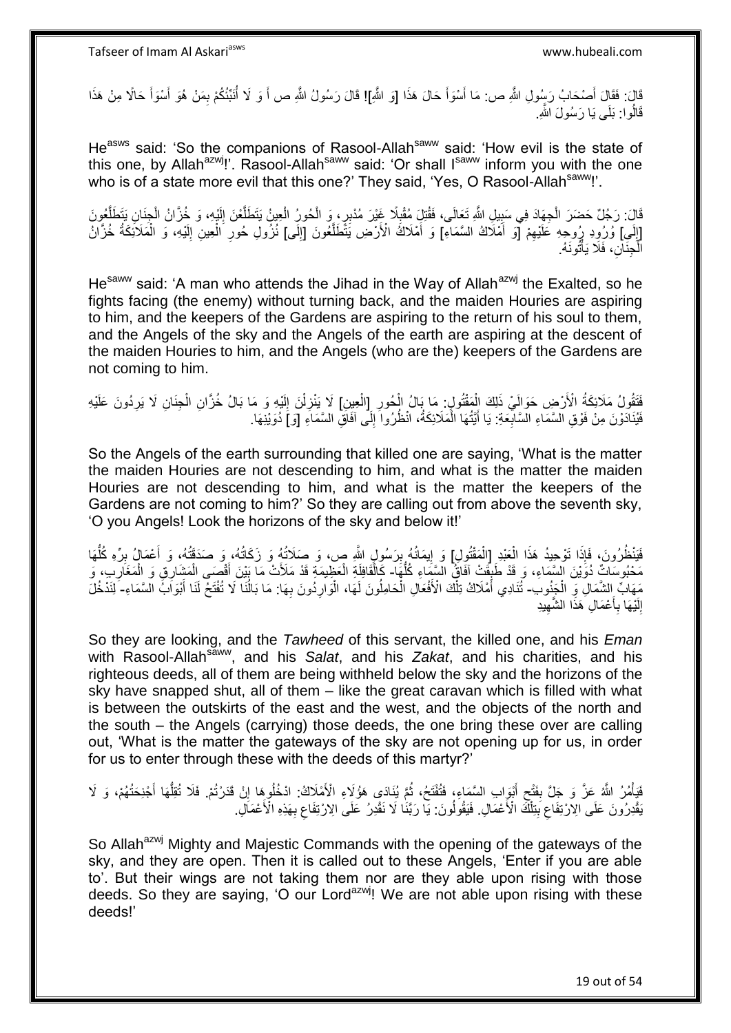قَالَ: فَقَالَ أَصْحَابُ رَسُولِ اللَّهِ ص: مَا أَسْوَأَ حَالَ هَذَا [وَ اللَّهِ]! قَالَ رَسُولُ اللَّهِ ص أَ وَ لَا أُنَبِّئُكُمْ بِمَنْ هُوَ أَسْوَأُ حَالًا مِنْ هَذَا قَالُوا: بَلَى يَا رَسُولَ اللَّهِ.

He[asws] said: 'So the companions of Rasool-Allah[saww] said: 'How evil is the state of this one, by Allah[azwj]!'. Rasool-Allah[saww] said: 'Or shall I[saww] inform you with the one who is of a state more evil that this one?' They said, 'Yes, O Rasool-Allah[saww]!'.

قَالَ: رَجُلٌ حَضَرَ الْجِهَادَ فِي سَبِيلِ اللَّهِ تَعَالَى، فَقُتِلَ مُقْبِلًا غَيْرَ مُدْبِرٍ، وَ الْحُورُ الْعِينُ يَتَطَلَّعْنَ إِلَيْهِ، وَ خُزَّانُ الْجِنَانِ يَتَطَلَّعُونَ [إِلَى] وُرُودِ رُوحِهِ عَلَيْهِمْ [وَ أَمْلَاكُ السَّمَاءِ] وَ أَمْلَاكُ الْأَرْضِ يَتَطَلَّعُونَ [إِلَى] نُزُولِ حُورِ الْعِينِ إِلَيْهِ، وَ الْمَلَائِكَةُ خُزَّانُ الْجِنَانِ، فَلَا يَأْتُونَهُ.

He[saww] said: 'A man who attends the Jihad in the Way of Allah[azwj] the Exalted, so he fights facing (the enemy) without turning back, and the maiden Houries are aspiring to him, and the keepers of the Gardens are aspiring to the return of his soul to them, and the Angels of the sky and the Angels of the earth are aspiring at the descent of the maiden Houries to him, and the Angels (who are the) keepers of the Gardens are not coming to him.

فَتَقُولُ مَلَائِكَةُ الْأَرْضِ حَوَالَيْ ذَلِكَ الْمَقْتُولِ: مَا بَالُ الْحُورِ [الْعِينِ] لَا يَنْزِلْنَ إِلَيْهِ وَ مَا بَالُ خُزَّانِ الْجِنَانِ لَا يَرِدُونَ عَلَيْهِ فَيُنَادَوْنَ مِنْ فَوْقِ السَّمَاءِ السَّابِعَةِ: يَا أَيَّتُهَا الْمَلَائِكَةُ، انْظُرُوا إِلَى آفَاقِ السَّمَاءِ [وَ] دُوَيْنَهَا.

So the Angels of the earth surrounding that killed one are saying, 'What is the matter the maiden Houries are not descending to him, and what is the matter the maiden Houries are not descending to him, and what is the matter the keepers of the Gardens are not coming to him?' So they are calling out from above the seventh sky, 'O you Angels! Look the horizons of the sky and below it!'

فَيَنْظُرُونَ، فَإِذَا تَوْحِيدُ هَذَا الْعَبْدِ [الْمَقْتُولِ] وَ إِيمَانُهُ بِرَسُولِ اللَّهِ ص، وَ صَلَاتُهُ وَ زَكَاتُهُ، وَ صَدَقَتُهُ، وَ أَعْمَالُ بِرِّهِ كُلُّهَا مَحْبُوسَاتٌ دُوَيْنَ السَّمَاءِ، وَ قَدْ طَبَقَتْ آفَاقَ السَّمَاءِ كُلَّهَا- كَالْقَافِلَةِ الْعَظِيمَةِ قَدْ مَلَأَتْ مَا بَيْنَ أَقْصَى الْمَشَارِقِ وَ الْمَغَارِبِ، وَ مَهَابِّ الشَّمَالِ وَ الْجَنُوبِ- تُنَادِي أَمْلَاكُ تِلْكَ الْأَفْعَالِ الْحَامِلُونَ لَهَا، الْوَارِدُونَ بِهَا: مَا بَالُنَا لَا تُفْتَحُ لَنَا أَبْوَابُ السَّمَاءِ- لِنَدْخُلَ إِلَيْهَا بِأَعْمَالِ هَذَا الشَّهِيدِ

So they are looking, and the *Tawheed* of this servant, the killed one, and his *Eman* with Rasool-Allah[saww], and his *Salat*, and his *Zakat*, and his charities, and his righteous deeds, all of them are being withheld below the sky and the horizons of the sky have snapped shut, all of them – like the great caravan which is filled with what is between the outskirts of the east and the west, and the objects of the north and the south – the Angels (carrying) those deeds, the one bring these over are calling out, 'What is the matter the gateways of the sky are not opening up for us, in order for us to enter through these with the deeds of this martyr?'

فَيَأْمُرُ اللَّهُ عَزَّ وَ جَلَّ بِفَتْحِ أَبْوَابِ السَّمَاءِ، فَتُفْتَحُ، ثُمَّ يُنَادَى هَؤُلَاءِ الْأَمْلَاكُ: ادْخُلُوهَا إِنْ قَدَرْتُمْ. فَلَا تُقِلُّهَا أَجْنِحَتُهُمْ، وَ لَا يَقْدِرُونَ عَلَى الِارْتِفَاعِ بِتِلْكَ الْأَعْمَالِ. فَيَقُولُونَ: يَا رَبَّنَا لَا نَقْدِرُ عَلَى الِارْتِفَاعِ بِهَذِهِ الْأَعْمَالِ.

So Allah[azwj] Mighty and Majestic Commands with the opening of the gateways of the sky, and they are open. Then it is called out to these Angels, 'Enter if you are able to'. But their wings are not taking them nor are they able upon rising with those deeds. So they are saying, 'O our Lord[azwj]! We are not able upon rising with these deeds!'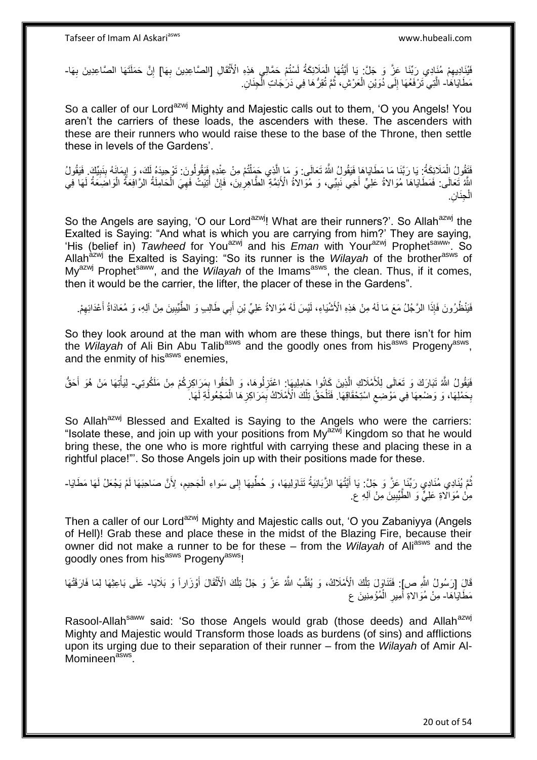فَيُنَادِيهِمْ مُنَادِي رَبِّنَا عَزَّ وَ جَلَّ: يَا أَيُّهَا الْمَلَائِكَةُ لَسْتُمْ حَمَّالِي هَذِهِ الْأَثْقَالِ [الصَّاعِدِينَ بِهَا] إِنَّ حَمَلَتَهَا الصَّاعِدِينَ بِهَا- مَطَايَاهَا- الَّتِي تَرْفَعُهَا إِلَى دُوَيْنِ الْعَرْشِ، ثُمَّ تُقِرُّهَا فِي دَرَجَاتِ الْجِنَانِ.

So a caller of our Lord[azwj] Mighty and Majestic calls out to them, 'O you Angels! You aren't the carriers of these loads, the ascenders with these. The ascenders with these are their runners who would raise these to the base of the Throne, then settle these in levels of the Gardens'.

فَتَقُولُ الْمَلَائِكَةُ: يَا رَبَّنَا مَا مَطَايَاهَا فَيَقُولُ اللَّهُ تَعَالَى: وَ مَا الَّذِي حَمَلْتُمْ مِنْ عِنْدِهِ فَيَقُولُونَ: تَوْحِيدَهُ لَكَ، وَ إِيمَانَهُ بِنَبِيِّكَ. فَيَقُولُ اللَّهُ تَعَالَى: فَمَطَايَاهَا مُوَالاةُ عَلِيٍّ أَخِي نَبِيِّي، وَ مُوَالاةُ الْأَئِمَّةِ الطَّاهِرِينَ، فَإِنْ أُتِيَتْ فَهِيَ الْحَامِلَةُ الرَّافِعَةُ الْوَاضِعَةُ لَهَا فِي الْجِنَانِ.

So the Angels are saying, 'O our Lord[azwj]! What are their runners?'. So Allah[azwj] the Exalted is Saying: "And what is which you are carrying from him?' They are saying, 'His (belief in) *Tawheed* for You[azwj] and his *Eman* with Your[azwj] Prophet[saww]'. So Allah[azwj] the Exalted is Saying: "So its runner is the *Wilayah* of the brother[asws] of My[azwj] Prophet[saww], and the *Wilayah* of the Imams[asws], the clean. Thus, if it comes, then it would be the carrier, the lifter, the placer of these in the Gardens".

فَيَنْظُرُونَ فَإِذَا الرَّجُلُ مَعَ مَا لَهُ مِنْ هَذِهِ الْأَشْيَاءِ، لَيْسَ لَهُ مُوَالاةُ عَلِيِّ بْنِ أَبِي طَالِبٍ وَ الطَّيِّبِينَ مِنْ آلِهِ، وَ مُعَادَاةُ أَعْدَائِهِمْ.

So they look around at the man with whom are these things, but there isn't for him the *Wilayah* of Ali Bin Abu Talib[asws] and the goodly ones from his[asws] Progeny[asws], and the enmity of his[asws] enemies,

فَيَقُولُ اللَّهُ تَبَارَكَ وَ تَعَالَى لِلْأَمْلَاكِ الَّذِينَ كَانُوا حَامِلِيهَا: اعْتَزِلُوهَا، وَ الْحَقُوا بِمَرَاكِزِكُمْ مِنْ مَلَكُوتِي- لِيَأْتِيَهَا مَنْ هُوَ أَحَقُّ بِحَمْلِهَا، وَ وَضْعِهَا فِي مَوْضِعِ اسْتِحْقَاقِهَا. فَتَلْحَقُ تِلْكَ الْأَمْلَاكُ بِمَرَاكِزِهَا الْمَجْعُولَةِ لَهَا.

So Allah[azwj] Blessed and Exalted is Saying to the Angels who were the carriers: "Isolate these, and join up with your positions from My[azwj] Kingdom so that he would bring these, the one who is more rightful with carrying these and placing these in a rightful place!"'. So those Angels join up with their positions made for these.

ثُمَّ يُنَادِي مُنَادِي رَبِّنَا عَزَّ وَ جَلَّ: يَا أَيَّتُهَا الزَّبَانِيَةُ تَنَاوَلِيهَا، وَ حُطِّيهَا إِلَى سَوَاءِ الْجَحِيمِ، لِأَنَّ صَاحِبَهَا لَمْ يَجْعَلْ لَهَا مَطَايَا- مِنْ مُوَالاةِ عَلِيٍّ وَ الطَّيِّبِينَ مِنْ آلِهِ ع.

Then a caller of our Lord[azwj] Mighty and Majestic calls out, 'O you Zabaniyya (Angels of Hell)! Grab these and place these in the midst of the Blazing Fire, because their owner did not make a runner to be for these – from the *Wilayah* of Ali[asws] and the goodly ones from his[asws] Progeny[asws]!

قَالَ [رَسُولُ اللَّهِ ص]: فَتَتَنَاوَلُ تِلْكَ الْأَمْلَاكُ، وَ يُقَلِّبُ اللَّهُ عَزَّ وَ جَلَّ تِلْكَ الْأَثْقَالَ أَوْزَاراً وَ بَلَايَا- عَلَى بَاعِثِهَا لِمَا فَارَقَتْهَا مَطَايَاهَا- مِنْ مُوَالاةِ أَمِيرِ الْمُؤْمِنِينَ ع

Rasool-Allah[saww] said: 'So those Angels would grab (those deeds) and Allah[azwj] Mighty and Majestic would Transform those loads as burdens (of sins) and afflictions upon its urging due to their separation of their runner – from the *Wilayah* of Amir Al-Momineen[asws].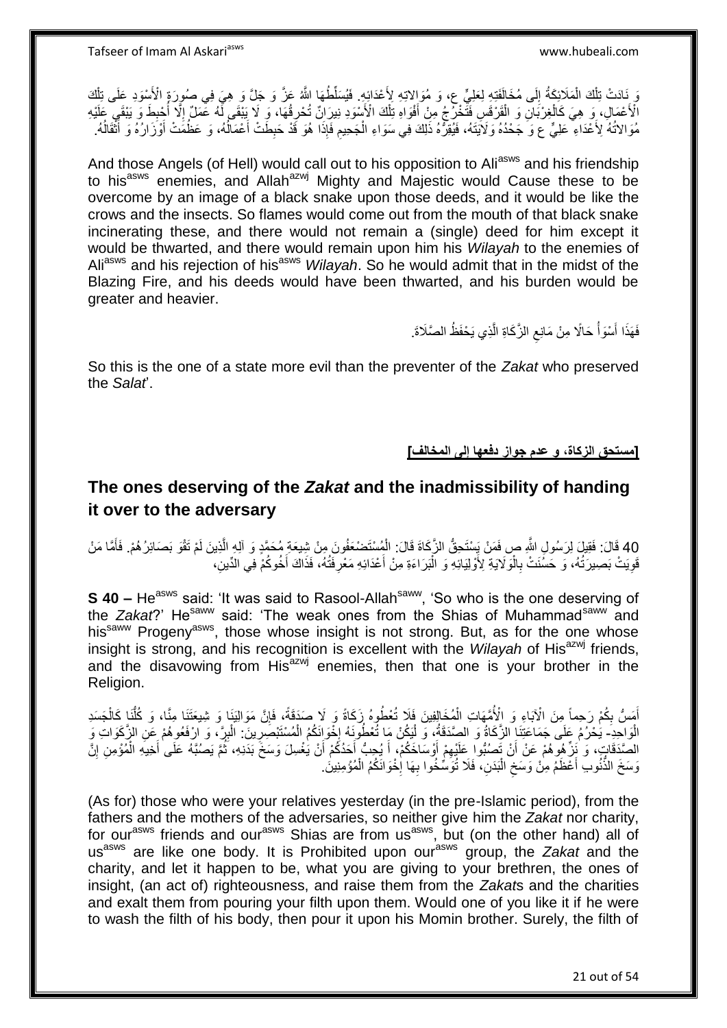وَ نَادَتْ تِلْكَ الْمَلَائِكَةُ إِلَى مُخَالَفَتِهِ لِعَلِيٍّ ع، وَ مُوَالاتِهِ لِأَعْدَائِهِ. فَيُسَلِّطُهَا اللَّهُ عَزَّ وَ جَلَّ وَ هِيَ فِي صُورَةِ الْأَسْوَدِ عَلَى تِلْكَ الْأَعْمَالِ، وَ هِيَ كَالْغِرْبَانِ وَ الْقَرْقَسِ فَتَخْرُجُ مِنْ أَفْوَاهِ تِلْكَ الْأَسَاوِدِ نِيرَانٌ تُحْرِقُهَا، وَ لَا يَبْقَى لَهُ عَمَلٌ إِلَّا أُحْبِطَ وَ يَبْقَى عَلَيْهِ مُوَالاتُهُ لِأَعْدَاءِ عَلِيٍّ ع وَ جَحْدُهُ وَلَايَتَهُ، فَيُقِرُّهُ ذَلِكَ فِي سَوَاءِ الْجَحِيمِ فَإِذَا هُوَ قَدْ حَبِطَتْ أَعْمَالُهُ، وَ عَظُمَتْ أَوْزَارُهُ وَ أَثْقَالُهُ.

And those Angels (of Hell) would call out to his opposition to Ali[asws] and his friendship to his[asws] enemies, and Allah[azwj] Mighty and Majestic would Cause these to be overcome by an image of a black snake upon those deeds, and it would be like the crows and the insects. So flames would come out from the mouth of that black snake incinerating these, and there would not remain a (single) deed for him except it would be thwarted, and there would remain upon him his *Wilayah* to the enemies of Ali[asws] and his rejection of his[asws] *Wilayah*. So he would admit that in the midst of the Blazing Fire, and his deeds would have been thwarted, and his burden would be greater and heavier.

فَهَذَا أَسْوَأُ حَالًا مِنْ مَانِعِ الزَّكَاةِ الَّذِي يَحْفَظُ الصَّلَاةَ.

So this is the one of a state more evil than the preventer of the *Zakat* who preserved the *Salat*'.

**[مستحق الزكاة، و عدم جواز دفعها إلى المخالف]**

## The ones deserving of the *Zakat* and the inadmissibility of handing it over to the adversary

40 قَالَ: فَقِيلَ لِرَسُولِ اللَّهِ ص فَمَنْ يَسْتَحِقُّ الزَّكَاةَ قَالَ: الْمُسْتَضْعَفُونَ مِنْ شِيعَةِ مُحَمَّدٍ وَ آلِهِ الَّذِينَ لَمْ تَقْوَ بَصَائِرُهُمْ. فَأَمَّا مَنْ قَوِيَتْ بَصِيرَتُهُ، وَ حَسُنَتْ بِالْوَلَايَةِ لِأَوْلِيَائِهِ وَ الْبَرَاءَةِ مِنْ أَعْدَائِهِ مَعْرِفَتُهُ، فَذَاكَ أَخُوكُمْ فِي الدِّينِ،

**S 40 –** He[asws] said: 'It was said to Rasool-Allah[saww], 'So who is the one deserving of the *Zakat*?' He[saww] said: 'The weak ones from the Shias of Muhammad[saww] and his[saww] Progeny[asws], those whose insight is not strong. But, as for the one whose insight is strong, and his recognition is excellent with the *Wilayah* of His[azwj] friends, and the disavowing from His[azwj] enemies, then that one is your brother in the Religion.

أَمَسُّ بِكُمْ رَحِماً مِنَ الْآبَاءِ وَ الْأُمَّهَاتِ الْمُخَالِفِينَ فَلَا تُعْطُوهُ زَكَاةً وَ لَا صَدَقَةً، فَإِنَّ مَوَالِيَنَا وَ شِيعَتَنَا مِنَّا، وَ كُلُّنَا كَالْجَسَدِ الْوَاحِدِ- يَحْرُمُ عَلَى جَمَاعَتِنَا الزَّكَاةُ وَ الصَّدَقَةُ، وَ لْيَكُنْ مَا تُعْطُونَهُ إِخْوَانَكُمُ الْمُسْتَبْصِرِينَ: الْبِرَّ، وَ ارْفَعُوهُمْ عَنِ الزَّكَوَاتِ وَ الصَّدَقَاتِ، وَ نَزِّهُوهُمْ عَنْ أَنْ تَصُبُّوا عَلَيْهِمْ أَوْسَاخَكُمْ، أَ يُحِبُّ أَحَدُكُمْ أَنْ يَغْسِلَ وَسَخَ بَدَنِهِ، ثُمَّ يَصُبَّهُ عَلَى أَخِيهِ الْمُؤْمِنِ إِنَّ وَسَخَ الذُّنُوبِ أَعْظَمُ مِنْ وَسَخِ الْبَدَنِ، فَلَا تُوَسِّخُوا بِهَا إِخْوَانَكُمُ الْمُؤْمِنِينَ.

(As for) those who were your relatives yesterday (in the pre-Islamic period), from the fathers and the mothers of the adversaries, so neither give him the *Zakat* nor charity, for our[asws] friends and our[asws] Shias are from us[asws], but (on the other hand) all of us[asws] are like one body. It is Prohibited upon our[asws] group, the *Zakat* and the charity, and let it happen to be, what you are giving to your brethren, the ones of insight, (an act of) righteousness, and raise them from the *Zakat*s and the charities and exalt them from pouring your filth upon them. Would one of you like it if he were to wash the filth of his body, then pour it upon his Momin brother. Surely, the filth of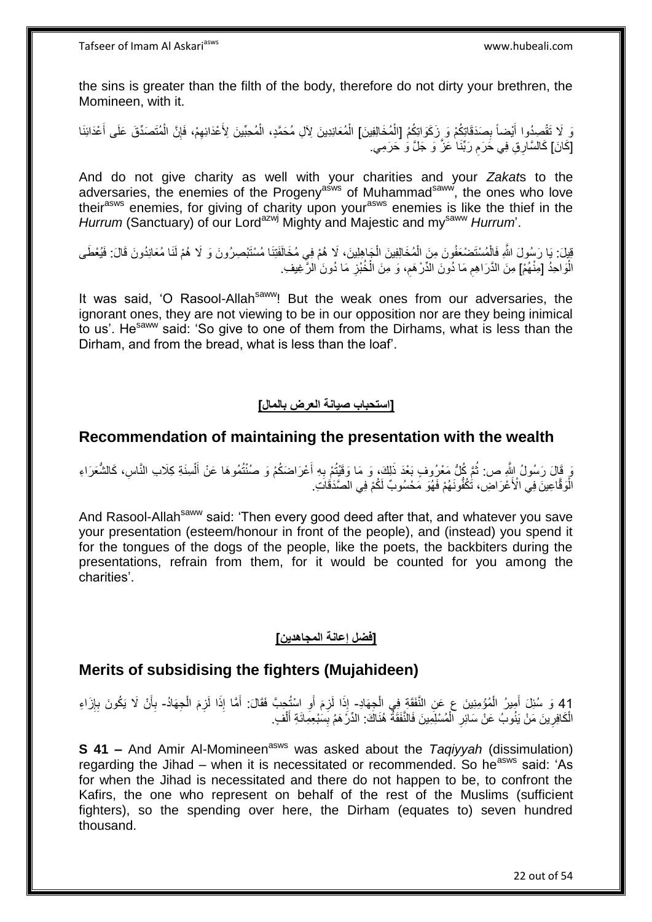the sins is greater than the filth of the body, therefore do not dirty your brethren, the Momineen, with it.

وَ لَا تَقْصِدُوا أَيْضاً بِصَدَقَاتِكُمْ وَ زَكَوَاتِكُمْ [الْمُخَالِفِينَ] الْمُعَانِدِينَ لِآلِ مُحَمَّدٍ، الْمُحِبِّينَ لِأَعْدَائِهِمْ، فَإِنَّ الْمُتَصَدِّقَ عَلَى أَعْدَائِنَا [كَانَ] كَالسَّارِقِ فِي حَرَمِ رَبِّنَا عَزَّ وَ جَلَّ وَ حَرَمِي.

And do not give charity as well with your charities and your *Zakat*s to the adversaries, the enemies of the Progeny[asws] of Muhammad[saww], the ones who love their[asws] enemies, for giving of charity upon your[asws] enemies is like the thief in the *Hurrum* (Sanctuary) of our Lord[azwj] Mighty and Majestic and my[saww] *Hurrum*'.

قِيلَ: يَا رَسُولَ اللَّهِ فَالْمُسْتَضْعَفُونَ مِنَ الْمُخَالِفِينَ الْجَاهِلِينَ، لَا هُمْ فِي مُخَالَفَتِنَا مُسْتَبْصِرُونَ وَ لَا هُمْ لَنَا مُعَانِدُونَ قَالَ: فَيُعْطَى الْوَاحِدُ [مِنْهُمْ] مِنَ الدَّرَاهِمِ مَا دُونَ الدِّرْهَمِ، وَ مِنَ الْخُبْزِ مَا دُونَ الرَّغِيفِ.

It was said, 'O Rasool-Allah[saww]! But the weak ones from our adversaries, the ignorant ones, they are not viewing to be in our opposition nor are they being inimical to us'. He[saww] said: 'So give to one of them from the Dirhams, what is less than the Dirham, and from the bread, what is less than the loaf'.

## [استحباب صيانة العرض بالمال]

## Recommendation of maintaining the presentation with the wealth

وَ قَالَ رَسُولُ اللَّهِ ص: ثُمَّ كُلُّ مَعْرُوفٍ بَعْدَ ذَلِكَ، وَ مَا وَقَيْتُمْ بِهِ أَعْرَاضَكُمْ وَ صُنْتُمُوهَا عَنْ أَلْسِنَةِ كِلَابِ النَّاسِ، كَالشُّعَرَاءِ الْوَقَّاعِينَ فِي الْأَعْرَاضِ، تَكُفُّونَهُمْ فَهُوَ مَحْسُوبٌ لَكُمْ فِي الصَّدَقَاتِ.

And Rasool-Allah[saww] said: 'Then every good deed after that, and whatever you save your presentation (esteem/honour in front of the people), and (instead) you spend it for the tongues of the dogs of the people, like the poets, the backbiters during the presentations, refrain from them, for it would be counted for you among the charities'.

## [فضل إعانة المجاهدين]

## Merits of subsidising the fighters (Mujahideen)

41 وَ سُئِلَ أَمِيرُ الْمُؤْمِنِينَ ع عَنِ النَّفَقَةِ فِي الْجِهَادِ- إِذَا لَزِمَ أَوِ اسْتُحِبَّ فَقَالَ: أَمَّا إِذَا لَزِمَ الْجِهَادُ- بِأَنْ لَا يَكُونَ بِإِزَاءِ الْكَافِرِينَ مَنْ يَنُوبُ عَنْ سَائِرِ الْمُسْلِمِينَ فَالنَّفَقَةُ هُنَاكَ: الدِّرْهَمُ بِسَبْعِمِائَةِ أَلْفٍ.

**S 41 –** And Amir Al-Momineen[asws] was asked about the *Taqiyyah* (dissimulation) regarding the Jihad – when it is necessitated or recommended. So he[asws] said: 'As for when the Jihad is necessitated and there do not happen to be, to confront the Kafirs, the one who represent on behalf of the rest of the Muslims (sufficient fighters), so the spending over here, the Dirham (equates to) seven hundred thousand.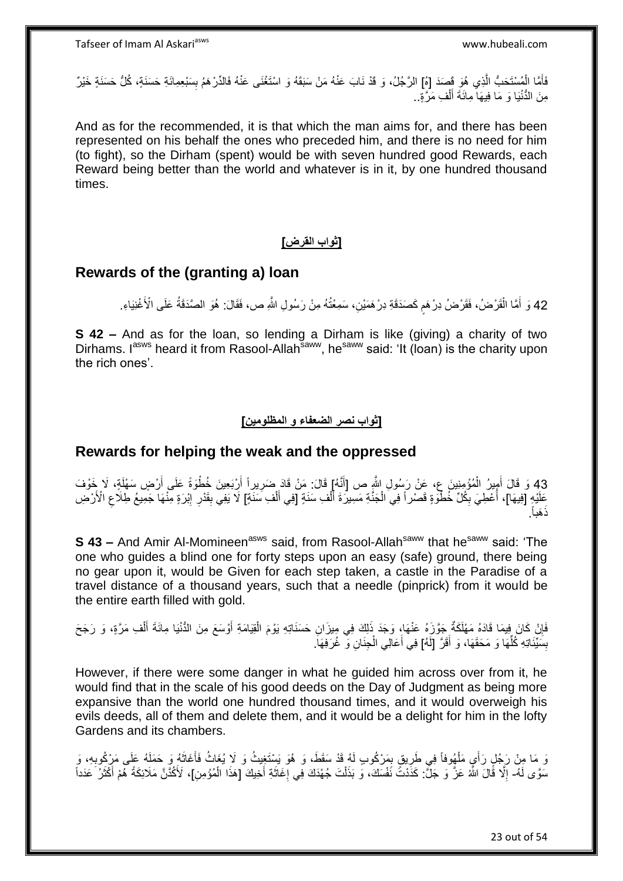فَأَمَّا الْمُسْتَحَبُّ الَّذِي هُوَ قَصَدَ [هُ] الرَّجُلُ، وَ قَدْ نَابَ عَنْهُ مَنْ سَبَقَهُ وَ اسْتَغْنَى عَنْهُ فَالدِّرْهَمُ بِسَبْعِمِائَةِ حَسَنَةٍ، كُلُّ حَسَنَةٍ خَيْرٌ مِنَ الدُّنْيَا وَ مَا فِيهَا مِائَةَ أَلْفِ مَرَّةٍ..

And as for the recommended, it is that which the man aims for, and there has been represented on his behalf the ones who preceded him, and there is no need for him (to fight), so the Dirham (spent) would be with seven hundred good Rewards, each Reward being better than the world and whatever is in it, by one hundred thousand times.

## [ثواب القرض]

## Rewards of the (granting a) loan

42 وَ أَمَّا الْقَرْضُ، فَقَرْضُ دِرْهَمٍ كَصَدَقَةِ دِرْهَمَيْنِ، سَمِعْتُهُ مِنْ رَسُولِ اللَّهِ ص، فَقَالَ: هُوَ الصَّدَقَةُ عَلَى الْأَغْنِيَاءِ.

**S 42 –** And as for the loan, so lending a Dirham is like (giving) a charity of two Dirhams. Iasws heard it from Rasool-Allahsaww, hesaww said: 'It (loan) is the charity upon the rich ones'.

## [ثواب نصر الضعفاء و المظلومين]

## Rewards for helping the weak and the oppressed

43 وَ قَالَ أَمِيرُ الْمُؤْمِنِينَ ع، عَنْ رَسُولِ اللَّهِ ص [أَنَّهُ] قَالَ: مَنْ قَادَ ضَرِيراً أَرْبَعِينَ خُطْوَةً عَلَى أَرْضٍ سَهْلَةٍ، لَا خَوْفَ عَلَيْهِ [فِيهَا]، أُعْطِيَ بِكُلِّ خُطْوَةٍ قَصْراً فِي الْجَنَّةِ مَسِيرَةَ أَلْفِ سَنَةٍ [فِي أَلْفِ سَنَةٍ] لَا يَفِي بِقَدْرِ إِبْرَةٍ مِنْهَا جَمِيعُ طِلَاعِ الْأَرْضِ ذَهَباً.

**S 43 –** And Amir Al-Momineenasws said, from Rasool-Allahsaww that hesaww said: 'The one who guides a blind one for forty steps upon an easy (safe) ground, there being no gear upon it, would be Given for each step taken, a castle in the Paradise of a travel distance of a thousand years, such that a needle (pinprick) from it would be the entire earth filled with gold.

فَإِنْ كَانَ فِيمَا قَادَهُ مَهْلَكَةٌ جَوَّزَهُ عَنْهَا، وَجَدَ ذَلِكَ فِي مِيزَانِ حَسَنَاتِهِ يَوْمَ الْقِيَامَةِ أَوْسَعَ مِنَ الدُّنْيَا مِائَةَ أَلْفِ مَرَّةٍ، وَ رَجَحَ بِسَيِّئَاتِهِ كُلِّهَا وَ مَحَقَهَا، وَ أَقَرَّ [لَهُ] فِي أَعَالِي الْجِنَانِ وَ غُرَفِهَا.

However, if there were some danger in what he guided him across over from it, he would find that in the scale of his good deeds on the Day of Judgment as being more expansive than the world one hundred thousand times, and it would overweigh his evils deeds, all of them and delete them, and it would be a delight for him in the lofty Gardens and its chambers.

وَ مَا مِنْ رَجُلٍ رَأَى مَلْهُوفاً فِي طَرِيقٍ بِمَرْكُوبٍ لَهُ قَدْ سَقَطَ، وَ هُوَ يَسْتَغِيثُ وَ لَا يُغَاثُ فَأَغَاثَهُ وَ حَمَلَهُ عَلَى مَرْكُوبِهِ، وَ سَوَّى لَهُ- إِلَّا قَالَ اللَّهُ عَزَّ وَ جَلَّ: كَدَدْتَ نَفْسَكَ، وَ بَذَلْتَ جُهْدَكَ فِي إِغَاثَةِ أَخِيكَ [هَذَا الْمُؤْمِنِ]، لَأَكُدَّنَّ مَلَائِكَةً هُمْ أَكْثَرُ عَدَداً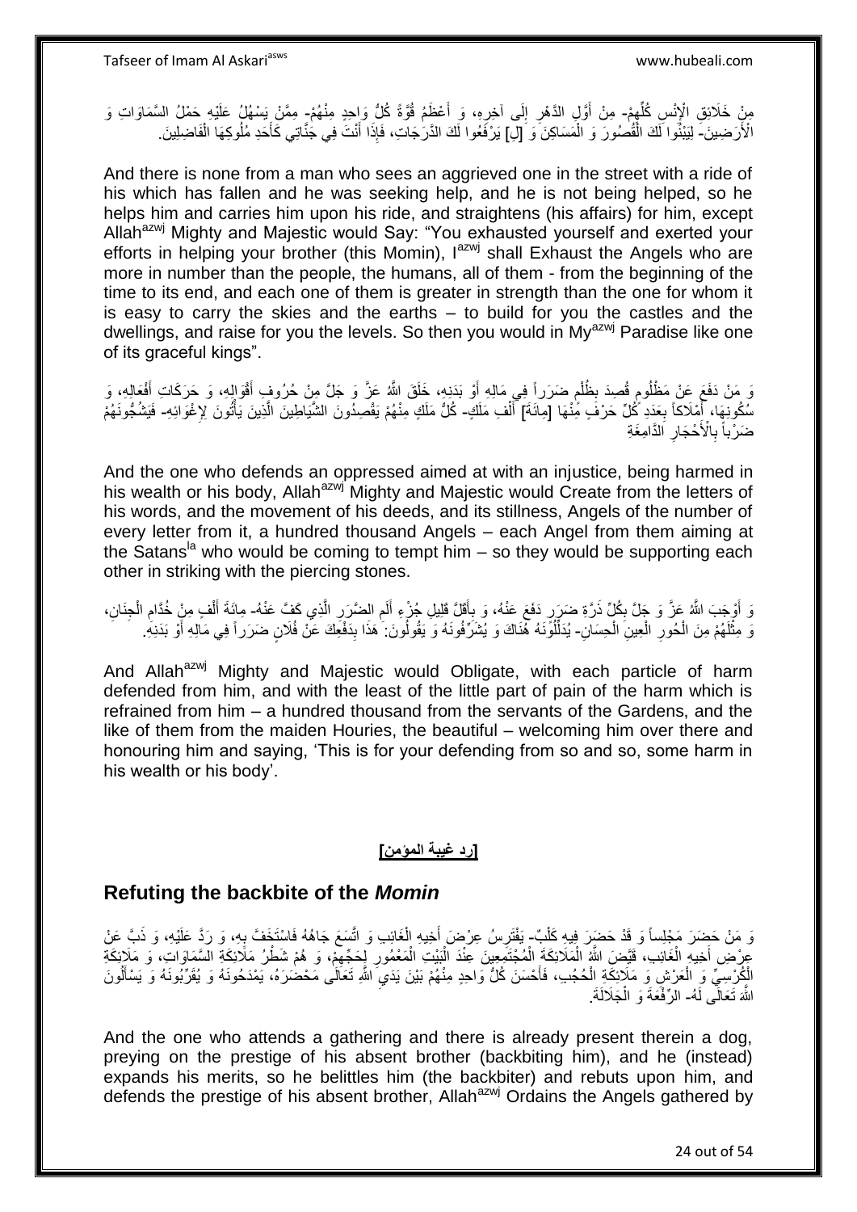مِنْ خَلَائِقِ الْإِنْسِ كُلِّهِمْ- مِنْ أَوَّلِ الدَّهْرِ إِلَى آخِرِهِ، وَ أَعْظَمُ قُوَّةً كُلُّ وَاحِدٍ مِنْهُمْ- مِمَّنْ يَسْهُلُ عَلَيْهِ حَمْلُ السَّمَاوَاتِ وَ الْأَرَضِينَ- لِيَبْنُوا لَكَ الْقُصُورَ وَ الْمَسَاكِنَ وَ [لِ] يَرْفَعُوا لَكَ الدَّرَجَاتِ، فَإِذَا أَنْتَ فِي جِنَانِي كَأَحَدِ مُلُوكِهَا الْفَاضِلِينَ.

And there is none from a man who sees an aggrieved one in the street with a ride of his which has fallen and he was seeking help, and he is not being helped, so he helps him and carries him upon his ride, and straightens (his affairs) for him, except Allah[azwj] Mighty and Majestic would Say: "You exhausted yourself and exerted your efforts in helping your brother (this Momin), I[azwj] shall Exhaust the Angels who are more in number than the people, the humans, all of them - from the beginning of the time to its end, and each one of them is greater in strength than the one for whom it is easy to carry the skies and the earths – to build for you the castles and the dwellings, and raise for you the levels. So then you would in My[azwj] Paradise like one of its graceful kings".

وَ مَنْ دَفَعَ عَنْ مَظْلُومٍ قُصِدَ بِظُلْمٍ ضَرَراً فِي مَالِهِ أَوْ بَدَنِهِ، خَلَقَ اللَّهُ عَزَّ وَ جَلَّ مِنْ حُرُوفِ أَقْوَالِهِ، وَ حَرَكَاتِ أَفْعَالِهِ، وَ سُكُونِهَا، أَمْلَاكاً بِعَدَدِ كُلِّ حَرْفٍ مِنْهَا [مِائَةَ] أَلْفِ مَلَكٍ- كُلُّ مَلَكٍ مِنْهُمْ يَقْصِدُونَ الشَّيَاطِينَ الَّذِينَ يَأْتُونَ لِإِغْوَائِهِ- فَيَشُجُّونَهُمْ ضَرْباً بِالْأَحْجَارِ الدَّامِغَةِ

And the one who defends an oppressed aimed at with an injustice, being harmed in his wealth or his body, Allah[azwj] Mighty and Majestic would Create from the letters of his words, and the movement of his deeds, and its stillness, Angels of the number of every letter from it, a hundred thousand Angels – each Angel from them aiming at the Satans[la] who would be coming to tempt him – so they would be supporting each other in striking with the piercing stones.

وَ أَوْجَبَ اللَّهُ عَزَّ وَ جَلَّ بِكُلِّ ذَرَّةِ ضَرَرٍ دَفَعَ عَنْهُ، وَ بِأَقَلِّ قَلِيلِ جُزْءِ أَلَمِ الضَّرَرِ الَّذِي كَفَّ عَنْهُ- مِائَةَ أَلْفٍ مِنْ خُدَّامِ الْجِنَانِ، وَ مِثْلَهُمْ مِنَ الْحُورِ الْعِينِ الْحِسَانِ- يُدَلِّلُونَهُ هُنَاكَ وَ يُشَرِّفُونَهُ وَ يَقُولُونَ: هَذَا بِدَفْعِكَ عَنْ فُلَانٍ ضَرَراً فِي مَالِهِ أَوْ بَدَنِهِ.

And Allah[azwj] Mighty and Majestic would Obligate, with each particle of harm defended from him, and with the least of the little part of pain of the harm which is refrained from him – a hundred thousand from the servants of the Gardens, and the like of them from the maiden Houries, the beautiful – welcoming him over there and honouring him and saying, 'This is for your defending from so and so, some harm in his wealth or his body'.

## [رد غيبة المؤمن]

## Refuting the backbite of the *Momin*

وَ مَنْ حَضَرَ مَجْلِساً وَ قَدْ حَضَرَ فِيهِ كَلْبٌ- يَفْتَرِسُ عِرْضَ أَخِيهِ الْغَائِبِ وَ اتَّسَعَ جَاهُهُ فَاسْتَخَفَّ بِهِ، وَ رَدَّ عَلَيْهِ، وَ ذَبَّ عَنْ عِرْضِ أَخِيهِ الْغَائِبِ، قَيَّضَ اللَّهُ الْمَلَائِكَةَ الْمُجْتَمِعِينَ عِنْدَ الْبَيْتِ الْمَعْمُورِ لِحَجِّهِمْ، وَ هُمْ شَطْرُ مَلَائِكَةِ السَّمَاوَاتِ، وَ مَلَائِكَةِ الْكُرْسِيِّ وَ الْعَرْشِ وَ مَلَائِكَةِ الْحُجُبِ، فَأَحْسَنَ كُلُّ وَاحِدٍ مِنْهُمْ بَيْنَ يَدَيِ اللَّهِ تَعَالَى مَحْضَرَهُ، يَمْدَحُونَهُ وَ يُقَرِّبُونَهُ وَ يَسْأَلُونَ اللَّهَ تَعَالَى لَهُ- الرِّفْعَةَ وَ الْجَلَالَةَ.

And the one who attends a gathering and there is already present therein a dog, preying on the prestige of his absent brother (backbiting him), and he (instead) expands his merits, so he belittles him (the backbiter) and rebuts upon him, and defends the prestige of his absent brother, Allah[azwj] Ordains the Angels gathered by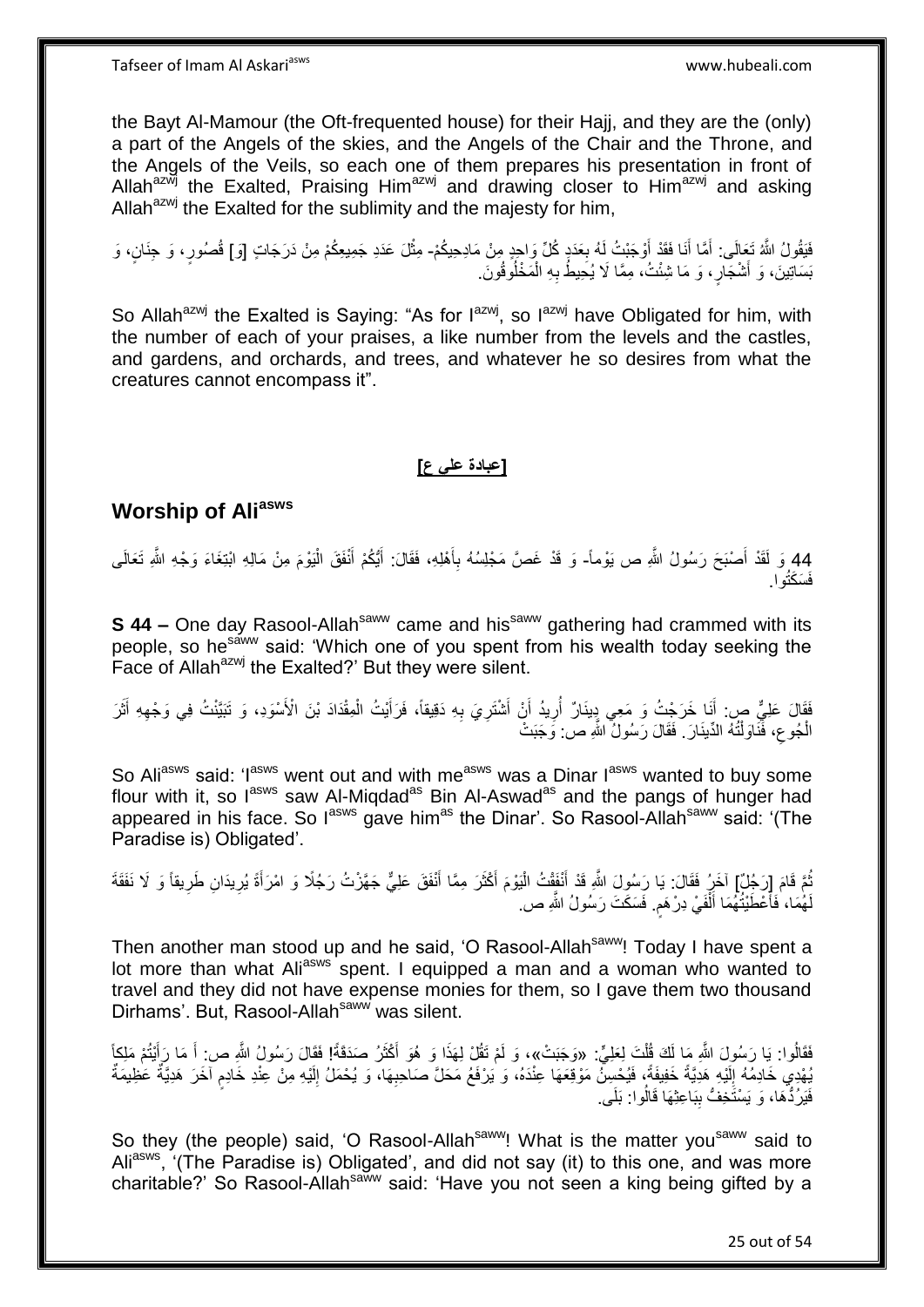the Bayt Al-Mamour (the Oft-frequented house) for their Hajj, and they are the (only) a part of the Angels of the skies, and the Angels of the Chair and the Throne, and the Angels of the Veils, so each one of them prepares his presentation in front of Allah[azwj] the Exalted, Praising Him[azwj] and drawing closer to Him[azwj] and asking Allah[azwj] the Exalted for the sublimity and the majesty for him,

فَيَقُولُ اللَّهُ تَعَالَى: أَمَّا أَنَا فَقَدْ أَوْجَبْتُ لَهُ بِعَدَدِ كُلِّ وَاحِدٍ مِنْ مَادِحِيكُمْ- مِثْلَ عَدَدِ جَمِيعِكُمْ مِنْ دَرَجَاتٍ [وَ] قُصُورٍ، وَ جِنَانٍ، وَ بَسَاتِينَ، وَ أَشْجَارٍ، وَ مَا شِئْتُ، مِمَّا لَا يُحِيطُ بِهِ الْمَخْلُوقُونَ.

So Allah[azwj] the Exalted is Saying: "As for I[azwj], so I[azwj] have Obligated for him, with the number of each of your praises, a like number from the levels and the castles, and gardens, and orchards, and trees, and whatever he so desires from what the creatures cannot encompass it".

## [عبادة علي ع]

## Worship of Ali[asws]

44 وَ لَقَدْ أَصْبَحَ رَسُولُ اللَّهِ ص يَوْماً- وَ قَدْ غَصَّ مَجْلِسُهُ بِأَهْلِهِ، فَقَالَ: أَيُّكُمْ أَنْفَقَ الْيَوْمَ مِنْ مَالِهِ ابْتِغَاءَ وَجْهِ اللَّهِ تَعَالَى فَسَكَتُوا.

**S 44 –** One day Rasool-Allah[saww] came and his[saww] gathering had crammed with its people, so he[saww] said: 'Which one of you spent from his wealth today seeking the Face of Allah[azwj] the Exalted?' But they were silent.

فَقَالَ عَلِيٌّ ص: أَنَا خَرَجْتُ وَ مَعِي دِينَارٌ أُرِيدُ أَنْ أَشْتَرِيَ بِهِ دَقِيقاً، فَرَأَيْتُ الْمِقْدَادَ بْنَ الْأَسْوَدِ، وَ تَبَيَّنْتُ فِي وَجْهِهِ أَثَرَ الْجُوعِ، فَنَاوَلْتُهُ الدِّينَارَ. فَقَالَ رَسُولُ اللَّهِ ص: وَجَبَتْ

So Ali[asws] said: 'I[asws] went out and with me[asws] was a Dinar I[asws] wanted to buy some flour with it, so I[asws] saw Al-Miqdad[as] Bin Al-Aswad[as] and the pangs of hunger had appeared in his face. So I[asws] gave him[as] the Dinar'. So Rasool-Allah[saww] said: '(The Paradise is) Obligated'.

ثُمَّ قَامَ [رَجُلٌ] آخَرُ فَقَالَ: يَا رَسُولَ اللَّهِ قَدْ أَنْفَقْتُ الْيَوْمَ أَكْثَرَ مِمَّا أَنْفَقَ عَلِيٌّ جَهَّزْتُ رَجُلًا وَ امْرَأَةً يُرِيدَانِ طَرِيقاً وَ لَا نَفَقَةَ لَهُمَا، فَأَعْطَيْتُهُمَا أَلْفَيْ دِرْهَمٍ. فَسَكَتَ رَسُولُ اللَّهِ ص.

Then another man stood up and he said, 'O Rasool-Allah[saww]! Today I have spent a lot more than what Ali[asws] spent. I equipped a man and a woman who wanted to travel and they did not have expense monies for them, so I gave them two thousand Dirhams'. But, Rasool-Allah[saww] was silent.

فَقَالُوا: يَا رَسُولَ اللَّهِ مَا لَكَ قُلْتَ لِعَلِيٍّ: «وَجَبَتْ»، وَ لَمْ تَقُلْ لِهَذَا وَ هُوَ أَكْثَرُ صَدَقَةً! فَقَالَ رَسُولُ اللَّهِ ص: أَ مَا رَأَيْتُمْ مَلِكاً يُهْدِي خَادِمُهُ إِلَيْهِ هَدِيَّةً خَفِيفَةً، فَيُحْسِنُ مَوْقِعَهَا عِنْدَهُ، وَ يَرْفَعُ مَحَلَّ صَاحِبِهَا، وَ يُحْمَلُ إِلَيْهِ مِنْ عِنْدِ خَادِمٍ آخَرَ هَدِيَّةٌ عَظِيمَةٌ فَيَرُدُّهَا، وَ يَسْتَخِفُّ بِبَاعِثِهَا قَالُوا: بَلَى.

So they (the people) said, 'O Rasool-Allah[saww]! What is the matter you[saww] said to Ali[asws], '(The Paradise is) Obligated', and did not say (it) to this one, and was more charitable?' So Rasool-Allah[saww] said: 'Have you not seen a king being gifted by a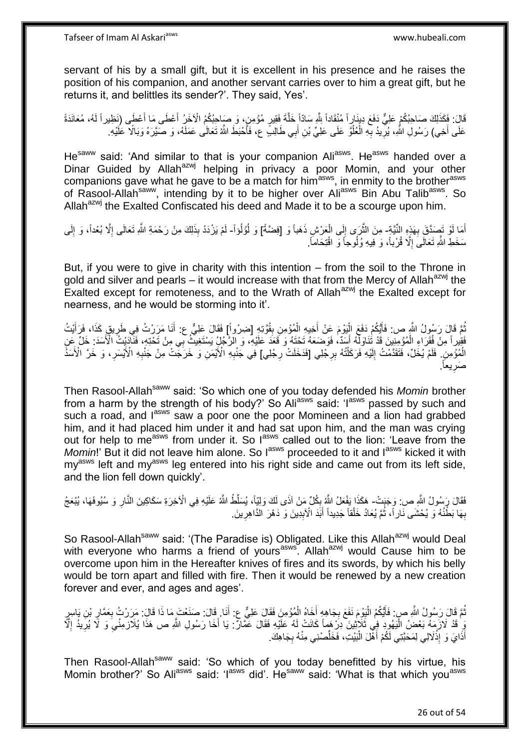servant of his by a small gift, but it is excellent in his presence and he raises the position of his companion, and another servant carries over to him a great gift, but he returns it, and belittles its sender?'. They said, Yes'.

قَالَ: فَكَذَلِكَ صَاحِبُكُمْ عَلِيٌّ دَفَعَ دِينَاراً مُنْقَاداً لِلَّهِ سَادّاً خَلَّةَ فَقِيرٍ مُؤْمِنٍ، وَ صَاحِبُكُمُ الْآخَرُ أَعْطَى مَا أَعْطَى (نَظِيراً لَهُ، مُعَانَدَةً عَلَى أَخِي) رَسُولِ اللَّهِ، يُرِيدُ بِهِ الْعُلُوَّ عَلَى عَلِيِّ بْنِ أَبِي طَالِبٍ ع، فَأَحْبَطَ اللَّهُ تَعَالَى عَمَلَهُ، وَ صَيَّرَهُ وَبَالًا عَلَيْهِ.

He[saww] said: 'And similar to that is your companion Ali[asws]. He[asws] handed over a Dinar Guided by Allah[azwj] helping in privacy a poor Momin, and your other companions gave what he gave to be a match for him[asws], in enmity to the brother[asws] of Rasool-Allah[saww], intending by it to be higher over Ali[asws] Bin Abu Talib[asws]. So Allah[azwj] the Exalted Confiscated his deed and Made it to be a scourge upon him.

أَمَا لَوْ تَصَدَّقَ بِهَذِهِ النِّيَّةِ- مِنَ الثَّرَى إِلَى الْعَرْشِ ذَهَباً وَ [فِضَّةً] وَ لُؤْلُؤاً- لَمْ يَزْدَدْ بِذَلِكَ مِنْ رَحْمَةِ اللَّهِ تَعَالَى إِلَّا بُعْداً، وَ إِلَى سَخَطِ اللَّهِ تَعَالَى إِلَّا قُرْباً، وَ فِيهِ وُلُوجاً وَ اقْتِحَاماً.

But, if you were to give in charity with this intention – from the soil to the Throne in gold and silver and pearls – it would increase with that from the Mercy of Allah[azwj] the Exalted except for remoteness, and to the Wrath of Allah[azwj] the Exalted except for nearness, and he would be storming into it'.

ثُمَّ قَالَ رَسُولُ اللَّهِ ص: فَأَيُّكُمْ دَفَعَ الْيَوْمَ عَنْ أَخِيهِ الْمُؤْمِنِ بِقُوَّتِهِ [ضِرْواً] فَقَالَ عَلِيٌّ ع: أَنَا مَرَرْتُ فِي طَرِيقِ كَذَا، فَرَأَيْتُ فَقِيراً مِنْ فُقَرَاءِ الْمُؤْمِنِينَ قَدْ تَنَاوَلَهُ أَسَدٌ، فَوَضَعَهُ تَحْتَهُ وَ قَعَدَ عَلَيْهِ، وَ الرَّجُلُ يَسْتَغِيثُ بِي مِنْ تَحْتِهِ، فَنَادَيْتُ الْأَسَدَ: خَلِّ عَنِ الْمُؤْمِنِ. فَلَمْ يُخَلِّ، فَتَقَدَّمْتُ إِلَيْهِ فَرَكَلْتُهُ بِرِجْلِي [فَدَخَلَتْ رِجْلِي] فِي جَنْبِهِ الْأَيْمَنِ وَ خَرَجَتْ مِنْ جَنْبِهِ الْأَيْسَرِ، وَ خَرَّ الْأَسَدُ صَرِيعاً.

Then Rasool-Allah[saww] said: 'So which one of you today defended his *Momin* brother from a harm by the strength of his body?' So Ali[asws] said: 'I[asws] passed by such and such a road, and I[asws] saw a poor one the poor Momineen and a lion had grabbed him, and it had placed him under it and had sat upon him, and the man was crying out for help to me[asws] from under it. So I[asws] called out to the lion: 'Leave from the *Momin*!' But it did not leave him alone. So I[asws] proceeded to it and I[asws] kicked it with my[asws] left and my[asws] leg entered into his right side and came out from its left side, and the lion fell down quickly'.

فَقَالَ رَسُولُ اللَّهِ ص: وَجَبَتْ- هَكَذَا يَفْعَلُ اللَّهُ بِكُلِّ مَنْ آذَى لَكَ وَلِيّاً، يُسَلِّطُ اللَّهُ عَلَيْهِ فِي الْآخِرَةِ سَكَاكِينَ النَّارِ وَ سُيُوفَهَا، يُبْعَجُ بِهَا بَطْنُهُ وَ يُحْشَى نَاراً، ثُمَّ يُعَادُ خَلْقاً جَدِيداً أَبَدَ الْآبِدِينَ وَ دَهْرَ الدَّاهِرِينَ.

So Rasool-Allah[saww] said: '(The Paradise is) Obligated. Like this Allah[azwj] would Deal with everyone who harms a friend of yours[asws]. Allah[azwj] would Cause him to be overcome upon him in the Hereafter knives of fires and its swords, by which his belly would be torn apart and filled with fire. Then it would be renewed by a new creation forever and ever, and ages and ages'.

ثُمَّ قَالَ رَسُولُ اللَّهِ ص: فَأَيُّكُمُ الْيَوْمَ نَفَعَ بِجَاهِهِ أَخَاهُ الْمُؤْمِنَ فَقَالَ عَلِيٌّ ع: أَنَا. قَالَ: صَنَعْتَ مَا ذَا قَالَ: مَرَرْتُ بِعَمَّارِ بْنِ يَاسِرٍ وَ قَدْ لَازَمَهُ بَعْضُ الْيَهُودِ فِي ثَلَاثِينَ دِرْهَماً كَانَتْ لَهُ عَلَيْهِ فَقَالَ عَمَّارٌ: يَا أَخَا رَسُولِ اللَّهِ ص هَذَا يُلَازِمُنِي وَ لَا يُرِيدُ إِلَّا أَذَايَ وَ إِذْلَالِي لِمَحَبَّتِي لَكُمْ أَهْلَ الْبَيْتِ، فَخَلِّصْنِي مِنْهُ بِجَاهِكَ.

Then Rasool-Allah[saww] said: 'So which of you today benefitted by his virtue, his Momin brother?' So Ali[asws] said: 'I[asws] did'. He[saww] said: 'What is that which you[asws]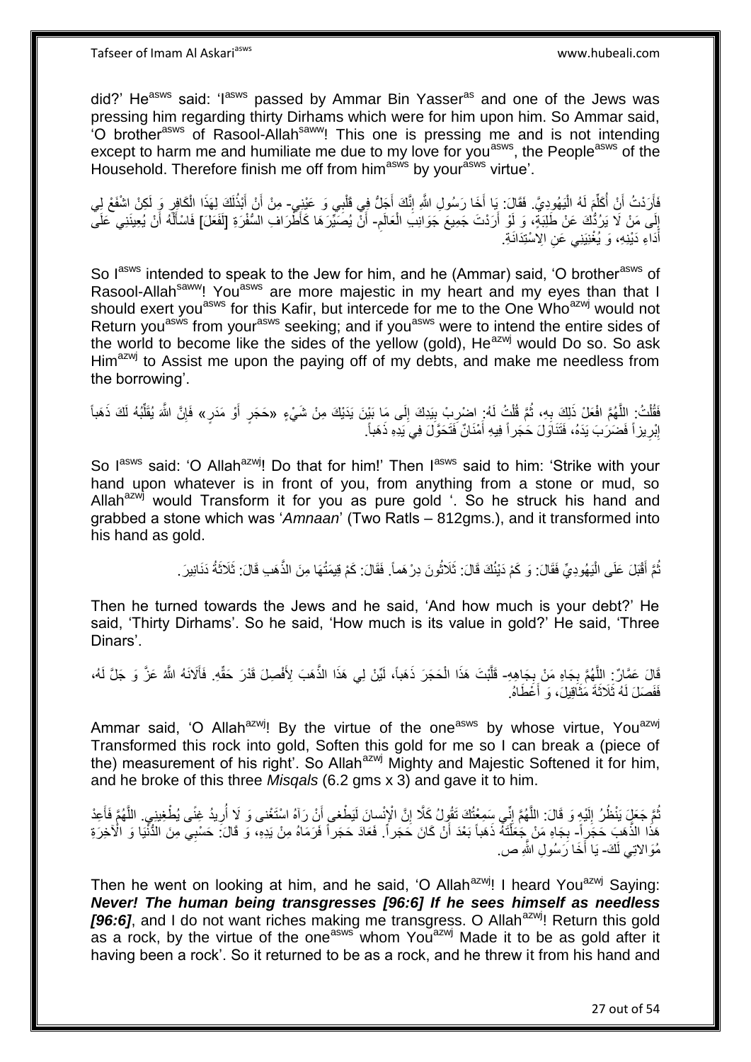did?' He[asws] said: 'I[asws] passed by Ammar Bin Yasser[as] and one of the Jews was pressing him regarding thirty Dirhams which were for him upon him. So Ammar said, 'O brother[asws] of Rasool-Allah[saww]! This one is pressing me and is not intending except to harm me and humiliate me due to my love for you[asws], the People[asws] of the Household. Therefore finish me off from him[asws] by your[asws] virtue'.

فَأَرَدْتُ أَنْ أُكَلِّمَ لَهُ الْيَهُودِيَّ. فَقَالَ: يَا أَخَا رَسُولِ اللَّهِ إِنَّكَ أَجَلُّ فِي قَلْبِي وَ عَيْنِي- مِنْ أَنْ أَبْذُلَكَ لِهَذَا الْكَافِرِ وَ لَكِنِ اشْفَعْ لِي إِلَى مَنْ لَا يَرُدُّكَ عَنْ طَلِبَةٍ، وَ لَوْ أَرَدْتَ جَمِيعَ جَوَانِبِ الْعَالَمِ- أَنْ يُصَيِّرَهَا كَأَطْرَافِ السُّفْرَةِ [لَفَعَلَ] فَاسْأَلْهُ أَنْ يُعِينَنِي عَلَى أَدَاءِ دَيْنِهِ، وَ يُغْنِيَنِي عَنِ الِاسْتِدَانَةِ.

So I[asws] intended to speak to the Jew for him, and he (Ammar) said, 'O brother[asws] of Rasool-Allah[saww]! You[asws] are more majestic in my heart and my eyes than that I should exert you[asws] for this Kafir, but intercede for me to the One Who[azwj] would not Return you[asws] from your[asws] seeking; and if you[asws] were to intend the entire sides of the world to become like the sides of the yellow (gold), He[azwj] would Do so. So ask Him[azwj] to Assist me upon the paying off of my debts, and make me needless from the borrowing'.

فَقُلْتُ: اللَّهُمَّ افْعَلْ ذَلِكَ بِهِ، ثُمَّ قُلْتُ لَهُ: اضْرِبْ بِيَدِكَ إِلَى مَا بَيْنَ يَدَيْكَ مِنْ شَيْءٍ «حَجَرٍ أَوْ مَدَرٍ» فَإِنَّ اللَّهَ يُقَلِّبُهُ لَكَ ذَهَباً إِبْرِيزاً فَضَرَبَ يَدَهُ، فَتَنَاوَلَ حَجَراً فِيهِ أَمْنَانٌ فَتَحَوَّلَ فِي يَدِهِ ذَهَباً.

So I[asws] said: 'O Allah[azwj]! Do that for him!' Then I[asws] said to him: 'Strike with your hand upon whatever is in front of you, from anything from a stone or mud, so Allah[azwj] would Transform it for you as pure gold '. So he struck his hand and grabbed a stone which was '*Amnaan*' (Two Ratls – 812gms.), and it transformed into his hand as gold.

ثُمَّ أَقْبَلَ عَلَى الْيَهُودِيِّ فَقَالَ: وَ كَمْ دَيْنُكَ قَالَ: ثَلَاثُونَ دِرْهَماً. فَقَالَ: كَمْ قِيمَتُهَا مِنَ الذَّهَبِ قَالَ: ثَلَاثَةُ دَنَانِيرَ.

Then he turned towards the Jews and he said, 'And how much is your debt?' He said, 'Thirty Dirhams'. So he said, 'How much is its value in gold?' He said, 'Three Dinars'.

قَالَ عَمَّارٌ: اللَّهُمَّ بِجَاهِ مَنْ بِجَاهِهِ- قَلَّبْتَ هَذَا الْحَجَرَ ذَهَباً، لَيِّنْ لِي هَذَا الذَّهَبَ لِأَفْصِلَ قَدْرَ حَقِّهِ. فَأَلَانَهُ اللَّهُ عَزَّ وَ جَلَّ لَهُ، فَفَصَلَ لَهُ ثَلَاثَةَ مَثَاقِيلَ، وَ أَعْطَاهُ.

Ammar said, 'O Allah[azwj]! By the virtue of the one[asws] by whose virtue, You[azwj] Transformed this rock into gold, Soften this gold for me so I can break a (piece of the) measurement of his right'. So Allah[azwj] Mighty and Majestic Softened it for him, and he broke of this three *Misqals* (6.2 gms x 3) and gave it to him.

ثُمَّ جَعَلَ يَنْظُرُ إِلَيْهِ وَ قَالَ: اللَّهُمَّ إِنِّي سَمِعْتُكَ تَقُولُ كَلَّا إِنَّ الْإِنْسانَ لَيَطْغى أَنْ رَآهُ اسْتَغْنى وَ لَا أُرِيدُ غِنًى يُطْغِينِي. اللَّهُمَّ فَأَعِدْ هَذَا الذَّهَبَ حَجَراً- بِجَاهِ مَنْ جَعَلْتَهُ ذَهَباً بَعْدَ أَنْ كَانَ حَجَراً. فَعَادَ حَجَراً فَرَمَاهُ مِنْ يَدِهِ، وَ قَالَ: حَسْبِي مِنَ الدُّنْيَا وَ الْآخِرَةِ مُوَالاتِي لَكَ- يَا أَخَا رَسُولِ اللَّهِ ص.

Then he went on looking at him, and he said, 'O Allah[azwj]! I heard You[azwj] Saying: ***Never! The human being transgresses [96:6] If he sees himself as needless [96:6]***, and I do not want riches making me transgress. O Allah[azwj]! Return this gold as a rock, by the virtue of the one[asws] whom You[azwj] Made it to be as gold after it having been a rock'. So it returned to be as a rock, and he threw it from his hand and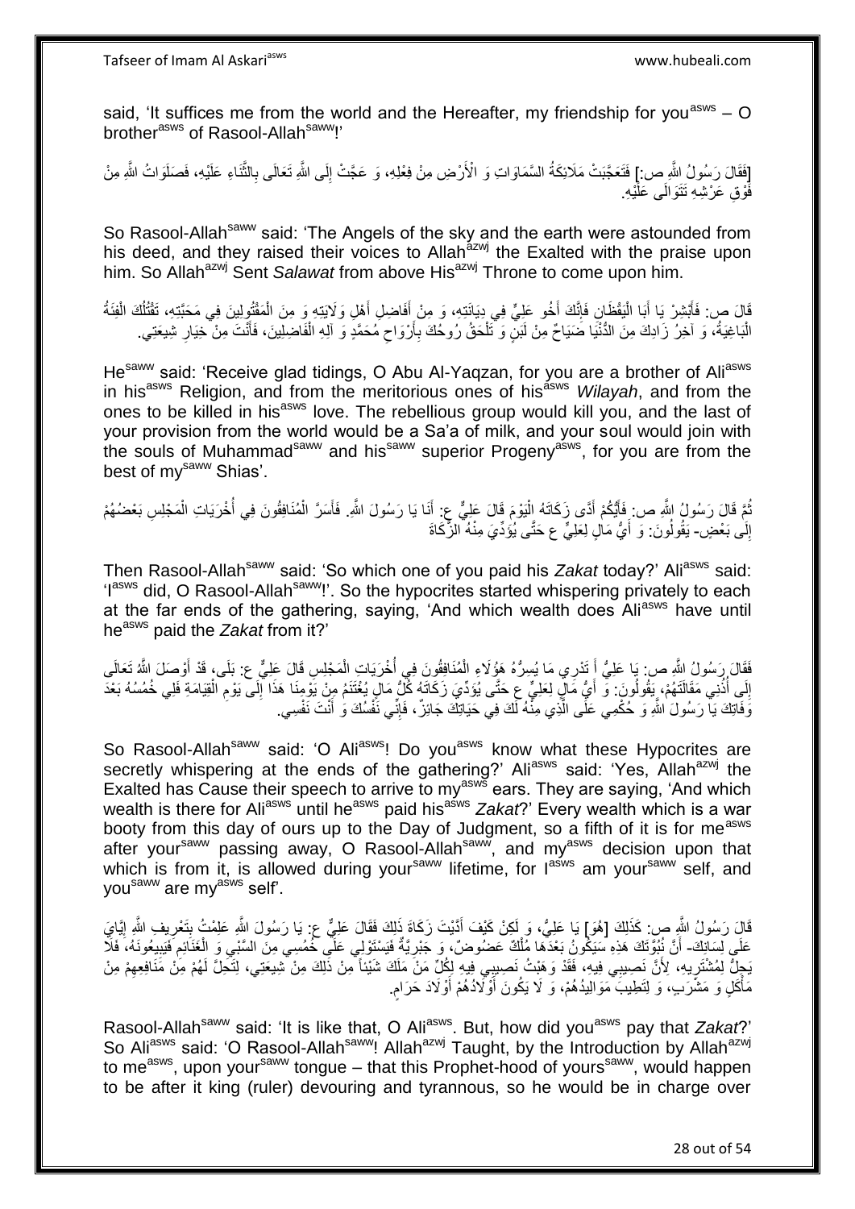said, 'It suffices me from the world and the Hereafter, my friendship for you[asws] – O brother[asws] of Rasool-Allah[saww]!'

[فَقَالَ رَسُولُ اللَّهِ ص:] فَتَعَجَّبَتْ مَلَائِكَةُ السَّمَاوَاتِ وَ الْأَرْضِ مِنْ فِعْلِهِ، وَ عَجَّتْ إِلَى اللَّهِ تَعَالَى بِالثَّنَاءِ عَلَيْهِ، فَصَلَوَاتُ اللَّهِ مِنْ فَوْقِ عَرْشِهِ تَتَوَالَى عَلَيْهِ.

So Rasool-Allah[saww] said: 'The Angels of the sky and the earth were astounded from his deed, and they raised their voices to Allah[azwj] the Exalted with the praise upon him. So Allah[azwj] Sent *Salawat* from above His[azwj] Throne to come upon him.

قَالَ ص: فَأَبْشِرْ يَا أَبَا الْيَقْظَانِ فَإِنَّكَ أَخُو عَلِيٍّ فِي دِيَانَتِهِ، وَ مِنْ أَفَاضِلِ أَهْلِ وَلَايَتِهِ، وَ مِنَ الْمَقْتُولِينَ فِي مَحَبَّتِهِ، تَقْتُلُكَ الْفِئَةُ الْبَاغِيَةُ، وَ آخِرُ زَادِكَ مِنَ الدُّنْيَا ضَيَاحٌ مِنْ لَبَنٍ وَ تَلْحَقُ رُوحُكَ بِأَرْوَاحِ مُحَمَّدٍ وَ آلِهِ الْفَاضِلِينَ، فَأَنْتَ مِنْ خِيَارِ شِيعَتِي.

He[saww] said: 'Receive glad tidings, O Abu Al-Yaqzan, for you are a brother of Ali[asws] in his[asws] Religion, and from the meritorious ones of his[asws] *Wilayah*, and from the ones to be killed in his[asws] love. The rebellious group would kill you, and the last of your provision from the world would be a Sa'a of milk, and your soul would join with the souls of Muhammad[saww] and his[saww] superior Progeny[asws], for you are from the best of my[saww] Shias'.

ثُمَّ قَالَ رَسُولُ اللَّهِ ص: فَأَيُّكُمْ أَدَّى زَكَاتَهُ الْيَوْمَ قَالَ عَلِيٌّ ع: أَنَا يَا رَسُولَ اللَّهِ. فَأَسَرَّ الْمُنَافِقُونَ فِي أُخْرَيَاتِ الْمَجْلِسِ بَعْضُهُمْ إِلَى بَعْضٍ- يَقُولُونَ: وَ أَيُّ مَالٍ لِعَلِيٍّ ع حَتَّى يُؤَدِّيَ مِنْهُ الزَّكَاةَ

Then Rasool-Allah[saww] said: 'So which one of you paid his *Zakat* today?' Ali[asws] said: 'I[asws] did, O Rasool-Allah[saww]!'. So the hypocrites started whispering privately to each at the far ends of the gathering, saying, 'And which wealth does Ali[asws] have until he[asws] paid the *Zakat* from it?'

فَقَالَ رَسُولُ اللَّهِ ص: يَا عَلِيُّ أَ تَدْرِي مَا يُسِرُّهُ هَؤُلَاءِ الْمُنَافِقُونَ فِي أُخْرَيَاتِ الْمَجْلِسِ قَالَ عَلِيٌّ ع: بَلَى، قَدْ أَوْصَلَ اللَّهُ تَعَالَى إِلَى أُذُنِي مَقَالَتَهُمْ، يَقُولُونَ: وَ أَيُّ مَالٍ لِعَلِيٍّ ع حَتَّى يُؤَدِّيَ زَكَاتَهُ كُلُّ مَالٍ يُغْتَنَمُ مِنْ يَوْمِنَا هَذَا إِلَى يَوْمِ الْقِيَامَةِ فَلِي خُمُسُهُ بَعْدَ وَفَاتِكَ يَا رَسُولَ اللَّهِ وَ حُكْمِي عَلَى الَّذِي مِنْهُ لَكَ فِي حَيَاتِكَ جَائِزٌ، فَإِنِّي نَفْسُكَ وَ أَنْتَ نَفْسِي.

So Rasool-Allah[saww] said: 'O Ali[asws]! Do you[asws] know what these Hypocrites are secretly whispering at the ends of the gathering?' Ali[asws] said: 'Yes, Allah[azwj] the Exalted has Cause their speech to arrive to my[asws] ears. They are saying, 'And which wealth is there for Ali[asws] until he[asws] paid his[asws] *Zakat*?' Every wealth which is a war booty from this day of ours up to the Day of Judgment, so a fifth of it is for me[asws] after your[saww] passing away, O Rasool-Allah[saww], and my[asws] decision upon that which is from it, is allowed during your[saww] lifetime, for I[asws] am your[saww] self, and you[saww] are my[asws] self'.

قَالَ رَسُولُ اللَّهِ ص: كَذَلِكَ [هُوَ] يَا عَلِيُّ، وَ لَكِنْ كَيْفَ أَدَّيْتَ زَكَاةَ ذَلِكَ فَقَالَ عَلِيٌّ ع: يَا رَسُولَ اللَّهِ عَلِمْتُ بِتَعْرِيفِ اللَّهِ إِيَّايَ عَلَى لِسَانِكَ- أَنَّ نُبُوَّتَكَ هَذِهِ سَيَكُونُ بَعْدَهَا مُلْكٌ عَضُوضٌ، وَ جَبْرِيَّةٌ فَيَسْتَوْلِي عَلَى خُمُسِي مِنَ السَّبْيِ وَ الْغَنَائِمِ فَيَبِيعُونَهُ، فَلَا يَحِلُّ لِمُشْتَرِيهِ، لِأَنَّ نَصِيبِي فِيهِ، فَقَدْ وَهَبْتُ نَصِيبِي فِيهِ لِكُلِّ مَنْ مَلَكَ شَيْئاً مِنْ ذَلِكَ مِنْ شِيعَتِي، لِتَحِلَّ لَهُمْ مَنَافِعُهُمْ مِنْ مَأْكَلٍ وَ مَشْرَبٍ، وَ لِتَطِيبَ مَوَالِيدُهُمْ، وَ لَا يَكُونَ أَوْلَادُهُمْ أَوْلَادَ حَرَامٍ.

Rasool-Allah[saww] said: 'It is like that, O Ali[asws]. But, how did you[asws] pay that *Zakat*?' So Ali[asws] said: 'O Rasool-Allah[saww]! Allah[azwj] Taught, by the Introduction by Allah[azwj] to me[asws], upon your[saww] tongue – that this Prophet-hood of yours[saww], would happen to be after it king (ruler) devouring and tyrannous, so he would be in charge over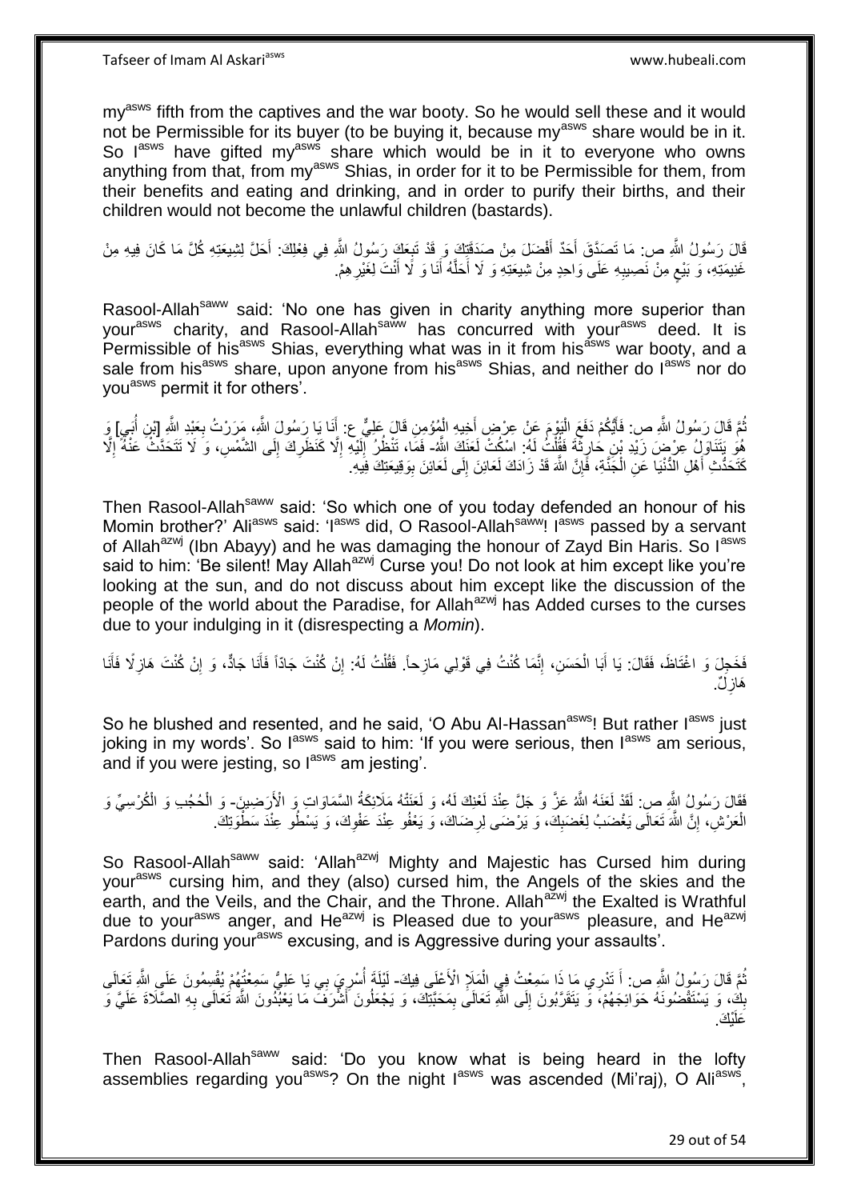my[asws] fifth from the captives and the war booty. So he would sell these and it would not be Permissible for its buyer (to be buying it, because my[asws] share would be in it. So I[asws] have gifted my[asws] share which would be in it to everyone who owns anything from that, from my[asws] Shias, in order for it to be Permissible for them, from their benefits and eating and drinking, and in order to purify their births, and their children would not become the unlawful children (bastards).

قَالَ رَسُولُ اللَّهِ ص: مَا تَصَدَّقَ أَحَدٌ أَفْضَلَ مِنْ صَدَقَتِكَ وَ قَدْ تَبِعَكَ رَسُولُ اللَّهِ فِي فِعْلِكَ: أَحَلَّ لِشِيعَتِهِ كُلَّ مَا كَانَ فِيهِ مِنْ غَنِيمَتِهِ، وَ بَيْعٍ مِنْ نَصِيبِهِ عَلَى وَاحِدٍ مِنْ شِيعَتِهِ وَ لَا أَحِلُّهُ أَنَا وَ لَا أَنْتَ لِغَيْرِهِمْ.

Rasool-Allah[saww] said: 'No one has given in charity anything more superior than your[asws] charity, and Rasool-Allah[saww] has concurred with your[asws] deed. It is Permissible of his[asws] Shias, everything what was in it from his[asws] war booty, and a sale from his[asws] share, upon anyone from his[asws] Shias, and neither do I[asws] nor do you[asws] permit it for others'.

ثُمَّ قَالَ رَسُولُ اللَّهِ ص: فَأَيُّكُمْ دَفَعَ الْيَوْمَ عَنْ عِرْضِ أَخِيهِ الْمُؤْمِنِ قَالَ عَلِيٌّ ع: أَنَا يَا رَسُولَ اللَّهِ، مَرَرْتُ بِعَبْدِ اللَّهِ [ابْنِ أُبَيٍّ] وَ هُوَ يَتَنَاوَلُ عِرْضَ زَيْدِ بْنِ حَارِثَةَ فَقُلْتُ لَهُ: اسْكُتْ لَعَنَكَ اللَّهُ- فَمَا، تَنْظُرُ إِلَيْهِ إِلَّا كَنَظَرِكَ إِلَى الشَّمْسِ، وَ لَا تَتَحَدَّثْ عَنْهُ إِلَّا كَتَحَدُّثِ أَهْلِ الدُّنْيَا عَنِ الْجَنَّةِ، فَإِنَّ اللَّهَ قَدْ زَادَكَ لَعَائِنَ إِلَى لَعَائِنَ بِوَقِيعَتِكَ فِيهِ.

Then Rasool-Allah[saww] said: 'So which one of you today defended an honour of his Momin brother?' Ali[asws] said: 'I[asws] did, O Rasool-Allah[saww]! I[asws] passed by a servant of Allah[azwj] (Ibn Abayy) and he was damaging the honour of Zayd Bin Haris. So I[asws] said to him: 'Be silent! May Allah[azwj] Curse you! Do not look at him except like you're looking at the sun, and do not discuss about him except like the discussion of the people of the world about the Paradise, for Allah[azwj] has Added curses to the curses due to your indulging in it (disrespecting a *Momin*).

فَخَجِلَ وَ اغْتَاظَ، فَقَالَ: يَا أَبَا الْحَسَنِ، إِنَّمَا كُنْتُ فِي قَوْلِي مَازِحاً. فَقُلْتُ لَهُ: إِنْ كُنْتَ جَادّاً فَأَنَا جَادٌّ، وَ إِنْ كُنْتَ هَازِلًا فَأَنَا هَازِلٌ.

So he blushed and resented, and he said, 'O Abu Al-Hassan[asws]! But rather I[asws] just joking in my words'. So I[asws] said to him: 'If you were serious, then I[asws] am serious, and if you were jesting, so I[asws] am jesting'.

فَقَالَ رَسُولُ اللَّهِ ص: لَقَدْ لَعَنَهُ اللَّهُ عَزَّ وَ جَلَّ عِنْدَ لَعْنِكَ لَهُ، وَ لَعَنَتْهُ مَلَائِكَةُ السَّمَاوَاتِ وَ الْأَرَضِينَ- وَ الْحُجُبِ وَ الْكُرْسِيِّ وَ الْعَرْشِ، إِنَّ اللَّهَ تَعَالَى يَغْضَبُ لِغَضَبِكَ، وَ يَرْضَى لِرِضَاكَ، وَ يَعْفُو عِنْدَ عَفْوِكَ، وَ يَسْطُو عِنْدَ سَطْوَتِكَ.

So Rasool-Allah[saww] said: 'Allah[azwj] Mighty and Majestic has Cursed him during your[asws] cursing him, and they (also) cursed him, the Angels of the skies and the earth, and the Veils, and the Chair, and the Throne. Allah[azwj] the Exalted is Wrathful due to your[asws] anger, and He[azwj] is Pleased due to your[asws] pleasure, and He[azwj] Pardons during your[asws] excusing, and is Aggressive during your assaults'.

ثُمَّ قَالَ رَسُولُ اللَّهِ ص: أَ تَدْرِي مَا ذَا سَمِعْتُ فِي الْمَلَإِ الْأَعْلَى فِيكَ- لَيْلَةَ أُسْرِيَ بِي يَا عَلِيُّ سَمِعْتُهُمْ يُقْسِمُونَ عَلَى اللَّهِ تَعَالَى بِكَ، وَ يَسْتَقْضُونَهُ حَوَائِجَهُمْ، وَ يَتَقَرَّبُونَ إِلَى اللَّهِ تَعَالَى بِمَحَبَّتِكَ، وَ يَجْعَلُونَ أَشْرَفَ مَا يَعْبُدُونَ اللَّهَ تَعَالَى بِهِ الصَّلَاةَ عَلَيَّ وَ عَلَيْكَ.

Then Rasool-Allah[saww] said: 'Do you know what is being heard in the lofty assemblies regarding you[asws]? On the night I[asws] was ascended (Mi'raj), O Ali[asws],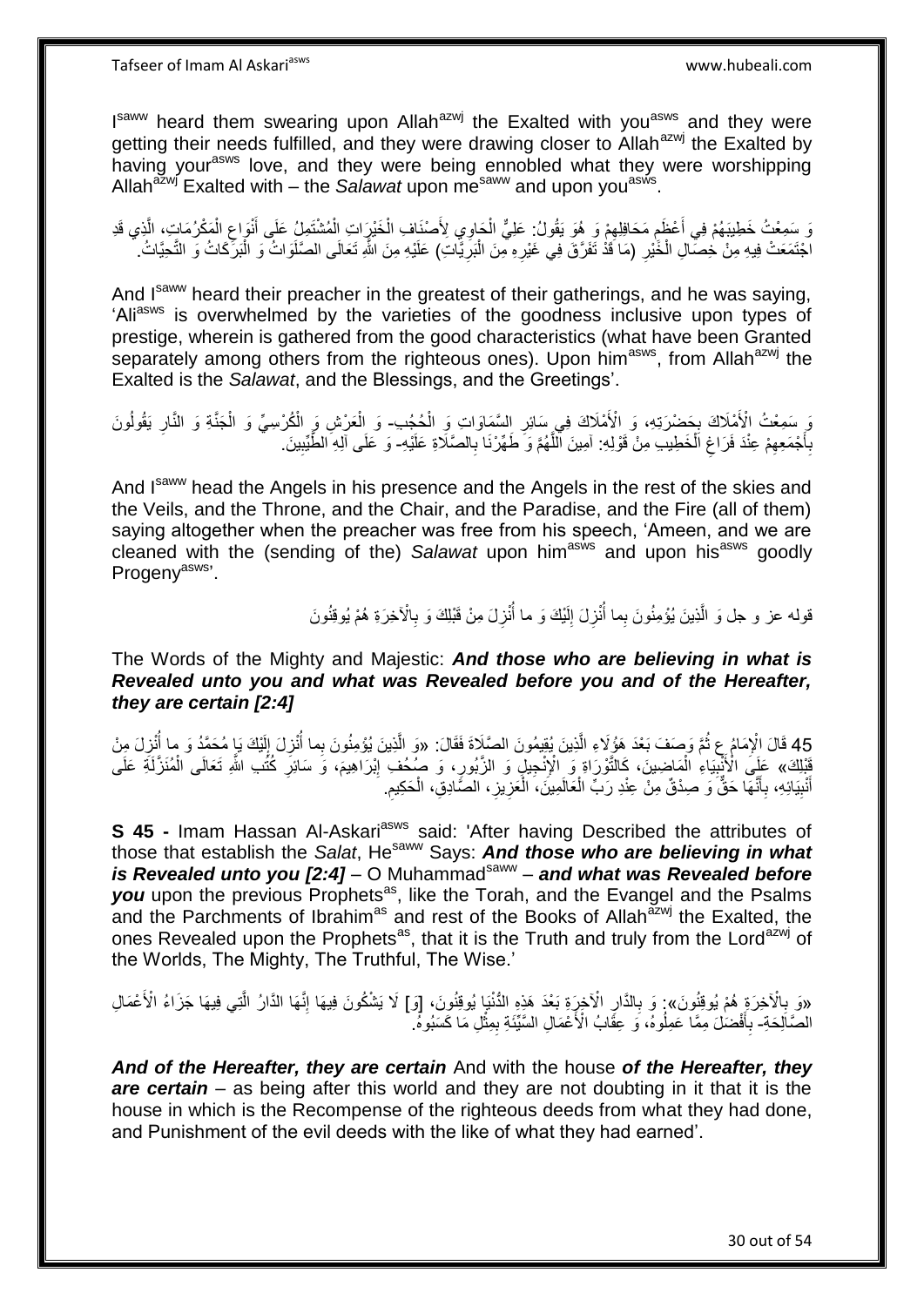I[saww] heard them swearing upon Allah[azwj] the Exalted with you[asws] and they were getting their needs fulfilled, and they were drawing closer to Allah[azwj] the Exalted by having your[asws] love, and they were being ennobled what they were worshipping Allah[azwj] Exalted with – the *Salawat* upon me[saww] and upon you[asws].

وَ سَمِعْتُ خَطِيبَهُمْ فِي أَعْظَمِ مَحَافِلِهِمْ وَ هُوَ يَقُولُ: عَلِيٌّ الْحَاوِي لِأَصْنَافِ الْخَيْرَاتِ الْمُشْتَمِلُ عَلَى أَنْوَاعِ الْمَكْرُمَاتِ، الَّذِي قَدِ اجْتَمَعَتْ فِيهِ مِنْ خِصَالِ الْخَيْرِ (مَا قَدْ تَفَرَّقَ فِي غَيْرِهِ مِنَ الْبَرِيَّاتِ) عَلَيْهِ مِنَ اللَّهِ تَعَالَى الصَّلَوَاتُ وَ الْبَرَكَاتُ وَ التَّحِيَّاتُ.

And I[saww] heard their preacher in the greatest of their gatherings, and he was saying, 'Ali[asws] is overwhelmed by the varieties of the goodness inclusive upon types of prestige, wherein is gathered from the good characteristics (what have been Granted separately among others from the righteous ones). Upon him[asws], from Allah[azwj] the Exalted is the *Salawat*, and the Blessings, and the Greetings'.

وَ سَمِعْتُ الْأَمْلَاكَ بِحَضْرَتِهِ، وَ الْأَمْلَاكَ فِي سَائِرِ السَّمَاوَاتِ وَ الْحُجُبِ- وَ الْعَرْشِ وَ الْكُرْسِيِّ وَ الْجَنَّةِ وَ النَّارِ يَقُولُونَ بِأَجْمَعِهِمْ عِنْدَ فَرَاغِ الْخَطِيبِ مِنْ قَوْلِهِ: آمِينَ اللَّهُمَّ وَ طَهِّرْنَا بِالصَّلَاةِ عَلَيْهِ- وَ عَلَى آلِهِ الطَّيِّبِينَ.

And I[saww] head the Angels in his presence and the Angels in the rest of the skies and the Veils, and the Throne, and the Chair, and the Paradise, and the Fire (all of them) saying altogether when the preacher was free from his speech, 'Ameen, and we are cleaned with the (sending of the) *Salawat* upon him[asws] and upon his[asws] goodly Progeny[asws]'.

قوله عز و جل وَ الَّذِينَ يُؤْمِنُونَ بِما أُنْزِلَ إِلَيْكَ وَ ما أُنْزِلَ مِنْ قَبْلِكَ وَ بِالْآخِرَةِ هُمْ يُوقِنُونَ

The Words of the Mighty and Majestic: ***And those who are believing in what is Revealed unto you and what was Revealed before you and of the Hereafter, they are certain [2:4]***

45 قَالَ الْإِمَامُ ع ثُمَّ وَصَفَ بَعْدَ هَؤُلَاءِ الَّذِينَ يُقِيمُونَ الصَّلَاةَ فَقَالَ: «وَ الَّذِينَ يُؤْمِنُونَ بِما أُنْزِلَ إِلَيْكَ يَا مُحَمَّدُ وَ ما أُنْزِلَ مِنْ قَبْلِكَ» عَلَى الْأَنْبِيَاءِ الْمَاضِينَ، كَالتَّوْرَاةِ وَ الْإِنْجِيلِ وَ الزَّبُورِ، وَ صُحُفِ إِبْرَاهِيمَ، وَ سَائِرِ كُتُبِ اللَّهِ تَعَالَى الْمُنْزَلَةِ عَلَى أَنْبِيَائِهِ، بِأَنَّهَا حَقٌّ وَ صِدْقٌ مِنْ عِنْدِ رَبِّ الْعَالَمِينَ، الْعَزِيزِ، الصَّادِقِ، الْحَكِيمِ.

**S 45 -** Imam Hassan Al-Askari[asws] said: 'After having Described the attributes of those that establish the *Salat*, He[saww] Says: ***And those who are believing in what is Revealed unto you [2:4]*** – O Muhammad[saww] – ***and what was Revealed before you*** upon the previous Prophets[as], like the Torah, and the Evangel and the Psalms and the Parchments of Ibrahim[as] and rest of the Books of Allah[azwj] the Exalted, the ones Revealed upon the Prophets[as], that it is the Truth and truly from the Lord[azwj] of the Worlds, The Mighty, The Truthful, The Wise.'

«وَ بِالْآخِرَةِ هُمْ يُوقِنُونَ»: وَ بِالدَّارِ الْآخِرَةِ بَعْدَ هَذِهِ الدُّنْيَا يُوقِنُونَ، [وَ] لَا يَشُكُّونَ فِيهَا إِنَّهَا الدَّارُ الَّتِي فِيهَا جَزَاءُ الْأَعْمَالِ الصَّالِحَةِ- بِأَفْضَلَ مِمَّا عَمِلُوهُ، وَ عِقَابُ الْأَعْمَالِ السَّيِّئَةِ بِمِثْلِ مَا كَسَبُوهُ.

***And of the Hereafter, they are certain*** And with the house ***of the Hereafter, they are certain*** – as being after this world and they are not doubting in it that it is the house in which is the Recompense of the righteous deeds from what they had done, and Punishment of the evil deeds with the like of what they had earned'.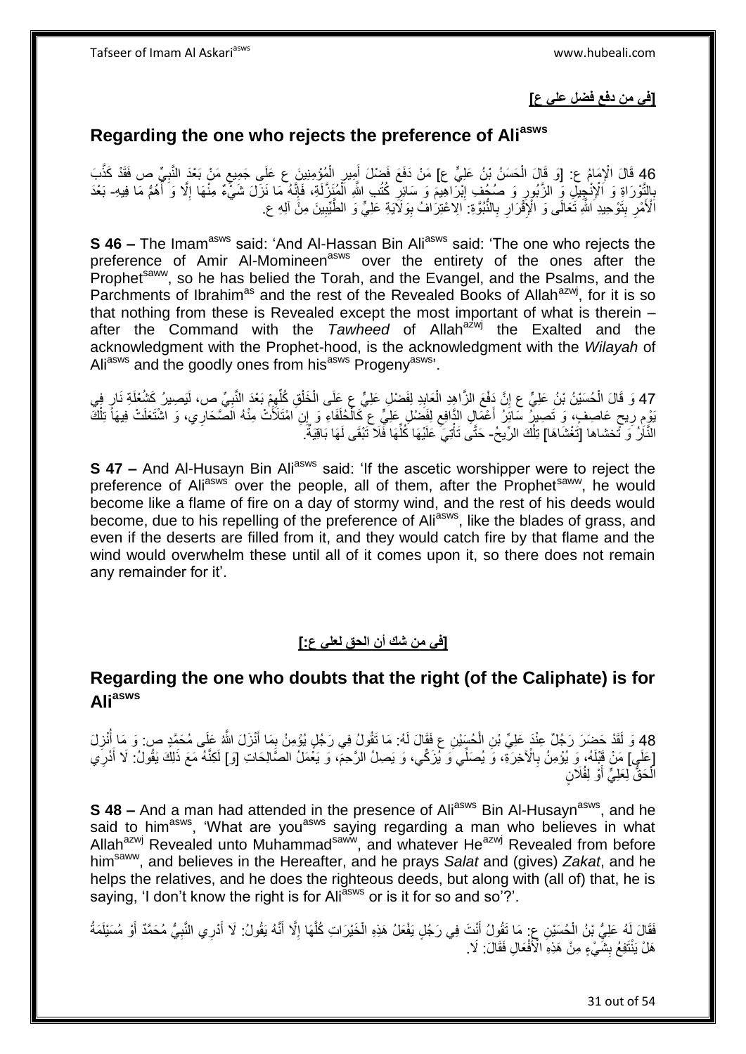**[فِي مَنْ دفع فضل علي ع]**

## Regarding the one who rejects the preference of Ali[asws]

46 قَالَ الْإِمَامُ ع: [وَ قَالَ الْحَسَنُ بْنُ عَلِيٍّ ع] مَنْ دَفَعَ فَضْلَ أَمِيرِ الْمُؤْمِنِينَ ع عَلَى جَمِيعِ مَنْ بَعْدَ النَّبِيِّ ص فَقَدْ كَذَّبَ بِالتَّوْرَاةِ وَ الْإِنْجِيلِ وَ الزَّبُورِ وَ صُحُفِ إِبْرَاهِيمَ وَ سَائِرِ كُتُبِ اللَّهِ الْمُنَزَّلَةِ، فَإِنَّهُ مَا نَزَلَ شَيْ‏ءٌ مِنْهَا إِلَّا وَ أَهَمُّ مَا فِيهِ- بَعْدَ الْأَمْرِ بِتَوْحِيدِ اللَّهِ تَعَالَى وَ الْإِقْرَارِ بِالنُّبُوَّةِ: الِاعْتِرَافُ بِوَلَايَةِ عَلِيٍّ وَ الطَّيِّبِينَ مِنْ آلِهِ ع.

**S 46 –** The Imam[asws] said: 'And Al-Hassan Bin Ali[asws] said: 'The one who rejects the preference of Amir Al-Momineen[asws] over the entirety of the ones after the Prophet[saww], so he has belied the Torah, and the Evangel, and the Psalms, and the Parchments of Ibrahim[as] and the rest of the Revealed Books of Allah[azwj], for it is so that nothing from these is Revealed except the most important of what is therein – after the Command with the *Tawheed* of Allah[azwj] the Exalted and the acknowledgment with the Prophet-hood, is the acknowledgment with the *Wilayah* of Ali[asws] and the goodly ones from his[asws] Progeny[asws]'.

47 وَ قَالَ الْحُسَيْنُ بْنُ عَلِيٍّ ع إِنَّ دَفْعَ الزَّاهِدِ الْعَابِدِ لِفَضْلِ عَلِيٍّ ع عَلَى الْخَلْقِ كُلِّهِمْ بَعْدَ النَّبِيِّ ص، لَيَصِيرُ كَشُعْلَةِ نَارٍ فِي يَوْمِ رِيحٍ عَاصِفٍ، وَ تَصِيرُ سَائِرُ أَعْمَالِ الدَّافِعِ لِفَضْلِ عَلِيٍّ ع كَالْحَلْفَاءِ وَ إِنِ امْتَلَأَتْ مِنْهُ الصَّحَارِي، وَ اشْتَعَلَتْ فِيهَا تِلْكَ النَّارُ وَ تَخشاها [تَغْشَاهَا] تِلْكَ الرِّيحُ- حَتَّى تَأْتِيَ عَلَيْهَا كُلِّهَا فَلَا تَبْقَى لَهَا بَاقِيَةٌ.

**S 47 –** And Al-Husayn Bin Ali[asws] said: 'If the ascetic worshipper were to reject the preference of Ali[asws] over the people, all of them, after the Prophet[saww], he would become like a flame of fire on a day of stormy wind, and the rest of his deeds would become, due to his repelling of the preference of Ali[asws], like the blades of grass, and even if the deserts are filled from it, and they would catch fire by that flame and the wind would overwhelm these until all of it comes upon it, so there does not remain any remainder for it'.

**[فِي من شك أن الحق لعلي ع:]**

## Regarding the one who doubts that the right (of the Caliphate) is for Ali[asws]

48 وَ لَقَدْ حَضَرَ رَجُلٌ عِنْدَ عَلِيِّ بْنِ الْحُسَيْنِ ع فَقَالَ لَهُ: مَا تَقُولُ فِي رَجُلٍ يُؤْمِنُ بِمَا أَنْزَلَ اللَّهُ عَلَى مُحَمَّدٍ ص: وَ مَا أُنْزِلَ [عَلَى] مَنْ قَبْلَهُ، وَ يُؤْمِنُ بِالْآخِرَةِ، وَ يُصَلِّي وَ يُزَكِّي، وَ يَصِلُ الرَّحِمَ، وَ يَعْمَلُ الصَّالِحَاتِ [وَ] لَكِنَّهُ مَعَ ذَلِكَ يَقُولُ: لَا أَدْرِي الْحَقُّ لِعَلِيٍّ أَوْ لِفُلَانٍ

**S 48 –** And a man had attended in the presence of Ali[asws] Bin Al-Husayn[asws], and he said to him[asws], 'What are you[asws] saying regarding a man who believes in what Allah[azwj] Revealed unto Muhammad[saww], and whatever He[azwj] Revealed from before him[saww], and believes in the Hereafter, and he prays *Salat* and (gives) *Zakat*, and he helps the relatives, and he does the righteous deeds, but along with (all of) that, he is saying, 'I don't know the right is for Ali[asws] or is it for so and so'?'.

فَقَالَ لَهُ عَلِيُّ بْنُ الْحُسَيْنِ ع: مَا تَقُولُ أَنْتَ فِي رَجُلٍ يَفْعَلُ هَذِهِ الْخَيْرَاتِ كُلَّهَا إِلَّا أَنَّهُ يَقُولُ: لَا أَدْرِي النَّبِيُّ مُحَمَّدٌ أَوْ مُسَيْلَمَةُ هَلْ يَنْتَفِعُ بِشَيْ‏ءٍ مِنْ هَذِهِ الْأَفْعَالِ فَقَالَ: لَا.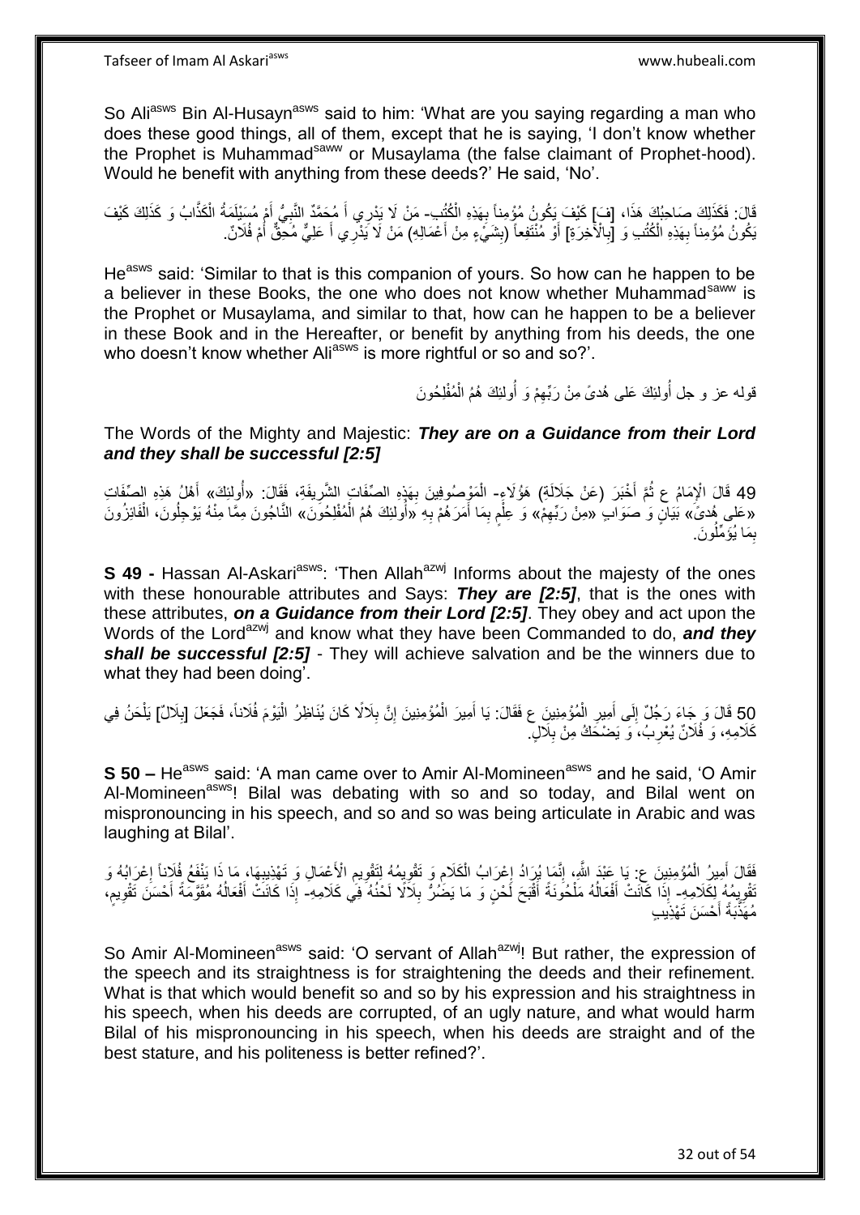So Ali[asws] Bin Al-Husayn[asws] said to him: 'What are you saying regarding a man who does these good things, all of them, except that he is saying, 'I don't know whether the Prophet is Muhammad[saww] or Musaylama (the false claimant of Prophet-hood). Would he benefit with anything from these deeds?' He said, 'No'.

قَالَ: فَكَذَلِكَ صَاحِبُكَ هَذَا، [فَ] كَيْفَ يَكُونُ مُؤْمِناً بِهَذِهِ الْكُتُبِ- مَنْ لَا يَدْرِي أَ مُحَمَّدٌ النَّبِيُّ أَمْ مُسَيْلَمَةُ الْكَذَّابُ وَ كَذَلِكَ كَيْفَ يَكُونُ مُؤْمِناً بِهَذِهِ الْكُتُبِ وَ [بِالْآخِرَةِ] أَوْ مُنْتَفِعاً (بِشَيْ‏ءٍ مِنْ أَعْمَالِهِ) مَنْ لَا يَدْرِي أَ عَلِيٌّ مُحِقٌّ أَمْ فُلَانٌ.

He[asws] said: 'Similar to that is this companion of yours. So how can he happen to be a believer in these Books, the one who does not know whether Muhammad[saww] is the Prophet or Musaylama, and similar to that, how can he happen to be a believer in these Book and in the Hereafter, or benefit by anything from his deeds, the one who doesn't know whether Ali[asws] is more rightful or so and so?'.

قوله عز و جل أُولئِكَ عَلى‏ هُدىً مِنْ رَبِّهِمْ وَ أُولئِكَ هُمُ الْمُفْلِحُونَ

The Words of the Mighty and Majestic: ***They are on a Guidance from their Lord and they shall be successful [2:5]***

49 قَالَ الْإِمَامُ ع ثُمَّ أَخْبَرَ (عَنْ جَلَالَةِ) هَؤُلَاءِ- الْمَوْصُوفِينَ بِهَذِهِ الصِّفَاتِ الشَّرِيفَةِ، فَقَالَ: «أُولئِكَ» أَهْلُ هَذِهِ الصِّفَاتِ «عَلى‏ هُدىً» بَيَانٍ وَ صَوَابٍ «مِنْ رَبِّهِمْ» وَ عِلْمٍ بِمَا أَمَرَهُمْ بِهِ «وَ أُولئِكَ هُمُ الْمُفْلِحُونَ» النَّاجُونَ مِمَّا مِنْهُ يَوْجَلُونَ، الْفَائِزُونَ بِمَا يُؤَمِّلُونَ.

**S 49 -** Hassan Al-Askari[asws]: 'Then Allah[azwj] Informs about the majesty of the ones with these honourable attributes and Says: ***They are [2:5]***, that is the ones with these attributes, ***on a Guidance from their Lord [2:5]***. They obey and act upon the Words of the Lord[azwj] and know what they have been Commanded to do, ***and they shall be successful [2:5]*** - They will achieve salvation and be the winners due to what they had been doing'.

50 قَالَ وَ جَاءَ رَجُلٌ إِلَى أَمِيرِ الْمُؤْمِنِينَ ع فَقَالَ: يَا أَمِيرَ الْمُؤْمِنِينَ إِنَّ بِلَالًا كَانَ يُنَاظِرُ الْيَوْمَ فُلَاناً، فَجَعَلَ [بِلَالٌ] يَلْحَنُ فِي كَلَامِهِ، وَ فُلَانٌ يُعْرِبُ، وَ يَضْحَكُ مِنْ بِلَالٍ.

**S 50 –** He[asws] said: 'A man came over to Amir Al-Momineen[asws] and he said, 'O Amir Al-Momineen[asws]! Bilal was debating with so and so today, and Bilal went on mispronouncing in his speech, and so and so was being articulate in Arabic and was laughing at Bilal'.

فَقَالَ أَمِيرُ الْمُؤْمِنِينَ ع: يَا عَبْدَ اللَّهِ، إِنَّمَا يُرَادُ إِعْرَابُ الْكَلَامِ وَ تَقْوِيمُهُ لِتَقْوِيمِ الْأَعْمَالِ وَ تَهْذِيبِهَا، مَا ذَا يَنْفَعُ فُلَاناً إِعْرَابُهُ وَ تَقْوِيمُهُ لِكَلَامِهِ- إِذَا كَانَتْ أَفْعَالُهُ مَلْحُونَةً أَقْبَحَ لَحْنٍ وَ مَا يَضُرُّ بِلَالًا لَحْنُهُ فِي كَلَامِهِ- إِذَا كَانَتْ أَفْعَالُهُ مُقَوَّمَةً أَحْسَنَ تَقْوِيمٍ، مُهَذَّبَةً أَحْسَنَ تَهْذِيبٍ

So Amir Al-Momineen[asws] said: 'O servant of Allah[azwj]! But rather, the expression of the speech and its straightness is for straightening the deeds and their refinement. What is that which would benefit so and so by his expression and his straightness in his speech, when his deeds are corrupted, of an ugly nature, and what would harm Bilal of his mispronouncing in his speech, when his deeds are straight and of the best stature, and his politeness is better refined?'.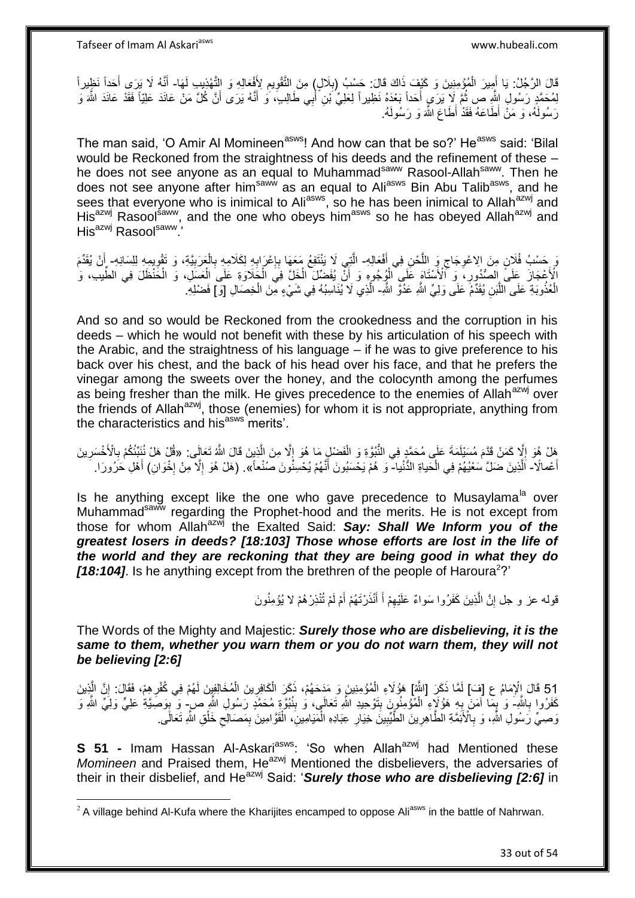قَالَ الرَّجُلُ: يَا أَمِيرَ الْمُؤْمِنِينَ وَ كَيْفَ ذَاكَ قَالَ: حَسْبُ (بِلَالٍ) مِنَ التَّقْوِيمِ لِأَفْعَالِهِ وَ التَّهْذِيبِ لَهَا- أَنَّهُ لَا يَرَى أَحَداً نَظِيراً لِمُحَمَّدٍ رَسُولِ اللَّهِ ص ثُمَّ لَا يَرَى أَحَداً بَعْدَهُ نَظِيراً لِعَلِيِّ بْنِ أَبِي طَالِبٍ، وَ أَنَّهُ يَرَى أَنَّ كُلَّ مَنْ عَانَدَ عَلِيّاً فَقَدْ عَانَدَ اللَّهَ وَ رَسُولَهُ، وَ مَنْ أَطَاعَهُ فَقَدْ أَطَاعَ اللَّهَ وَ رَسُولَهُ.

The man said, 'O Amir Al Momineen[asws]! And how can that be so?' He[asws] said: 'Bilal would be Reckoned from the straightness of his deeds and the refinement of these – he does not see anyone as an equal to Muhammad[saww] Rasool-Allah[saww]. Then he does not see anyone after him[saww] as an equal to Ali[asws] Bin Abu Talib[asws], and he sees that everyone who is inimical to Ali[asws], so he has been inimical to Allah[azwj] and His[azwj] Rasool[saww], and the one who obeys him[asws] so he has obeyed Allah[azwj] and His[azwj] Rasool[saww].'

وَ حَسْبُ فُلَانٍ مِنَ الِاعْوِجَاجِ وَ اللَّحْنِ فِي أَفْعَالِهِ- الَّتِي لَا يَنْتَفِعُ مَعَهَا بِإِعْرَابِهِ لِكَلَامِهِ بِالْعَرَبِيَّةِ، وَ تَقْوِيمِهِ لِلِسَانِهِ- أَنْ يُقَدِّمَ الْأَعْجَازَ عَلَى الصُّدُورِ، وَ الْأَسْتَاهَ عَلَى الْوُجُوهِ وَ أَنْ يُفَضِّلَ الْخَلَّ فِي الْحَلَاوَةِ عَلَى الْعَسَلِ، وَ الْحَنْظَلَ فِي الطِّيبِ، وَ الْعُذُوبَةِ عَلَى اللَّبَنِ يُقَدِّمُ عَلَى وَلِيِّ اللَّهِ عَدُوَّ اللَّهِ- الَّذِي لَا يُنَاسِبُهُ فِي شَيْءٍ مِنَ الْخِصَالِ [وَ] فَضْلِهِ.

And so and so would be Reckoned from the crookedness and the corruption in his deeds – which he would not benefit with these by his articulation of his speech with the Arabic, and the straightness of his language – if he was to give preference to his back over his chest, and the back of his head over his face, and that he prefers the vinegar among the sweets over the honey, and the colocynth among the perfumes as being fresher than the milk. He gives precedence to the enemies of Allah[azwj] over the friends of Allah[azwj], those (enemies) for whom it is not appropriate, anything from the characteristics and his[asws] merits'.

هَلْ هُوَ إِلَّا كَمَنْ قَدَّمَ مُسَيْلَمَةَ عَلَى مُحَمَّدٍ فِي النُّبُوَّةِ وَ الْفَضْلِ مَا هُوَ إِلَّا مِنَ الَّذِينَ قَالَ اللَّهُ تَعَالَى: «قُلْ هَلْ نُنَبِّئُكُمْ بِالْأَخْسَرِينَ أَعْمالًا- الَّذِينَ ضَلَّ سَعْيُهُمْ فِي الْحَياةِ الدُّنْيا- وَ هُمْ يَحْسَبُونَ أَنَّهُمْ يُحْسِنُونَ صُنْعاً». (هَلْ هُوَ إِلَّا مِنْ إِخْوَانِ) أَهْلِ حَرُورَا.

Is he anything except like the one who gave precedence to Musaylama[la] over Muhammad[saww] regarding the Prophet-hood and the merits. He is not except from those for whom Allah[azwj] the Exalted Said: ***Say: Shall We Inform you of the greatest losers in deeds? [18:103] Those whose efforts are lost in the life of the world and they are reckoning that they are being good in what they do [18:104]***. Is he anything except from the brethren of the people of Haroura[2]?'

قوله عز و جل إِنَّ الَّذِينَ كَفَرُوا سَواءٌ عَلَيْهِمْ أَ أَنْذَرْتَهُمْ أَمْ لَمْ تُنْذِرْهُمْ لا يُؤْمِنُونَ

The Words of the Mighty and Majestic: ***Surely those who are disbelieving, it is the same to them, whether you warn them or you do not warn them, they will not be believing [2:6]***

51 قَالَ الْإِمَامُ ع [فَـ] لَمَّا ذَكَرَ [اللَّهُ] هَؤُلَاءِ الْمُؤْمِنِينَ وَ مَدَحَهُمْ، ذَكَرَ الْكَافِرِينَ الْمُخَالِفِينَ لَهُمْ فِي كُفْرِهِمْ، فَقَالَ: إِنَّ الَّذِينَ كَفَرُوا بِاللَّهِ- وَ بِمَا آمَنَ بِهِ هَؤُلَاءِ الْمُؤْمِنُونَ بِتَوْحِيدِ اللَّهِ تَعَالَى، وَ بِنُبُوَّةِ مُحَمَّدٍ رَسُولِ اللَّهِ ص- وَ بِوَصِيَّةِ عَلِيٍّ وَلِيِّ اللَّهِ وَ وَصِيِّ رَسُولِ اللَّهِ، وَ بِالْأَئِمَّةِ الطَّاهِرِينَ الطَّيِّبِينَ خِيَارِ عِبَادِهِ الْمَيَامِينِ، الْقَوَّامِينَ بِمَصَالِحِ خَلْقِ اللَّهِ تَعَالَى.

**S 51 -** Imam Hassan Al-Askari[asws]: 'So when Allah[azwj] had Mentioned these *Momineen* and Praised them, He[azwj] Mentioned the disbelievers, the adversaries of their in their disbelief, and He[azwj] Said: '***Surely those who are disbelieving [2:6]*** in

[2] A village behind Al-Kufa where the Kharijites encamped to oppose Ali[asws] in the battle of Nahrwan.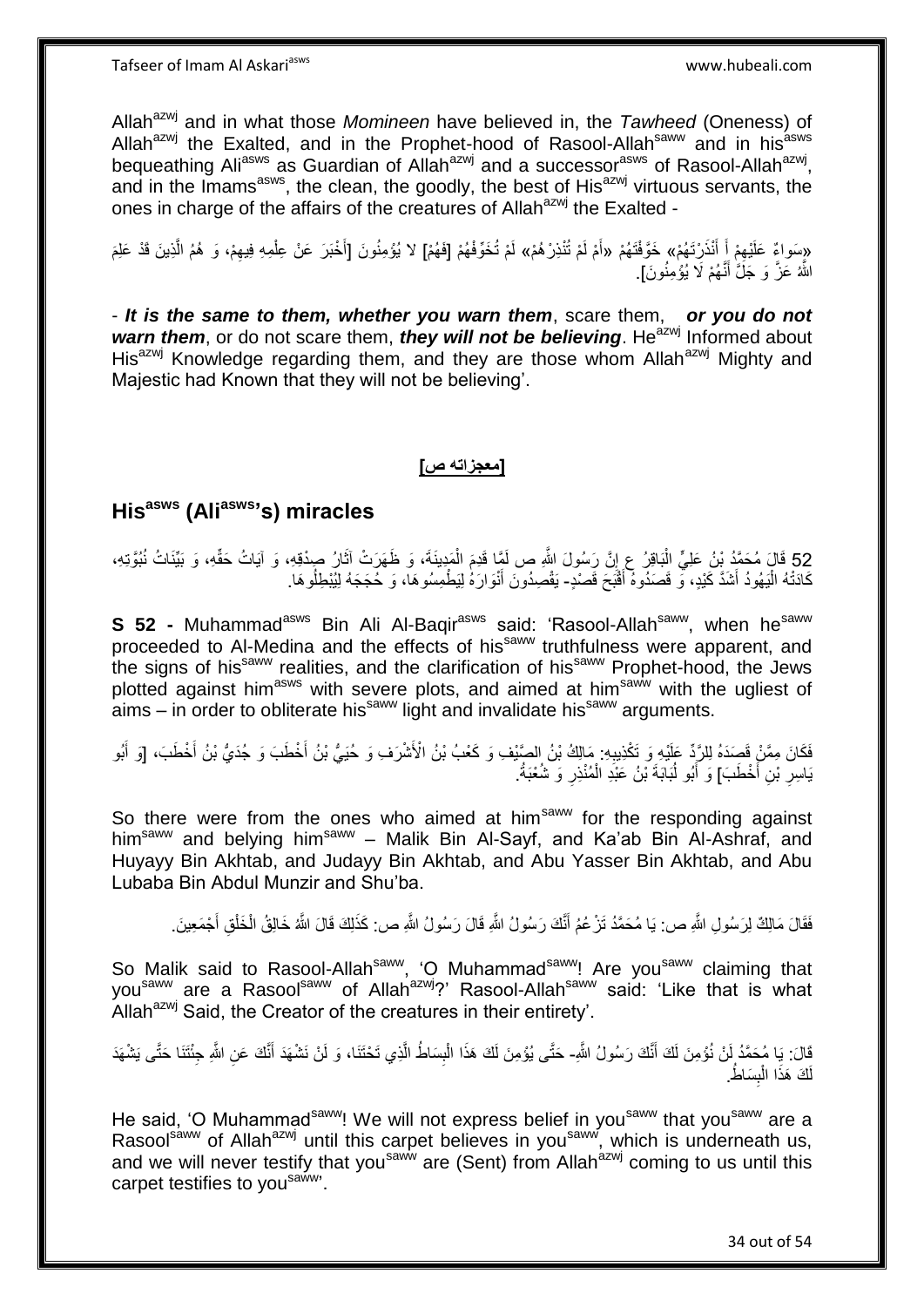Allah[azwj] and in what those *Momineen* have believed in, the *Tawheed* (Oneness) of Allah[azwj] the Exalted, and in the Prophet-hood of Rasool-Allah[saww] and in his[asws] bequeathing Ali[asws] as Guardian of Allah[azwj] and a successor[asws] of Rasool-Allah[azwj], and in the Imams[asws], the clean, the goodly, the best of His[azwj] virtuous servants, the ones in charge of the affairs of the creatures of Allah[azwj] the Exalted -

«سَواءٌ عَلَيْهِمْ أَ أَنْذَرْتَهُمْ» خَوَّفْتَهُمْ «أَمْ لَمْ تُنْذِرْهُمْ» لَمْ تُخَوِّفْهُمْ [فَهُمْ] لا يُؤْمِنُونَ [أَخْبَرَ عَنْ عِلْمِهِ فِيهِمْ، وَ هُمُ الَّذِينَ قَدْ عَلِمَ اللَّهُ عَزَّ وَ جَلَّ أَنَّهُمْ لَا يُؤْمِنُونَ].

- ***It is the same to them, whether you warn them***, scare them, ***or you do not warn them***, or do not scare them, ***they will not be believing***. He[azwj] Informed about His[azwj] Knowledge regarding them, and they are those whom Allah[azwj] Mighty and Majestic had Known that they will not be believing'.

## [معجزاته ص]

## His[asws] (Ali[asws]'s) miracles

52 قَالَ مُحَمَّدُ بْنُ عَلِيٍّ الْبَاقِرُ ع إِنَّ رَسُولَ اللَّهِ ص لَمَّا قَدِمَ الْمَدِينَةَ، وَ ظَهَرَتْ آثَارُ صِدْقِهِ، وَ آيَاتُ حَقِّهِ، وَ بَيِّنَاتُ نُبُوَّتِهِ، كَادَتْهُ الْيَهُودُ أَشَدَّ كَيْدٍ، وَ قَصَدُوهُ أَقْبَحَ قَصْدٍ- يَقْصِدُونَ أَنْوَارَهُ لِيَطْمِسُوهَا، وَ حُجَجَهُ لِيُبْطِلُوهَا.

**S 52 -** Muhammad[asws] Bin Ali Al-Baqir[asws] said: 'Rasool-Allah[saww], when he[saww] proceeded to Al-Medina and the effects of his[saww] truthfulness were apparent, and the signs of his[saww] realities, and the clarification of his[saww] Prophet-hood, the Jews plotted against him[asws] with severe plots, and aimed at him[saww] with the ugliest of aims – in order to obliterate his[saww] light and invalidate his[saww] arguments.

فَكَانَ مِمَّنْ قَصَدَهُ لِلرَّدِّ عَلَيْهِ وَ تَكْذِيبِهِ: مَالِكُ بْنُ الصَّيْفِ وَ كَعْبُ بْنُ الْأَشْرَفِ وَ حُيَيُّ بْنُ أَخْطَبَ وَ جُدَيُّ بْنُ أَخْطَبَ، [وَ أَبُو يَاسِرِ بْنِ أَخْطَبَ] وَ أَبُو لُبَابَةَ بْنُ عَبْدِ الْمُنْذِرِ وَ شُعْبَةُ.

So there were from the ones who aimed at him[saww] for the responding against him[saww] and belying him[saww] – Malik Bin Al-Sayf, and Ka'ab Bin Al-Ashraf, and Huyayy Bin Akhtab, and Judayy Bin Akhtab, and Abu Yasser Bin Akhtab, and Abu Lubaba Bin Abdul Munzir and Shu'ba.

فَقَالَ مَالِكٌ لِرَسُولِ اللَّهِ ص: يَا مُحَمَّدُ تَزْعُمُ أَنَّكَ رَسُولُ اللَّهِ قَالَ رَسُولُ اللَّهِ ص: كَذَلِكَ قَالَ اللَّهُ خَالِقُ الْخَلْقِ أَجْمَعِينَ.

So Malik said to Rasool-Allah[saww], 'O Muhammad[saww]! Are you[saww] claiming that you[saww] are a Rasool[saww] of Allah[azwj]?' Rasool-Allah[saww] said: 'Like that is what Allah[azwj] Said, the Creator of the creatures in their entirety'.

قَالَ: يَا مُحَمَّدُ لَنْ نُؤْمِنَ لَكَ أَنَّكَ رَسُولُ اللَّهِ- حَتَّى يُؤْمِنَ لَكَ هَذَا الْبِسَاطُ الَّذِي تَحْتَنَا، وَ لَنْ نَشْهَدَ أَنَّكَ عَنِ اللَّهِ جِئْتَنَا حَتَّى يَشْهَدَ لَكَ هَذَا الْبِسَاطُ.

He said, 'O Muhammad[saww]! We will not express belief in you[saww] that you[saww] are a Rasool[saww] of Allah[azwj] until this carpet believes in you[saww], which is underneath us, and we will never testify that you[saww] are (Sent) from Allah[azwj] coming to us until this carpet testifies to you[saww]'.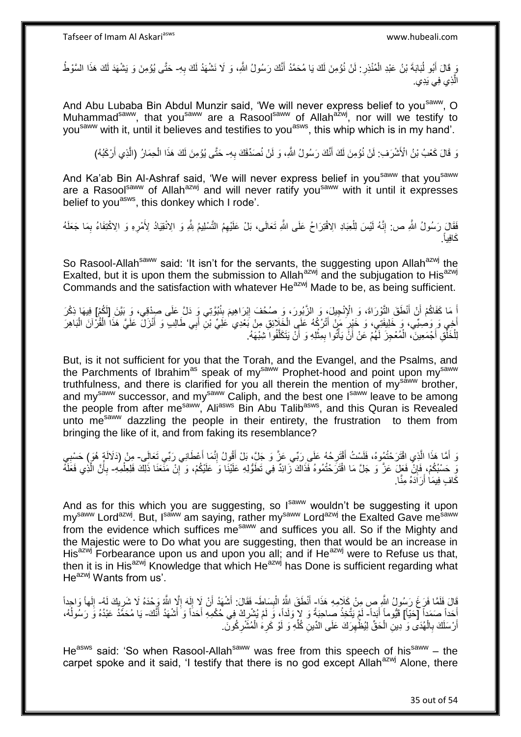وَ قَالَ أَبُو لُبَابَةَ بْنُ عَبْدِ الْمُنْذِرِ: لَنْ نُؤْمِنَ لَكَ يَا مُحَمَّدُ أَنَّكَ رَسُولُ اللَّهِ، وَ لَا نَشْهَدُ لَكَ بِهِ- حَتَّى يُؤْمِنَ وَ يَشْهَدَ لَكَ هَذَا السَّوْطُ الَّذِي فِي يَدِي.

And Abu Lubaba Bin Abdul Munzir said, 'We will never express belief to you[saww], O Muhammad[saww], that you[saww] are a Rasool[saww] of Allah[azwj], nor will we testify to you[saww] with it, until it believes and testifies to you[asws], this whip which is in my hand'.

وَ قَالَ كَعْبُ بْنُ الْأَشْرَفِ: لَنْ نُؤْمِنَ لَكَ أَنَّكَ رَسُولُ اللَّهِ، وَ لَنْ نُصَدِّقَكَ بِهِ- حَتَّى يُؤْمِنَ لَكَ هَذَا الْحِمَارُ (الَّذِي أَرْكَبُهُ)

And Ka'ab Bin Al-Ashraf said, 'We will never express belief in you[saww] that you[saww] are a Rasool[saww] of Allah[azwj] and will never ratify you[saww] with it until it expresses belief to you[asws], this donkey which I rode'.

فَقَالَ رَسُولُ اللَّهِ ص: إِنَّهُ لَيْسَ لِلْعِبَادِ الِاقْتِرَاحُ عَلَى اللَّهِ تَعَالَى، بَلْ عَلَيْهِمُ التَّسْلِيمُ لِلَّهِ وَ الِانْقِيَادُ لِأَمْرِهِ وَ الِاكْتِفَاءُ بِمَا جَعَلَهُ كَافِياً.

So Rasool-Allah[saww] said: 'It isn't for the servants, the suggesting upon Allah[azwj] the Exalted, but it is upon them the submission to Allah[azwj] and the subjugation to His[azwj] Commands and the satisfaction with whatever He[azwj] Made to be, as being sufficient.

أَ مَا كَفَاكُمْ أَنْ أَنْطَقَ التَّوْرَاةَ، وَ الْإِنْجِيلَ، وَ الزَّبُورَ، وَ صُحُفَ إِبْرَاهِيمَ بِنُبُوَّتِي وَ دَلَّ عَلَى صِدْقِي، وَ بَيَّنَ [لَكُمْ] فِيهَا ذِكْرَ أَخِي وَ وَصِيِّي، وَ خَلِيفَتِي، وَ خَيْرِ مَنْ أَتْرُكُهُ عَلَى الْخَلَائِقِ مِنْ بَعْدِي عَلِيِّ بْنِ أَبِي طَالِبٍ وَ أَنْزَلَ عَلَيَّ هَذَا الْقُرْآنَ الْبَاهِرَ لِلْخَلْقِ أَجْمَعِينَ، الْمُعْجِزَ لَهُمْ عَنْ أَنْ يَأْتُوا بِمِثْلِهِ وَ أَنْ يَتَكَلَّفُوا شِبْهَهُ.

But, is it not sufficient for you that the Torah, and the Evangel, and the Psalms, and the Parchments of Ibrahim[as] speak of my[saww] Prophet-hood and point upon my[saww] truthfulness, and there is clarified for you all therein the mention of my[saww] brother, and my[saww] successor, and my[saww] Caliph, and the best one I[saww] leave to be among the people from after me[saww], Ali[asws] Bin Abu Talib[asws], and this Quran is Revealed unto me[saww] dazzling the people in their entirety, the frustration to them from bringing the like of it, and from faking its resemblance?

وَ أَمَّا هَذَا الَّذِي اقْتَرَحْتُمُوهُ، فَلَسْتُ أَقْتَرِحُهُ عَلَى رَبِّي عَزَّ وَ جَلَّ، بَلْ أَقُولُ إِنَّمَا أَعْطَانِي رَبِّي تَعَالَى- مِنْ (دَلَالَةٍ هُوَ) حَسْبِي وَ حَسْبُكُمْ، فَإِنْ فَعَلَ عَزَّ وَ جَلَّ مَا اقْتَرَحْتُمُوهُ فَذَاكَ زَائِدٌ فِي تَطَوُّلِهِ عَلَيْنَا وَ عَلَيْكُمْ، وَ إِنْ مَنَعَنَا ذَلِكَ فَلِعِلْمِهِ- بِأَنَّ الَّذِي فَعَلَهُ كَافٍ فِيمَا أَرَادَهُ مِنَّا.

And as for this which you are suggesting, so I[saww] wouldn't be suggesting it upon my[saww] Lord[azwj]. But, I[saww] am saying, rather my[saww] Lord[azwj] the Exalted Gave me[saww] from the evidence which suffices me[saww] and suffices you all. So if the Mighty and the Majestic were to Do what you are suggesting, then that would be an increase in His[azwj] Forbearance upon us and upon you all; and if He[azwj] were to Refuse us that, then it is in His[azwj] Knowledge that which He[azwj] has Done is sufficient regarding what He[azwj] Wants from us'.

قَالَ فَلَمَّا فَرَغَ رَسُولُ اللَّهِ ص مِنْ كَلَامِهِ هَذَا- أَنْطَقَ اللَّهُ الْبِسَاطَ- فَقَالَ: أَشْهَدُ أَنْ لَا إِلَهَ إِلَّا اللَّهُ وَحْدَهُ لَا شَرِيكَ لَهُ- إِلَهاً وَاحِداً أَحَداً صَمَداً [حَيّاً] قَيُّوماً أَبَداً- لَمْ يَتَّخِذْ صَاحِبَةً وَ لَا وَلَداً، وَ لَمْ يُشْرِكْ فِي حُكْمِهِ أَحَداً وَ أَشْهَدُ أَنَّكَ- يَا مُحَمَّدُ عَبْدُهُ وَ رَسُولُهُ، أَرْسَلَكَ بِالْهُدَى وَ دِينِ الْحَقِّ لِيُظْهِرَكَ عَلَى الدِّينِ كُلِّهِ وَ لَوْ كَرِهَ الْمُشْرِكُونَ.

He[asws] said: 'So when Rasool-Allah[saww] was free from this speech of his[saww] – the carpet spoke and it said, 'I testify that there is no god except Allah[azwj] Alone, there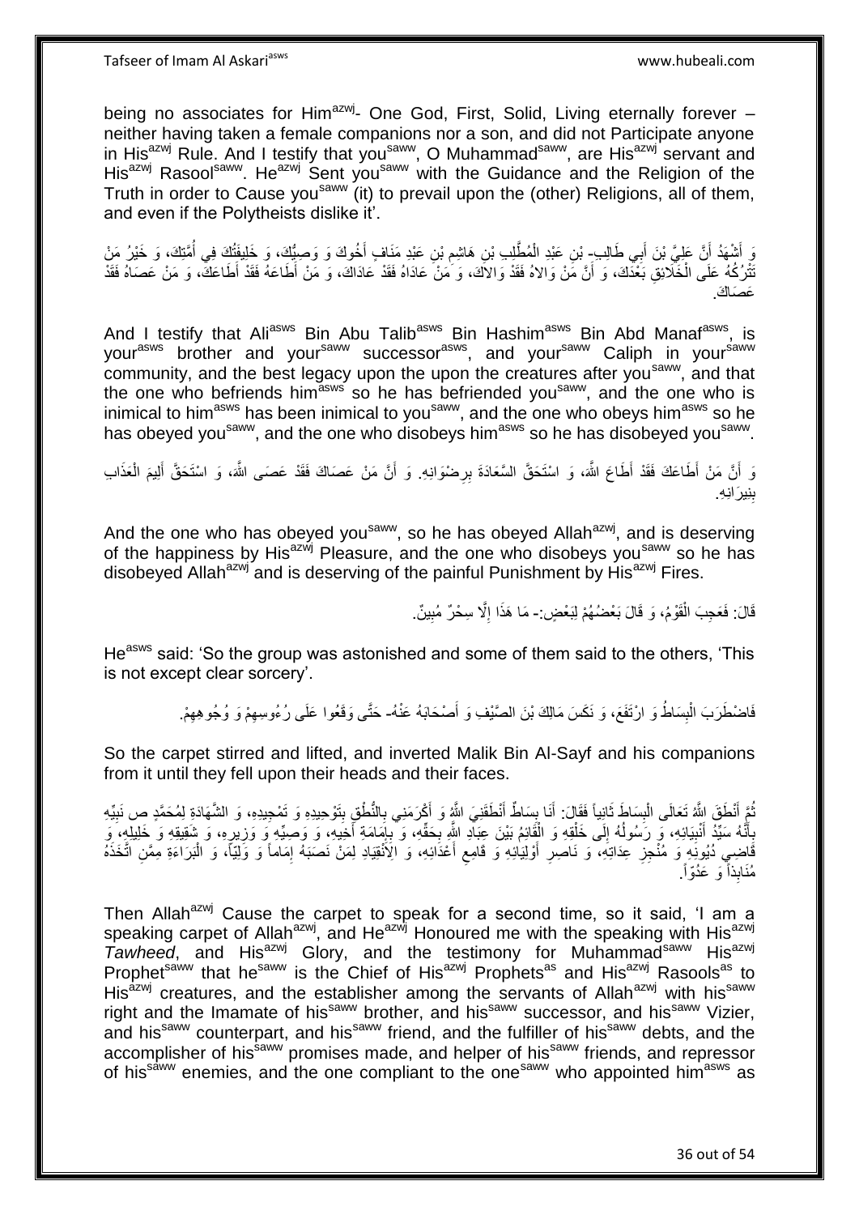being no associates for Him[azwj]- One God, First, Solid, Living eternally forever – neither having taken a female companions nor a son, and did not Participate anyone in His[azwj] Rule. And I testify that you[saww], O Muhammad[saww], are His[azwj] servant and His[azwj] Rasool[saww]. He[azwj] Sent you[saww] with the Guidance and the Religion of the Truth in order to Cause you[saww] (it) to prevail upon the (other) Religions, all of them, and even if the Polytheists dislike it'.

وَ أَشْهَدُ أَنَّ عَلِيَّ بْنَ أَبِي طَالِبٍ- بْنِ عَبْدِ الْمُطَّلِبِ بْنِ هَاشِمِ بْنِ عَبْدِ مَنَافٍ أَخُوكَ وَ وَصِيُّكَ، وَ خَلِيفَتُكَ فِي أُمَّتِكَ، وَ خَيْرُ مَنْ تَتْرُكُهُ عَلَى الْخَلَائِقِ بَعْدَكَ، وَ أَنَّ مَنْ وَالاهُ فَقَدْ وَالاكَ، وَ مَنْ عَادَاهُ فَقَدْ عَادَاكَ، وَ مَنْ أَطَاعَهُ فَقَدْ أَطَاعَكَ، وَ مَنْ عَصَاهُ فَقَدْ عَصَاكَ.

And I testify that Ali[asws] Bin Abu Talib[asws] Bin Hashim[asws] Bin Abd Manaf[asws], is your[asws] brother and your[saww] successor[asws], and your[saww] Caliph in your[saww] community, and the best legacy upon the upon the creatures after you[saww], and that the one who befriends him[asws] so he has befriended you[saww], and the one who is inimical to him[asws] has been inimical to you[saww], and the one who obeys him[asws] so he has obeyed you[saww], and the one who disobeys him[asws] so he has disobeyed you[saww].

وَ أَنَّ مَنْ أَطَاعَكَ فَقَدْ أَطَاعَ اللَّهَ، وَ اسْتَحَقَّ السَّعَادَةَ بِرِضْوَانِهِ. وَ أَنَّ مَنْ عَصَاكَ فَقَدْ عَصَى اللَّهَ، وَ اسْتَحَقَّ أَلِيمَ الْعَذَابِ بِنِيرَانِهِ.

And the one who has obeyed you[saww], so he has obeyed Allah[azwj], and is deserving of the happiness by His[azwj] Pleasure, and the one who disobeys you[saww] so he has disobeyed Allah[azwj] and is deserving of the painful Punishment by His[azwj] Fires.

قَالَ: فَعَجِبَ الْقَوْمُ، وَ قَالَ بَعْضُهُمْ لِبَعْضٍ:- مَا هَذَا إِلَّا سِحْرٌ مُبِينٌ.

He[asws] said: 'So the group was astonished and some of them said to the others, 'This is not except clear sorcery'.

فَاضْطَرَبَ الْبِسَاطُ وَ ارْتَفَعَ، وَ نَكَسَ مَالِكَ بْنَ الصَّيْفِ وَ أَصْحَابَهُ عَنْهُ- حَتَّى وَقَعُوا عَلَى رُءُوسِهِمْ وَ وُجُوهِهِمْ.

So the carpet stirred and lifted, and inverted Malik Bin Al-Sayf and his companions from it until they fell upon their heads and their faces.

ثُمَّ أَنْطَقَ اللَّهُ تَعَالَى الْبِسَاطَ ثَانِياً فَقَالَ: أَنَا بِسَاطٌ أَنْطَقَنِيَ اللَّهُ وَ أَكْرَمَنِي بِالنُّطْقِ بِتَوْحِيدِهِ وَ تَمْجِيدِهِ، وَ الشَّهَادَةِ لِمُحَمَّدٍ ص نَبِيِّهِ بِأَنَّهُ سَيِّدُ أَنْبِيَائِهِ، وَ رَسُولُهُ إِلَى خَلْقِهِ وَ الْقَائِمُ بَيْنَ عِبَادِ اللَّهِ بِحَقِّهِ، وَ بِإِمَامَةِ أَخِيهِ، وَ وَصِيِّهِ وَ وَزِيرِهِ، وَ شَقِيقِهِ وَ خَلِيلِهِ، وَ قَاضِي دُيُونِهِ وَ مُنْجِزِ عِدَاتِهِ، وَ نَاصِرِ أَوْلِيَائِهِ وَ قَامِعِ أَعْدَائِهِ، وَ الِانْقِيَادِ لِمَنْ نَصَبَهُ إِمَاماً وَ وَلِيّاً، وَ الْبَرَاءَةِ مِمَّنِ اتَّخَذَهُ مُنَابِذاً وَ عَدُوّاً.

Then Allah[azwj] Cause the carpet to speak for a second time, so it said, 'I am a speaking carpet of Allah[azwj], and He[azwj] Honoured me with the speaking with His[azwj] *Tawheed*, and His[azwj] Glory, and the testimony for Muhammad[saww] His[azwj] Prophet[saww] that he[saww] is the Chief of His[azwj] Prophets[as] and His[azwj] Rasools[as] to His[azwj] creatures, and the establisher among the servants of Allah[azwj] with his[saww] right and the Imamate of his[saww] brother, and his[saww] successor, and his[saww] Vizier, and his[saww] counterpart, and his[saww] friend, and the fulfiller of his[saww] debts, and the accomplisher of his[saww] promises made, and helper of his[saww] friends, and repressor of his[saww] enemies, and the one compliant to the one[saww] who appointed him[asws] as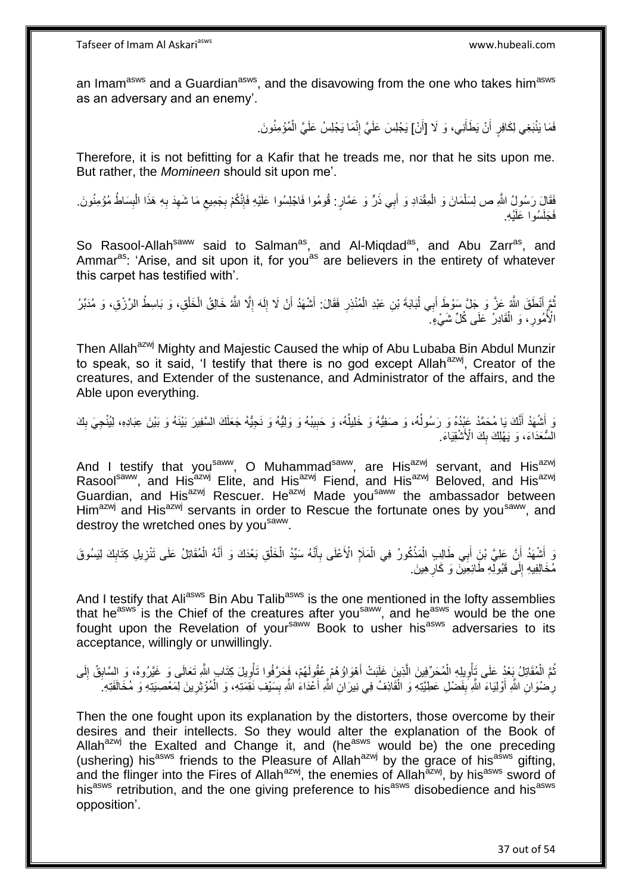an Imam[asws] and a Guardian[asws], and the disavowing from the one who takes him[asws] as an adversary and an enemy'.

فَمَا يَنْبَغِي لِكَافِرٍ أَنْ يَطَأَنِي، وَ لَا [أَنْ] يَجْلِسَ عَلَيَّ إِنَّمَا يَجْلِسُ عَلَيَّ الْمُؤْمِنُونَ.

Therefore, it is not befitting for a Kafir that he treads me, nor that he sits upon me. But rather, the *Momineen* should sit upon me'.

فَقَالَ رَسُولُ اللَّهِ ص لِسَلْمَانَ وَ الْمِقْدَادِ وَ أَبِي ذَرٍّ وَ عَمَّارٍ: قُومُوا فَاجْلِسُوا عَلَيْهِ فَإِنَّكُمْ بِجَمِيعِ مَا شَهِدَ بِهِ هَذَا الْبِسَاطُ مُؤْمِنُونَ. فَجَلَسُوا عَلَيْهِ.

So Rasool-Allah[saww] said to Salman[as], and Al-Miqdad[as], and Abu Zarr[as], and Ammar[as]: 'Arise, and sit upon it, for you[as] are believers in the entirety of whatever this carpet has testified with'.

ثُمَّ أَنْطَقَ اللَّهُ عَزَّ وَ جَلَّ سَوْطَ أَبِي لُبَابَةَ بْنِ عَبْدِ الْمُنْذِرِ فَقَالَ: أَشْهَدُ أَنْ لَا إِلَهَ إِلَّا اللَّهُ خَالِقُ الْخَلْقِ، وَ بَاسِطُ الرِّزْقِ، وَ مُدَبِّرُ الْأُمُورِ، وَ الْقَادِرُ عَلَى كُلِّ شَيْءٍ.

Then Allah[azwj] Mighty and Majestic Caused the whip of Abu Lubaba Bin Abdul Munzir to speak, so it said, 'I testify that there is no god except Allah[azwj], Creator of the creatures, and Extender of the sustenance, and Administrator of the affairs, and the Able upon everything.

وَ أَشْهَدُ أَنَّكَ يَا مُحَمَّدُ عَبْدُهُ وَ رَسُولُهُ، وَ صَفِيُّهُ وَ خَلِيلُهُ، وَ حَبِيبُهُ وَ وَلِيُّهُ وَ نَجِيُّهُ جَعَلَكَ السَّفِيرَ بَيْنَهُ وَ بَيْنَ عِبَادِهِ، لِيُنْجِيَ بِكَ السُّعَدَاءَ، وَ يَهْلِكَ بِكَ الْأَشْقِيَاءَ.

And I testify that you[saww], O Muhammad[saww], are His[azwj] servant, and His[azwj] Rasool[saww], and His[azwj] Elite, and His[azwj] Fiend, and His[azwj] Beloved, and His[azwj] Guardian, and His[azwj] Rescuer. He[azwj] Made you[saww] the ambassador between Him[azwj] and His[azwj] servants in order to Rescue the fortunate ones by you[saww], and destroy the wretched ones by you[saww].

وَ أَشْهَدُ أَنَّ عَلِيَّ بْنَ أَبِي طَالِبٍ الْمَذْكُورُ فِي الْمَلَإِ الْأَعْلَى بِأَنَّهُ سَيِّدُ الْخَلْقِ بَعْدَكَ وَ أَنَّهُ الْمُقَاتِلُ عَلَى تَنْزِيلِ كِتَابِكَ لِيَسُوقَ مُخَالِفِيهِ إِلَى قَبُولِهِ طَائِعِينَ وَ كَارِهِينَ.

And I testify that Ali[asws] Bin Abu Talib[asws] is the one mentioned in the lofty assemblies that he[asws] is the Chief of the creatures after you[saww], and he[asws] would be the one fought upon the Revelation of your[saww] Book to usher his[asws] adversaries to its acceptance, willingly or unwillingly.

ثُمَّ الْمُقَاتِلُ بَعْدُ عَلَى تَأْوِيلِهِ الْمُحَرِّفِينَ الَّذِينَ غَلَبَتْ أَهْوَاؤُهُمْ عُقُولَهُمْ، فَحَرَّفُوا تَأْوِيلَ كِتَابِ اللَّهِ تَعَالَى وَ غَيَّرُوهُ، وَ السَّابِقُ إِلَى رِضْوَانِ اللَّهِ أَوْلِيَاءَ اللَّهِ بِفَضْلِ عَطِيَّتِهِ وَ الْقَاذِفُ فِي نِيرَانِ اللَّهِ أَعْدَاءَ اللَّهِ بِسَيْفِ نَقِمَتِهِ، وَ الْمُؤْثِرِينَ لِمَعْصِيَتِهِ وَ مُخَالَفَتِهِ.

Then the one fought upon its explanation by the distorters, those overcome by their desires and their intellects. So they would alter the explanation of the Book of Allah[azwj] the Exalted and Change it, and (he[asws] would be) the one preceding (ushering) his[asws] friends to the Pleasure of Allah[azwj] by the grace of his[asws] gifting, and the flinger into the Fires of Allah[azwj], the enemies of Allah[azwj], by his[asws] sword of his[asws] retribution, and the one giving preference to his[asws] disobedience and his[asws] opposition'.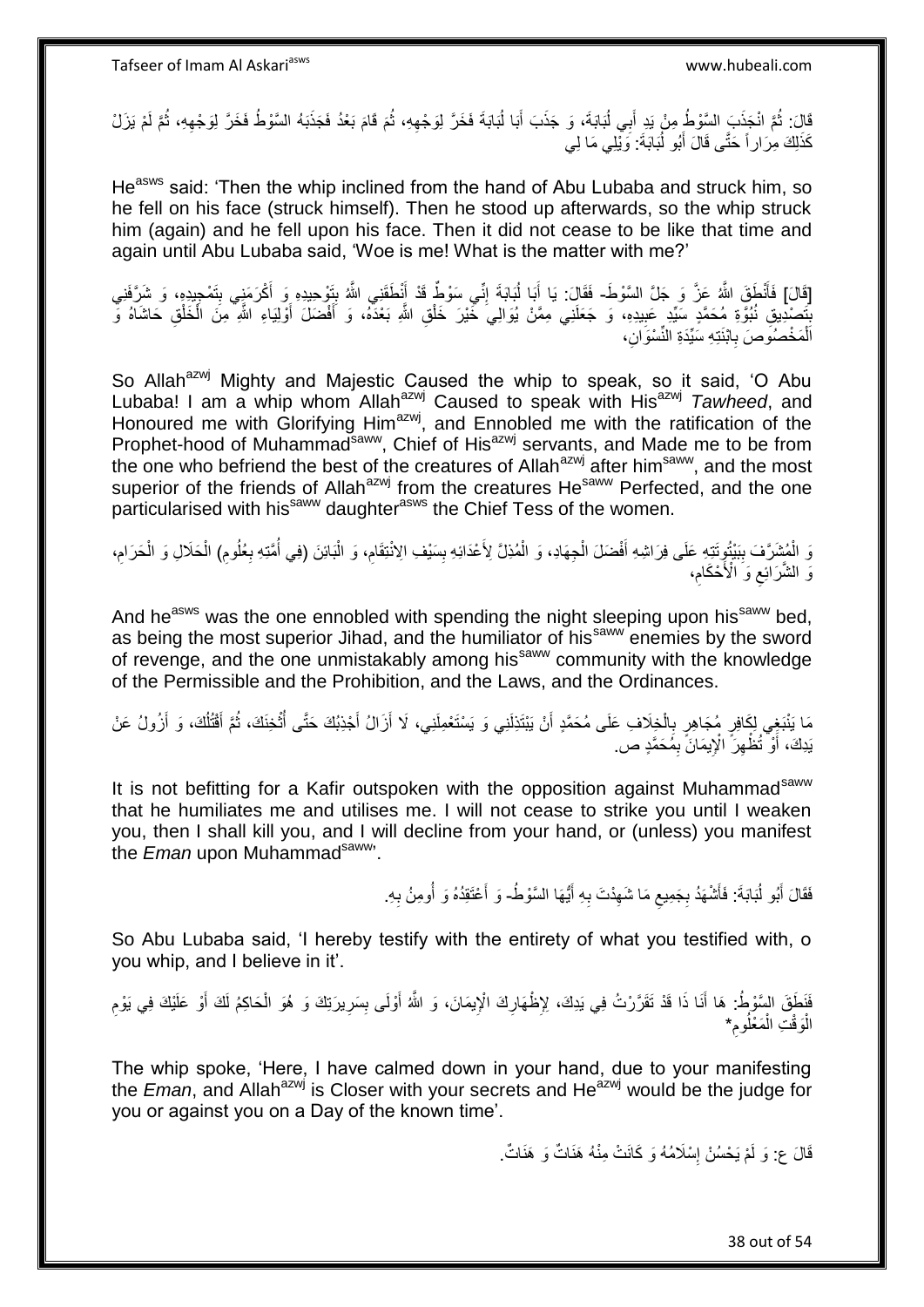قَالَ: ثُمَّ انْجَذَبَ السَّوْطُ مِنْ يَدِ أَبِي لُبَابَةَ، وَ جَذَبَ أَبَا لُبَابَةَ فَخَرَّ لِوَجْهِهِ، ثُمَّ قَامَ بَعْدُ فَجَذَبَهُ السَّوْطُ فَخَرَّ لِوَجْهِهِ، ثُمَّ لَمْ يَزَلْ كَذَلِكَ مِرَاراً حَتَّى قَالَ أَبُو لُبَابَةَ: وَيْلِي مَا لِي

He[asws] said: 'Then the whip inclined from the hand of Abu Lubaba and struck him, so he fell on his face (struck himself). Then he stood up afterwards, so the whip struck him (again) and he fell upon his face. Then it did not cease to be like that time and again until Abu Lubaba said, 'Woe is me! What is the matter with me?'

[قَالَ] فَأَنْطَقَ اللَّهُ عَزَّ وَ جَلَّ السَّوْطَ- فَقَالَ: يَا أَبَا لُبَابَةَ إِنِّي سَوْطٌ قَدْ أَنْطَقَنِي اللَّهُ بِتَوْحِيدِهِ وَ أَكْرَمَنِي بِتَمْجِيدِهِ، وَ شَرَّفَنِي بِتَصْدِيقِ نُبُوَّةِ مُحَمَّدٍ سَيِّدِ عَبِيدِهِ، وَ جَعَلَنِي مِمَّنْ يُوَالِي خَيْرَ خَلْقِ اللَّهِ بَعْدَهُ، وَ أَفْضَلَ أَوْلِيَاءِ اللَّهِ مِنَ الْخَلْقِ حَاشَاهُ وَ الْمَخْصُوصَ بِابْنَتِهِ سَيِّدَةِ النِّسْوَانِ،

So Allah[azwj] Mighty and Majestic Caused the whip to speak, so it said, 'O Abu Lubaba! I am a whip whom Allah[azwj] Caused to speak with His[azwj] *Tawheed*, and Honoured me with Glorifying Him[azwj], and Ennobled me with the ratification of the Prophet-hood of Muhammad[saww], Chief of His[azwj] servants, and Made me to be from the one who befriend the best of the creatures of Allah[azwj] after him[saww], and the most superior of the friends of Allah[azwj] from the creatures He[saww] Perfected, and the one particularised with his[saww] daughter[asws] the Chief Tess of the women.

وَ الْمُشَرَّفَ بِبَيْتُوتَتِهِ عَلَى فِرَاشِهِ أَفْضَلَ الْجِهَادِ، وَ الْمُذِلَّ لِأَعْدَائِهِ بِسَيْفِ الِانْتِقَامِ، وَ الْبَائِنَ (فِي أُمَّتِهِ بِعُلُومِ) الْحَلَالِ وَ الْحَرَامِ، وَ الشَّرَائِعِ وَ الْأَحْكَامِ،

And he[asws] was the one ennobled with spending the night sleeping upon his[saww] bed, as being the most superior Jihad, and the humiliator of his[saww] enemies by the sword of revenge, and the one unmistakably among his[saww] community with the knowledge of the Permissible and the Prohibition, and the Laws, and the Ordinances.

مَا يَنْبَغِي لِكَافِرٍ مُجَاهِرٍ بِالْخِلَافِ عَلَى مُحَمَّدٍ أَنْ يَبْتَذِلَنِي وَ يَسْتَعْمِلَنِي، لَا أَزَالُ أَجْذِبُكَ حَتَّى أُثْخِنَكَ، ثُمَّ أَقْتُلُكَ، وَ أَزُولُ عَنْ يَدِكَ، أَوْ تُظْهِرَ الْإِيمَانَ بِمُحَمَّدٍ ص.

It is not befitting for a Kafir outspoken with the opposition against Muhammad[saww] that he humiliates me and utilises me. I will not cease to strike you until I weaken you, then I shall kill you, and I will decline from your hand, or (unless) you manifest the *Eman* upon Muhammad[saww]'.

فَقَالَ أَبُو لُبَابَةَ: فَأَشْهَدُ بِجَمِيعِ مَا شَهِدْتَ بِهِ أَيُّهَا السَّوْطُ- وَ أَعْتَقِدُهُ وَ أُومِنُ بِهِ.

So Abu Lubaba said, 'I hereby testify with the entirety of what you testified with, o you whip, and I believe in it'.

فَنَطَقَ السَّوْطُ: هَا أَنَا ذَا قَدْ تَقَرَّرْتُ فِي يَدِكَ، لِإِظْهَارِكَ الْإِيمَانَ، وَ اللَّهُ أَوْلَى بِسَرِيرَتِكَ وَ هُوَ الْحَاكِمُ لَكَ أَوْ عَلَيْكَ فِي يَوْمِ الْوَقْتِ الْمَعْلُومِ*

The whip spoke, 'Here, I have calmed down in your hand, due to your manifesting the *Eman*, and Allah[azwj] is Closer with your secrets and He[azwj] would be the judge for you or against you on a Day of the known time'.

قَالَ ع: وَ لَمْ يَحْسُنْ إِسْلَامُهُ وَ كَانَتْ مِنْهُ هَنَاتٌ وَ هَنَاتٌ.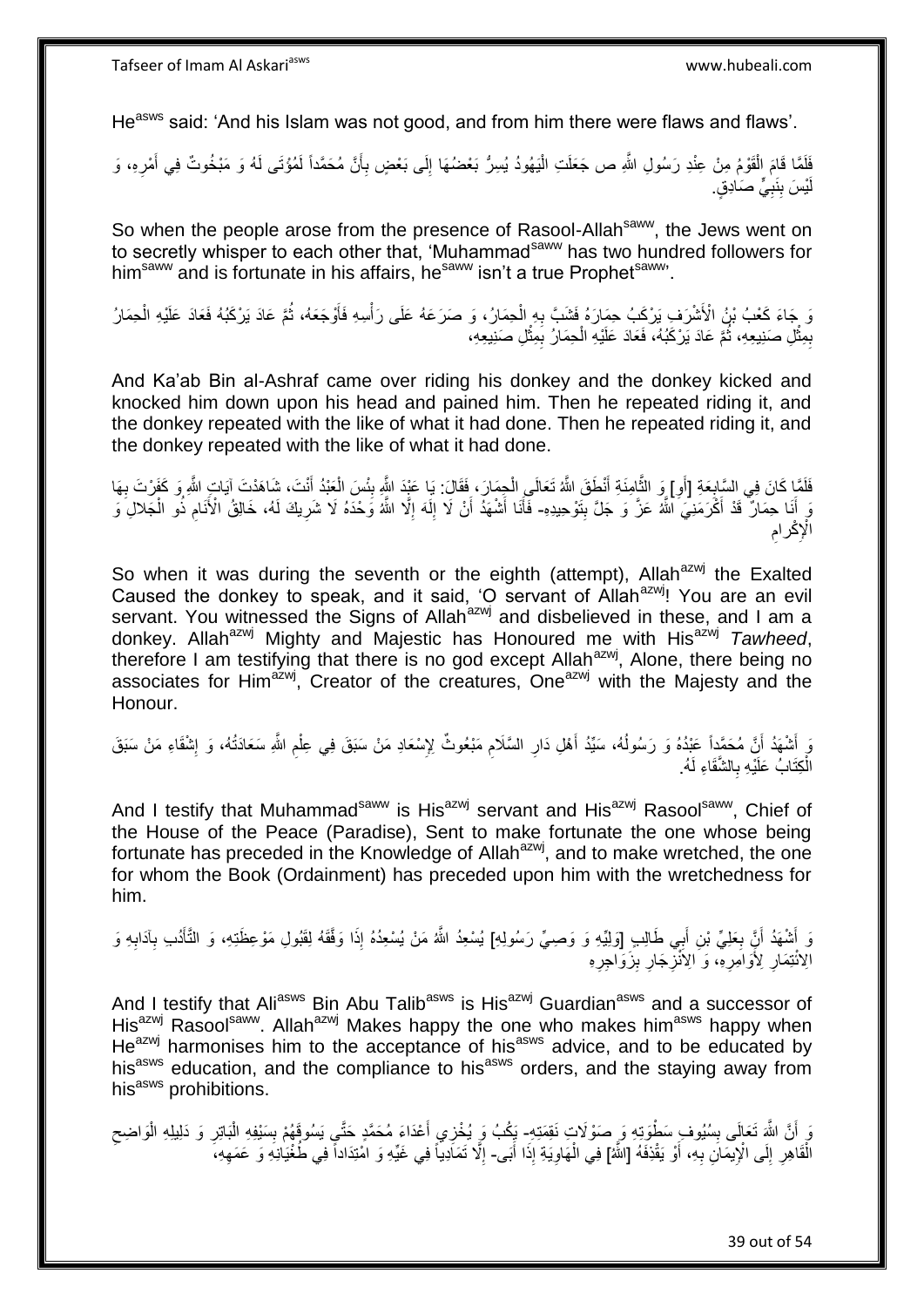He[asws] said: 'And his Islam was not good, and from him there were flaws and flaws'.

فَلَمَّا قَامَ الْقَوْمُ مِنْ عِنْدِ رَسُولِ اللَّهِ ص جَعَلَتِ الْيَهُودُ يُسِرُّ بَعْضُهَا إِلَى بَعْضٍ بِأَنَّ مُحَمَّداً لَمُؤْتًى لَهُ وَ مَبْخُوتٌ فِي أَمْرِهِ، وَ لَيْسَ بِنَبِيٍّ صَادِقٍ.

So when the people arose from the presence of Rasool-Allah[saww], the Jews went on to secretly whisper to each other that, 'Muhammad[saww] has two hundred followers for him[saww] and is fortunate in his affairs, he[saww] isn't a true Prophet[saww]'.

وَ جَاءَ كَعْبُ بْنُ الْأَشْرَفِ يَرْكَبُ حِمَارَهُ فَشَبَّ بِهِ الْحِمَارُ، وَ صَرَعَهُ عَلَى رَأْسِهِ فَأَوْجَعَهُ، ثُمَّ عَادَ يَرْكَبُهُ فَعَادَ عَلَيْهِ الْحِمَارُ بِمِثْلِ صَنِيعِهِ، ثُمَّ عَادَ يَرْكَبُهُ، فَعَادَ عَلَيْهِ الْحِمَارُ بِمِثْلِ صَنِيعِهِ،

And Ka'ab Bin al-Ashraf came over riding his donkey and the donkey kicked and knocked him down upon his head and pained him. Then he repeated riding it, and the donkey repeated with the like of what it had done. Then he repeated riding it, and the donkey repeated with the like of what it had done.

فَلَمَّا كَانَ فِي السَّابِعَةِ [أَوِ] وَ الثَّامِنَةِ أَنْطَقَ اللَّهُ تَعَالَى الْحِمَارَ، فَقَالَ: يَا عَبْدَ اللَّهِ بِئْسَ الْعَبْدُ أَنْتَ، شَاهَدْتَ آيَاتِ اللَّهِ وَ كَفَرْتَ بِهَا وَ أَنَا حِمَارٌ قَدْ أَكْرَمَنِيَ اللَّهُ عَزَّ وَ جَلَّ بِتَوْحِيدِهِ- فَأَنَا أَشْهَدُ أَنْ لَا إِلَهَ إِلَّا اللَّهُ وَحْدَهُ لَا شَرِيكَ لَهُ، خَالِقُ الْأَنَامِ ذُو الْجَلَالِ وَ الْإِكْرَامِ

So when it was during the seventh or the eighth (attempt), Allah[azwj] the Exalted Caused the donkey to speak, and it said, 'O servant of Allah[azwj]! You are an evil servant. You witnessed the Signs of Allah[azwj] and disbelieved in these, and I am a donkey. Allah[azwj] Mighty and Majestic has Honoured me with His[azwj] *Tawheed*, therefore I am testifying that there is no god except Allah[azwj], Alone, there being no associates for Him[azwj], Creator of the creatures, One[azwj] with the Majesty and the Honour.

وَ أَشْهَدُ أَنَّ مُحَمَّداً عَبْدُهُ وَ رَسُولُهُ، سَيِّدُ أَهْلِ دَارِ السَّلَامِ مَبْعُوثٌ لِإِسْعَادِ مَنْ سَبَقَ فِي عِلْمِ اللَّهِ سَعَادَتُهُ، وَ إِشْقَاءِ مَنْ سَبَقَ الْكِتَابُ عَلَيْهِ بِالشَّقَاءِ لَهُ.

And I testify that Muhammad[saww] is His[azwj] servant and His[azwj] Rasool[saww], Chief of the House of the Peace (Paradise), Sent to make fortunate the one whose being fortunate has preceded in the Knowledge of Allah[azwj], and to make wretched, the one for whom the Book (Ordainment) has preceded upon him with the wretchedness for him.

وَ أَشْهَدُ أَنَّ بِعَلِيِّ بْنِ أَبِي طَالِبٍ [وَلِيِّهِ وَ وَصِيِّ رَسُولِهِ] يُسْعِدُ اللَّهُ مَنْ يُسْعِدُهُ إِذَا وَفَّقَهُ لِقَبُولِ مَوْعِظَتِهِ، وَ التَّأَدُّبِ بِآدَابِهِ وَ الِائْتِمَارِ لِأَوَامِرِهِ، وَ الِانْزِجَارِ بِزَوَاجِرِهِ

And I testify that Ali[asws] Bin Abu Talib[asws] is His[azwj] Guardian[asws] and a successor of His[azwj] Rasool[saww]. Allah[azwj] Makes happy the one who makes him[asws] happy when He[azwj] harmonises him to the acceptance of his[asws] advice, and to be educated by his[asws] education, and the compliance to his[asws] orders, and the staying away from his[asws] prohibitions.

وَ أَنَّ اللَّهَ تَعَالَى بِسُيُوفِ سَطْوَتِهِ وَ صَوْلَاتِ نَقِمَتِهِ- يَكُبُّ وَ يُخْزِي أَعْدَاءَ مُحَمَّدٍ حَتَّى يَسُوقَهُمْ بِسَيْفِهِ الْبَاتِرِ وَ دَلِيلِهِ الْوَاضِحِ الْقَاهِرِ إِلَى الْإِيمَانِ بِهِ، أَوْ يَقْذِفَهُ [اللَّهُ] فِي الْهَاوِيَةِ إِذَا أَبَى- إِلَّا تَمَادِياً فِي غَيِّهِ وَ امْتِدَاداً فِي طُغْيَانِهِ وَ عَمَهِهِ،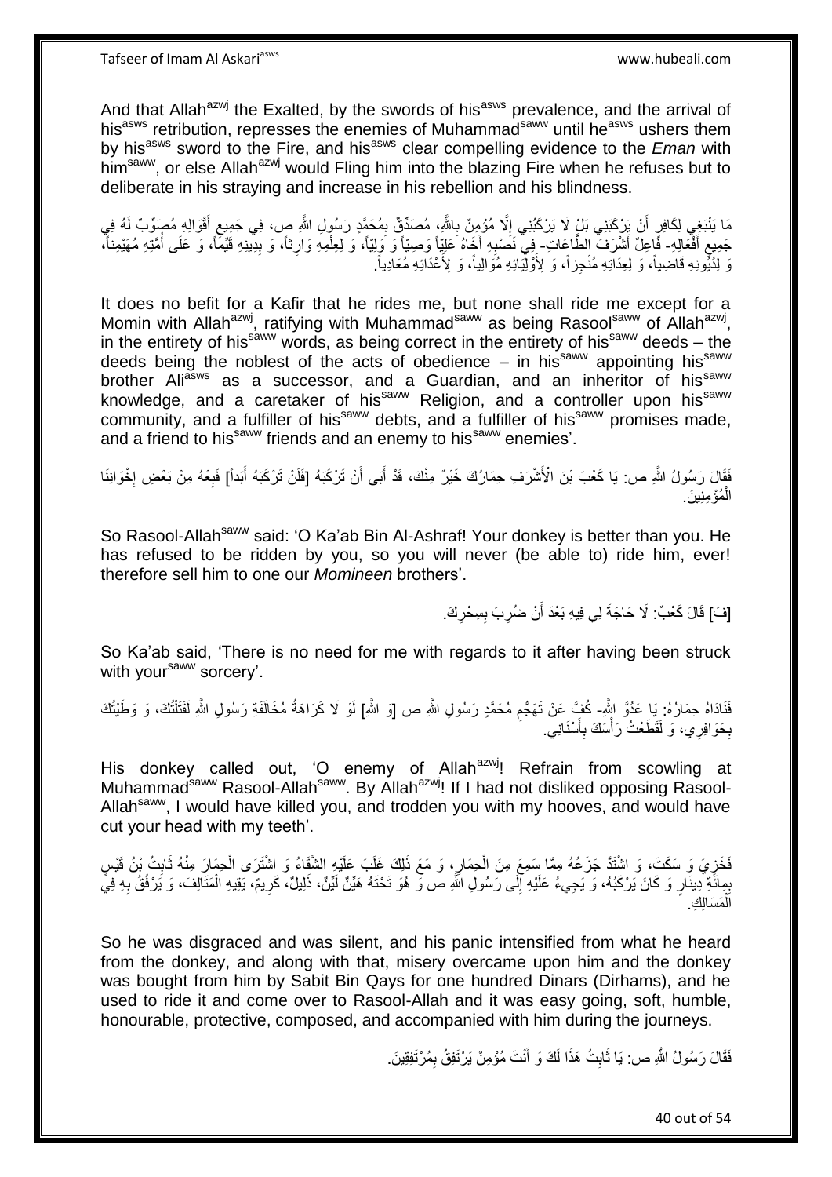And that Allah[azwj] the Exalted, by the swords of his[asws] prevalence, and the arrival of his[asws] retribution, represses the enemies of Muhammad[saww] until he[asws] ushers them by his[asws] sword to the Fire, and his[asws] clear compelling evidence to the *Eman* with him[saww], or else Allah[azwj] would Fling him into the blazing Fire when he refuses but to deliberate in his straying and increase in his rebellion and his blindness.

مَا يَنْبَغِي لِكَافِرٍ أَنْ يَرْكَبَنِي بَلْ لَا يَرْكَبُنِي إِلَّا مُؤْمِنٌ بِاللَّهِ، مُصَدِّقٌ بِمُحَمَّدٍ رَسُولِ اللَّهِ ص، فِي جَمِيعِ أَقْوَالِهِ مُصَوِّبٌ لَهُ فِي جَمِيعِ أَفْعَالِهِ- فَاعِلٌ أَشْرَفَ الطَّاعَاتِ- فِي نَصْبِهِ أَخَاهُ عَلِيّاً وَصِيّاً وَ وَلِيّاً، وَ لِعِلْمِهِ وَارِثاً، وَ بِدِينِهِ قَيِّماً، وَ عَلَى أُمَّتِهِ مُهَيْمِناً، وَ لِدُيُونِهِ قَاضِياً، وَ لِعِدَاتِهِ مُنْجِزاً، وَ لِأَوْلِيَائِهِ مُوَالِياً، وَ لِأَعْدَائِهِ مُعَادِياً.

It does no befit for a Kafir that he rides me, but none shall ride me except for a Momin with Allah[azwj], ratifying with Muhammad[saww] as being Rasool[saww] of Allah[azwj], in the entirety of his[saww] words, as being correct in the entirety of his[saww] deeds – the deeds being the noblest of the acts of obedience – in his[saww] appointing his[saww] brother Ali[asws] as a successor, and a Guardian, and an inheritor of his[saww] knowledge, and a caretaker of his[saww] Religion, and a controller upon his[saww] community, and a fulfiller of his[saww] debts, and a fulfiller of his[saww] promises made, and a friend to his[saww] friends and an enemy to his[saww] enemies'.

فَقَالَ رَسُولُ اللَّهِ ص: يَا كَعْبَ بْنَ الْأَشْرَفِ حِمَارُكَ خَيْرٌ مِنْكَ، قَدْ أَبَى أَنْ تَرْكَبَهُ [فَلَنْ تَرْكَبَهُ أَبَداً] فَبِعْهُ مِنْ بَعْضِ إِخْوَانِنَا الْمُؤْمِنِينَ.

So Rasool-Allah[saww] said: 'O Ka'ab Bin Al-Ashraf! Your donkey is better than you. He has refused to be ridden by you, so you will never (be able to) ride him, ever! therefore sell him to one our *Momineen* brothers'.

[فَ] قَالَ كَعْبٌ: لَا حَاجَةَ لِي فِيهِ بَعْدَ أَنْ ضُرِبَ بِسِحْرِكَ.

So Ka'ab said, 'There is no need for me with regards to it after having been struck with your[saww] sorcery'.

فَنَادَاهُ حِمَارُهُ: يَا عَدُوَّ اللَّهِ- كُفَّ عَنْ تَهَجُّمِ مُحَمَّدٍ رَسُولِ اللَّهِ ص [وَ اللَّهِ] لَوْ لَا كَرَاهَةُ مُخَالَفَةِ رَسُولِ اللَّهِ لَقَتَلْتُكَ، وَ وَطِئْتُكَ بِحَوَافِرِي، وَ لَقَطَعْتُ رَأْسَكَ بِأَسْنَانِي.

His donkey called out, 'O enemy of Allah[azwj]! Refrain from scowling at Muhammad[saww] Rasool-Allah[saww]. By Allah[azwj]! If I had not disliked opposing Rasool-Allah[saww], I would have killed you, and trodden you with my hooves, and would have cut your head with my teeth'.

فَخَزِيَ وَ سَكَتَ، وَ اشْتَدَّ جَزَعُهُ مِمَّا سَمِعَ مِنَ الْحِمَارِ، وَ مَعَ ذَلِكَ غَلَبَ عَلَيْهِ الشَّقَاءُ وَ اشْتَرَى الْحِمَارَ مِنْهُ ثَابِتُ بْنُ قَيْسٍ بِمِائَةِ دِينَارٍ وَ كَانَ يَرْكَبُهُ، وَ يَجِيءُ عَلَيْهِ إِلَى رَسُولِ اللَّهِ ص وَ هُوَ تَحْتَهُ هَيِّنٌ لَيِّنٌ، ذَلِيلٌ، كَرِيمٌ، يَقِيهِ الْمَتَالِفَ، وَ يَرْفُقُ بِهِ فِي الْمَسَالِكِ.

So he was disgraced and was silent, and his panic intensified from what he heard from the donkey, and along with that, misery overcame upon him and the donkey was bought from him by Sabit Bin Qays for one hundred Dinars (Dirhams), and he used to ride it and come over to Rasool-Allah and it was easy going, soft, humble, honourable, protective, composed, and accompanied with him during the journeys.

فَقَالَ رَسُولُ اللَّهِ ص: يَا ثَابِتُ هَذَا لَكَ وَ أَنْتَ مُؤْمِنٌ يَرْتَفِقُ بِمُرْتَفِقِينَ.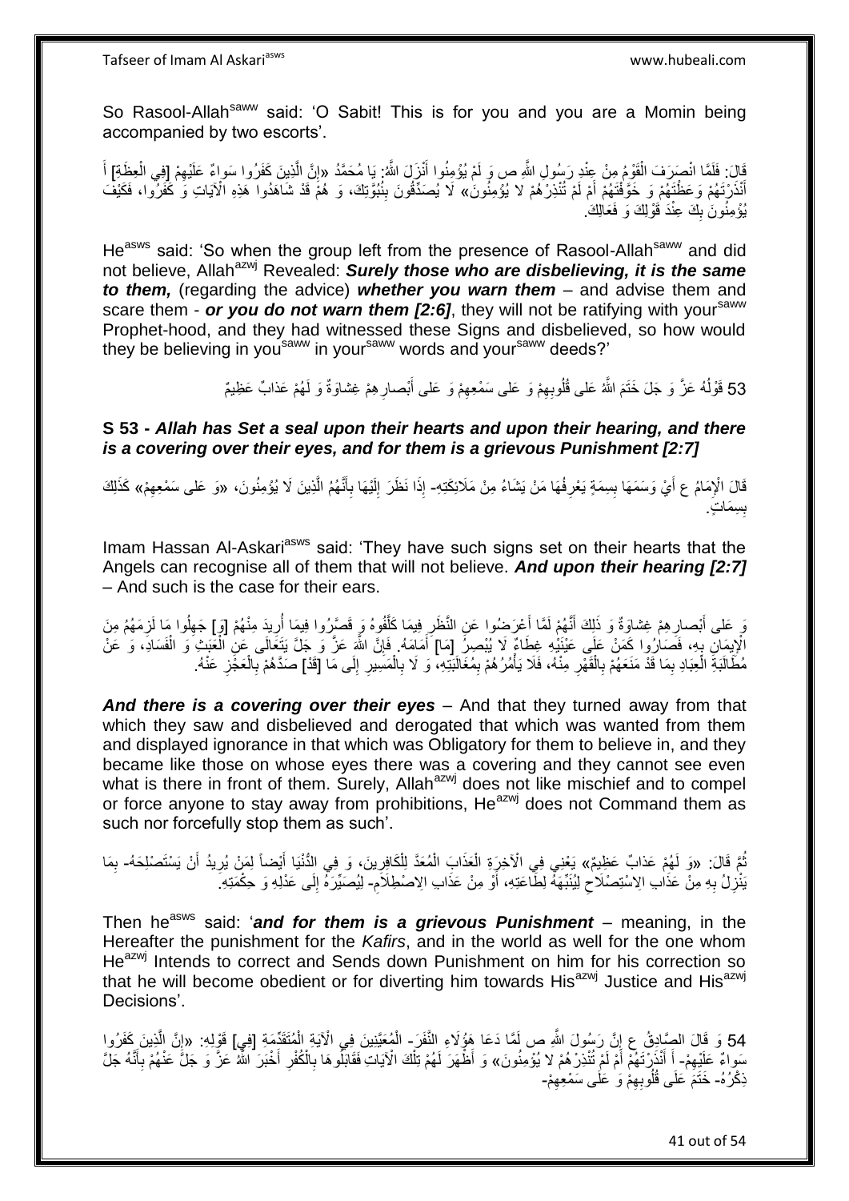So Rasool-Allah[saww] said: 'O Sabit! This is for you and you are a Momin being accompanied by two escorts'.

قَالَ: فَلَمَّا انْصَرَفَ الْقَوْمُ مِنْ عِنْدِ رَسُولِ اللَّهِ ص وَ لَمْ يُؤْمِنُوا أَنْزَلَ اللَّهُ: يَا مُحَمَّدُ «إِنَّ الَّذِينَ كَفَرُوا سَواءٌ عَلَيْهِمْ [فِي الْعِظَةِ] أَ أَنْذَرْتَهُمْ وَعَظْتَهُمْ وَ خَوَّفْتَهُمْ أَمْ لَمْ تُنْذِرْهُمْ لا يُؤْمِنُونَ» لَا يُصَدِّقُونَ بِنُبُوَّتِكَ، وَ هُمْ قَدْ شَاهَدُوا هَذِهِ الْآيَاتِ وَ كَفَرُوا، فَكَيْفَ يُؤْمِنُونَ بِكَ عِنْدَ قَوْلِكَ وَ فَعَالِكَ.

He[asws] said: 'So when the group left from the presence of Rasool-Allah[saww] and did not believe, Allah[azwj] Revealed: ***Surely those who are disbelieving, it is the same to them,*** (regarding the advice) ***whether you warn them*** – and advise them and scare them - ***or you do not warn them [2:6]***, they will not be ratifying with your[saww] Prophet-hood, and they had witnessed these Signs and disbelieved, so how would they be believing in you[saww] in your[saww] words and your[saww] deeds?'

53 قَوْلُهُ عَزَّ وَ جَلَ خَتَمَ اللَّهُ عَلى قُلُوبِهِمْ وَ عَلى سَمْعِهِمْ وَ عَلى أَبْصارِهِمْ غِشاوَةٌ وَ لَهُمْ عَذابٌ عَظِيمٌ

**S 53 - *Allah has Set a seal upon their hearts and upon their hearing, and there is a covering over their eyes, and for them is a grievous Punishment [2:7]***

قَالَ الْإِمَامُ ع أَيْ وَسَمَهَا بِسِمَةٍ يَعْرِفُهَا مَنْ يَشَاءُ مِنْ مَلَائِكَتِهِ- إِذَا نَظَرَ إِلَيْهَا بِأَنَّهُمُ الَّذِينَ لَا يُؤْمِنُونَ، «وَ عَلى سَمْعِهِمْ» كَذَلِكَ بِسِمَاتٍ.

Imam Hassan Al-Askari[asws] said: 'They have such signs set on their hearts that the Angels can recognise all of them that will not believe. ***And upon their hearing [2:7]*** – And such is the case for their ears.

وَ عَلى أَبْصارِهِمْ غِشاوَةٌ وَ ذَلِكَ أَنَّهُمْ لَمَّا أَعْرَضُوا عَنِ النَّظَرِ فِيمَا كَلَّفُوهُ وَ قَصَّرُوا فِيمَا أُرِيدَ مِنْهُمْ [وَ] جَهِلُوا مَا لَزِمَهُمْ مِنَ الْإِيمَانِ بِهِ، فَصَارُوا كَمَنْ عَلَى عَيْنَيْهِ غِطَاءٌ لَا يُبْصِرُ [مَا] أَمَامَهُ. فَإِنَّ اللَّهَ عَزَّ وَ جَلَّ يَتَعَالَى عَنِ الْعَبَثِ وَ الْفَسَادِ، وَ عَنْ مُطَالَبَةِ الْعِبَادِ بِمَا قَدْ مَنَعَهُمْ بِالْقَهْرِ مِنْهُ، فَلَا يَأْمُرُهُمْ بِمُغَالَبَتِهِ، وَ لَا بِالْمَسِيرِ إِلَى مَا [قَدْ] صَدَّهُمْ بِالْعَجْزِ عَنْهُ.

***And there is a covering over their eyes*** – And that they turned away from that which they saw and disbelieved and derogated that which was wanted from them and displayed ignorance in that which was Obligatory for them to believe in, and they became like those on whose eyes there was a covering and they cannot see even what is there in front of them. Surely, Allah[azwj] does not like mischief and to compel or force anyone to stay away from prohibitions, He[azwj] does not Command them as such nor forcefully stop them as such'.

ثُمَّ قَالَ: «وَ لَهُمْ عَذابٌ عَظِيمٌ» يَعْنِي فِي الْآخِرَةِ الْعَذَابَ الْمُعَدَّ لِلْكَافِرِينَ، وَ فِي الدُّنْيَا أَيْضاً لِمَنْ يُرِيدُ أَنْ يَسْتَصْلِحَهُ- بِمَا يَنْزِلُ بِهِ مِنْ عَذَابِ الِاسْتِصْلَاحِ لِيُنَبِّهَهُ لِطَاعَتِهِ، أَوْ مِنْ عَذَابِ الِاصْطِلَامِ- لِيُصَيِّرَهُ إِلَى عَدْلِهِ وَ حِكْمَتِهِ.

Then he[asws] said: '***and for them is a grievous Punishment*** – meaning, in the Hereafter the punishment for the *Kafirs*, and in the world as well for the one whom He[azwj] Intends to correct and Sends down Punishment on him for his correction so that he will become obedient or for diverting him towards His[azwj] Justice and His[azwj] Decisions'.

54 وَ قَالَ الصَّادِقُ ع إِنَّ رَسُولَ اللَّهِ ص لَمَّا دَعَا هَؤُلَاءِ النَّفَرَ- الْمُعَيَّنِينَ فِي الْآيَةِ الْمُتَقَدِّمَةِ [فِي] قَوْلِهِ: «إِنَّ الَّذِينَ كَفَرُوا سَواءٌ عَلَيْهِمْ- أَ أَنْذَرْتَهُمْ أَمْ لَمْ تُنْذِرْهُمْ لا يُؤْمِنُونَ» وَ أَظْهَرَ لَهُمْ تِلْكَ الْآيَاتِ فَقَابَلُوهَا بِالْكُفْرِ أَخْبَرَ اللَّهُ عَزَّ وَ جَلَّ عَنْهُمْ بِأَنَّهُ جَلَّ ذِكْرُهُ- خَتَمَ عَلَى قُلُوبِهِمْ وَ عَلَى سَمْعِهِمْ-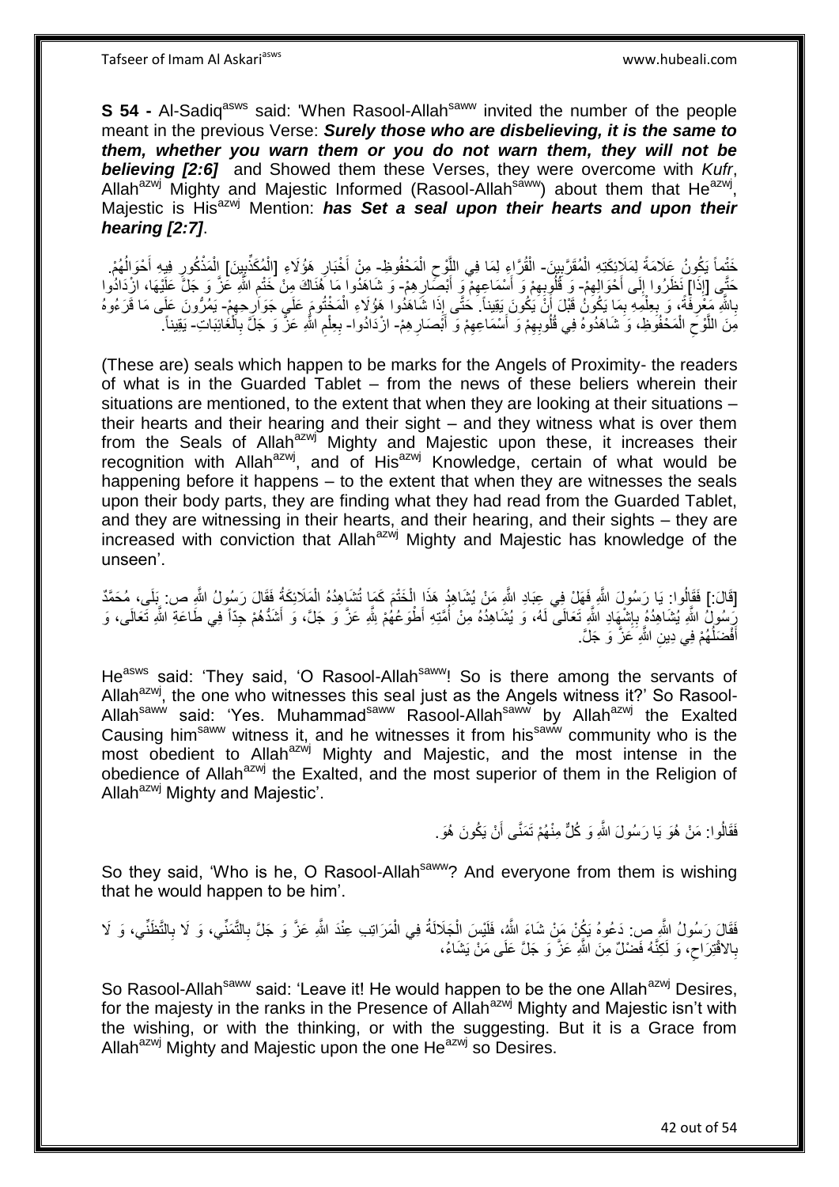**S 54 -** Al-Sadiq[asws] said: 'When Rasool-Allah[saww] invited the number of the people meant in the previous Verse: ***Surely those who are disbelieving, it is the same to them, whether you warn them or you do not warn them, they will not be believing [2:6]*** and Showed them these Verses, they were overcome with *Kufr*, Allah[azwj] Mighty and Majestic Informed (Rasool-Allah[saww]) about them that He[azwj], Majestic is His[azwj] Mention: ***has Set a seal upon their hearts and upon their hearing [2:7]***.

خَتْماً يَكُونُ عَلَامَةً لِمَلَائِكَتِهِ الْمُقَرَّبِينَ- الْقُرَّاءِ لِمَا فِي اللَّوْحِ الْمَحْفُوظِ- مِنْ أَخْبَارِ هَؤُلَاءِ [الْمُكَذِّبِينَ] الْمَذْكُورِ فِيهِ أَحْوَالُهُمْ. حَتَّى [إِذَا] نَظَرُوا إِلَى أَحْوَالِهِمْ- وَ قُلُوبِهِمْ وَ أَسْمَاعِهِمْ وَ أَبْصَارِهِمْ- وَ شَاهَدُوا مَا هُنَاكَ مِنْ خَتْمِ اللَّهِ عَزَّ وَ جَلَّ عَلَيْهَا، ازْدَادُوا بِاللَّهِ مَعْرِفَةً، وَ بِعِلْمِهِ بِمَا يَكُونُ قَبْلَ أَنْ يَكُونَ يَقِيناً. حَتَّى إِذَا شَاهَدُوا هَؤُلَاءِ الْمَخْتُومَ عَلَى جَوَارِحِهِمْ- يَمُرُّونَ عَلَى مَا قَرَءُوهُ مِنَ اللَّوْحِ الْمَحْفُوظِ، وَ شَاهَدُوهُ فِي قُلُوبِهِمْ وَ أَسْمَاعِهِمْ وَ أَبْصَارِهِمْ- ازْدَادُوا- بِعِلْمِ اللَّهِ عَزَّ وَ جَلَّ بِالْغَائِبَاتِ- يَقِيناً.

(These are) seals which happen to be marks for the Angels of Proximity- the readers of what is in the Guarded Tablet – from the news of these beliers wherein their situations are mentioned, to the extent that when they are looking at their situations – their hearts and their hearing and their sight – and they witness what is over them from the Seals of Allah[azwj] Mighty and Majestic upon these, it increases their recognition with Allah[azwj], and of His[azwj] Knowledge, certain of what would be happening before it happens – to the extent that when they are witnesses the seals upon their body parts, they are finding what they had read from the Guarded Tablet, and they are witnessing in their hearts, and their hearing, and their sights – they are increased with conviction that Allah[azwj] Mighty and Majestic has knowledge of the unseen'.

[قَالَ:] فَقَالُوا: يَا رَسُولَ اللَّهِ فَهَلْ فِي عِبَادِ اللَّهِ مَنْ يُشَاهِدُ هَذَا الْخَتْمَ كَمَا تُشَاهِدُهُ الْمَلَائِكَةُ فَقَالَ رَسُولُ اللَّهِ ص: بَلَى، مُحَمَّدٌ رَسُولُ اللَّهِ يُشَاهِدُهُ بِإِشْهَادِ اللَّهِ تَعَالَى لَهُ، وَ يُشَاهِدُهُ مِنْ أُمَّتِهِ أَطْوَعُهُمْ لِلَّهِ عَزَّ وَ جَلَّ، وَ أَشَدُّهُمْ جِدّاً فِي طَاعَةِ اللَّهِ تَعَالَى، وَ أَفْضَلُهُمْ فِي دِينِ اللَّهِ عَزَّ وَ جَلَّ.

He[asws] said: 'They said, 'O Rasool-Allah[saww]! So is there among the servants of Allah[azwj], the one who witnesses this seal just as the Angels witness it?' So Rasool-Allah[saww] said: 'Yes. Muhammad[saww] Rasool-Allah[saww] by Allah[azwj] the Exalted Causing him[saww] witness it, and he witnesses it from his[saww] community who is the most obedient to Allah[azwj] Mighty and Majestic, and the most intense in the obedience of Allah[azwj] the Exalted, and the most superior of them in the Religion of Allah[azwj] Mighty and Majestic'.

فَقَالُوا: مَنْ هُوَ يَا رَسُولَ اللَّهِ وَ كُلٌّ مِنْهُمْ تَمَنَّى أَنْ يَكُونَ هُوَ.

So they said, 'Who is he, O Rasool-Allah[saww]? And everyone from them is wishing that he would happen to be him'.

فَقَالَ رَسُولُ اللَّهِ ص: دَعُوهُ يَكُنْ مَنْ شَاءَ اللَّهُ، فَلَيْسَ الْجَلَالَةُ فِي الْمَرَاتِبِ عِنْدَ اللَّهِ عَزَّ وَ جَلَّ بِالتَّمَنِّي، وَ لَا بِالتَّظَنِّي، وَ لَا بِالاقْتِرَاحِ، وَ لَكِنَّهُ فَضْلٌ مِنَ اللَّهِ عَزَّ وَ جَلَّ عَلَى مَنْ يَشَاءُ،

So Rasool-Allah[saww] said: 'Leave it! He would happen to be the one Allah[azwj] Desires, for the majesty in the ranks in the Presence of Allah[azwj] Mighty and Majestic isn't with the wishing, or with the thinking, or with the suggesting. But it is a Grace from Allah[azwj] Mighty and Majestic upon the one He[azwj] so Desires.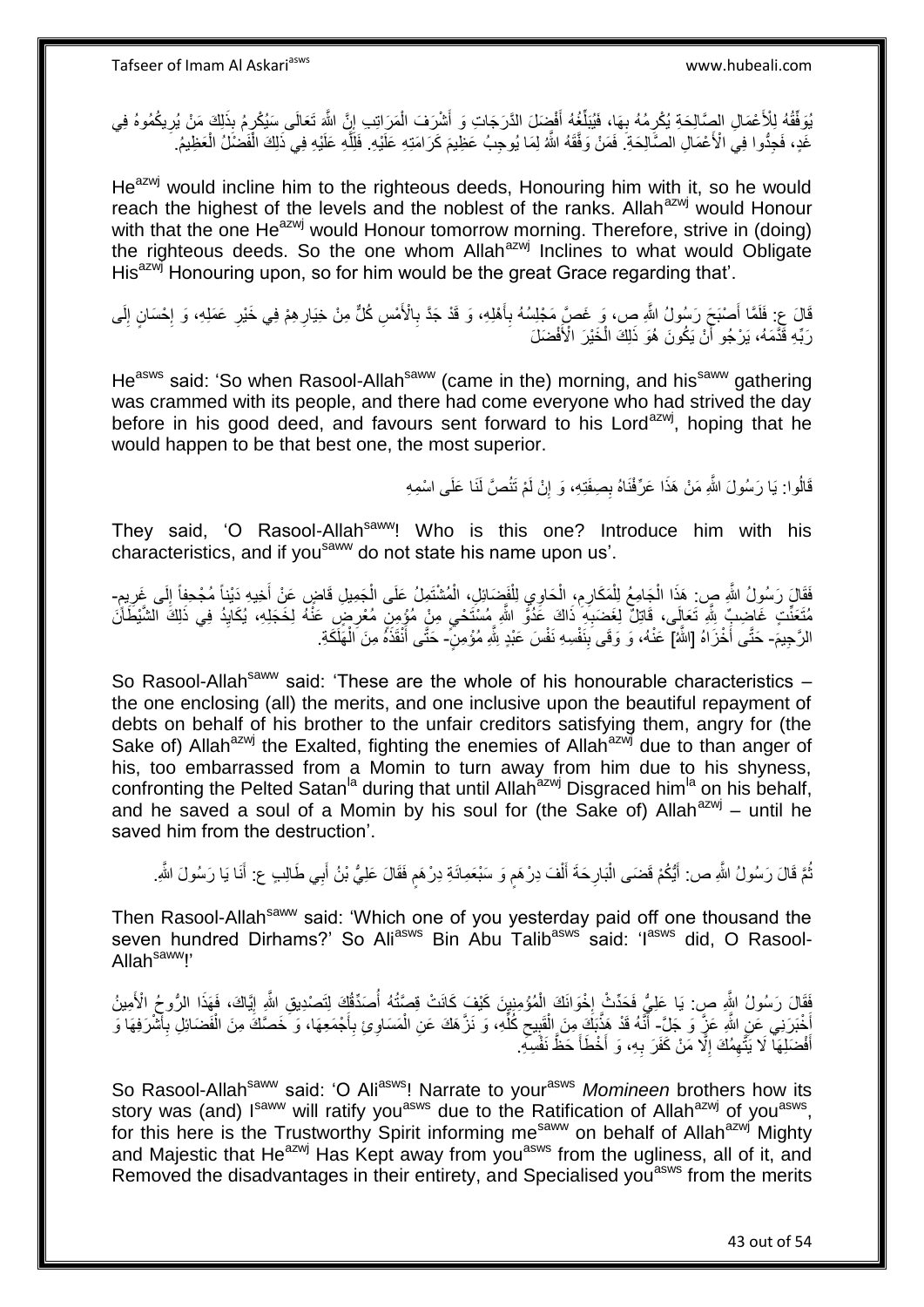يُوَفِّقُهُ لِلْأَعْمَالِ الصَّالِحَةِ يُكْرِمُهُ بِهَا، فَيُبَلِّغُهُ أَفْضَلَ الدَّرَجَاتِ وَ أَشْرَفَ الْمَرَاتِبِ إِنَّ اللَّهَ تَعَالَى سَيُكْرِمُ بِذَلِكَ مَنْ يُرِيكُمُوهُ فِي غَدٍ، فَجِدُّوا فِي الْأَعْمَالِ الصَّالِحَةِ. فَمَنْ وَفَّقَهُ اللَّهُ لِمَا يُوجِبُ عَظِيمَ كَرَامَتِهِ عَلَيْهِ. فَلِلَّهِ عَلَيْهِ فِي ذَلِكَ الْفَضْلُ الْعَظِيمُ.

He[azwj] would incline him to the righteous deeds, Honouring him with it, so he would reach the highest of the levels and the noblest of the ranks. Allah[azwj] would Honour with that the one He[azwj] would Honour tomorrow morning. Therefore, strive in (doing) the righteous deeds. So the one whom Allah[azwj] Inclines to what would Obligate His[azwj] Honouring upon, so for him would be the great Grace regarding that'.

قَالَ ع: فَلَمَّا أَصْبَحَ رَسُولُ اللَّهِ ص، وَ غَصَّ مَجْلِسُهُ بِأَهْلِهِ، وَ قَدْ جَدَّ بِالْأَمْسِ كُلٌّ مِنْ خِيَارِهِمْ فِي خَيْرِ عَمَلِهِ، وَ إِحْسَانٍ إِلَى رَبِّهِ قَدَّمَهُ، يَرْجُو أَنْ يَكُونَ هُوَ ذَلِكَ الْخَيْرَ الْأَفْضَلَ

He[asws] said: 'So when Rasool-Allah[saww] (came in the) morning, and his[saww] gathering was crammed with its people, and there had come everyone who had strived the day before in his good deed, and favours sent forward to his Lord[azwj], hoping that he would happen to be that best one, the most superior.

قَالُوا: يَا رَسُولَ اللَّهِ مَنْ هَذَا عَرِّفْنَاهُ بِصِفَتِهِ، وَ إِنْ لَمْ تَنُصَّ لَنَا عَلَى اسْمِهِ

They said, 'O Rasool-Allah[saww]! Who is this one? Introduce him with his characteristics, and if you[saww] do not state his name upon us'.

فَقَالَ رَسُولُ اللَّهِ ص: هَذَا الْجَامِعُ لِلْمَكَارِمِ، الْحَاوِي لِلْفَضَائِلِ، الْمُشْتَمِلُ عَلَى الْجَمِيلِ قَاضٍ عَنْ أَخِيهِ دَيْناً مُجْحِفاً إِلَى غَرِيمٍ- مُتَعَنِّتٍ غَاضِبٌ لِلَّهِ تَعَالَى، قَاتِلٌ لِغَضَبِهِ ذَاكَ عَدُوَّ اللَّهِ مُسْتَحْيٍ مِنْ مُؤْمِنٍ مُعْرِضٍ عَنْهُ لِخَجَلِهِ، يُكَايِدُ فِي ذَلِكَ الشَّيْطَانَ الرَّجِيمَ- حَتَّى أَخْزَاهُ [اللَّهُ] عَنْهُ، وَ وَقَى بِنَفْسِهِ نَفْسَ عَبْدٍ لِلَّهِ مُؤْمِنٍ- حَتَّى أَنْقَذَهُ مِنَ الْهَلَكَةِ.

So Rasool-Allah[saww] said: 'These are the whole of his honourable characteristics – the one enclosing (all) the merits, and one inclusive upon the beautiful repayment of debts on behalf of his brother to the unfair creditors satisfying them, angry for (the Sake of) Allah[azwj] the Exalted, fighting the enemies of Allah[azwj] due to than anger of his, too embarrassed from a Momin to turn away from him due to his shyness, confronting the Pelted Satan[la] during that until Allah[azwj] Disgraced him[la] on his behalf, and he saved a soul of a Momin by his soul for (the Sake of) Allah[azwj] – until he saved him from the destruction'.

ثُمَّ قَالَ رَسُولُ اللَّهِ ص: أَيُّكُمْ قَضَى الْبَارِحَةَ أَلْفَ دِرْهَمٍ وَ سَبْعَمِائَةِ دِرْهَمٍ فَقَالَ عَلِيُّ بْنُ أَبِي طَالِبٍ ع: أَنَا يَا رَسُولَ اللَّهِ.

Then Rasool-Allah[saww] said: 'Which one of you yesterday paid off one thousand the seven hundred Dirhams?' So Ali[asws] Bin Abu Talib[asws] said: 'I[asws] did, O Rasool-Allah[saww]!'

فَقَالَ رَسُولُ اللَّهِ ص: يَا عَلِيُّ فَحَدِّثْ إِخْوَانَكَ الْمُؤْمِنِينَ كَيْفَ كَانَتْ قِصَّتُهُ أُصَدِّقْكَ لِتَصْدِيقِ اللَّهِ إِيَّاكَ، فَهَذَا الرُّوحُ الْأَمِينُ أَخْبَرَنِي عَنِ اللَّهِ عَزَّ وَ جَلَّ- أَنَّهُ قَدْ هَذَّبَكَ مِنَ الْقَبِيحِ كُلِّهِ، وَ نَزَّهَكَ عَنِ الْمَسَاوِئِ بِأَجْمَعِهَا، وَ خَصَّكَ مِنَ الْفَضَائِلِ بِأَشْرَفِهَا وَ أَفْضَلِهَا لَا يَتَّهِمُكَ إِلَّا مَنْ كَفَرَ بِهِ، وَ أَخْطَأَ حَظَّ نَفْسِهِ.

So Rasool-Allah[saww] said: 'O Ali[asws]! Narrate to your[asws] *Momineen* brothers how its story was (and) I[saww] will ratify you[asws] due to the Ratification of Allah[azwj] of you[asws], for this here is the Trustworthy Spirit informing me[saww] on behalf of Allah[azwj] Mighty and Majestic that He[azwj] Has Kept away from you[asws] from the ugliness, all of it, and Removed the disadvantages in their entirety, and Specialised you[asws] from the merits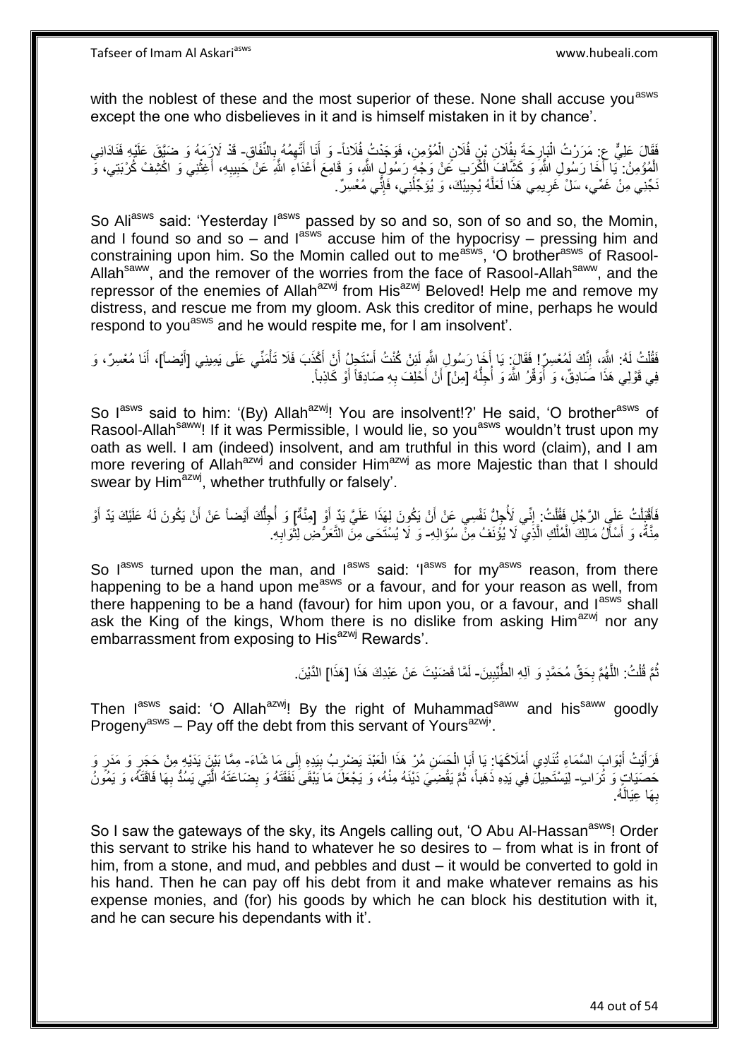with the noblest of these and the most superior of these. None shall accuse you[asws] except the one who disbelieves in it and is himself mistaken in it by chance'.

فَقَالَ عَلِيٌّ ع: مَرَرْتُ الْبَارِحَةَ بِفُلَانِ بْنِ فُلَانٍ الْمُؤْمِنِ، فَوَجَدْتُ فُلَاناً- وَ أَنَا أَتَّهِمُهُ بِالنِّفَاقِ- قَدْ لَازَمَهُ وَ ضَيَّقَ عَلَيْهِ فَنَادَانِي الْمُؤْمِنُ: يَا أَخَا رَسُولِ اللَّهِ وَ كَشَّافَ الْكُرَبِ عَنْ وَجْهِ رَسُولِ اللَّهِ، وَ قَامِعَ أَعْدَاءِ اللَّهِ عَنْ حَبِيبِهِ، أَغِثْنِي وَ اكْشِفْ كُرْبَتِي، وَ نَجِّنِي مِنْ غَمِّي، سَلْ غَرِيمِي هَذَا لَعَلَّهُ يُجِيبُكَ، وَ يُؤَجِّلُنِي، فَإِنِّي مُعْسِرٌ.

So Ali[asws] said: 'Yesterday I[asws] passed by so and so, son of so and so, the Momin, and I found so and so – and I[asws] accuse him of the hypocrisy – pressing him and constraining upon him. So the Momin called out to me[asws], 'O brother[asws] of Rasool-Allah[saww], and the remover of the worries from the face of Rasool-Allah[saww], and the repressor of the enemies of Allah[azwj] from His[azwj] Beloved! Help me and remove my distress, and rescue me from my gloom. Ask this creditor of mine, perhaps he would respond to you[asws] and he would respite me, for I am insolvent'.

فَقُلْتُ لَهُ: اللَّهِ، إِنَّكَ لَمُعْسِرٌ! فَقَالَ: يَا أَخَا رَسُولِ اللَّهِ لَئِنْ كُنْتُ أَسْتَحِلُّ أَنْ أَكْذِبَ فَلَا تَأْمَنِّي عَلَى يَمِينِي [أَيْضاً]، أَنَا مُعْسِرٌ، وَ فِي قَوْلِي هَذَا صَادِقٌ، وَ أُوَقِّرُ اللَّهَ وَ أُجِلُّهُ [مِنْ] أَنْ أَحْلِفَ بِهِ صَادِقاً أَوْ كَاذِباً.

So I[asws] said to him: '(By) Allah[azwj]! You are insolvent!?' He said, 'O brother[asws] of Rasool-Allah[saww]! If it was Permissible, I would lie, so you[asws] wouldn't trust upon my oath as well. I am (indeed) insolvent, and am truthful in this word (claim), and I am more revering of Allah[azwj] and consider Him[azwj] as more Majestic than that I should swear by Him[azwj], whether truthfully or falsely'.

فَأَقْبَلْتُ عَلَى الرَّجُلِ فَقُلْتُ: إِنِّي لَأُجِلُّ نَفْسِي عَنْ أَنْ يَكُونَ لِهَذَا عَلَيَّ يَدٌ أَوْ [مِنَّةٌ] وَ أُجِلُّكَ أَيْضاً عَنْ أَنْ يَكُونَ لَهُ عَلَيْكَ يَدٌ أَوْ مِنَّةٌ، وَ أَسْأَلُ مَالِكَ الْمُلْكِ الَّذِي لَا يُؤْنَفُ مِنْ سُؤَالِهِ- وَ لَا يُسْتَحَى مِنَ التَّعَرُّضِ لِثَوَابِهِ.

So I[asws] turned upon the man, and I[asws] said: 'I[asws] for my[asws] reason, from there happening to be a hand upon me[asws] or a favour, and for your reason as well, from there happening to be a hand (favour) for him upon you, or a favour, and I[asws] shall ask the King of the kings, Whom there is no dislike from asking Him[azwj] nor any embarrassment from exposing to His[azwj] Rewards'.

ثُمَّ قُلْتُ: اللَّهُمَّ بِحَقِّ مُحَمَّدٍ وَ آلِهِ الطَّيِّبِينَ- لَمَّا قَضَيْتَ عَنْ عَبْدِكَ هَذَا [هَذَا] الدَّيْنَ.

Then I[asws] said: 'O Allah[azwj]! By the right of Muhammad[saww] and his[saww] goodly Progeny[asws] – Pay off the debt from this servant of Yours[azwj]'.

فَرَأَيْتُ أَبْوَابَ السَّمَاءِ تُنَادِي أَمْلَاكَهَا: يَا أَبَا الْحَسَنِ مُرْ هَذَا الْعَبْدَ يَضْرِبُ بِيَدِهِ إِلَى مَا شَاءَ- مِمَّا بَيْنَ يَدَيْهِ مِنْ حَجَرٍ وَ مَدَرٍ وَ حَصَيَاتٍ وَ تُرَابٍ- لِيَسْتَحِيلَ فِي يَدِهِ ذَهَباً، ثُمَّ يَقْضِيَ دَيْنَهُ مِنْهُ، وَ يَجْعَلَ مَا يَبْقَى نَفَقَتَهُ وَ بِضَاعَتَهُ الَّتِي يَسُدُّ بِهَا فَاقَتَهُ، وَ يَمُونُ بِهَا عِيَالَهُ.

So I saw the gateways of the sky, its Angels calling out, 'O Abu Al-Hassan[asws]! Order this servant to strike his hand to whatever he so desires to – from what is in front of him, from a stone, and mud, and pebbles and dust – it would be converted to gold in his hand. Then he can pay off his debt from it and make whatever remains as his expense monies, and (for) his goods by which he can block his destitution with it, and he can secure his dependants with it'.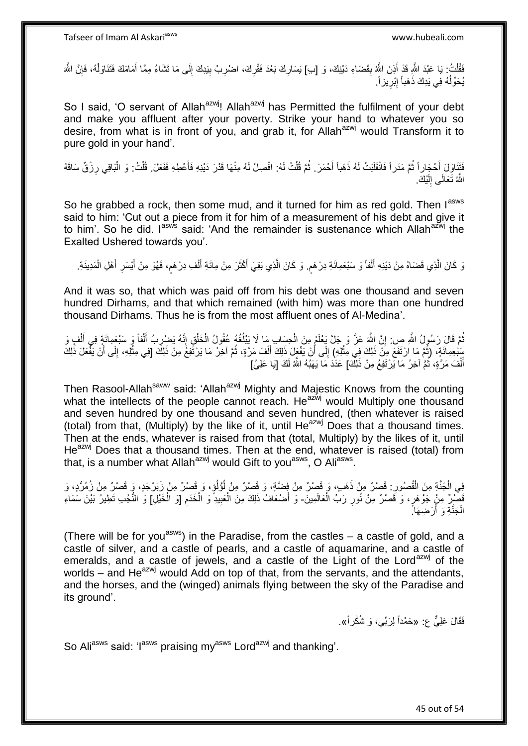فَقُلْتُ: يَا عَبْدَ اللَّهِ قَدْ أَذِنَ اللَّهُ بِقَضَاءِ دَيْنِكَ، وَ [بِ] يَسَارِكَ بَعْدَ فَقْرِكَ، اضْرِبْ بِيَدِكَ إِلَى مَا تَشَاءُ مِمَّا أَمَامَكَ فَتَنَاوَلْهُ، فَإِنَّ اللَّهَ يُحَوِّلُهُ فِي يَدِكَ ذَهَباً إِبْرِيزاً.

So I said, 'O servant of Allah[azwj]! Allah[azwj] has Permitted the fulfilment of your debt and make you affluent after your poverty. Strike your hand to whatever you so desire, from what is in front of you, and grab it, for Allah[azwj] would Transform it to pure gold in your hand'.

فَتَنَاوَلَ أَحْجَاراً ثُمَّ مَدَراً فَانْقَلَبَتْ لَهُ ذَهَباً أَحْمَرَ. ثُمَّ قُلْتُ لَهُ: افْصِلْ لَهُ مِنْهَا قَدْرَ دَيْنِهِ فَأَعْطِهِ فَفَعَلَ. قُلْتُ: وَ الْبَاقِي رِزْقٌ سَاقَهُ اللَّهُ تَعَالَى إِلَيْكَ.

So he grabbed a rock, then some mud, and it turned for him as red gold. Then I[asws] said to him: 'Cut out a piece from it for him of a measurement of his debt and give it to him'. So he did. I[asws] said: 'And the remainder is sustenance which Allah[azwj] the Exalted Ushered towards you'.

وَ كَانَ الَّذِي قَضَاهُ مِنْ دَيْنِهِ أَلْفاً وَ سَبْعَمِائَةِ دِرْهَمٍ. وَ كَانَ الَّذِي بَقِيَ أَكْثَرَ مِنْ مِائَةِ أَلْفِ دِرْهَمٍ، فَهُوَ مِنْ أَيْسَرِ أَهْلِ الْمَدِينَةِ.

And it was so, that which was paid off from his debt was one thousand and seven hundred Dirhams, and that which remained (with him) was more than one hundred thousand Dirhams. Thus he is from the most affluent ones of Al-Medina'.

ثُمَّ قَالَ رَسُولُ اللَّهِ ص: إِنَّ اللَّهَ عَزَّ وَ جَلَّ يَعْلَمُ مِنَ الْحِسَابِ مَا لَا يَبْلُغُهُ عُقُولُ الْخَلْقِ إِنَّهُ يَضْرِبُ أَلْفاً وَ سَبْعَمِائَةٍ فِي أَلْفٍ وَ سَبْعِمِائَةٍ، (ثُمَّ مَا ارْتَفَعَ مِنْ ذَلِكَ فِي مِثْلِهِ) إِلَى أَنْ يَفْعَلَ ذَلِكَ أَلْفَ مَرَّةٍ، ثُمَّ آخِرُ مَا يَرْتَفِعُ مِنْ ذَلِكَ [فِي مِثْلِهِ، إِلَى أَنْ يَفْعَلَ ذَلِكَ أَلْفَ مَرَّةٍ، ثُمَّ آخِرُ مَا يَرْتَفِعُ مِنْ ذَلِكَ] عَدَدَ مَا يَهَبُهُ اللَّهُ لَكَ [يَا عَلِيُ‏]

Then Rasool-Allah[saww] said: 'Allah[azwj] Mighty and Majestic Knows from the counting what the intellects of the people cannot reach. He[azwj] would Multiply one thousand and seven hundred by one thousand and seven hundred, (then whatever is raised (total) from that, (Multiply) by the like of it, until He[azwj] Does that a thousand times. Then at the ends, whatever is raised from that (total, Multiply) by the likes of it, until He[azwj] Does that a thousand times. Then at the end, whatever is raised (total) from that, is a number what Allah[azwj] would Gift to you[asws], O Ali[asws].

فِي الْجَنَّةِ مِنَ الْقُصُورِ: قَصْرٌ مِنْ ذَهَبٍ، وَ قَصْرٌ مِنْ فِضَّةٍ، وَ قَصْرٌ مِنْ لُؤْلُؤٍ، وَ قَصْرٌ مِنْ زَبَرْجَدٍ، وَ قَصْرٌ مِنْ زُمُرُّدٍ، وَ قَصْرٌ مِنْ جَوْهَرٍ، وَ قَصْرٌ مِنْ نُورِ رَبِّ الْعَالَمِينَ- وَ أَضْعَافُ ذَلِكَ مِنَ الْعَبِيدِ وَ الْخَدَمِ [وَ الْخَيْلِ‏] وَ النُّجُبِ تَطِيرُ بَيْنَ سَمَاءِ الْجَنَّةِ وَ أَرْضِهَا.

(There will be for you[asws]) in the Paradise, from the castles – a castle of gold, and a castle of silver, and a castle of pearls, and a castle of aquamarine, and a castle of emeralds, and a castle of jewels, and a castle of the Light of the Lord[azwj] of the worlds – and He[azwj] would Add on top of that, from the servants, and the attendants, and the horses, and the (winged) animals flying between the sky of the Paradise and its ground'.

فَقَالَ عَلِيٌّ ع: «حَمْداً لِرَبِّي، وَ شُكْراً».

So Ali[asws] said: 'I[asws] praising my[asws] Lord[azwj] and thanking'.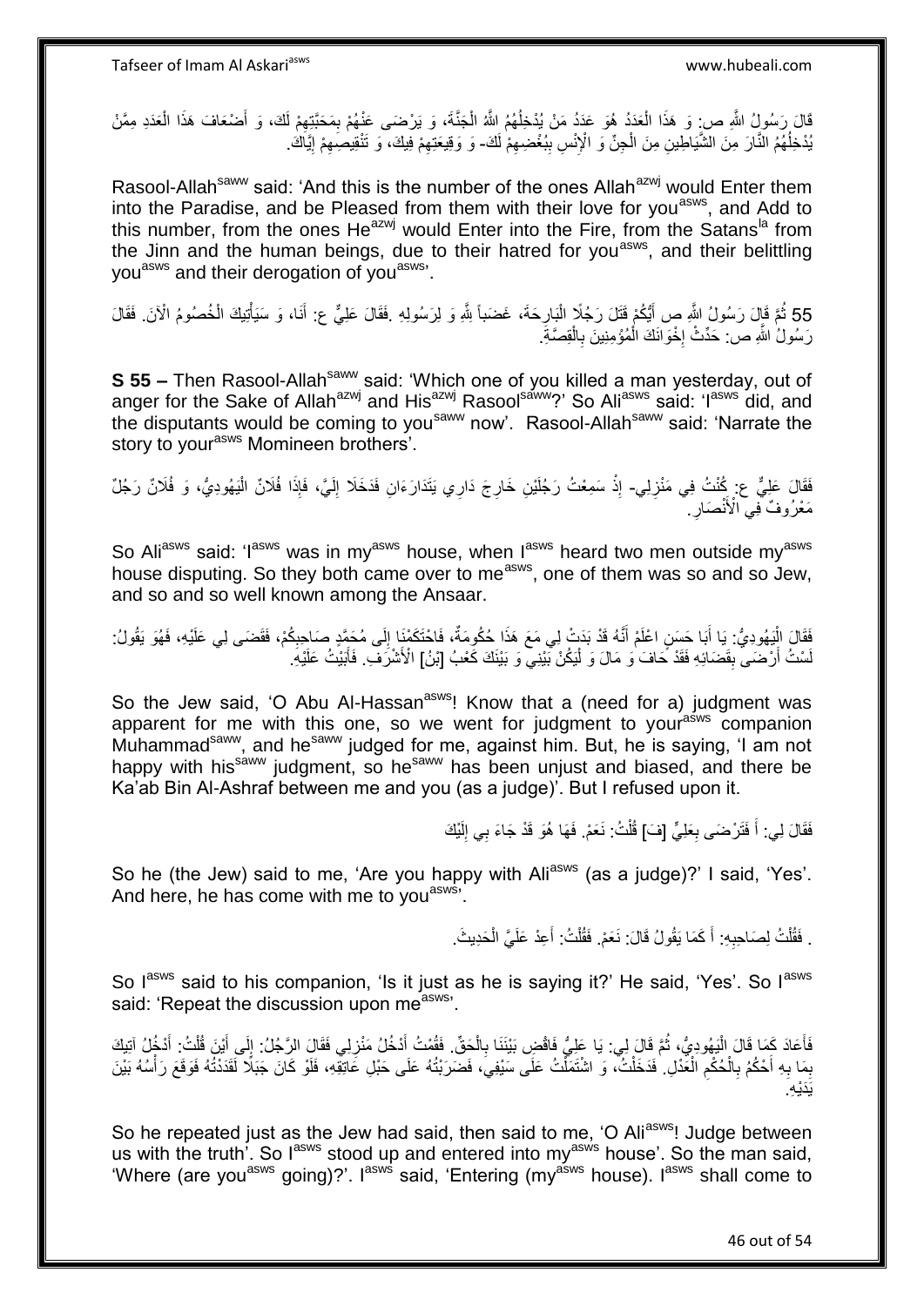قَالَ رَسُولُ اللَّهِ ص: وَ هَذَا الْعَدَدُ هُوَ عَدَدُ مَنْ يُدْخِلُهُمُ اللَّهُ الْجَنَّةَ، وَ يَرْضَى عَنْهُمْ بِمَحَبَّتِهِمْ لَكَ، وَ أَضْعَافَ هَذَا الْعَدَدِ مِمَّنْ يُدْخِلُهُمُ النَّارَ مِنَ الشَّيَاطِينِ مِنَ الْجِنِّ وَ الْإِنْسِ بِبُغْضِهِمْ لَكَ- وَ وَقِيعَتِهِمْ فِيكَ، وَ تَنْقِيصِهِمْ إِيَّاكَ.

Rasool-Allah[saww] said: 'And this is the number of the ones Allah[azwj] would Enter them into the Paradise, and be Pleased from them with their love for you[asws], and Add to this number, from the ones He[azwj] would Enter into the Fire, from the Satans[la] from the Jinn and the human beings, due to their hatred for you[asws], and their belittling you[asws] and their derogation of you[asws]'.

55 ثُمَّ قَالَ رَسُولُ اللَّهِ ص أَيُّكُمْ قَتَلَ رَجُلًا الْبَارِحَةَ، غَضَباً لِلَّهِ وَ لِرَسُولِهِ .فَقَالَ عَلِيٌّ ع: أَنَا، وَ سَيَأْتِيكَ الْخُصُومُ الْآنَ. فَقَالَ رَسُولُ اللَّهِ ص: حَدِّثْ إِخْوَانَكَ الْمُؤْمِنِينَ بِالْقِصَّةِ.

**S 55 –** Then Rasool-Allah[saww] said: 'Which one of you killed a man yesterday, out of anger for the Sake of Allah[azwj] and His[azwj] Rasool[saww]?' So Ali[asws] said: 'I[asws] did, and the disputants would be coming to you[saww] now'. Rasool-Allah[saww] said: 'Narrate the story to your[asws] Momineen brothers'.

فَقَالَ عَلِيٌّ ع: كُنْتُ فِي مَنْزِلِي- إِذْ سَمِعْتُ رَجُلَيْنِ خَارِجَ دَارِي يَتَدَارَءَانِ فَدَخَلَا إِلَيَّ، فَإِذَا فُلَانٌ الْيَهُودِيُّ، وَ فُلَانٌ رَجُلٌ مَعْرُوفٌ فِي الْأَنْصَارِ.

So Ali[asws] said: 'I[asws] was in my[asws] house, when I[asws] heard two men outside my[asws] house disputing. So they both came over to me[asws], one of them was so and so Jew, and so and so well known among the Ansaar.

فَقَالَ الْيَهُودِيُّ: يَا أَبَا حَسَنٍ اعْلَمْ أَنَّهُ قَدْ بَدَتْ لِي مَعَ هَذَا حُكُومَةٌ، فَاحْتَكَمْنَا إِلَى مُحَمَّدٍ صَاحِبِكُمْ، فَقَضَى لِي عَلَيْهِ، فَهُوَ يَقُولُ: لَسْتُ أَرْضَى بِقَضَائِهِ فَقَدْ حَافَ وَ مَالَ وَ لْيَكُنْ بَيْنِي وَ بَيْنَكَ كَعْبُ [بْنُ] الْأَشْرَفِ. فَأَبَيْتُ عَلَيْهِ.

So the Jew said, 'O Abu Al-Hassan[asws]! Know that a (need for a) judgment was apparent for me with this one, so we went for judgment to your[asws] companion Muhammad[saww], and he[saww] judged for me, against him. But, he is saying, 'I am not happy with his[saww] judgment, so he[saww] has been unjust and biased, and there be Ka'ab Bin Al-Ashraf between me and you (as a judge)'. But I refused upon it.

فَقَالَ لِي: أَ فَتَرْضَى بِعَلِيٍّ [فَ-] قُلْتُ: نَعَمْ. فَهَا هُوَ قَدْ جَاءَ بِي إِلَيْكَ

So he (the Jew) said to me, 'Are you happy with Ali[asws] (as a judge)?' I said, 'Yes'. And here, he has come with me to you[asws]'.

. فَقُلْتُ لِصَاحِبِهِ: أَ كَمَا يَقُولُ قَالَ: نَعَمْ. فَقُلْتُ: أَعِدْ عَلَيَّ الْحَدِيثَ.

So I[asws] said to his companion, 'Is it just as he is saying it?' He said, 'Yes'. So I[asws] said: 'Repeat the discussion upon me[asws]'.

فَأَعَادَ كَمَا قَالَ الْيَهُودِيُّ، ثُمَّ قَالَ لِي: يَا عَلِيُّ فَاقْضِ بَيْنَنَا بِالْحَقِّ. فَقُمْتُ أَدْخُلُ مَنْزِلِي فَقَالَ الرَّجُلُ: إِلَى أَيْنَ قُلْتُ: أَدْخُلُ آتِيكَ بِمَا بِهِ أَحْكُمُ بِالْحُكْمِ الْعَدْلِ. فَدَخَلْتُ، وَ اشْتَمَلْتُ عَلَى سَيْفِي، فَضَرَبْتُهُ عَلَى حَبْلِ عَاتِقِهِ، فَلَوْ كَانَ جَبَلًا لَقَدَدْتُهُ فَوَقَعَ رَأْسُهُ بَيْنَ يَدَيْهِ.

So he repeated just as the Jew had said, then said to me, 'O Ali[asws]! Judge between us with the truth'. So I[asws] stood up and entered into my[asws] house'. So the man said, 'Where (are you[asws] going)?'. I[asws] said, 'Entering (my[asws] house). I[asws] shall come to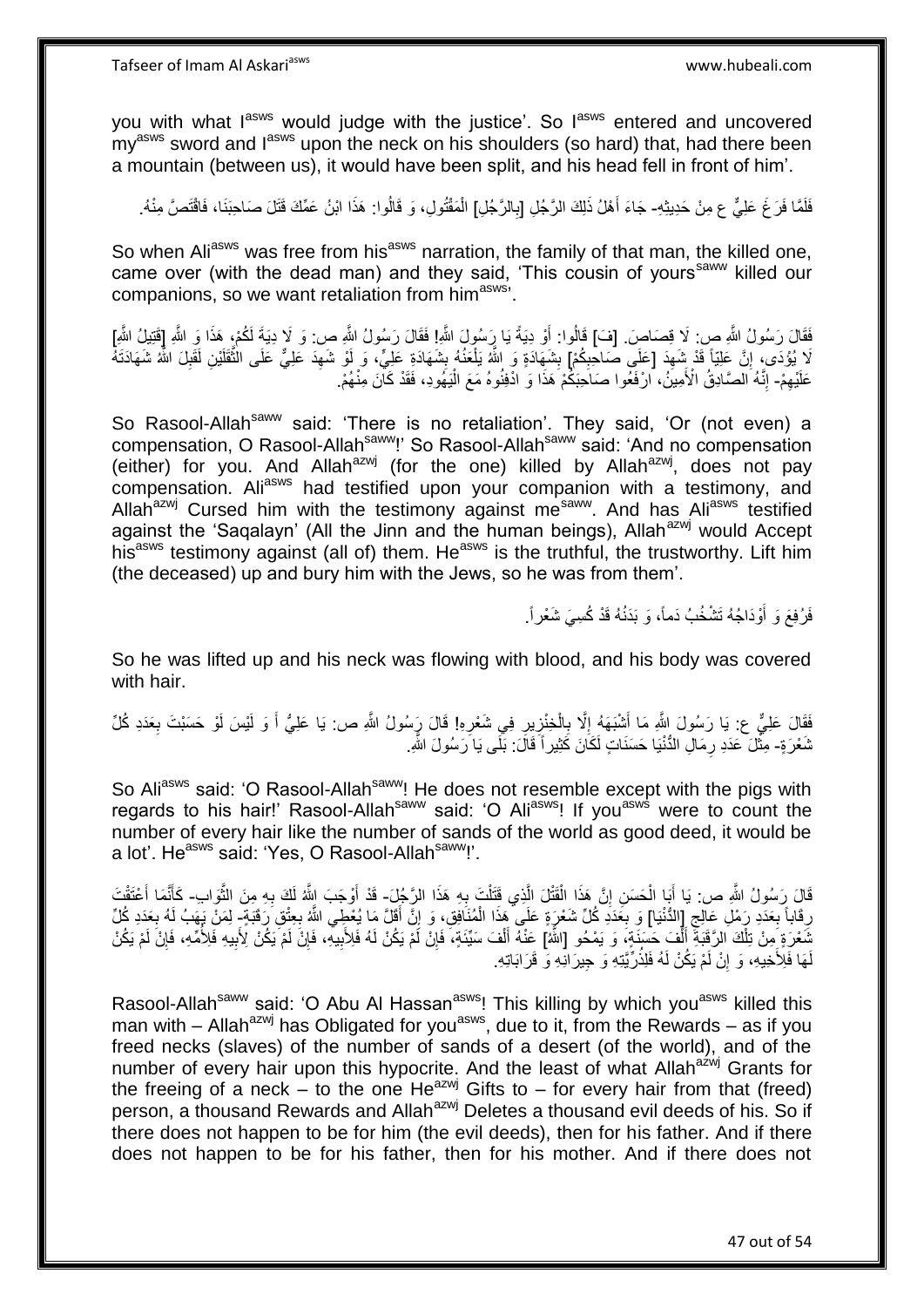you with what I[asws] would judge with the justice'. So I[asws] entered and uncovered my[asws] sword and I[asws] upon the neck on his shoulders (so hard) that, had there been a mountain (between us), it would have been split, and his head fell in front of him'.

فَلَمَّا فَرَغَ عَلِيٌّ ع مِنْ حَدِيثِهِ- جَاءَ أَهْلُ ذَلِكَ الرَّجُلِ [بِالرَّجُلِ] الْمَقْتُولِ، وَ قَالُوا: هَذَا ابْنُ عَمِّكَ قَتَلَ صَاحِبَنَا، فَاقْتَصَّ مِنْهُ.

So when Ali[asws] was free from his[asws] narration, the family of that man, the killed one, came over (with the dead man) and they said, 'This cousin of yours[saww] killed our companions, so we want retaliation from him[asws]'.

فَقَالَ رَسُولُ اللَّهِ ص: لَا قِصَاصَ. [فَ] قَالُوا: أَوْ دِيَةٌ يَا رَسُولَ اللَّهِ! فَقَالَ رَسُولُ اللَّهِ ص: وَ لَا دِيَةَ لَكُمْ، هَذَا وَ اللَّهِ [قَتِيلُ اللَّهِ] لَا يُؤْدَى، إِنَّ عَلِيّاً قَدْ شَهِدَ [عَلَى صَاحِبِكُمْ] بِشَهَادَةٍ وَ اللَّهُ يَلْعَنُهُ بِشَهَادَةِ عَلِيٍّ، وَ لَوْ شَهِدَ عَلِيٌّ عَلَى الثَّقَلَيْنِ لَقَبِلَ اللَّهُ شَهَادَتَهُ عَلَيْهِمْ- إِنَّهُ الصَّادِقُ الْأَمِينُ، ارْفَعُوا صَاحِبَكُمْ هَذَا وَ ادْفِنُوهُ مَعَ الْيَهُودِ، فَقَدْ كَانَ مِنْهُمْ.

So Rasool-Allah[saww] said: 'There is no retaliation'. They said, 'Or (not even) a compensation, O Rasool-Allah[saww]!' So Rasool-Allah[saww] said: 'And no compensation (either) for you. And Allah[azwj] (for the one) killed by Allah[azwj], does not pay compensation. Ali[asws] had testified upon your companion with a testimony, and Allah[azwj] Cursed him with the testimony against me[saww]. And has Ali[asws] testified against the 'Saqalayn' (All the Jinn and the human beings), Allah[azwj] would Accept his[asws] testimony against (all of) them. He[asws] is the truthful, the trustworthy. Lift him (the deceased) up and bury him with the Jews, so he was from them'.

فَرُفِعَ وَ أَوْدَاجُهُ تَشْخُبُ دَماً، وَ بَدَنُهُ قَدْ كُسِيَ شَعْراً.

So he was lifted up and his neck was flowing with blood, and his body was covered with hair.

فَقَالَ عَلِيٌّ ع: يَا رَسُولَ اللَّهِ مَا أَشْبَهَهُ إِلَّا بِالْخِنْزِيرِ فِي شَعْرِهِ! قَالَ رَسُولُ اللَّهِ ص: يَا عَلِيُّ أَ وَ لَيْسَ لَوْ حَسَبْتَ بِعَدَدِ كُلِّ شَعْرَةٍ- مِثْلَ عَدَدِ رِمَالِ الدُّنْيَا حَسَنَاتٍ لَكَانَ كَثِيراً قَالَ: بَلَى يَا رَسُولَ اللَّهِ.

So Ali[asws] said: 'O Rasool-Allah[saww]! He does not resemble except with the pigs with regards to his hair!' Rasool-Allah[saww] said: 'O Ali[asws]! If you[asws] were to count the number of every hair like the number of sands of the world as good deed, it would be a lot'. He[asws] said: 'Yes, O Rasool-Allah[saww]!'.

قَالَ رَسُولُ اللَّهِ ص: يَا أَبَا الْحَسَنِ إِنَّ هَذَا الْقَتْلَ الَّذِي قَتَلْتَ بِهِ هَذَا الرَّجُلَ- قَدْ أَوْجَبَ اللَّهُ لَكَ بِهِ مِنَ الثَّوَابِ- كَأَنَّمَا أَعْتَقْتَ رِقَاباً بِعَدَدِ رَمْلِ عَالِجِ [الدُّنْيَا] وَ بِعَدَدِ كُلِّ شَعْرَةٍ عَلَى هَذَا الْمُنَافِقِ، وَ إِنَّ أَقَلَّ مَا يُعْطِي اللَّهُ بِعِتْقِ رَقَبَةٍ- لِمَنْ يَهَبُ لَهُ بِعَدَدِ كُلِّ شَعْرَةٍ مِنْ تِلْكَ الرَّقَبَةِ أَلْفَ حَسَنَةٍ، وَ يَمْحُو [اللَّهُ] عَنْهُ أَلْفَ سَيِّئَةٍ، فَإِنْ لَمْ يَكُنْ لَهُ فَلِأَبِيهِ، فَإِنْ لَمْ يَكُنْ لِأَبِيهِ فَلِأُمِّهِ، فَإِنْ لَمْ يَكُنْ لَهَا فَلِأَخِيهِ، وَ إِنْ لَمْ يَكُنْ لَهُ فَلِذُرِّيَّتِهِ وَ جِيرَانِهِ وَ قَرَابَاتِهِ.

Rasool-Allah[saww] said: 'O Abu Al Hassan[asws]! This killing by which you[asws] killed this man with – Allah[azwj] has Obligated for you[asws], due to it, from the Rewards – as if you freed necks (slaves) of the number of sands of a desert (of the world), and of the number of every hair upon this hypocrite. And the least of what Allah[azwj] Grants for the freeing of a neck – to the one He[azwj] Gifts to – for every hair from that (freed) person, a thousand Rewards and Allah[azwj] Deletes a thousand evil deeds of his. So if there does not happen to be for him (the evil deeds), then for his father. And if there does not happen to be for his father, then for his mother. And if there does not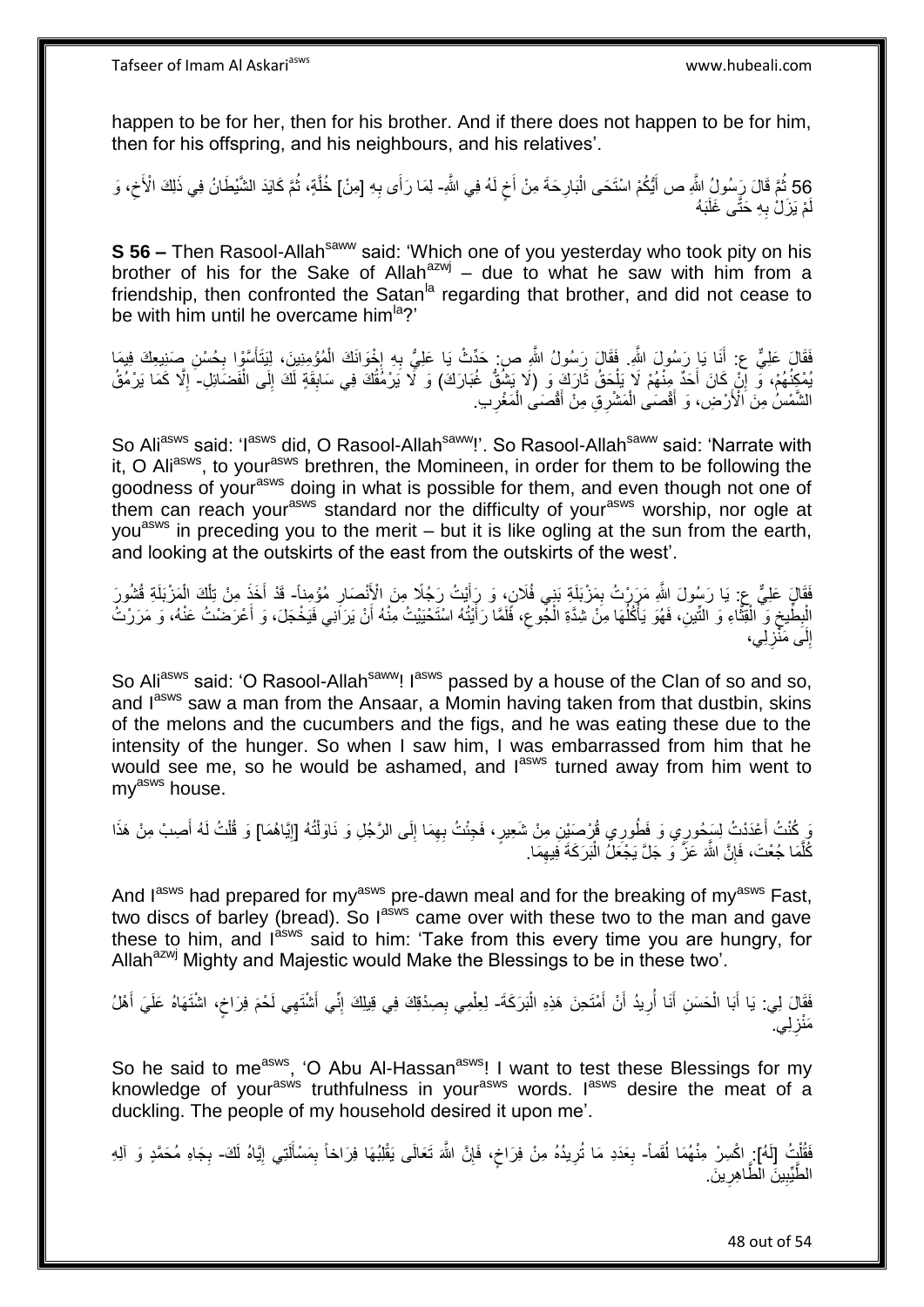happen to be for her, then for his brother. And if there does not happen to be for him, then for his offspring, and his neighbours, and his relatives'.

56 ثُمَّ قَالَ رَسُولُ اللَّهِ ص أَيُّكُمُ اسْتَحَى الْبَارِحَةَ مِنْ أَخٍ لَهُ فِي اللَّهِ- لِمَا رَأَى بِهِ [مِنْ] خُلَّةٍ، ثُمَّ كَايَدَ الشَّيْطَانُ فِي ذَلِكَ الْأَخِ، وَ لَمْ يَزَلْ بِهِ حَتَّى غَلَبَهُ

**S 56 –** Then Rasool-Allah[saww] said: 'Which one of you yesterday who took pity on his brother of his for the Sake of Allah[azwj] – due to what he saw with him from a friendship, then confronted the Satan[la] regarding that brother, and did not cease to be with him until he overcame him[la]?'

فَقَالَ عَلِيٌّ ع: أَنَا يَا رَسُولَ اللَّهِ. فَقَالَ رَسُولُ اللَّهِ ص: حَدِّثْ يَا عَلِيُّ بِهِ إِخْوَانَكَ الْمُؤْمِنِينَ، لِيَتَأَسَّوْا بِحُسْنِ صَنِيعِكَ فِيمَا يُمْكِنُهُمْ، وَ إِنْ كَانَ أَحَدٌ مِنْهُمْ لَا يَلْحَقُ شَأْوَكَ وَ (لَا يَشُقُّ غُبَارَكَ) وَ لَا يَرْمُقُكَ فِي سَابِقَةٍ لَكَ إِلَى الْفَضَائِلِ- إِلَّا كَمَا يَرْمُقُ الشَّمْسَ مِنَ الْأَرْضِ، وَ أَقْصَى الْمَشْرِقِ مِنْ أَقْصَى الْمَغْرِبِ.

So Ali[asws] said: 'I[asws] did, O Rasool-Allah[saww]!'. So Rasool-Allah[saww] said: 'Narrate with it, O Ali[asws], to your[asws] brethren, the Momineen, in order for them to be following the goodness of your[asws] doing in what is possible for them, and even though not one of them can reach your[asws] standard nor the difficulty of your[asws] worship, nor ogle at you[asws] in preceding you to the merit – but it is like ogling at the sun from the earth, and looking at the outskirts of the east from the outskirts of the west'.

فَقَالَ عَلِيٌّ ع: يَا رَسُولَ اللَّهِ مَرَرْتُ بِمَزْبَلَةِ بَنِي فُلَانٍ، وَ رَأَيْتُ رَجُلًا مِنَ الْأَنْصَارِ مُؤْمِناً- قَدْ أَخَذَ مِنْ تِلْكَ الْمَزْبَلَةِ قُشُورَ الْبِطِّيخِ وَ الْقِثَّاءِ وَ التِّينِ، فَهُوَ يَأْكُلُهَا مِنْ شِدَّةِ الْجُوعِ، فَلَمَّا رَأَيْتُهُ اسْتَحْيَيْتُ مِنْهُ أَنْ يَرَانِي فَيَخْجَلَ، وَ أَعْرَضْتُ عَنْهُ، وَ مَرَرْتُ إِلَى مَنْزِلِي،

So Ali[asws] said: 'O Rasool-Allah[saww]! I[asws] passed by a house of the Clan of so and so, and I[asws] saw a man from the Ansaar, a Momin having taken from that dustbin, skins of the melons and the cucumbers and the figs, and he was eating these due to the intensity of the hunger. So when I saw him, I was embarrassed from him that he would see me, so he would be ashamed, and I[asws] turned away from him went to my[asws] house.

وَ كُنْتُ أَعْدَدْتُ لِسَحُورِي وَ فَطُورِي قُرْصَيْنِ مِنْ شَعِيرٍ، فَجِئْتُ بِهِمَا إِلَى الرَّجُلِ وَ نَاوَلْتُهُ [إِيَّاهُمَا] وَ قُلْتُ لَهُ أَصِبْ مِنْ هَذَا كُلَّمَا جُعْتَ، فَإِنَّ اللَّهَ عَزَّ وَ جَلَّ يَجْعَلُ الْبَرَكَةَ فِيهِمَا.

And I[asws] had prepared for my[asws] pre-dawn meal and for the breaking of my[asws] Fast, two discs of barley (bread). So I[asws] came over with these two to the man and gave these to him, and I[asws] said to him: 'Take from this every time you are hungry, for Allah[azwj] Mighty and Majestic would Make the Blessings to be in these two'.

فَقَالَ لِي: يَا أَبَا الْحَسَنِ أَنَا أُرِيدُ أَنْ أَمْتَحِنَ هَذِهِ الْبَرَكَةَ- لِعِلْمِي بِصِدْقِكَ فِي قِيلِكَ إِنِّي أَشْتَهِي لَحْمَ فِرَاخٍ، اشْتَهَاهُ عَلَيَّ أَهْلُ مَنْزِلِي.

So he said to me[asws], 'O Abu Al-Hassan[asws]! I want to test these Blessings for my knowledge of your[asws] truthfulness in your[asws] words. I[asws] desire the meat of a duckling. The people of my household desired it upon me'.

فَقُلْتُ [لَهُ]: اكْسِرْ مِنْهُمَا لُقَماً- بِعَدَدِ مَا تُرِيدُهُ مِنْ فِرَاخٍ، فَإِنَّ اللَّهَ تَعَالَى يَقْلِبُهَا فِرَاخاً بِمَسْأَلَتِي إِيَّاهُ لَكَ- بِجَاهِ مُحَمَّدٍ وَ آلِهِ الطَّيِّبِينَ الطَّاهِرِينَ.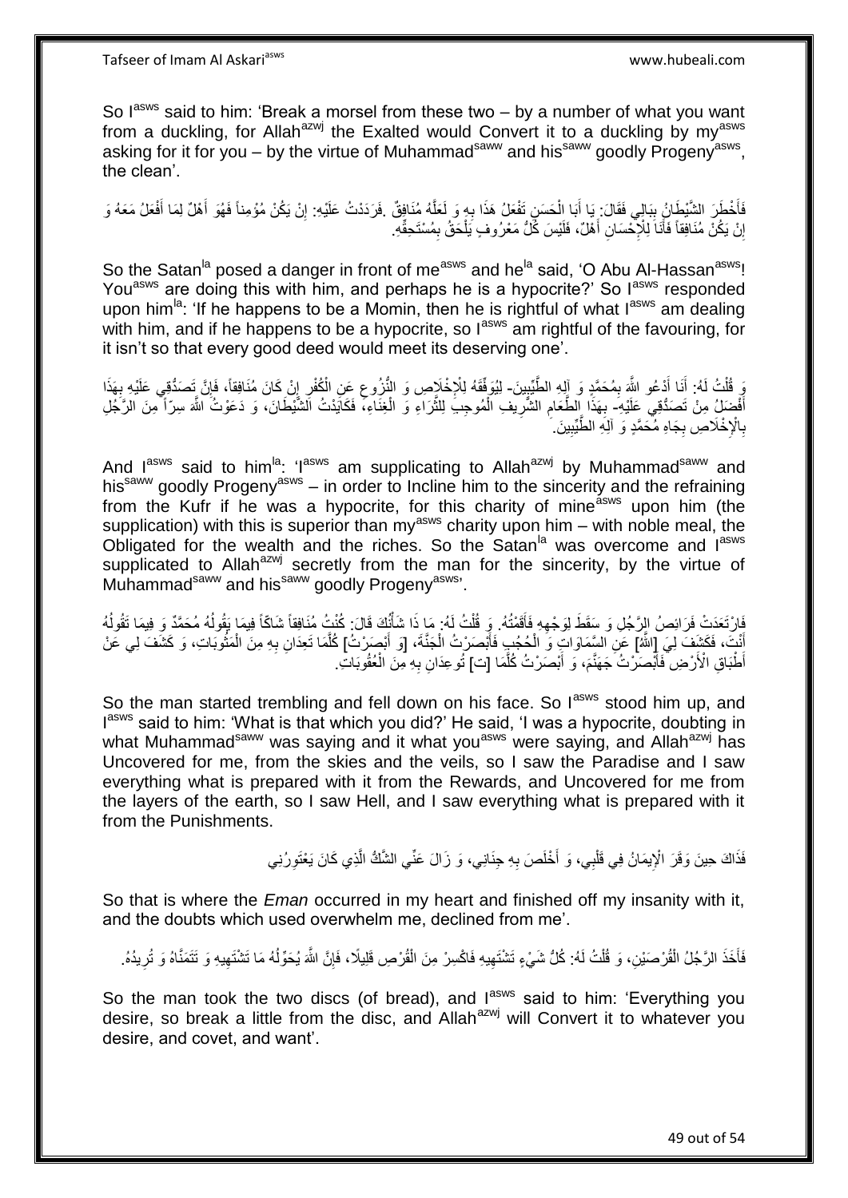So I[asws] said to him: 'Break a morsel from these two – by a number of what you want from a duckling, for Allah[azwj] the Exalted would Convert it to a duckling by my[asws] asking for it for you – by the virtue of Muhammad[saww] and his[saww] goodly Progeny[asws], the clean'.

فَأَخْطَرَ الشَّيْطَانُ بِبَالِي فَقَالَ: يَا أَبَا الْحَسَنِ تَفْعَلُ هَذَا بِهِ وَ لَعَلَّهُ مُنَافِقٌ. فَرَدَدْتُ عَلَيْهِ: إِنْ يَكُنْ مُؤْمِناً فَهُوَ أَهْلٌ لِمَا أَفْعَلُ مَعَهُ وَ إِنْ يَكُنْ مُنَافِقاً فَأَنَا لِلْإِحْسَانِ أَهْلٌ، فَلَيْسَ كُلُّ مَعْرُوفٍ يَلْحَقُ بِمُسْتَحِقِّهِ.

So the Satan[la] posed a danger in front of me[asws] and he[la] said, 'O Abu Al-Hassan[asws]! You[asws] are doing this with him, and perhaps he is a hypocrite?' So I[asws] responded upon him[la]: 'If he happens to be a Momin, then he is rightful of what I[asws] am dealing with him, and if he happens to be a hypocrite, so I[asws] am rightful of the favouring, for it isn't so that every good deed would meet its deserving one'.

وَ قُلْتُ لَهُ: أَنَا أَدْعُو اللَّهَ بِمُحَمَّدٍ وَ آلِهِ الطَّيِّبِينَ- لِيُوَفِّقَهُ لِلْإِخْلَاصِ وَ النُّزُوعِ عَنِ الْكُفْرِ إِنْ كَانَ مُنَافِقاً، فَإِنَّ تَصَدُّقِي عَلَيْهِ بِهَذَا أَفْضَلُ مِنْ تَصَدُّقِي عَلَيْهِ- بِهَذَا الطَّعَامِ الشَّرِيفِ الْمُوجِبِ لِلثَّرَاءِ وَ الْغِنَاءِ، فَكَابَدْتُ الشَّيْطَانَ، وَ دَعَوْتُ اللَّهَ سِرّاً مِنَ الرَّجُلِ بِالْإِخْلَاصِ بِجَاهِ مُحَمَّدٍ وَ آلِهِ الطَّيِّبِينَ.

And I[asws] said to him[la]: 'I[asws] am supplicating to Allah[azwj] by Muhammad[saww] and his[saww] goodly Progeny[asws] – in order to Incline him to the sincerity and the refraining from the Kufr if he was a hypocrite, for this charity of mine[asws] upon him (the supplication) with this is superior than my[asws] charity upon him – with noble meal, the Obligated for the wealth and the riches. So the Satan[la] was overcome and I[asws] supplicated to Allah[azwj] secretly from the man for the sincerity, by the virtue of Muhammad[saww] and his[saww] goodly Progeny[asws]'.

فَارْتَعَدَتْ فَرَائِصُ الرَّجُلِ وَ سَقَطَ لِوَجْهِهِ فَأَقَمْتُهُ. وَ قُلْتُ لَهُ: مَا ذَا شَأْنُكَ قَالَ: كُنْتُ مُنَافِقاً شَاكّاً فِيمَا يَقُولُهُ مُحَمَّدٌ وَ فِيمَا تَقُولُهُ أَنْتَ، فَكَشَفَ لِيَ [اللَّهُ] عَنِ السَّمَاوَاتِ وَ الْحُجُبِ فَأَبْصَرْتُ الْجَنَّةَ، [وَ أَبْصَرْتُ] كُلَّمَا تَعِدَانِ بِهِ مِنَ الْمَثُوبَاتِ، وَ كَشَفَ لِي عَنْ أَطْبَاقِ الْأَرْضِ فَأَبْصَرْتُ جَهَنَّمَ، وَ أَبْصَرْتُ كُلَّمَا [ت] تُوعِدَانِ بِهِ مِنَ الْعُقُوبَاتِ.

So the man started trembling and fell down on his face. So I[asws] stood him up, and I[asws] said to him: 'What is that which you did?' He said, 'I was a hypocrite, doubting in what Muhammad[saww] was saying and it what you[asws] were saying, and Allah[azwj] has Uncovered for me, from the skies and the veils, so I saw the Paradise and I saw everything what is prepared with it from the Rewards, and Uncovered for me from the layers of the earth, so I saw Hell, and I saw everything what is prepared with it from the Punishments.

فَذَاكَ حِينَ وَقَرَ الْإِيمَانُ فِي قَلْبِي، وَ أَخْلَصَ بِهِ جِنَانِي، وَ زَالَ عَنِّي الشَّكُّ الَّذِي كَانَ يَعْتَوِرُنِي

So that is where the *Eman* occurred in my heart and finished off my insanity with it, and the doubts which used overwhelm me, declined from me'.

فَأَخَذَ الرَّجُلُ الْقُرْصَيْنِ، وَ قُلْتُ لَهُ: كُلُّ شَيْءٍ تَشْتَهِيهِ فَاكْسِرْ مِنَ الْقُرْصِ قَلِيلًا، فَإِنَّ اللَّهَ يُحَوِّلُهُ مَا تَشْتَهِيهِ وَ تَتَمَنَّاهُ وَ تُرِيدُهُ.

So the man took the two discs (of bread), and I[asws] said to him: 'Everything you desire, so break a little from the disc, and Allah[azwj] will Convert it to whatever you desire, and covet, and want'.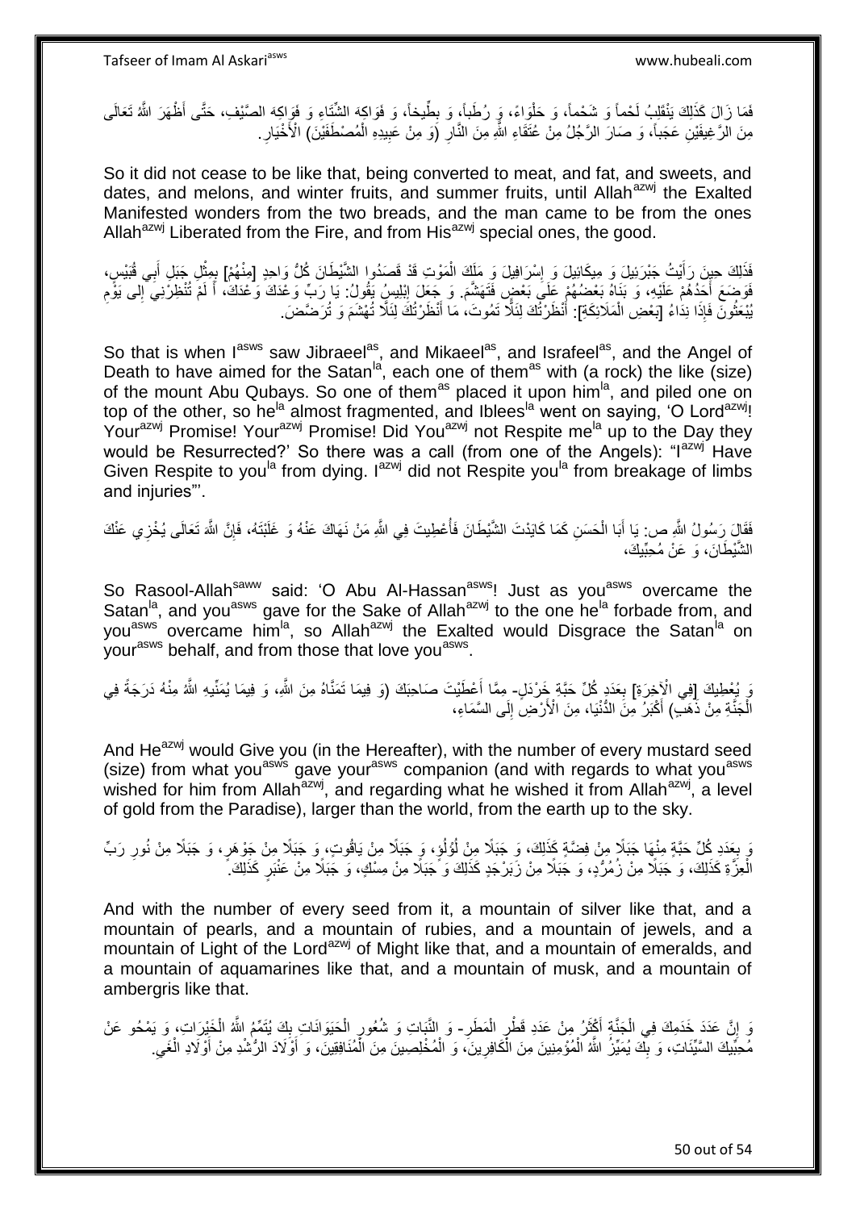فَمَا زَالَ كَذَلِكَ يَنْقَلِبُ لَحْماً وَ شَحْماً، وَ حَلْوَاءً، وَ رُطَباً، وَ بِطِّيخاً، وَ فَوَاكِهَ الشِّتَاءِ وَ فَوَاكِهَ الصَّيْفِ، حَتَّى أَظْهَرَ اللَّهُ تَعَالَى مِنَ الرَّغِيفَيْنِ عَجَباً، وَ صَارَ الرَّجُلُ مِنْ عُتَقَاءِ اللَّهِ مِنَ النَّارِ (وَ مِنْ عَبِيدِهِ الْمُصْطَفَيْنَ) الْأَخْيَارِ.

So it did not cease to be like that, being converted to meat, and fat, and sweets, and dates, and melons, and winter fruits, and summer fruits, until Allah[azwj] the Exalted Manifested wonders from the two breads, and the man came to be from the ones Allah[azwj] Liberated from the Fire, and from His[azwj] special ones, the good.

فَذَلِكَ حِينَ رَأَيْتُ جَبْرَئِيلَ وَ مِيكَائِيلَ وَ إِسْرَافِيلَ وَ مَلَكَ الْمَوْتِ قَدْ قَصَدُوا الشَّيْطَانَ كُلٌّ وَاحِدٍ [مِنْهُمْ] بِمِثْلِ جَبَلِ أَبِي قُبَيْسٍ، فَوَضَعَ أَحَدُهُمْ عَلَيْهِ، وَ بَنَاهُ بَعْضُهُمْ عَلَى بَعْضٍ فَتَهَشَّمَ. وَ جَعَلَ إِبْلِيسُ يَقُولُ: يَا رَبِّ وَعْدَكَ وَعْدَكَ، أَ لَمْ تُنْظِرْنِي إِلَى يَوْمِ يُبْعَثُونَ فَإِذَا نِدَاءُ [بَعْضِ الْمَلَائِكَةِ]: أَنْظَرْتُكَ لِئَلَّا تَمُوتَ، مَا أَنْظَرْتُكَ لِئَلَّا تُهْشَمَ وَ تُرَضَّضَ.

So that is when I[asws] saw Jibraeel[as], and Mikaeel[as], and Israfeel[as], and the Angel of Death to have aimed for the Satan[la], each one of them[as] with (a rock) the like (size) of the mount Abu Qubays. So one of them[as] placed it upon him[la], and piled one on top of the other, so he[la] almost fragmented, and Iblees[la] went on saying, 'O Lord[azwj]! Your[azwj] Promise! Your[azwj] Promise! Did You[azwj] not Respite me[la] up to the Day they would be Resurrected?' So there was a call (from one of the Angels): "I[azwj] Have Given Respite to you[la] from dying. I[azwj] did not Respite you[la] from breakage of limbs and injuries"'.

فَقَالَ رَسُولُ اللَّهِ ص: يَا أَبَا الْحَسَنِ كَمَا كَايَدْتَ الشَّيْطَانَ فَأَعْطَيْتَ فِي اللَّهِ مَنْ نَهَاكَ عَنْهُ وَ غَلَبْتَهُ، فَإِنَّ اللَّهَ تَعَالَى يُخْزِي عَنْكَ الشَّيْطَانَ، وَ عَنْ مُحِبِّيكَ،

So Rasool-Allah[saww] said: 'O Abu Al-Hassan[asws]! Just as you[asws] overcame the Satan[la], and you[asws] gave for the Sake of Allah[azwj] to the one he[la] forbade from, and you[asws] overcame him[la], so Allah[azwj] the Exalted would Disgrace the Satan[la] on your[asws] behalf, and from those that love you[asws].

وَ يُعْطِيكَ [فِي الْآخِرَةِ] بِعَدَدِ كُلِّ حَبَّةٍ خَرْدَلٍ- مِمَّا أَعْطَيْتَ صَاحِبَكَ (وَ فِيمَا تَمَنَّاهُ مِنَ اللَّهِ، وَ فِيمَا يُمَنِّيهِ اللَّهُ مِنْهُ دَرَجَةً فِي الْجَنَّةِ مِنْ ذَهَبٍ) أَكْبَرُ مِنَ الدُّنْيَا، مِنَ الْأَرْضِ إِلَى السَّمَاءِ،

And He[azwj] would Give you (in the Hereafter), with the number of every mustard seed (size) from what you[asws] gave your[asws] companion (and with regards to what you[asws] wished for him from Allah[azwj], and regarding what he wished it from Allah[azwj], a level of gold from the Paradise), larger than the world, from the earth up to the sky.

وَ بِعَدَدِ كُلِّ حَبَّةٍ مِنْهَا جَبَلًا مِنْ فِضَّةٍ كَذَلِكَ، وَ جَبَلًا مِنْ لُؤْلُؤٍ، وَ جَبَلًا مِنْ يَاقُوتٍ، وَ جَبَلًا مِنْ جَوْهَرٍ، وَ جَبَلًا مِنْ نُورِ رَبِّ الْعِزَّةِ كَذَلِكَ، وَ جَبَلًا مِنْ زُمُرُّدٍ، وَ جَبَلًا مِنْ زَبَرْجَدٍ كَذَلِكَ وَ جَبَلًا مِنْ مِسْكٍ، وَ جَبَلًا مِنْ عَنْبَرٍ كَذَلِكَ.

And with the number of every seed from it, a mountain of silver like that, and a mountain of pearls, and a mountain of rubies, and a mountain of jewels, and a mountain of Light of the Lord[azwj] of Might like that, and a mountain of emeralds, and a mountain of aquamarines like that, and a mountain of musk, and a mountain of ambergris like that.

وَ إِنَّ عَدَدَ خَدَمِكَ فِي الْجَنَّةِ أَكْثَرُ مِنْ عَدَدِ قَطْرِ الْمَطَرِ- وَ النَّبَاتِ وَ شُعُورِ الْحَيَوَانَاتِ بِكَ يُتَمِّمُ اللَّهُ الْخَيْرَاتِ، وَ يَمْحُو عَنْ مُحِبِّيكَ السَّيِّئَاتِ، وَ بِكَ يُمَيِّزُ اللَّهُ الْمُؤْمِنِينَ مِنَ الْكَافِرِينَ، وَ الْمُخْلِصِينَ مِنَ الْمُنَافِقِينَ، وَ أَوْلَادَ الرُّشْدِ مِنْ أَوْلَادِ الْغَيِ‏.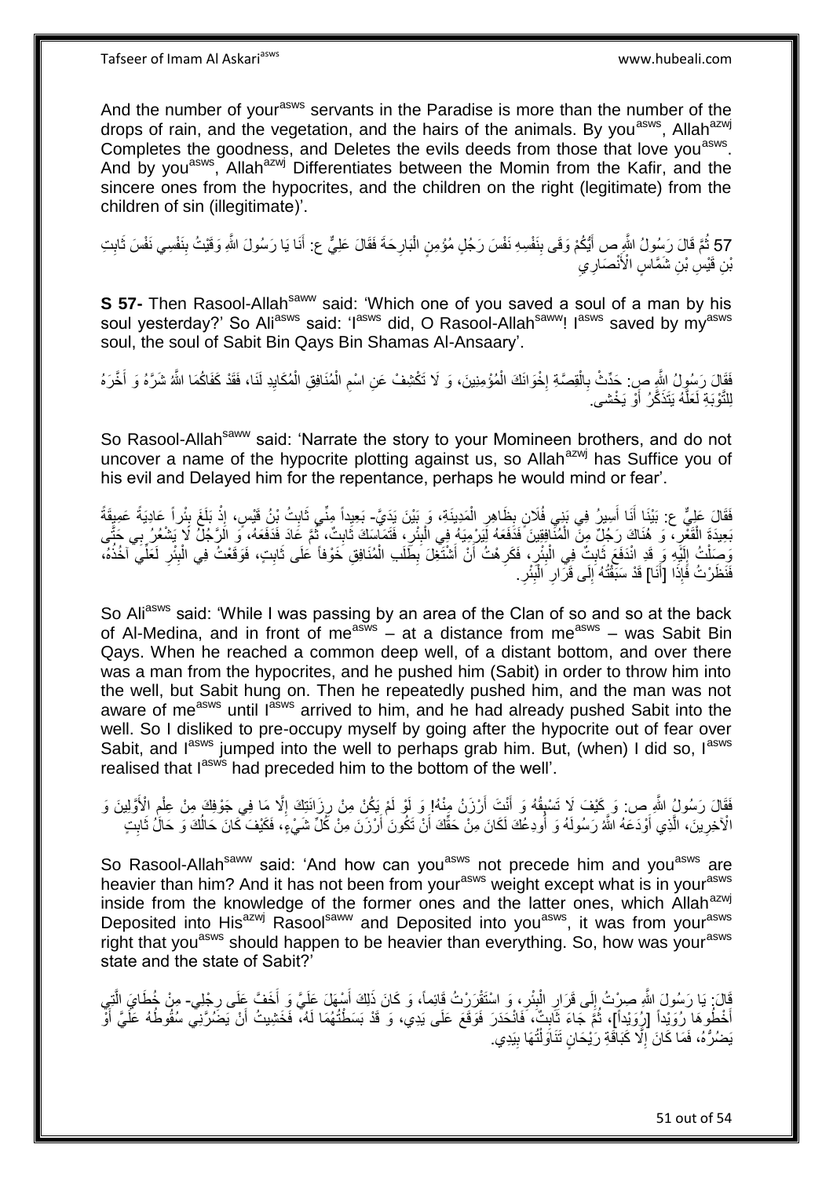And the number of your[asws] servants in the Paradise is more than the number of the drops of rain, and the vegetation, and the hairs of the animals. By you[asws], Allah[azwj] Completes the goodness, and Deletes the evils deeds from those that love you[asws]. And by you[asws], Allah[azwj] Differentiates between the Momin from the Kafir, and the sincere ones from the hypocrites, and the children on the right (legitimate) from the children of sin (illegitimate)'.

57 ثُمَّ قَالَ رَسُولُ اللَّهِ ص أَيُّكُمْ وَقَى بِنَفْسِهِ نَفْسَ رَجُلٍ مُؤْمِنٍ الْبَارِحَةَ فَقَالَ عَلِيٌّ ع: أَنَا يَا رَسُولَ اللَّهِ وَقَيْتُ بِنَفْسِي نَفْسَ ثَابِتِ بْنِ قَيْسِ بْنِ شَمَّاسٍ الْأَنْصَارِيِ

**S 57-** Then Rasool-Allah[saww] said: 'Which one of you saved a soul of a man by his soul yesterday?' So Ali[asws] said: 'I[asws] did, O Rasool-Allah[saww]! I[asws] saved by my[asws] soul, the soul of Sabit Bin Qays Bin Shamas Al-Ansaary'.

فَقَالَ رَسُولُ اللَّهِ ص: حَدِّثْ بِالْقِصَّةِ إِخْوَانَكَ الْمُؤْمِنِينَ، وَ لَا تَكْشِفْ عَنِ اسْمِ الْمُنَافِقِ الْمُكَايِدِ لَنَا، فَقَدْ كَفَاكُمَا اللَّهُ شَرَّهُ وَ أَخَّرَهُ لِلتَّوْبَةِ لَعَلَّهُ يَتَذَكَّرُ أَوْ يَخْشى‏.

So Rasool-Allah[saww] said: 'Narrate the story to your Momineen brothers, and do not uncover a name of the hypocrite plotting against us, so Allah[azwj] has Suffice you of his evil and Delayed him for the repentance, perhaps he would mind or fear'.

فَقَالَ عَلِيٌّ ع: بَيْنَا أَنَا أَسِيرُ فِي بَنِي فُلَانٍ بِظَاهِرِ الْمَدِينَةِ، وَ بَيْنَ يَدَيَّ- بَعِيداً مِنِّي ثَابِتُ بْنُ قَيْسٍ، إِذْ بَلَغَ بِئْراً عَادِيَةً عَمِيقَةً بَعِيدَةَ الْقَعْرِ، وَ هُنَاكَ رَجُلٌ مِنَ الْمُنَافِقِينَ فَدَفَعَهُ لِيَرْمِيَهُ فِي الْبِئْرِ، فَتَمَاسَكَ ثَابِتٌ، ثُمَّ عَادَ فَدَفَعَهُ، وَ الرَّجُلُ لَا يَشْعُرُ بِي حَتَّى وَصَلْتُ إِلَيْهِ وَ قَدِ انْدَفَعَ ثَابِتٌ فِي الْبِئْرِ، فَكَرِهْتُ أَنْ أَشْتَغِلَ بِطَلَبِ الْمُنَافِقِ خَوْفاً عَلَى ثَابِتٍ، فَوَقَعْتُ فِي الْبِئْرِ لَعَلِّي آخُذُهُ، فَنَظَرْتُ فَإِذَا [أَنَا] قَدْ سَبَقْتُهُ إِلَى قَرَارِ الْبِئْرِ.

So Ali[asws] said: 'While I was passing by an area of the Clan of so and so at the back of Al-Medina, and in front of me[asws] – at a distance from me[asws] – was Sabit Bin Qays. When he reached a common deep well, of a distant bottom, and over there was a man from the hypocrites, and he pushed him (Sabit) in order to throw him into the well, but Sabit hung on. Then he repeatedly pushed him, and the man was not aware of me[asws] until I[asws] arrived to him, and he had already pushed Sabit into the well. So I disliked to pre-occupy myself by going after the hypocrite out of fear over Sabit, and I[asws] jumped into the well to perhaps grab him. But, (when) I did so, I[asws] realised that I[asws] had preceded him to the bottom of the well'.

فَقَالَ رَسُولُ اللَّهِ ص: وَ كَيْفَ لَا تَسْبِقُهُ وَ أَنْتَ أَرْزَنُ مِنْهُ! وَ لَوْ لَمْ يَكُنْ مِنْ رِزَانَتِكَ إِلَّا مَا فِي جَوْفِكَ مِنْ عِلْمِ الْأَوَّلِينَ وَ الْآخِرِينَ، الَّذِي أَوْدَعَهُ اللَّهُ رَسُولَهُ وَ أَوْدَعَكَ لَكَانَ مِنْ حَقِّكَ أَنْ تَكُونَ أَرْزَنَ مِنْ كُلِّ شَيْ‏ءٍ، فَكَيْفَ كَانَ حَالُكَ وَ حَالُ ثَابِتٍ

So Rasool-Allah[saww] said: 'And how can you[asws] not precede him and you[asws] are heavier than him? And it has not been from your[asws] weight except what is in your[asws] inside from the knowledge of the former ones and the latter ones, which Allah[azwj] Deposited into His[azwj] Rasool[saww] and Deposited into you[asws], it was from your[asws] right that you[asws] should happen to be heavier than everything. So, how was your[asws] state and the state of Sabit?'

قَالَ: يَا رَسُولَ اللَّهِ صِرْتُ إِلَى قَرَارِ الْبِئْرِ، وَ اسْتَقْرَرْتُ قَائِماً، وَ كَانَ ذَلِكَ أَسْهَلَ عَلَيَّ وَ أَخَفَّ عَلَى رِجْلِي- مِنْ خُطَايَ الَّتِي أَخْطُوهَا رُوَيْداً [رُوَيْداً]، ثُمَّ جَاءَ ثَابِتٌ، فَانْحَدَرَ فَوَقَعَ عَلَى يَدِي، وَ قَدْ بَسَطْتُهُمَا لَهُ، فَخَشِيتُ أَنْ يَضُرَّنِي سُقُوطُهُ عَلَيَّ أَوْ يَضُرَّهُ، فَمَا كَانَ إِلَّا كَبَاقَةِ رَيْحَانٍ تَنَاوَلْتُهَا بِيَدِي.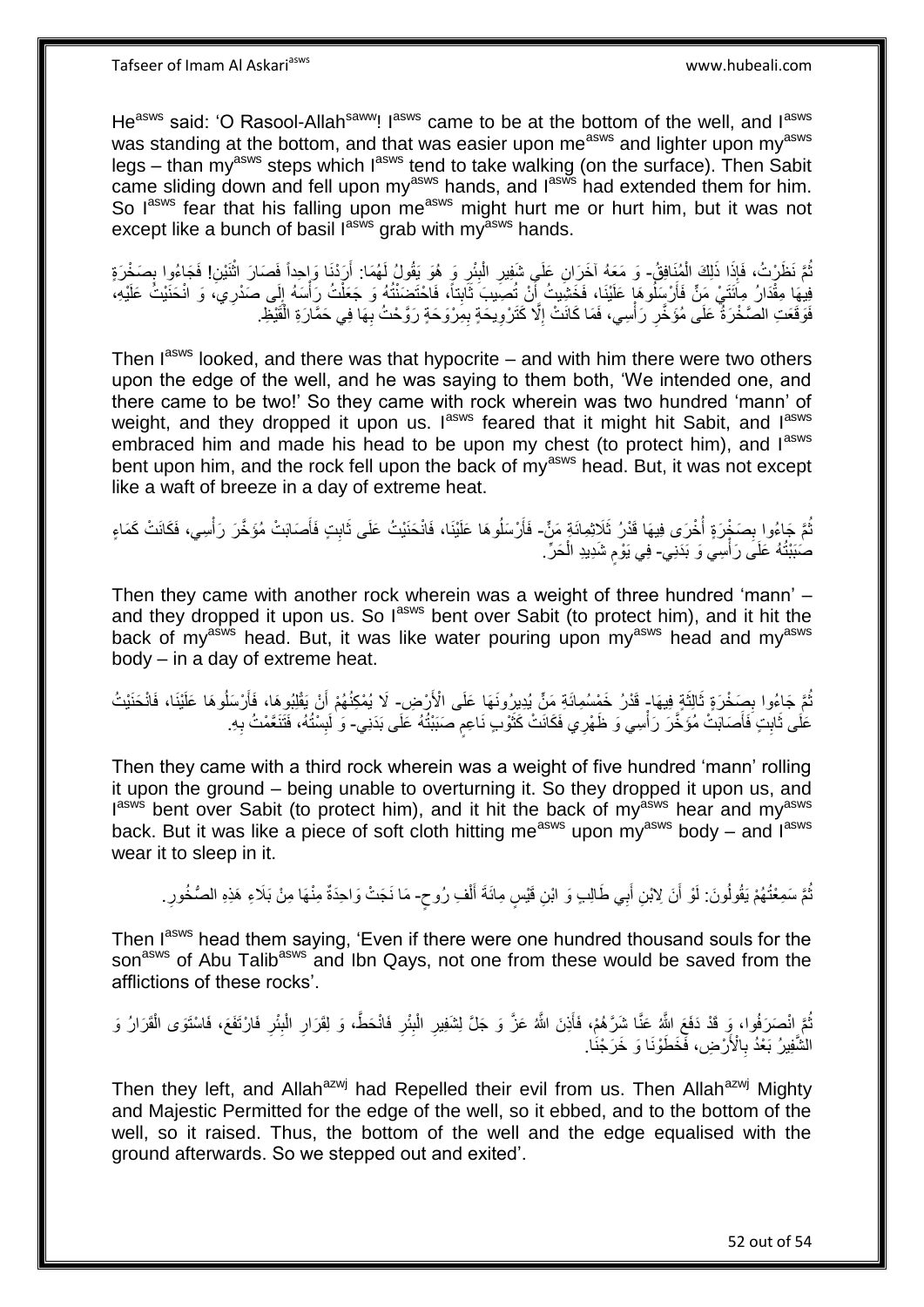He[asws] said: 'O Rasool-Allah[saww]! I[asws] came to be at the bottom of the well, and I[asws] was standing at the bottom, and that was easier upon me[asws] and lighter upon my[asws] legs – than my[asws] steps which I[asws] tend to take walking (on the surface). Then Sabit came sliding down and fell upon my[asws] hands, and I[asws] had extended them for him. So I[asws] fear that his falling upon me[asws] might hurt me or hurt him, but it was not except like a bunch of basil I[asws] grab with my[asws] hands.

ثُمَّ نَظَرْتُ، فَإِذَا ذَلِكَ الْمُنَافِقُ- وَ مَعَهُ آخَرَانِ عَلَى شَفِيرِ الْبِئْرِ وَ هُوَ يَقُولُ لَهُمَا: أَرَدْنَا وَاحِداً فَصَارَ اثْنَيْنِ! فَجَاءُوا بِصَخْرَةٍ فِيهَا مِقْدَارُ مِائَتَيْ مَنٍّ فَأَرْسَلُوهَا عَلَيْنَا، فَخَشِيتُ أَنْ تُصِيبَ ثَابِتاً، فَاحْتَضَنْتُهُ وَ جَعَلْتُ رَأْسَهُ إِلَى صَدْرِي، وَ انْحَنَيْتُ عَلَيْهِ، فَوَقَعَتِ الصَّخْرَةُ عَلَى مُؤَخَّرِ رَأْسِي، فَمَا كَانَتْ إِلَّا كَتَرْوِيحَةٍ بِمِرْوَحَةٍ رَوَّحْتُ بِهَا فِي حَمَّارَةِ الْقَيْظِ.

Then I[asws] looked, and there was that hypocrite – and with him there were two others upon the edge of the well, and he was saying to them both, 'We intended one, and there came to be two!' So they came with rock wherein was two hundred 'mann' of weight, and they dropped it upon us. I[asws] feared that it might hit Sabit, and I[asws] embraced him and made his head to be upon my chest (to protect him), and I[asws] bent upon him, and the rock fell upon the back of my[asws] head. But, it was not except like a waft of breeze in a day of extreme heat.

ثُمَّ جَاءُوا بِصَخْرَةٍ أُخْرَى فِيهَا قَدْرُ ثَلَاثِمِائَةِ مَنٍّ- فَأَرْسَلُوهَا عَلَيْنَا، فَانْحَنَيْتُ عَلَى ثَابِتٍ فَأَصَابَتْ مُؤَخَّرَ رَأْسِي، فَكَانَتْ كَمَاءٍ صَبَبْتُهُ عَلَى رَأْسِي وَ بَدَنِي- فِي يَوْمٍ شَدِيدِ الْحَرِّ.

Then they came with another rock wherein was a weight of three hundred 'mann' – and they dropped it upon us. So I[asws] bent over Sabit (to protect him), and it hit the back of my[asws] head. But, it was like water pouring upon my[asws] head and my[asws] body – in a day of extreme heat.

ثُمَّ جَاءُوا بِصَخْرَةٍ ثَالِثَةٍ فِيهَا- قَدْرُ خَمْسِمِائَةِ مَنٍّ يُدِيرُونَهَا عَلَى الْأَرْضِ- لَا يُمْكِنُهُمْ أَنْ يَقْلِبُوهَا، فَأَرْسَلُوهَا عَلَيْنَا، فَانْحَنَيْتُ عَلَى ثَابِتٍ فَأَصَابَتْ مُؤَخَّرَ رَأْسِي وَ ظَهْرِي فَكَانَتْ كَثَوْبٍ نَاعِمٍ صَبَبْتُهُ عَلَى بَدَنِي- وَ لَبِسْتُهُ، فَتَنَعَّمْتُ بِهِ.

Then they came with a third rock wherein was a weight of five hundred 'mann' rolling it upon the ground – being unable to overturning it. So they dropped it upon us, and I[asws] bent over Sabit (to protect him), and it hit the back of my[asws] hear and my[asws] back. But it was like a piece of soft cloth hitting me[asws] upon my[asws] body – and I[asws] wear it to sleep in it.

ثُمَّ سَمِعْتُهُمْ يَقُولُونَ: لَوْ أَنَ لِابْنِ أَبِي طَالِبٍ وَ ابْنِ قَيْسٍ مِائَةَ أَلْفِ رُوحٍ- مَا نَجَتْ وَاحِدَةٌ مِنْهَا مِنْ بَلَاءِ هَذِهِ الصُّخُورِ.

Then I[asws] head them saying, 'Even if there were one hundred thousand souls for the son[asws] of Abu Talib[asws] and Ibn Qays, not one from these would be saved from the afflictions of these rocks'.

ثُمَّ انْصَرَفُوا، وَ قَدْ دَفَعَ اللَّهُ عَنَّا شَرَّهُمْ، فَأَذِنَ اللَّهُ عَزَّ وَ جَلَّ لِشَفِيرِ الْبِئْرِ فَانْحَطَّ، وَ لِقَرَارِ الْبِئْرِ فَارْتَفَعَ، فَاسْتَوَى الْقَرَارُ وَ الشَّفِيرُ بَعْدُ بِالْأَرْضِ، فَخَطَوْنَا وَ خَرَجْنَا.

Then they left, and Allah[azwj] had Repelled their evil from us. Then Allah[azwj] Mighty and Majestic Permitted for the edge of the well, so it ebbed, and to the bottom of the well, so it raised. Thus, the bottom of the well and the edge equalised with the ground afterwards. So we stepped out and exited'.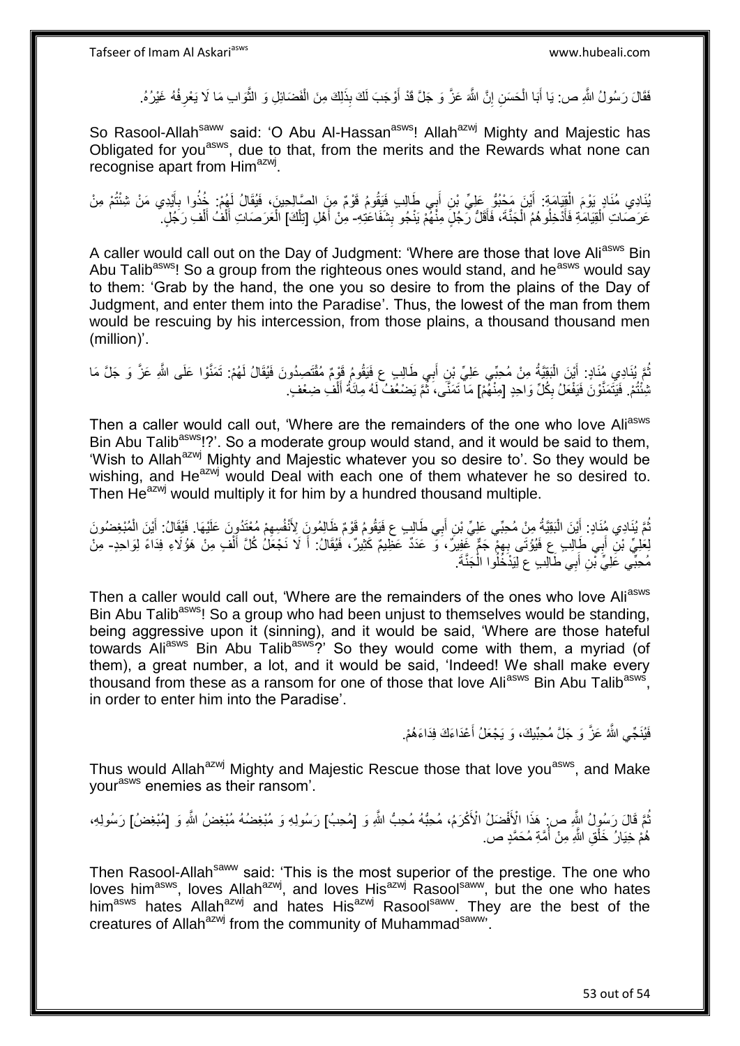فَقَالَ رَسُولُ اللَّهِ ص: يَا أَبَا الْحَسَنِ إِنَّ اللَّهَ عَزَّ وَ جَلَّ قَدْ أَوْجَبَ لَكَ بِذَلِكَ مِنَ الْفَضَائِلِ وَ الثَّوَابِ مَا لَا يَعْرِفُهُ غَيْرُهُ.

So Rasool-Allah[saww] said: 'O Abu Al-Hassan[asws]! Allah[azwj] Mighty and Majestic has Obligated for you[asws], due to that, from the merits and the Rewards what none can recognise apart from Him[azwj].

يُنَادِي مُنَادٍ يَوْمَ الْقِيَامَةِ: أَيْنَ مُحِبُّو عَلِيِّ بْنِ أَبِي طَالِبٍ فَيَقُومُ قَوْمٌ مِنَ الصَّالِحِينَ، فَيُقَالُ لَهُمْ: خُذُوا بِأَيْدِي مَنْ شِئْتُمْ مِنْ عَرَصَاتِ الْقِيَامَةِ فَأَدْخِلُوهُمُ الْجَنَّةَ، فَأَقَلُّ رَجُلٍ مِنْهُمْ يَنْجُو بِشَفَاعَتِهِ- مِنْ أَهْلِ [تِلْكَ] الْعَرَصَاتِ أَلْفُ أَلْفِ رَجُلٍ.

A caller would call out on the Day of Judgment: 'Where are those that love Ali[asws] Bin Abu Talib[asws]! So a group from the righteous ones would stand, and he[asws] would say to them: 'Grab by the hand, the one you so desire to from the plains of the Day of Judgment, and enter them into the Paradise'. Thus, the lowest of the man from them would be rescuing by his intercession, from those plains, a thousand thousand men (million)'.

ثُمَّ يُنَادِي مُنَادٍ: أَيْنَ الْبَقِيَّةُ مِنْ مُحِبِّي عَلِيِّ بْنِ أَبِي طَالِبٍ ع فَيَقُومُ قَوْمٌ مُقْتَصِدُونَ فَيُقَالُ لَهُمْ: تَمَنَّوْا عَلَى اللَّهِ عَزَّ وَ جَلَّ مَا شِئْتُمْ. فَيَتَمَنَّوْنَ فَيَفْعَلُ بِكُلِّ وَاحِدٍ [مِنْهُمْ] مَا تَمَنَّى، ثُمَّ يُضْعِفُ لَهُ مِائَةَ أَلْفِ ضِعْفٍ.

Then a caller would call out, 'Where are the remainders of the one who love Ali[asws] Bin Abu Talib[asws]!?'. So a moderate group would stand, and it would be said to them, 'Wish to Allah[azwj] Mighty and Majestic whatever you so desire to'. So they would be wishing, and He[azwj] would Deal with each one of them whatever he so desired to. Then He[azwj] would multiply it for him by a hundred thousand multiple.

ثُمَّ يُنَادِي مُنَادٍ: أَيْنَ الْبَقِيَّةُ مِنْ مُحِبِّي عَلِيِّ بْنِ أَبِي طَالِبٍ ع فَيَقُومُ قَوْمٌ ظَالِمُونَ لِأَنْفُسِهِمْ مُعْتَدُونَ عَلَيْهَا. فَيُقَالُ: أَيْنَ الْمُبْغِضُونَ لِعَلِيِّ بْنِ أَبِي طَالِبٍ ع فَيُؤْتَى بِهِمْ جَمٌّ غَفِيرٌ، وَ عَدَدٌ عَظِيمٌ كَثِيرٌ، فَيُقَالُ: أَ لَا نَجْعَلُ كُلَّ أَلْفٍ مِنْ هَؤُلَاءِ فِدَاءً لِوَاحِدٍ- مِنْ مُحِبِّي عَلِيِّ بْنِ أَبِي طَالِبٍ ع لِيَدْخُلُوا الْجَنَّةَ.

Then a caller would call out, 'Where are the remainders of the ones who love Ali[asws] Bin Abu Talib[asws]! So a group who had been unjust to themselves would be standing, being aggressive upon it (sinning), and it would be said, 'Where are those hateful towards Ali[asws] Bin Abu Talib[asws]?' So they would come with them, a myriad (of them), a great number, a lot, and it would be said, 'Indeed! We shall make every thousand from these as a ransom for one of those that love Ali[asws] Bin Abu Talib[asws], in order to enter him into the Paradise'.

فَيُنَجِّي اللَّهُ عَزَّ وَ جَلَّ مُحِبِّيكَ، وَ يَجْعَلُ أَعْدَاءَكَ فِدَاءَهُمْ.

Thus would Allah[azwj] Mighty and Majestic Rescue those that love you[asws], and Make your[asws] enemies as their ransom'.

ثُمَّ قَالَ رَسُولُ اللَّهِ ص: هَذَا الْأَفْضَلُ الْأَكْرَمُ، مُحِبُّهُ مُحِبُّ اللَّهِ وَ [مُحِبُّ] رَسُولِهِ وَ مُبْغِضُهُ مُبْغِضُ اللَّهِ وَ [مُبْغِضُ] رَسُولِهِ، هُمْ خِيَارُ خَلْقِ اللَّهِ مِنْ أُمَّةِ مُحَمَّدٍ ص.

Then Rasool-Allah[saww] said: 'This is the most superior of the prestige. The one who loves him[asws], loves Allah[azwj], and loves His[azwj] Rasool[saww], but the one who hates him[asws] hates Allah[azwj] and hates His[azwj] Rasool[saww]. They are the best of the creatures of Allah[azwj] from the community of Muhammad[saww]'.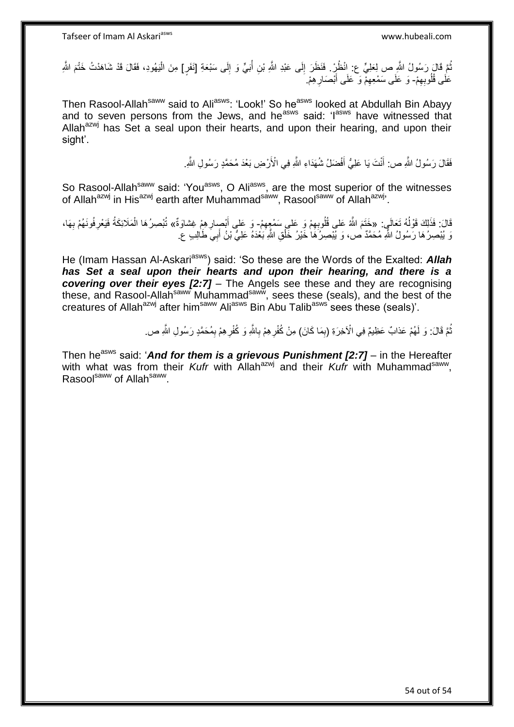ثُمَّ قَالَ رَسُولُ اللَّهِ ص لِعَلِيٍّ ع: انْظُرْ. فَنَظَرَ إِلَى عَبْدِ اللَّهِ بْنِ أُبَيٍّ وَ إِلَى سَبْعَةٍ [نَفَرٍ] مِنَ الْيَهُودِ، فَقَالَ قَدْ شَاهَدْتُ خَتْمَ اللَّهِ عَلَى قُلُوبِهِمْ- وَ عَلَى سَمْعِهِمْ وَ عَلَى أَبْصَارِهِمْ.

Then Rasool-Allah[saww] said to Ali[asws]: 'Look!' So he[asws] looked at Abdullah Bin Abayy and to seven persons from the Jews, and he[asws] said: 'I[asws] have witnessed that Allah[azwj] has Set a seal upon their hearts, and upon their hearing, and upon their sight'.

فَقَالَ رَسُولُ اللَّهِ ص: أَنْتَ يَا عَلِيُّ أَفْضَلُ شُهَدَاءِ اللَّهِ فِي الْأَرْضِ بَعْدَ مُحَمَّدٍ رَسُولِ اللَّهِ.

So Rasool-Allah[saww] said: 'You[asws], O Ali[asws], are the most superior of the witnesses of Allah[azwj] in His[azwj] earth after Muhammad[saww], Rasool[saww] of Allah[azwj]'.

قَالَ: فَذَلِكَ قَوْلُهُ تَعَالَى: «خَتَمَ اللَّهُ عَلى قُلُوبِهِمْ وَ عَلى سَمْعِهِمْ- وَ عَلى أَبْصارِهِمْ غِشاوَةٌ» تُبْصِرُهَا الْمَلَائِكَةُ فَيَعْرِفُونَهُمْ بِهَا، وَ يُبْصِرُهَا رَسُولُ اللَّهِ مُحَمَّدٌ ص، وَ يُبْصِرُهَا خَيْرُ خَلْقِ اللَّهِ بَعْدَهُ عَلِيُّ بْنُ أَبِي طَالِبٍ ع.

He (Imam Hassan Al-Askari[asws]) said: 'So these are the Words of the Exalted: ***Allah has Set a seal upon their hearts and upon their hearing, and there is a covering over their eyes [2:7]*** – The Angels see these and they are recognising these, and Rasool-Allah[saww] Muhammad[saww], sees these (seals), and the best of the creatures of Allah[azwj] after him[saww] Ali[asws] Bin Abu Talib[asws] sees these (seals)'.

ثُمَّ قَالَ: وَ لَهُمْ عَذابٌ عَظِيمٌ فِي الْآخِرَةِ (بِمَا كَانَ) مِنْ كُفْرِهِمْ بِاللَّهِ وَ كُفْرِهِمْ بِمُحَمَّدٍ رَسُولِ اللَّهِ ص.

Then he[asws] said: '***And for them is a grievous Punishment [2:7]*** – in the Hereafter with what was from their *Kufr* with Allah[azwj] and their *Kufr* with Muhammad[saww], Rasool[saww] of Allah[saww].